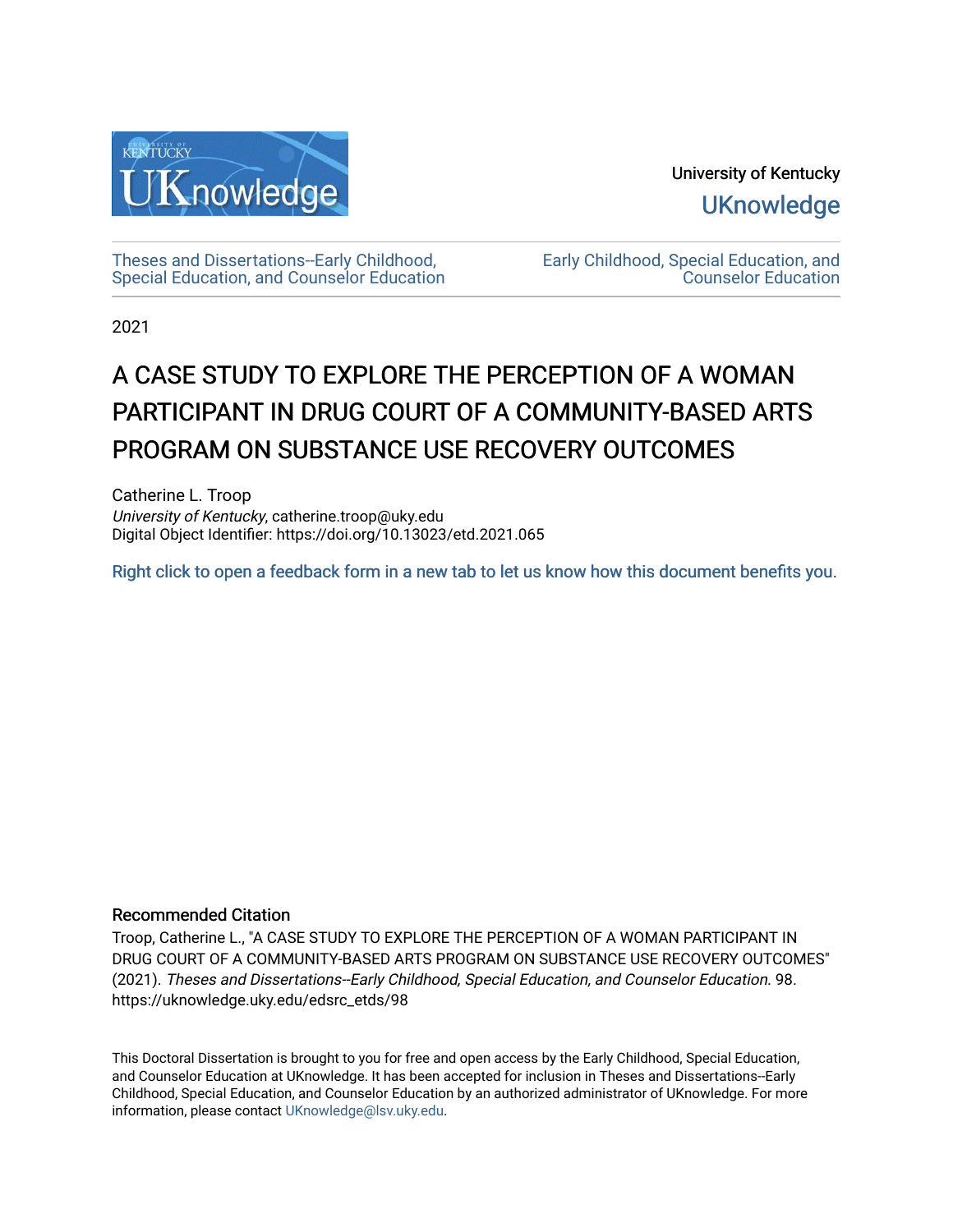University of Kentucky

UKnowledge

Theses and Dissertations--Early Childhood, Special Education, and Counselor Education

Early Childhood, Special Education, and Counselor Education

2021

# A CASE STUDY TO EXPLORE THE PERCEPTION OF A WOMAN PARTICIPANT IN DRUG COURT OF A COMMUNITY-BASED ARTS PROGRAM ON SUBSTANCE USE RECOVERY OUTCOMES

Catherine L. Troop
*University of Kentucky*, catherine.troop@uky.edu
Digital Object Identifier: https://doi.org/10.13023/etd.2021.065

Right click to open a feedback form in a new tab to let us know how this document benefits you.

## Recommended Citation

Troop, Catherine L., "A CASE STUDY TO EXPLORE THE PERCEPTION OF A WOMAN PARTICIPANT IN DRUG COURT OF A COMMUNITY-BASED ARTS PROGRAM ON SUBSTANCE USE RECOVERY OUTCOMES" (2021). *Theses and Dissertations--Early Childhood, Special Education, and Counselor Education*. 98.
https://uknowledge.uky.edu/edsrc_etds/98

This Doctoral Dissertation is brought to you for free and open access by the Early Childhood, Special Education, and Counselor Education at UKnowledge. It has been accepted for inclusion in Theses and Dissertations--Early Childhood, Special Education, and Counselor Education by an authorized administrator of UKnowledge. For more information, please contact UKnowledge@lsv.uky.edu.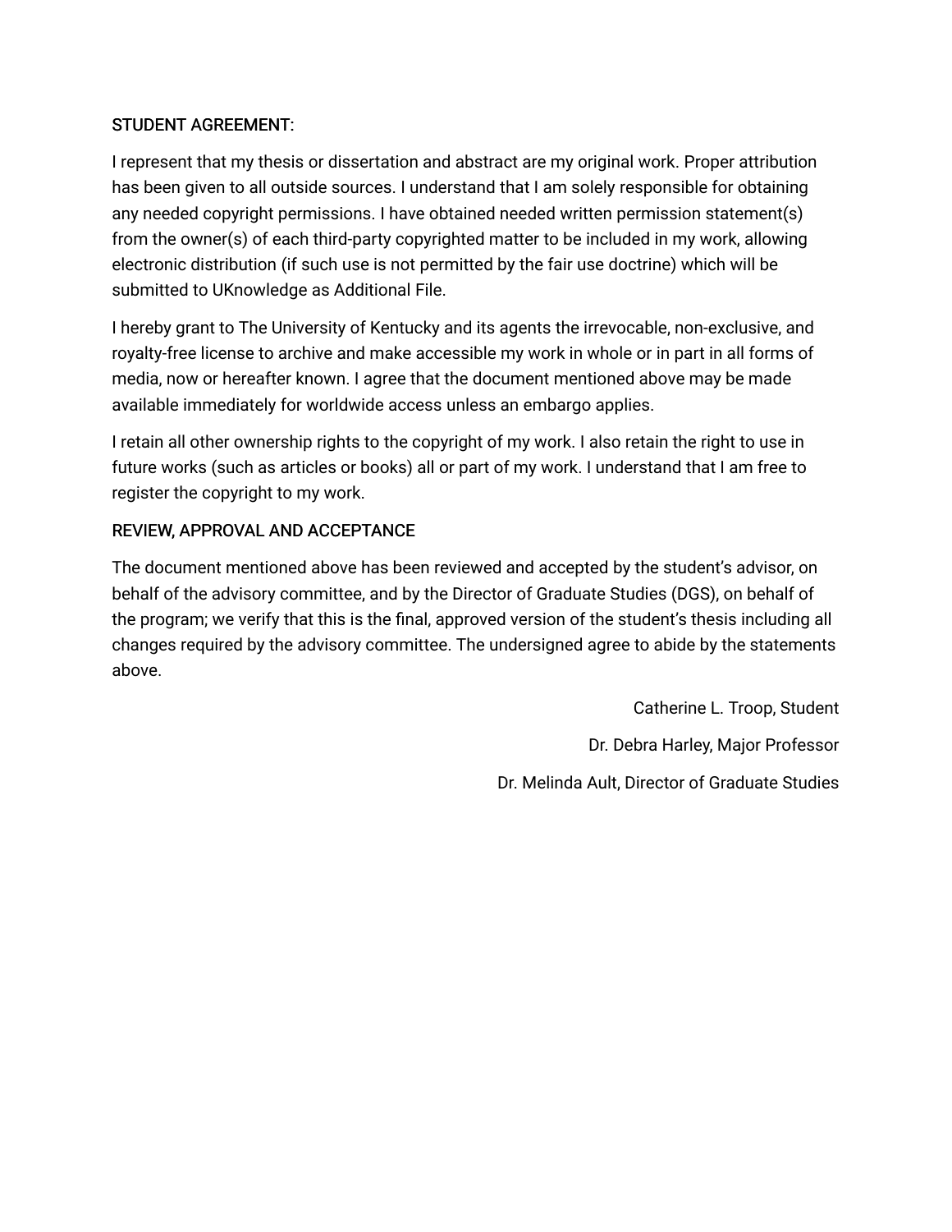STUDENT AGREEMENT:

I represent that my thesis or dissertation and abstract are my original work. Proper attribution has been given to all outside sources. I understand that I am solely responsible for obtaining any needed copyright permissions. I have obtained needed written permission statement(s) from the owner(s) of each third-party copyrighted matter to be included in my work, allowing electronic distribution (if such use is not permitted by the fair use doctrine) which will be submitted to UKnowledge as Additional File.

I hereby grant to The University of Kentucky and its agents the irrevocable, non-exclusive, and royalty-free license to archive and make accessible my work in whole or in part in all forms of media, now or hereafter known. I agree that the document mentioned above may be made available immediately for worldwide access unless an embargo applies.

I retain all other ownership rights to the copyright of my work. I also retain the right to use in future works (such as articles or books) all or part of my work. I understand that I am free to register the copyright to my work.

REVIEW, APPROVAL AND ACCEPTANCE

The document mentioned above has been reviewed and accepted by the student's advisor, on behalf of the advisory committee, and by the Director of Graduate Studies (DGS), on behalf of the program; we verify that this is the final, approved version of the student's thesis including all changes required by the advisory committee. The undersigned agree to abide by the statements above.

Catherine L. Troop, Student

Dr. Debra Harley, Major Professor

Dr. Melinda Ault, Director of Graduate Studies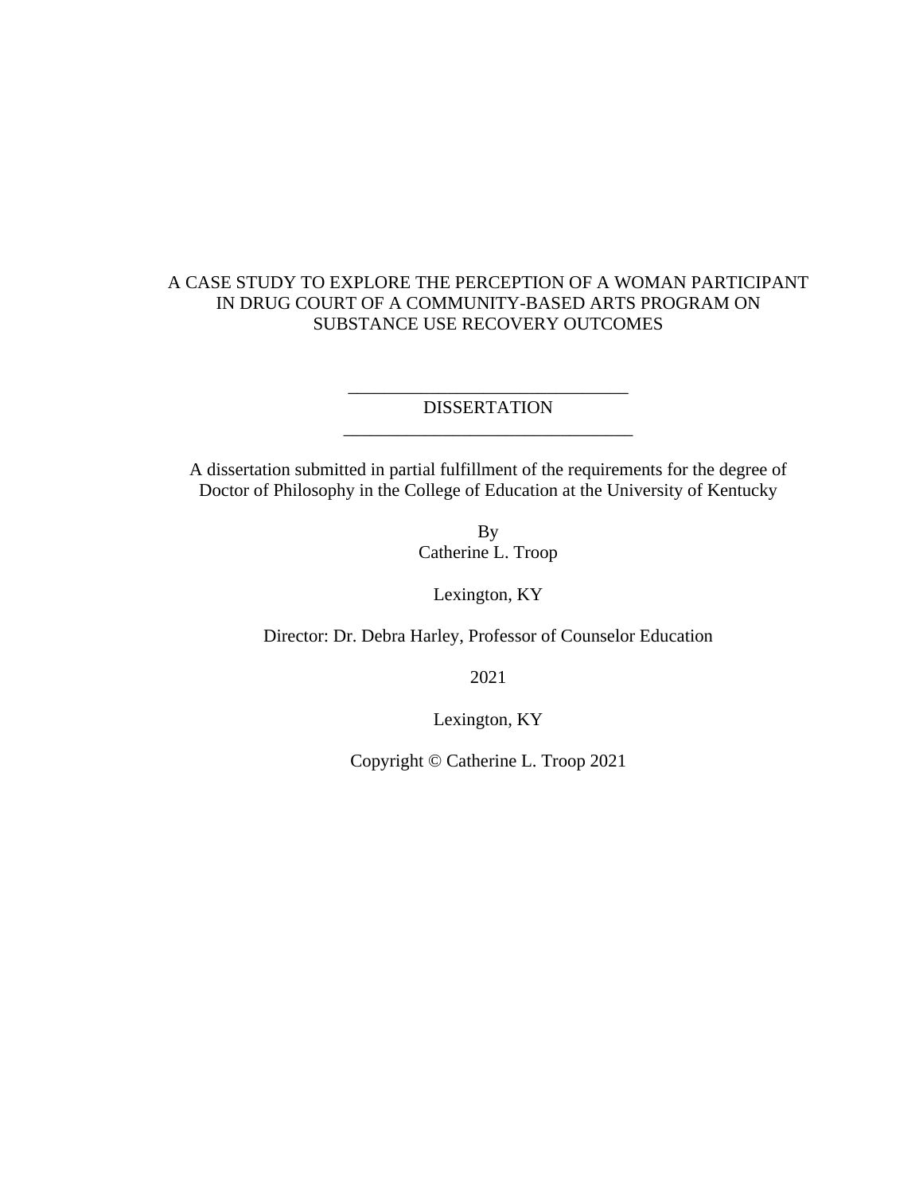A CASE STUDY TO EXPLORE THE PERCEPTION OF A WOMAN PARTICIPANT IN DRUG COURT OF A COMMUNITY-BASED ARTS PROGRAM ON SUBSTANCE USE RECOVERY OUTCOMES

---

DISSERTATION

---

A dissertation submitted in partial fulfillment of the requirements for the degree of Doctor of Philosophy in the College of Education at the University of Kentucky

By
Catherine L. Troop

Lexington, KY

Director: Dr. Debra Harley, Professor of Counselor Education

2021

Lexington, KY

Copyright © Catherine L. Troop 2021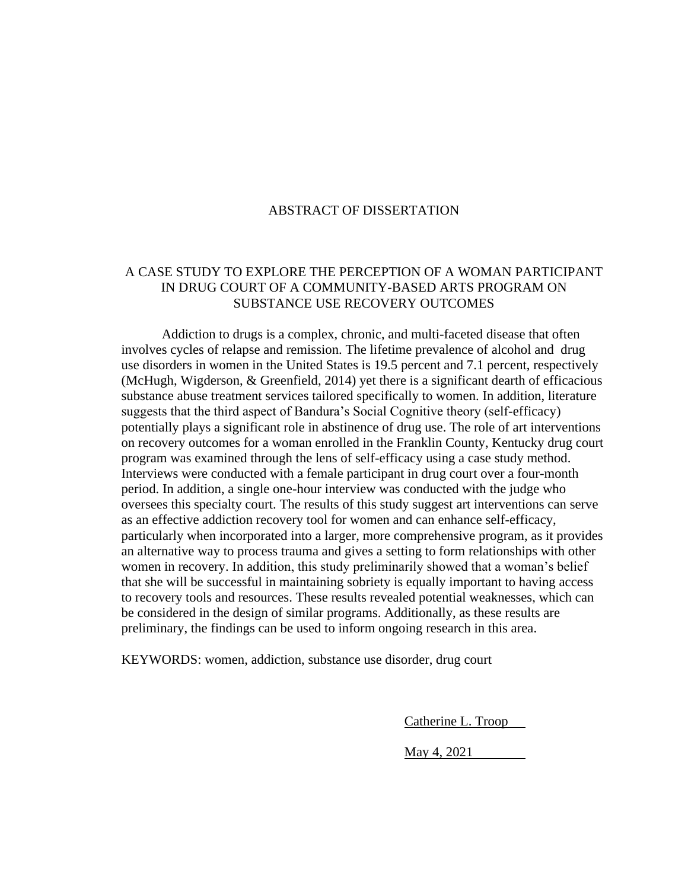# ABSTRACT OF DISSERTATION

## A CASE STUDY TO EXPLORE THE PERCEPTION OF A WOMAN PARTICIPANT IN DRUG COURT OF A COMMUNITY-BASED ARTS PROGRAM ON SUBSTANCE USE RECOVERY OUTCOMES

Addiction to drugs is a complex, chronic, and multi-faceted disease that often involves cycles of relapse and remission. The lifetime prevalence of alcohol and drug use disorders in women in the United States is 19.5 percent and 7.1 percent, respectively (McHugh, Wigderson, & Greenfield, 2014) yet there is a significant dearth of efficacious substance abuse treatment services tailored specifically to women. In addition, literature suggests that the third aspect of Bandura's Social Cognitive theory (self-efficacy) potentially plays a significant role in abstinence of drug use. The role of art interventions on recovery outcomes for a woman enrolled in the Franklin County, Kentucky drug court program was examined through the lens of self-efficacy using a case study method. Interviews were conducted with a female participant in drug court over a four-month period. In addition, a single one-hour interview was conducted with the judge who oversees this specialty court. The results of this study suggest art interventions can serve as an effective addiction recovery tool for women and can enhance self-efficacy, particularly when incorporated into a larger, more comprehensive program, as it provides an alternative way to process trauma and gives a setting to form relationships with other women in recovery. In addition, this study preliminarily showed that a woman's belief that she will be successful in maintaining sobriety is equally important to having access to recovery tools and resources. These results revealed potential weaknesses, which can be considered in the design of similar programs. Additionally, as these results are preliminary, the findings can be used to inform ongoing research in this area.

KEYWORDS: women, addiction, substance use disorder, drug court

Catherine L. Troop

May 4, 2021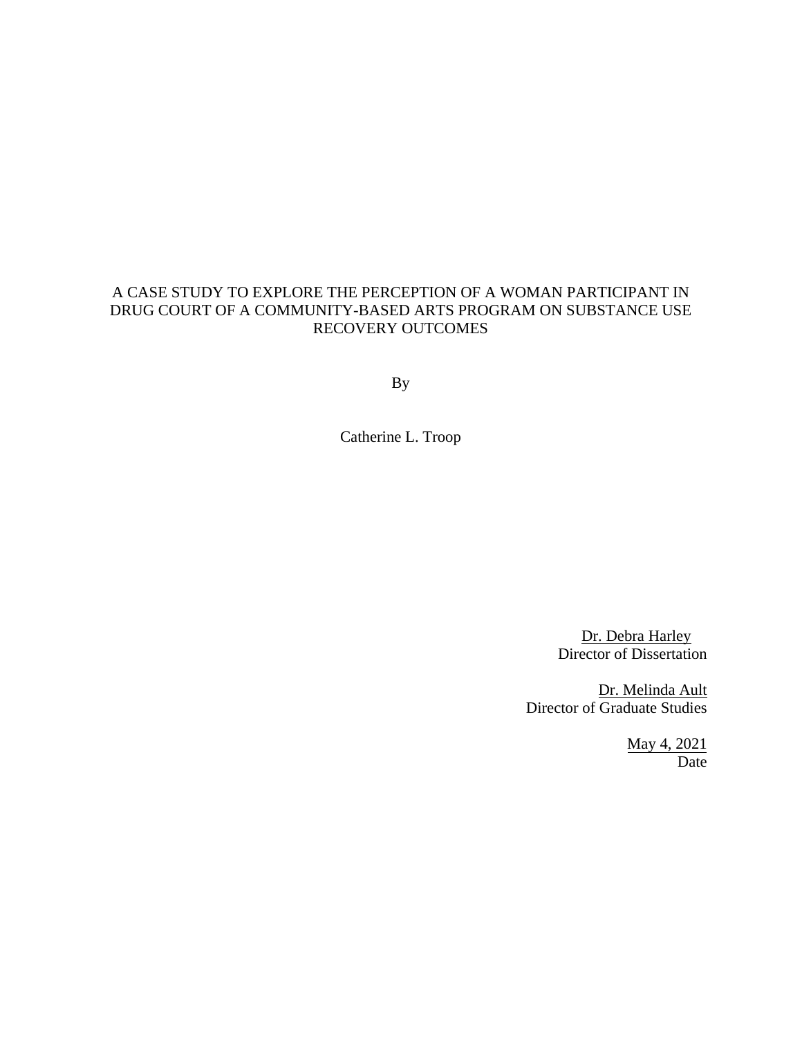A CASE STUDY TO EXPLORE THE PERCEPTION OF A WOMAN PARTICIPANT IN DRUG COURT OF A COMMUNITY-BASED ARTS PROGRAM ON SUBSTANCE USE RECOVERY OUTCOMES

By

Catherine L. Troop

Dr. Debra Harley
Director of Dissertation

Dr. Melinda Ault
Director of Graduate Studies

May 4, 2021
Date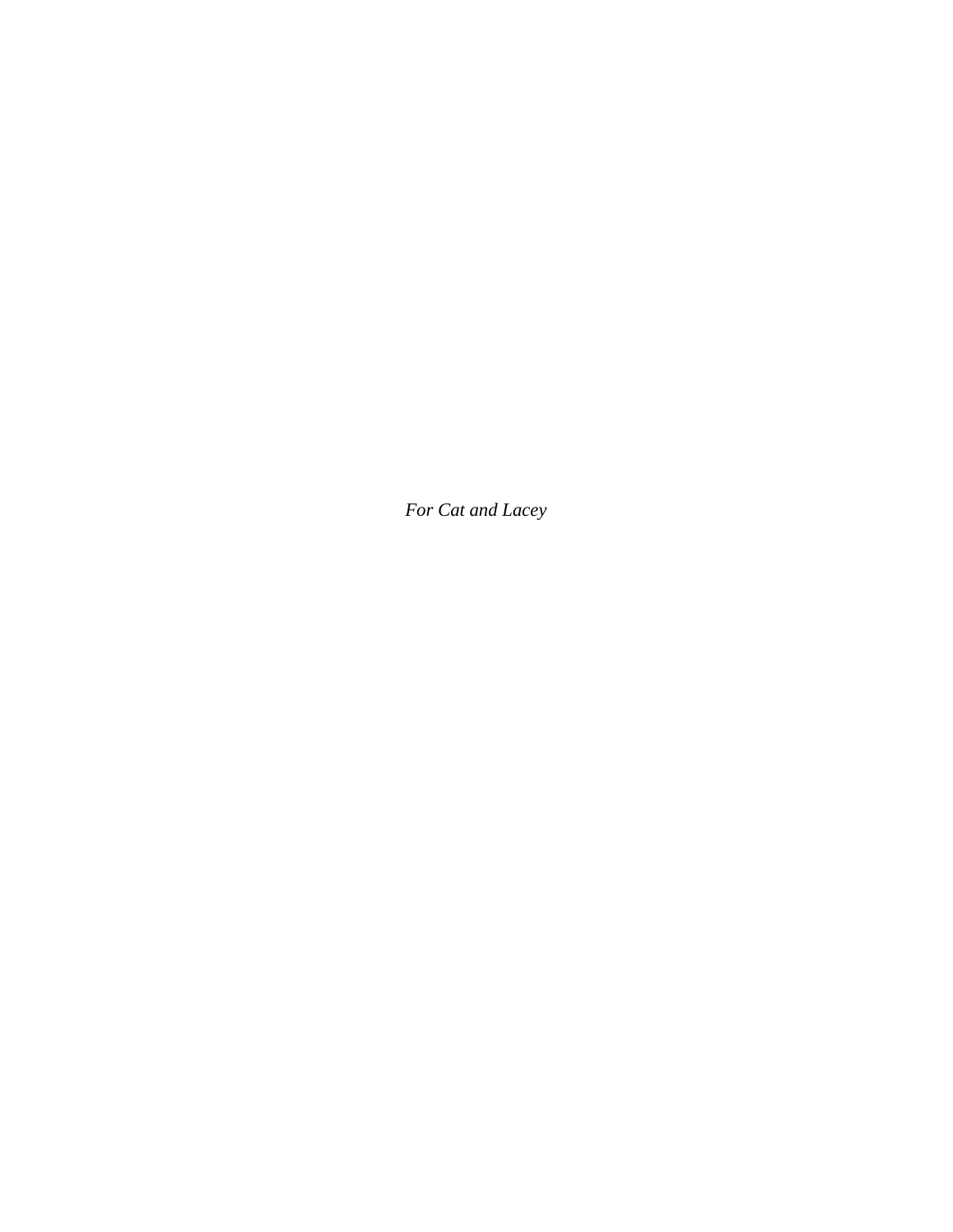*For Cat and Lacey*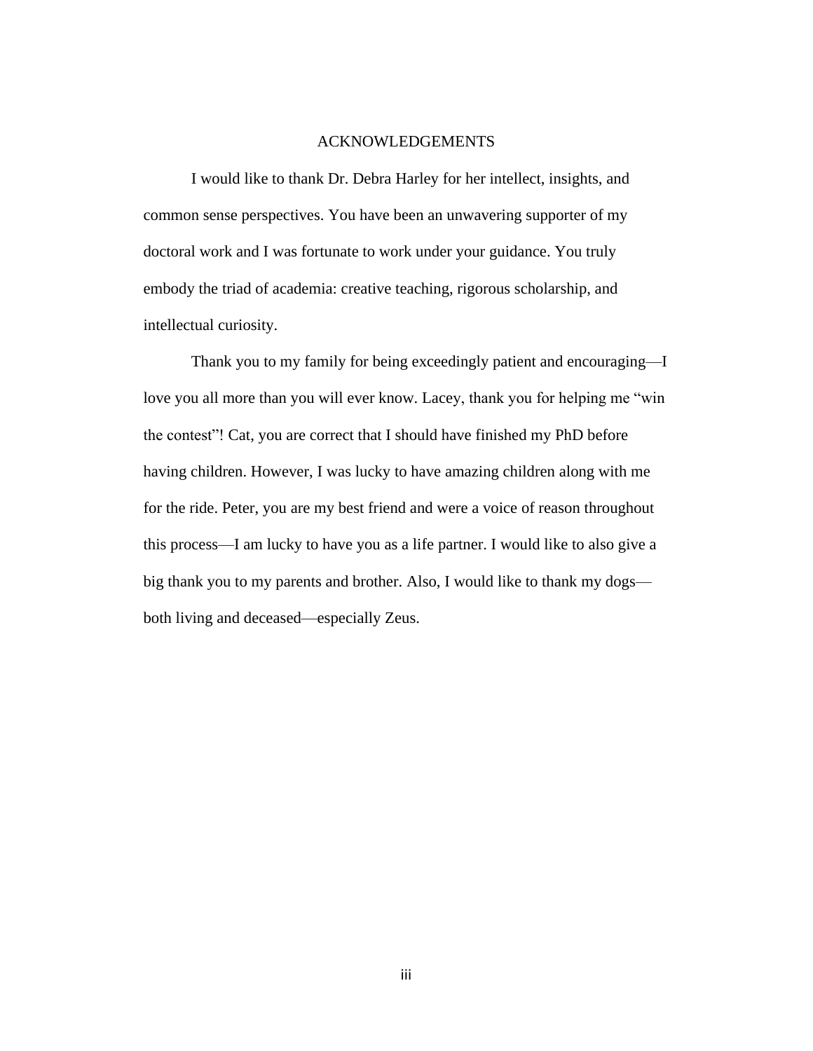# ACKNOWLEDGEMENTS

I would like to thank Dr. Debra Harley for her intellect, insights, and common sense perspectives. You have been an unwavering supporter of my doctoral work and I was fortunate to work under your guidance. You truly embody the triad of academia: creative teaching, rigorous scholarship, and intellectual curiosity.

Thank you to my family for being exceedingly patient and encouraging—I love you all more than you will ever know. Lacey, thank you for helping me "win the contest"! Cat, you are correct that I should have finished my PhD before having children. However, I was lucky to have amazing children along with me for the ride. Peter, you are my best friend and were a voice of reason throughout this process—I am lucky to have you as a life partner. I would like to also give a big thank you to my parents and brother. Also, I would like to thank my dogs—both living and deceased—especially Zeus.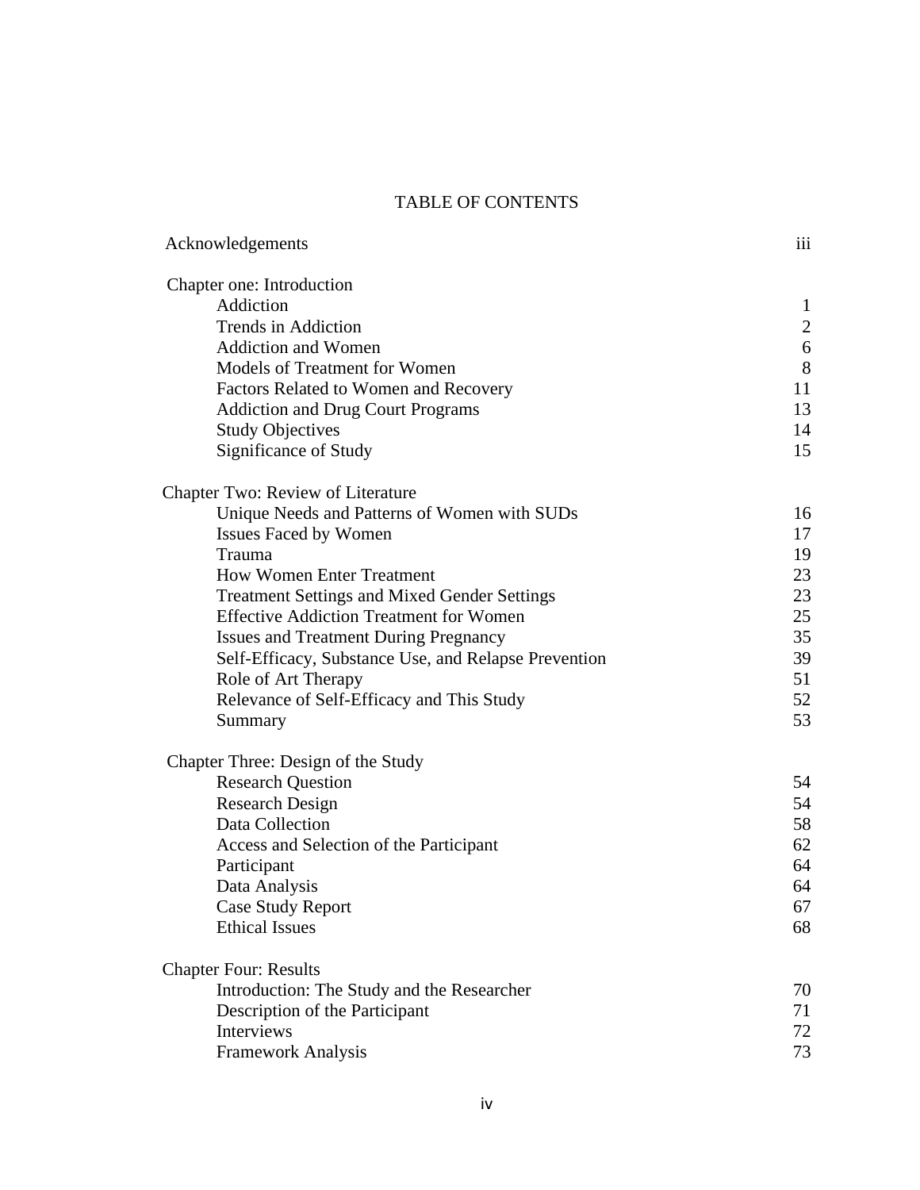# TABLE OF CONTENTS

| | |
|---|---|
| Acknowledgements | iii |
| **Chapter one: Introduction** | |
| Addiction | 1 |
| Trends in Addiction | 2 |
| Addiction and Women | 6 |
| Models of Treatment for Women | 8 |
| Factors Related to Women and Recovery | 11 |
| Addiction and Drug Court Programs | 13 |
| Study Objectives | 14 |
| Significance of Study | 15 |
| **Chapter Two: Review of Literature** | |
| Unique Needs and Patterns of Women with SUDs | 16 |
| Issues Faced by Women | 17 |
| Trauma | 19 |
| How Women Enter Treatment | 23 |
| Treatment Settings and Mixed Gender Settings | 23 |
| Effective Addiction Treatment for Women | 25 |
| Issues and Treatment During Pregnancy | 35 |
| Self-Efficacy, Substance Use, and Relapse Prevention | 39 |
| Role of Art Therapy | 51 |
| Relevance of Self-Efficacy and This Study | 52 |
| Summary | 53 |
| **Chapter Three: Design of the Study** | |
| Research Question | 54 |
| Research Design | 54 |
| Data Collection | 58 |
| Access and Selection of the Participant | 62 |
| Participant | 64 |
| Data Analysis | 64 |
| Case Study Report | 67 |
| Ethical Issues | 68 |
| **Chapter Four: Results** | |
| Introduction: The Study and the Researcher | 70 |
| Description of the Participant | 71 |
| Interviews | 72 |
| Framework Analysis | 73 |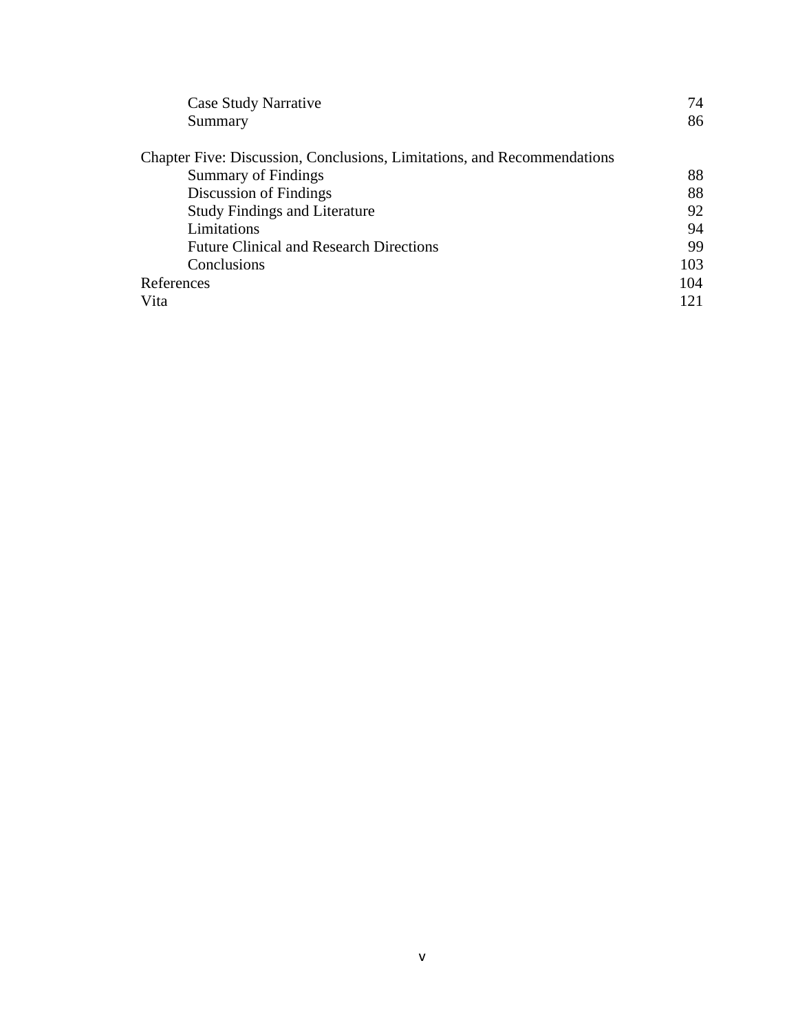| | |
|---|---|
| Case Study Narrative | 74 |
| Summary | 86 |
| | |
| Chapter Five: Discussion, Conclusions, Limitations, and Recommendations | |
| Summary of Findings | 88 |
| Discussion of Findings | 88 |
| Study Findings and Literature | 92 |
| Limitations | 94 |
| Future Clinical and Research Directions | 99 |
| Conclusions | 103 |
| References | 104 |
| Vita | 121 |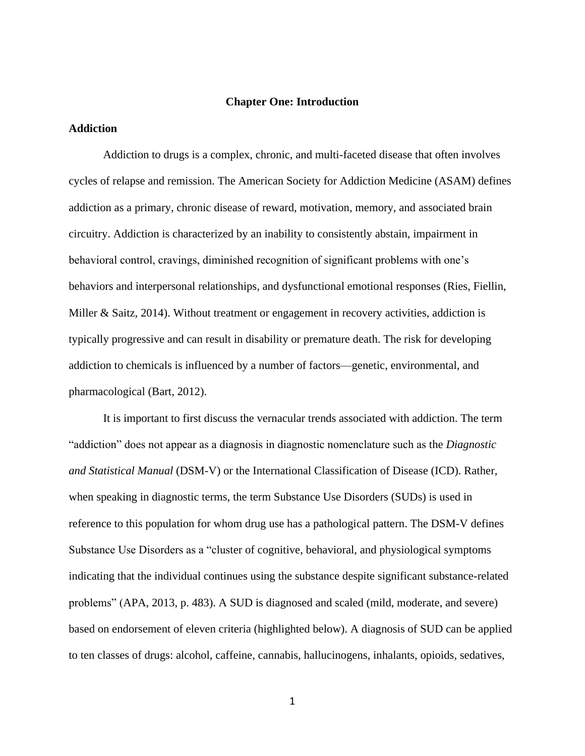# Chapter One: Introduction

## Addiction

Addiction to drugs is a complex, chronic, and multi-faceted disease that often involves cycles of relapse and remission. The American Society for Addiction Medicine (ASAM) defines addiction as a primary, chronic disease of reward, motivation, memory, and associated brain circuitry. Addiction is characterized by an inability to consistently abstain, impairment in behavioral control, cravings, diminished recognition of significant problems with one's behaviors and interpersonal relationships, and dysfunctional emotional responses (Ries, Fiellin, Miller & Saitz, 2014). Without treatment or engagement in recovery activities, addiction is typically progressive and can result in disability or premature death. The risk for developing addiction to chemicals is influenced by a number of factors—genetic, environmental, and pharmacological (Bart, 2012).

It is important to first discuss the vernacular trends associated with addiction. The term "addiction" does not appear as a diagnosis in diagnostic nomenclature such as the *Diagnostic and Statistical Manual* (DSM-V) or the International Classification of Disease (ICD). Rather, when speaking in diagnostic terms, the term Substance Use Disorders (SUDs) is used in reference to this population for whom drug use has a pathological pattern. The DSM-V defines Substance Use Disorders as a "cluster of cognitive, behavioral, and physiological symptoms indicating that the individual continues using the substance despite significant substance-related problems" (APA, 2013, p. 483). A SUD is diagnosed and scaled (mild, moderate, and severe) based on endorsement of eleven criteria (highlighted below). A diagnosis of SUD can be applied to ten classes of drugs: alcohol, caffeine, cannabis, hallucinogens, inhalants, opioids, sedatives,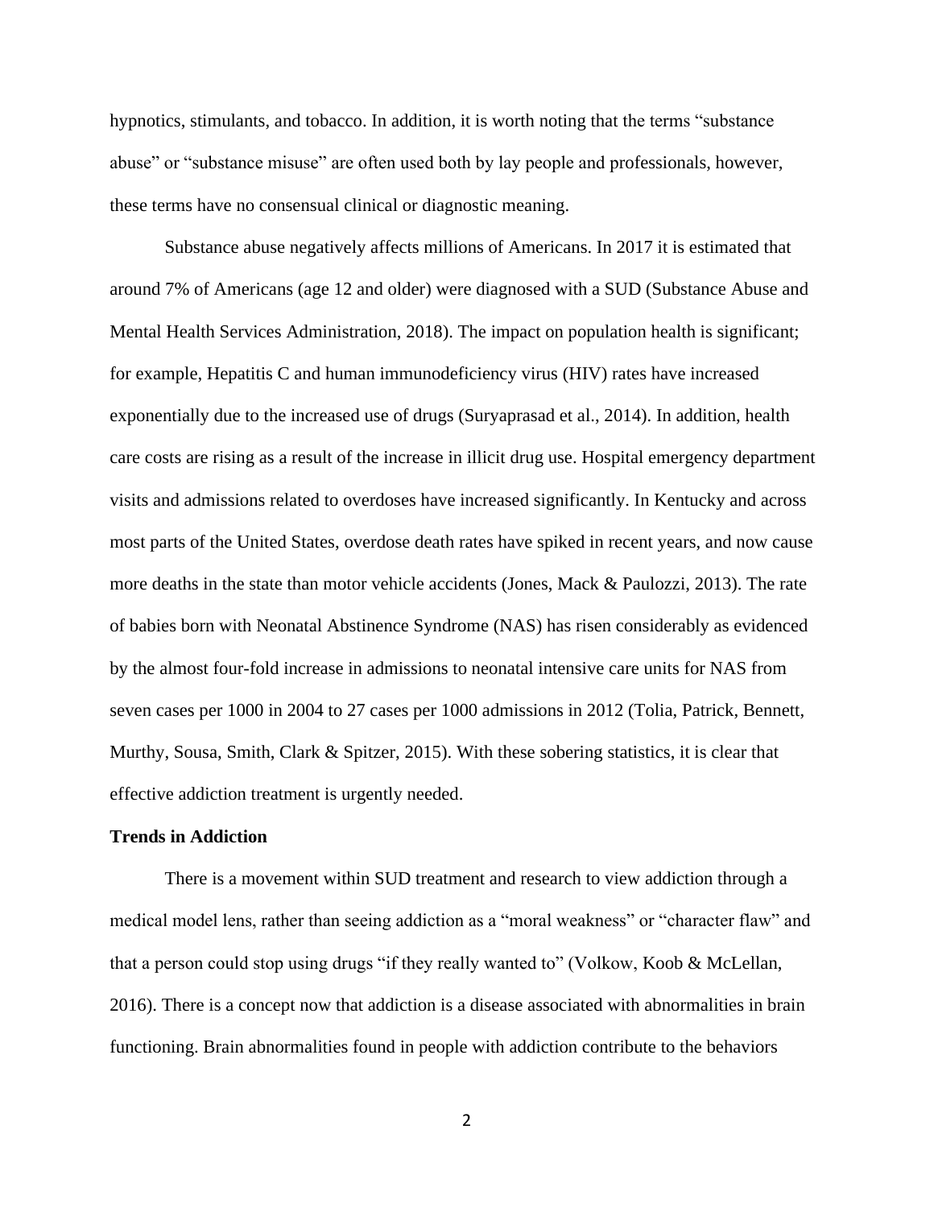hypnotics, stimulants, and tobacco. In addition, it is worth noting that the terms "substance abuse" or "substance misuse" are often used both by lay people and professionals, however, these terms have no consensual clinical or diagnostic meaning.

Substance abuse negatively affects millions of Americans. In 2017 it is estimated that around 7% of Americans (age 12 and older) were diagnosed with a SUD (Substance Abuse and Mental Health Services Administration, 2018). The impact on population health is significant; for example, Hepatitis C and human immunodeficiency virus (HIV) rates have increased exponentially due to the increased use of drugs (Suryaprasad et al., 2014). In addition, health care costs are rising as a result of the increase in illicit drug use. Hospital emergency department visits and admissions related to overdoses have increased significantly. In Kentucky and across most parts of the United States, overdose death rates have spiked in recent years, and now cause more deaths in the state than motor vehicle accidents (Jones, Mack & Paulozzi, 2013). The rate of babies born with Neonatal Abstinence Syndrome (NAS) has risen considerably as evidenced by the almost four-fold increase in admissions to neonatal intensive care units for NAS from seven cases per 1000 in 2004 to 27 cases per 1000 admissions in 2012 (Tolia, Patrick, Bennett, Murthy, Sousa, Smith, Clark & Spitzer, 2015). With these sobering statistics, it is clear that effective addiction treatment is urgently needed.

**Trends in Addiction**

There is a movement within SUD treatment and research to view addiction through a medical model lens, rather than seeing addiction as a "moral weakness" or "character flaw" and that a person could stop using drugs "if they really wanted to" (Volkow, Koob & McLellan, 2016). There is a concept now that addiction is a disease associated with abnormalities in brain functioning. Brain abnormalities found in people with addiction contribute to the behaviors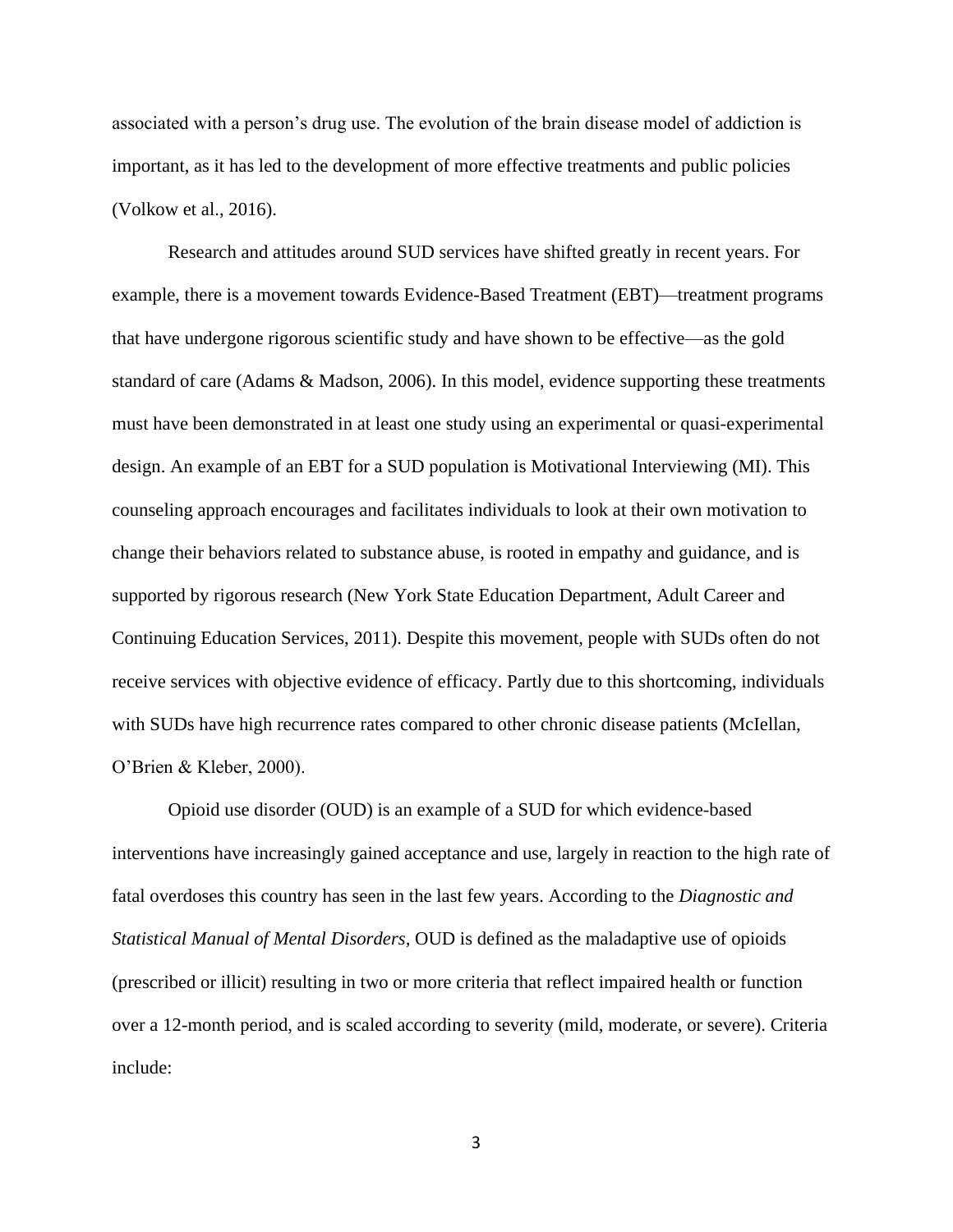associated with a person's drug use. The evolution of the brain disease model of addiction is important, as it has led to the development of more effective treatments and public policies (Volkow et al., 2016).

Research and attitudes around SUD services have shifted greatly in recent years. For example, there is a movement towards Evidence-Based Treatment (EBT)—treatment programs that have undergone rigorous scientific study and have shown to be effective—as the gold standard of care (Adams & Madson, 2006). In this model, evidence supporting these treatments must have been demonstrated in at least one study using an experimental or quasi-experimental design. An example of an EBT for a SUD population is Motivational Interviewing (MI). This counseling approach encourages and facilitates individuals to look at their own motivation to change their behaviors related to substance abuse, is rooted in empathy and guidance, and is supported by rigorous research (New York State Education Department, Adult Career and Continuing Education Services, 2011). Despite this movement, people with SUDs often do not receive services with objective evidence of efficacy. Partly due to this shortcoming, individuals with SUDs have high recurrence rates compared to other chronic disease patients (McIellan, O'Brien & Kleber, 2000).

Opioid use disorder (OUD) is an example of a SUD for which evidence-based interventions have increasingly gained acceptance and use, largely in reaction to the high rate of fatal overdoses this country has seen in the last few years. According to the *Diagnostic and Statistical Manual of Mental Disorders,* OUD is defined as the maladaptive use of opioids (prescribed or illicit) resulting in two or more criteria that reflect impaired health or function over a 12-month period, and is scaled according to severity (mild, moderate, or severe). Criteria include: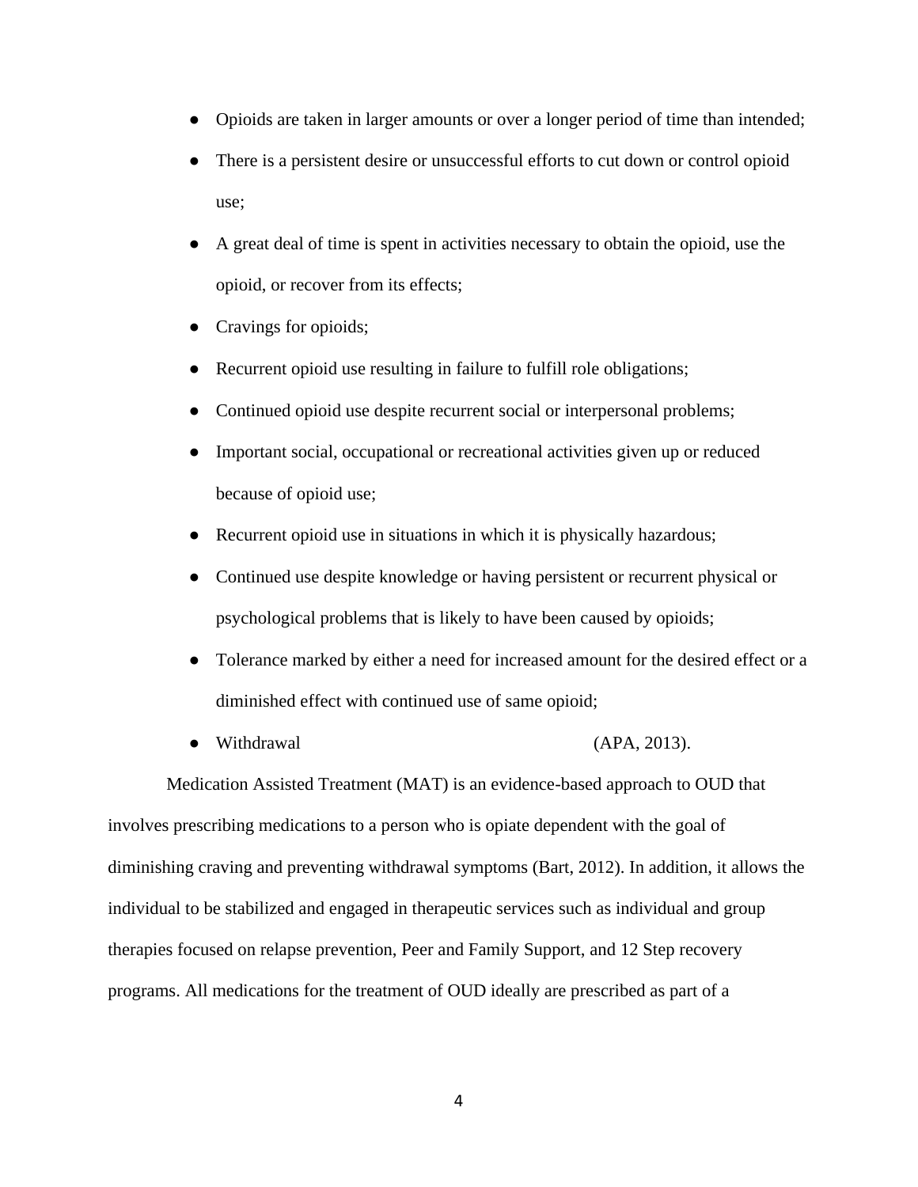- Opioids are taken in larger amounts or over a longer period of time than intended;
- There is a persistent desire or unsuccessful efforts to cut down or control opioid use;
- A great deal of time is spent in activities necessary to obtain the opioid, use the opioid, or recover from its effects;
- Cravings for opioids;
- Recurrent opioid use resulting in failure to fulfill role obligations;
- Continued opioid use despite recurrent social or interpersonal problems;
- Important social, occupational or recreational activities given up or reduced because of opioid use;
- Recurrent opioid use in situations in which it is physically hazardous;
- Continued use despite knowledge or having persistent or recurrent physical or psychological problems that is likely to have been caused by opioids;
- Tolerance marked by either a need for increased amount for the desired effect or a diminished effect with continued use of same opioid;
- Withdrawal (APA, 2013).

Medication Assisted Treatment (MAT) is an evidence-based approach to OUD that involves prescribing medications to a person who is opiate dependent with the goal of diminishing craving and preventing withdrawal symptoms (Bart, 2012). In addition, it allows the individual to be stabilized and engaged in therapeutic services such as individual and group therapies focused on relapse prevention, Peer and Family Support, and 12 Step recovery programs. All medications for the treatment of OUD ideally are prescribed as part of a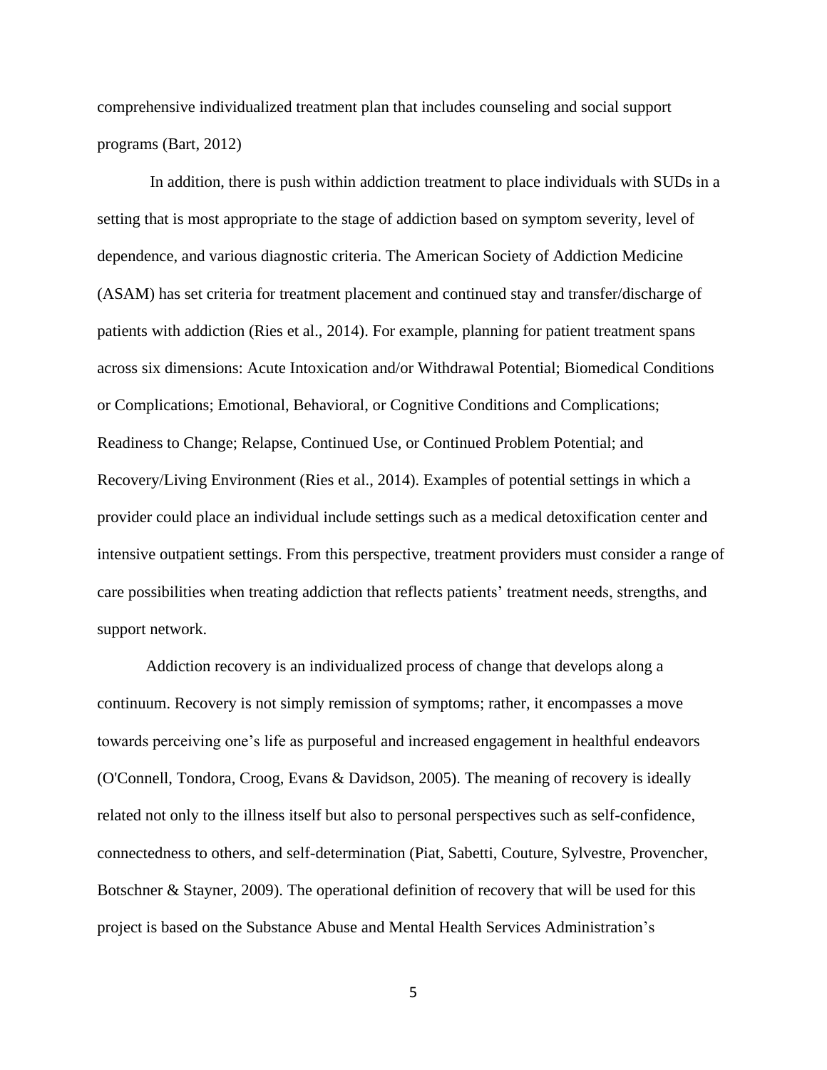comprehensive individualized treatment plan that includes counseling and social support programs (Bart, 2012)

In addition, there is push within addiction treatment to place individuals with SUDs in a setting that is most appropriate to the stage of addiction based on symptom severity, level of dependence, and various diagnostic criteria. The American Society of Addiction Medicine (ASAM) has set criteria for treatment placement and continued stay and transfer/discharge of patients with addiction (Ries et al., 2014). For example, planning for patient treatment spans across six dimensions: Acute Intoxication and/or Withdrawal Potential; Biomedical Conditions or Complications; Emotional, Behavioral, or Cognitive Conditions and Complications; Readiness to Change; Relapse, Continued Use, or Continued Problem Potential; and Recovery/Living Environment (Ries et al., 2014). Examples of potential settings in which a provider could place an individual include settings such as a medical detoxification center and intensive outpatient settings. From this perspective, treatment providers must consider a range of care possibilities when treating addiction that reflects patients' treatment needs, strengths, and support network.

Addiction recovery is an individualized process of change that develops along a continuum. Recovery is not simply remission of symptoms; rather, it encompasses a move towards perceiving one's life as purposeful and increased engagement in healthful endeavors (O'Connell, Tondora, Croog, Evans & Davidson, 2005). The meaning of recovery is ideally related not only to the illness itself but also to personal perspectives such as self-confidence, connectedness to others, and self-determination (Piat, Sabetti, Couture, Sylvestre, Provencher, Botschner & Stayner, 2009). The operational definition of recovery that will be used for this project is based on the Substance Abuse and Mental Health Services Administration's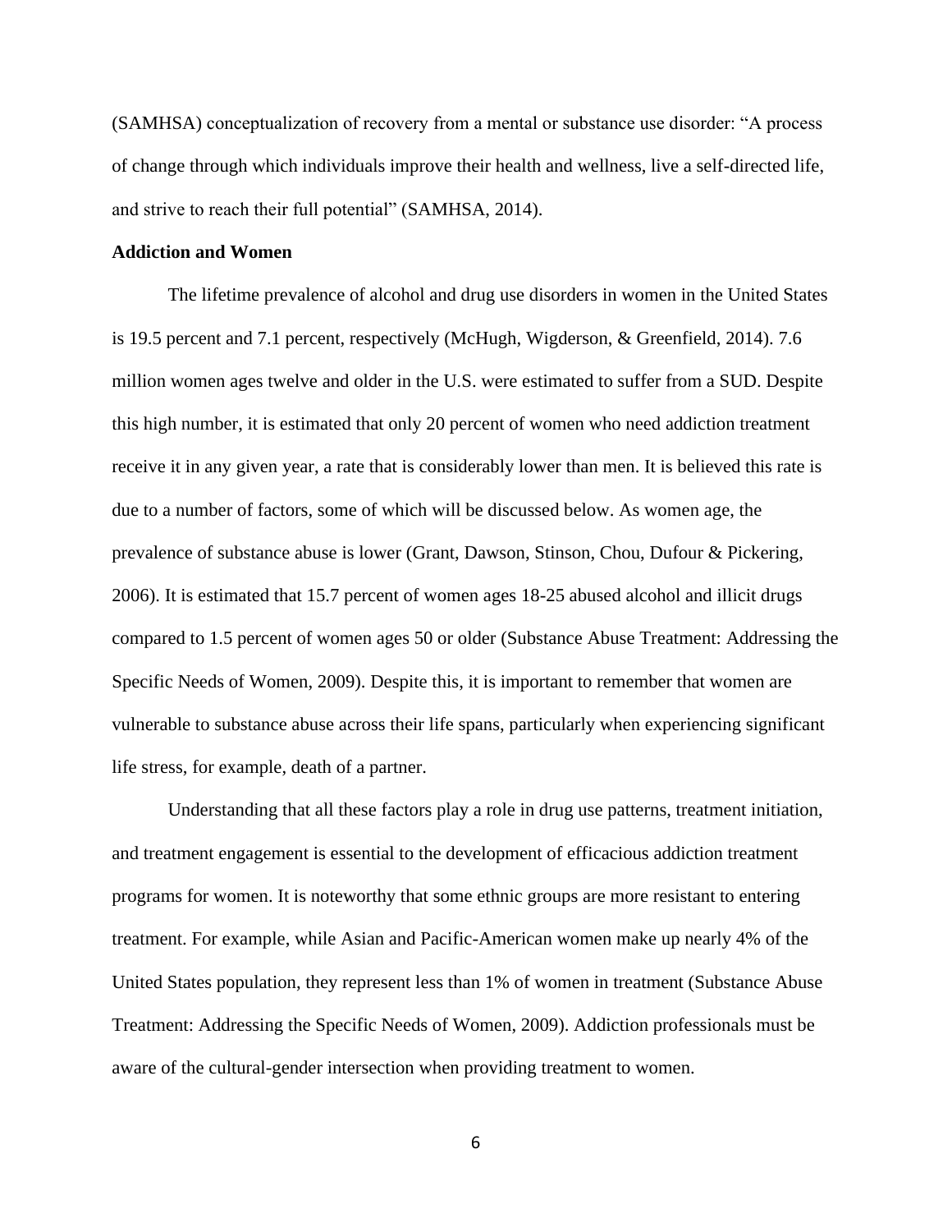(SAMHSA) conceptualization of recovery from a mental or substance use disorder: "A process of change through which individuals improve their health and wellness, live a self-directed life, and strive to reach their full potential" (SAMHSA, 2014).

**Addiction and Women**

The lifetime prevalence of alcohol and drug use disorders in women in the United States is 19.5 percent and 7.1 percent, respectively (McHugh, Wigderson, & Greenfield, 2014). 7.6 million women ages twelve and older in the U.S. were estimated to suffer from a SUD. Despite this high number, it is estimated that only 20 percent of women who need addiction treatment receive it in any given year, a rate that is considerably lower than men. It is believed this rate is due to a number of factors, some of which will be discussed below. As women age, the prevalence of substance abuse is lower (Grant, Dawson, Stinson, Chou, Dufour & Pickering, 2006). It is estimated that 15.7 percent of women ages 18-25 abused alcohol and illicit drugs compared to 1.5 percent of women ages 50 or older (Substance Abuse Treatment: Addressing the Specific Needs of Women, 2009). Despite this, it is important to remember that women are vulnerable to substance abuse across their life spans, particularly when experiencing significant life stress, for example, death of a partner.

Understanding that all these factors play a role in drug use patterns, treatment initiation, and treatment engagement is essential to the development of efficacious addiction treatment programs for women. It is noteworthy that some ethnic groups are more resistant to entering treatment. For example, while Asian and Pacific-American women make up nearly 4% of the United States population, they represent less than 1% of women in treatment (Substance Abuse Treatment: Addressing the Specific Needs of Women, 2009). Addiction professionals must be aware of the cultural-gender intersection when providing treatment to women.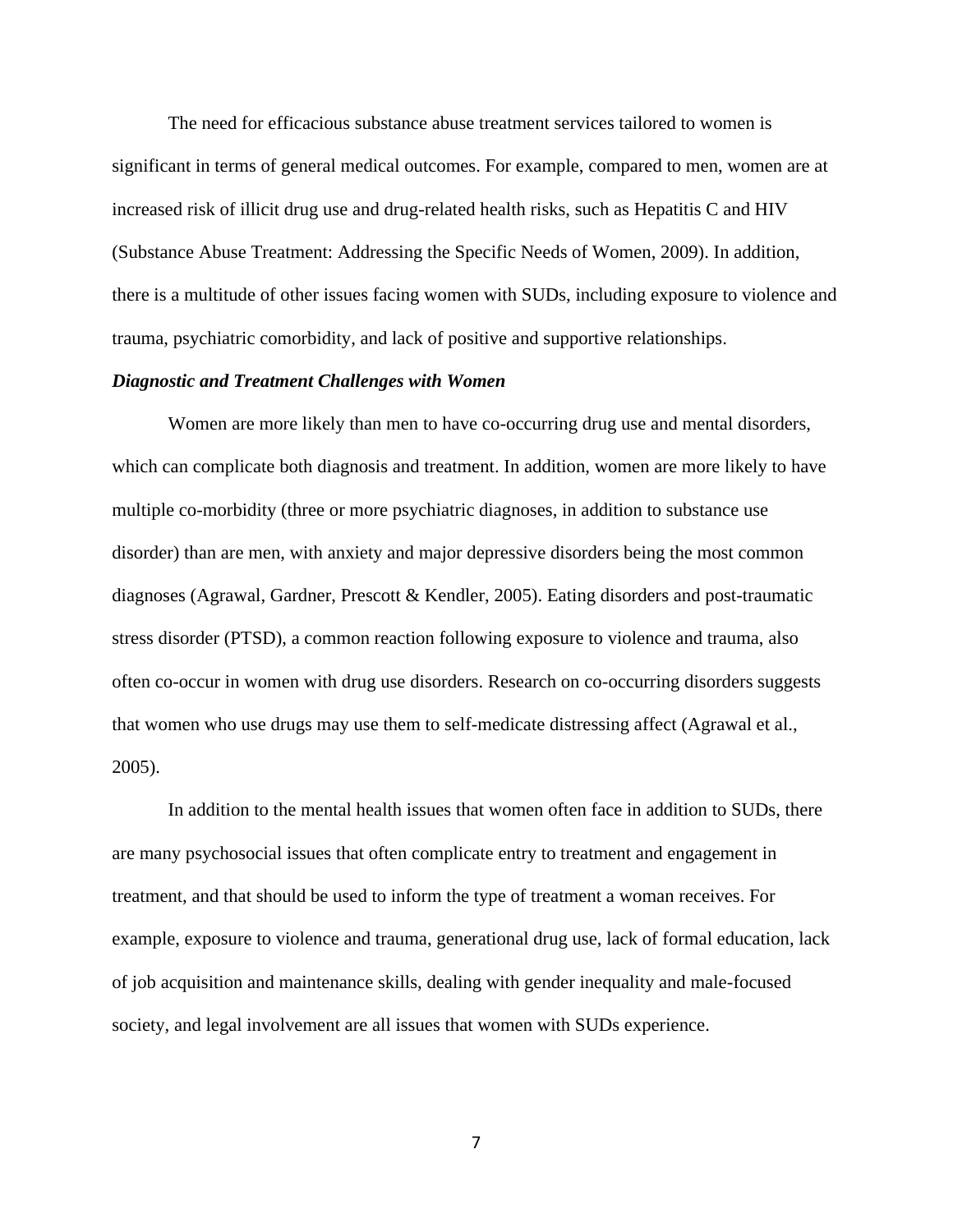The need for efficacious substance abuse treatment services tailored to women is significant in terms of general medical outcomes. For example, compared to men, women are at increased risk of illicit drug use and drug-related health risks, such as Hepatitis C and HIV (Substance Abuse Treatment: Addressing the Specific Needs of Women, 2009). In addition, there is a multitude of other issues facing women with SUDs, including exposure to violence and trauma, psychiatric comorbidity, and lack of positive and supportive relationships.

### *Diagnostic and Treatment Challenges with Women*

Women are more likely than men to have co-occurring drug use and mental disorders, which can complicate both diagnosis and treatment. In addition, women are more likely to have multiple co-morbidity (three or more psychiatric diagnoses, in addition to substance use disorder) than are men, with anxiety and major depressive disorders being the most common diagnoses (Agrawal, Gardner, Prescott & Kendler, 2005). Eating disorders and post-traumatic stress disorder (PTSD), a common reaction following exposure to violence and trauma, also often co-occur in women with drug use disorders. Research on co-occurring disorders suggests that women who use drugs may use them to self-medicate distressing affect (Agrawal et al., 2005).

In addition to the mental health issues that women often face in addition to SUDs, there are many psychosocial issues that often complicate entry to treatment and engagement in treatment, and that should be used to inform the type of treatment a woman receives. For example, exposure to violence and trauma, generational drug use, lack of formal education, lack of job acquisition and maintenance skills, dealing with gender inequality and male-focused society, and legal involvement are all issues that women with SUDs experience.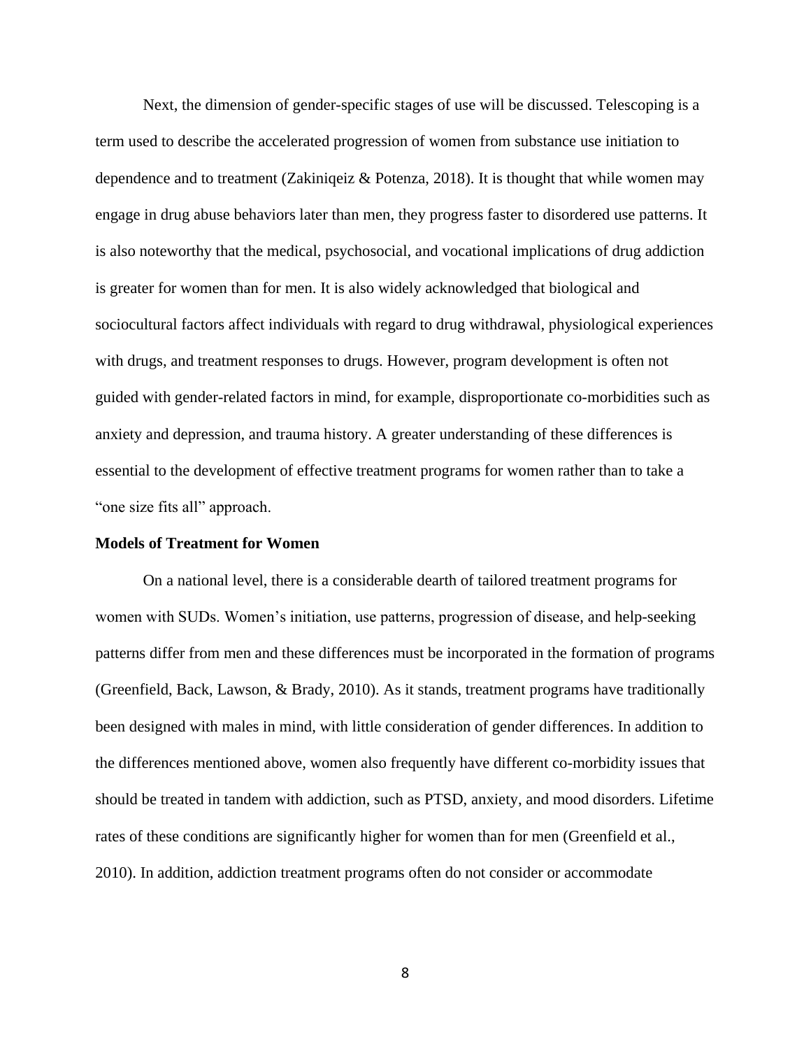Next, the dimension of gender-specific stages of use will be discussed. Telescoping is a term used to describe the accelerated progression of women from substance use initiation to dependence and to treatment (Zakiniqeiz & Potenza, 2018). It is thought that while women may engage in drug abuse behaviors later than men, they progress faster to disordered use patterns. It is also noteworthy that the medical, psychosocial, and vocational implications of drug addiction is greater for women than for men. It is also widely acknowledged that biological and sociocultural factors affect individuals with regard to drug withdrawal, physiological experiences with drugs, and treatment responses to drugs. However, program development is often not guided with gender-related factors in mind, for example, disproportionate co-morbidities such as anxiety and depression, and trauma history. A greater understanding of these differences is essential to the development of effective treatment programs for women rather than to take a "one size fits all" approach.

**Models of Treatment for Women**

On a national level, there is a considerable dearth of tailored treatment programs for women with SUDs. Women's initiation, use patterns, progression of disease, and help-seeking patterns differ from men and these differences must be incorporated in the formation of programs (Greenfield, Back, Lawson, & Brady, 2010). As it stands, treatment programs have traditionally been designed with males in mind, with little consideration of gender differences. In addition to the differences mentioned above, women also frequently have different co-morbidity issues that should be treated in tandem with addiction, such as PTSD, anxiety, and mood disorders. Lifetime rates of these conditions are significantly higher for women than for men (Greenfield et al., 2010). In addition, addiction treatment programs often do not consider or accommodate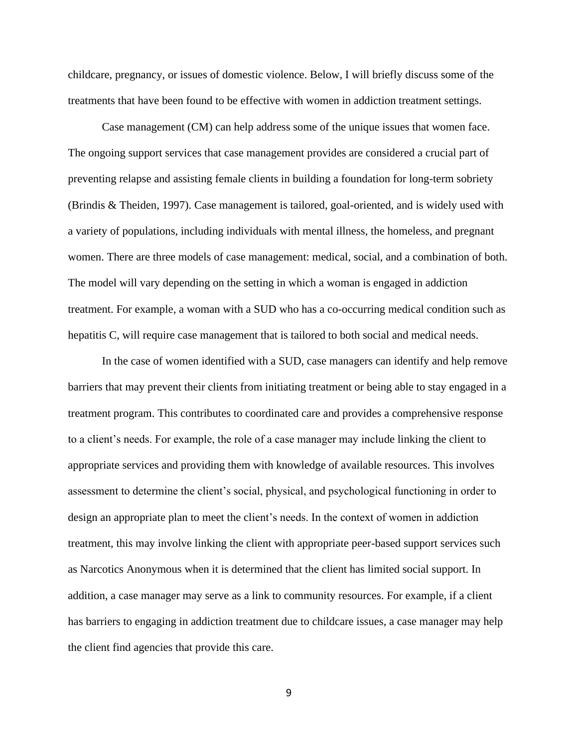childcare, pregnancy, or issues of domestic violence. Below, I will briefly discuss some of the treatments that have been found to be effective with women in addiction treatment settings.

Case management (CM) can help address some of the unique issues that women face. The ongoing support services that case management provides are considered a crucial part of preventing relapse and assisting female clients in building a foundation for long-term sobriety (Brindis & Theiden, 1997). Case management is tailored, goal-oriented, and is widely used with a variety of populations, including individuals with mental illness, the homeless, and pregnant women. There are three models of case management: medical, social, and a combination of both. The model will vary depending on the setting in which a woman is engaged in addiction treatment. For example, a woman with a SUD who has a co-occurring medical condition such as hepatitis C, will require case management that is tailored to both social and medical needs.

In the case of women identified with a SUD, case managers can identify and help remove barriers that may prevent their clients from initiating treatment or being able to stay engaged in a treatment program. This contributes to coordinated care and provides a comprehensive response to a client's needs. For example, the role of a case manager may include linking the client to appropriate services and providing them with knowledge of available resources. This involves assessment to determine the client's social, physical, and psychological functioning in order to design an appropriate plan to meet the client's needs. In the context of women in addiction treatment, this may involve linking the client with appropriate peer-based support services such as Narcotics Anonymous when it is determined that the client has limited social support. In addition, a case manager may serve as a link to community resources. For example, if a client has barriers to engaging in addiction treatment due to childcare issues, a case manager may help the client find agencies that provide this care.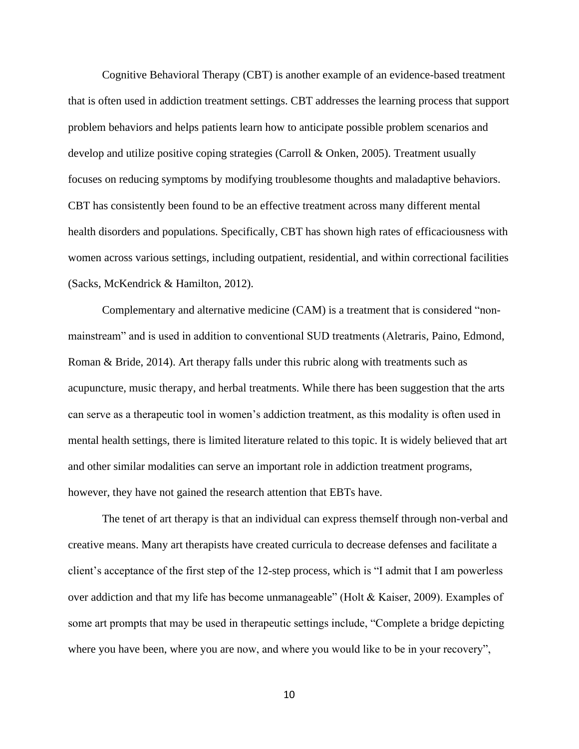Cognitive Behavioral Therapy (CBT) is another example of an evidence-based treatment that is often used in addiction treatment settings. CBT addresses the learning process that support problem behaviors and helps patients learn how to anticipate possible problem scenarios and develop and utilize positive coping strategies (Carroll & Onken, 2005). Treatment usually focuses on reducing symptoms by modifying troublesome thoughts and maladaptive behaviors. CBT has consistently been found to be an effective treatment across many different mental health disorders and populations. Specifically, CBT has shown high rates of efficaciousness with women across various settings, including outpatient, residential, and within correctional facilities (Sacks, McKendrick & Hamilton, 2012).

Complementary and alternative medicine (CAM) is a treatment that is considered "non-mainstream" and is used in addition to conventional SUD treatments (Aletraris, Paino, Edmond, Roman & Bride, 2014). Art therapy falls under this rubric along with treatments such as acupuncture, music therapy, and herbal treatments. While there has been suggestion that the arts can serve as a therapeutic tool in women's addiction treatment, as this modality is often used in mental health settings, there is limited literature related to this topic. It is widely believed that art and other similar modalities can serve an important role in addiction treatment programs, however, they have not gained the research attention that EBTs have.

The tenet of art therapy is that an individual can express themself through non-verbal and creative means. Many art therapists have created curricula to decrease defenses and facilitate a client's acceptance of the first step of the 12-step process, which is "I admit that I am powerless over addiction and that my life has become unmanageable" (Holt & Kaiser, 2009). Examples of some art prompts that may be used in therapeutic settings include, "Complete a bridge depicting where you have been, where you are now, and where you would like to be in your recovery",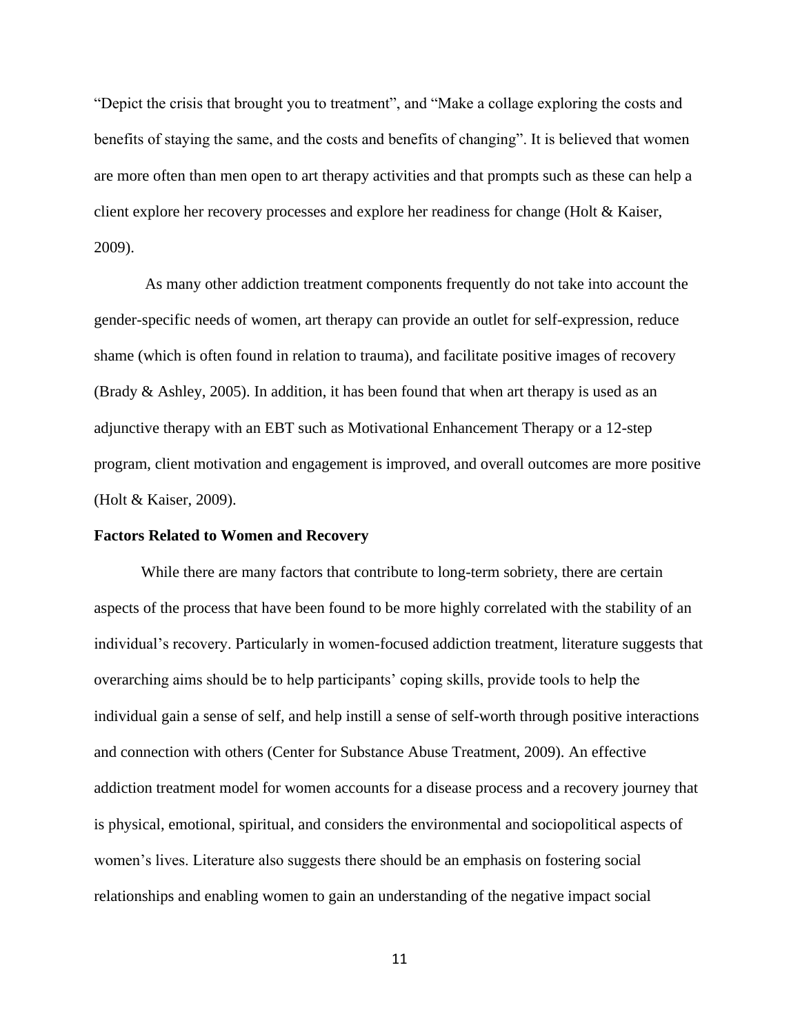"Depict the crisis that brought you to treatment", and "Make a collage exploring the costs and benefits of staying the same, and the costs and benefits of changing". It is believed that women are more often than men open to art therapy activities and that prompts such as these can help a client explore her recovery processes and explore her readiness for change (Holt & Kaiser, 2009).

As many other addiction treatment components frequently do not take into account the gender-specific needs of women, art therapy can provide an outlet for self-expression, reduce shame (which is often found in relation to trauma), and facilitate positive images of recovery (Brady & Ashley, 2005). In addition, it has been found that when art therapy is used as an adjunctive therapy with an EBT such as Motivational Enhancement Therapy or a 12-step program, client motivation and engagement is improved, and overall outcomes are more positive (Holt & Kaiser, 2009).

**Factors Related to Women and Recovery**

While there are many factors that contribute to long-term sobriety, there are certain aspects of the process that have been found to be more highly correlated with the stability of an individual's recovery. Particularly in women-focused addiction treatment, literature suggests that overarching aims should be to help participants' coping skills, provide tools to help the individual gain a sense of self, and help instill a sense of self-worth through positive interactions and connection with others (Center for Substance Abuse Treatment, 2009). An effective addiction treatment model for women accounts for a disease process and a recovery journey that is physical, emotional, spiritual, and considers the environmental and sociopolitical aspects of women's lives. Literature also suggests there should be an emphasis on fostering social relationships and enabling women to gain an understanding of the negative impact social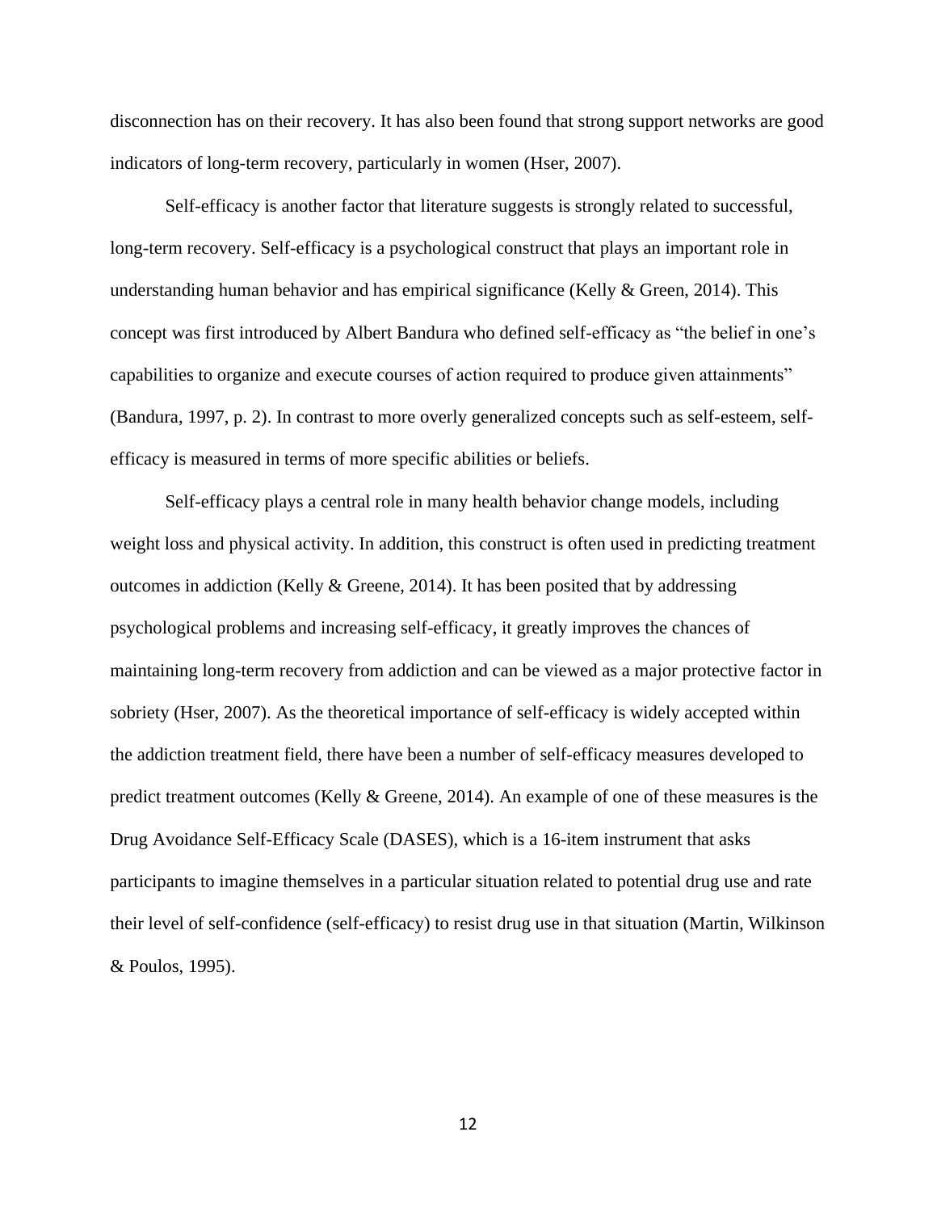disconnection has on their recovery. It has also been found that strong support networks are good indicators of long-term recovery, particularly in women (Hser, 2007).

Self-efficacy is another factor that literature suggests is strongly related to successful, long-term recovery. Self-efficacy is a psychological construct that plays an important role in understanding human behavior and has empirical significance (Kelly & Green, 2014). This concept was first introduced by Albert Bandura who defined self-efficacy as "the belief in one's capabilities to organize and execute courses of action required to produce given attainments" (Bandura, 1997, p. 2). In contrast to more overly generalized concepts such as self-esteem, self-efficacy is measured in terms of more specific abilities or beliefs.

Self-efficacy plays a central role in many health behavior change models, including weight loss and physical activity. In addition, this construct is often used in predicting treatment outcomes in addiction (Kelly & Greene, 2014). It has been posited that by addressing psychological problems and increasing self-efficacy, it greatly improves the chances of maintaining long-term recovery from addiction and can be viewed as a major protective factor in sobriety (Hser, 2007). As the theoretical importance of self-efficacy is widely accepted within the addiction treatment field, there have been a number of self-efficacy measures developed to predict treatment outcomes (Kelly & Greene, 2014). An example of one of these measures is the Drug Avoidance Self-Efficacy Scale (DASES), which is a 16-item instrument that asks participants to imagine themselves in a particular situation related to potential drug use and rate their level of self-confidence (self-efficacy) to resist drug use in that situation (Martin, Wilkinson & Poulos, 1995).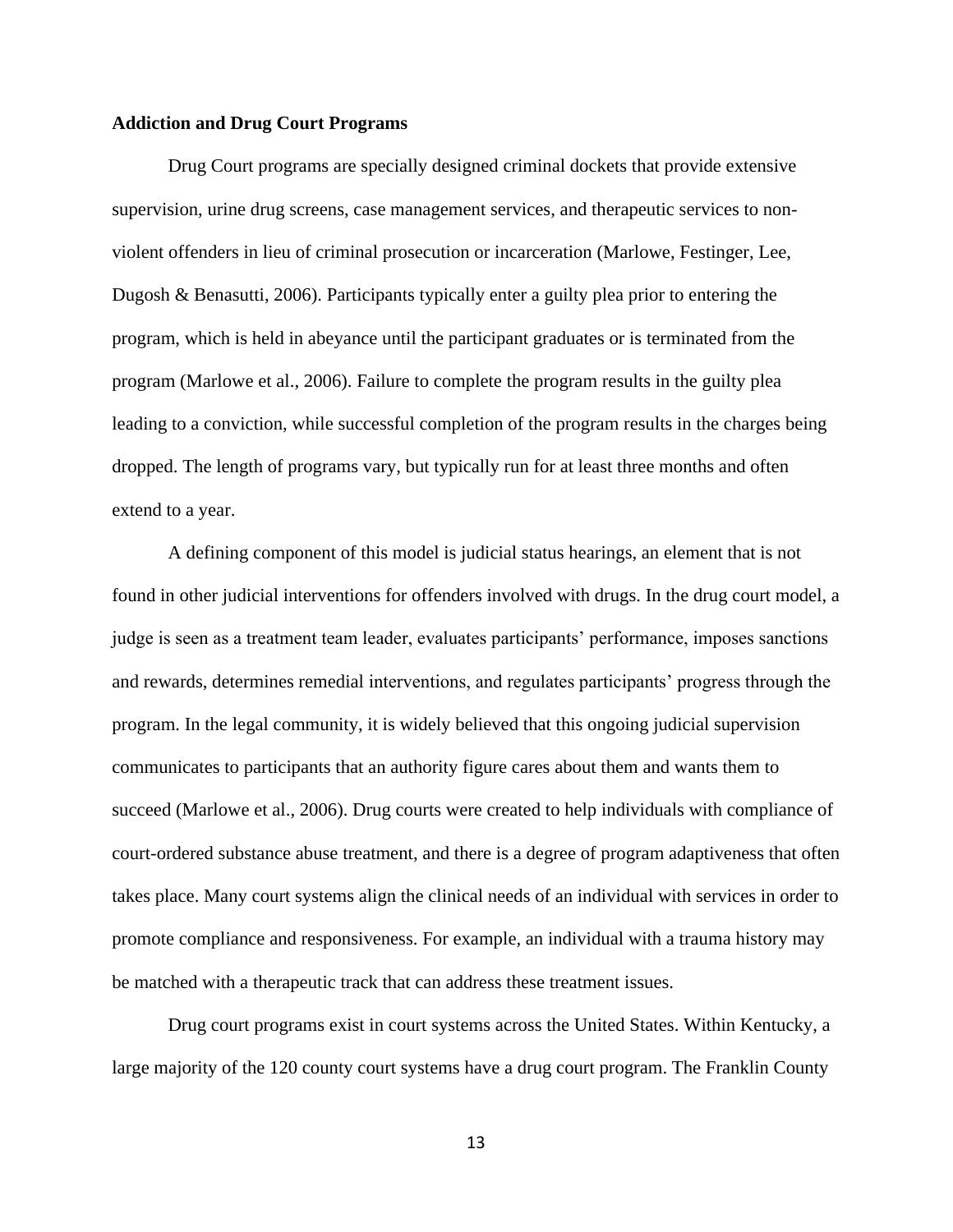**Addiction and Drug Court Programs**

Drug Court programs are specially designed criminal dockets that provide extensive supervision, urine drug screens, case management services, and therapeutic services to non-violent offenders in lieu of criminal prosecution or incarceration (Marlowe, Festinger, Lee, Dugosh & Benasutti, 2006). Participants typically enter a guilty plea prior to entering the program, which is held in abeyance until the participant graduates or is terminated from the program (Marlowe et al., 2006). Failure to complete the program results in the guilty plea leading to a conviction, while successful completion of the program results in the charges being dropped. The length of programs vary, but typically run for at least three months and often extend to a year.

A defining component of this model is judicial status hearings, an element that is not found in other judicial interventions for offenders involved with drugs. In the drug court model, a judge is seen as a treatment team leader, evaluates participants' performance, imposes sanctions and rewards, determines remedial interventions, and regulates participants' progress through the program. In the legal community, it is widely believed that this ongoing judicial supervision communicates to participants that an authority figure cares about them and wants them to succeed (Marlowe et al., 2006). Drug courts were created to help individuals with compliance of court-ordered substance abuse treatment, and there is a degree of program adaptiveness that often takes place. Many court systems align the clinical needs of an individual with services in order to promote compliance and responsiveness. For example, an individual with a trauma history may be matched with a therapeutic track that can address these treatment issues.

Drug court programs exist in court systems across the United States. Within Kentucky, a large majority of the 120 county court systems have a drug court program. The Franklin County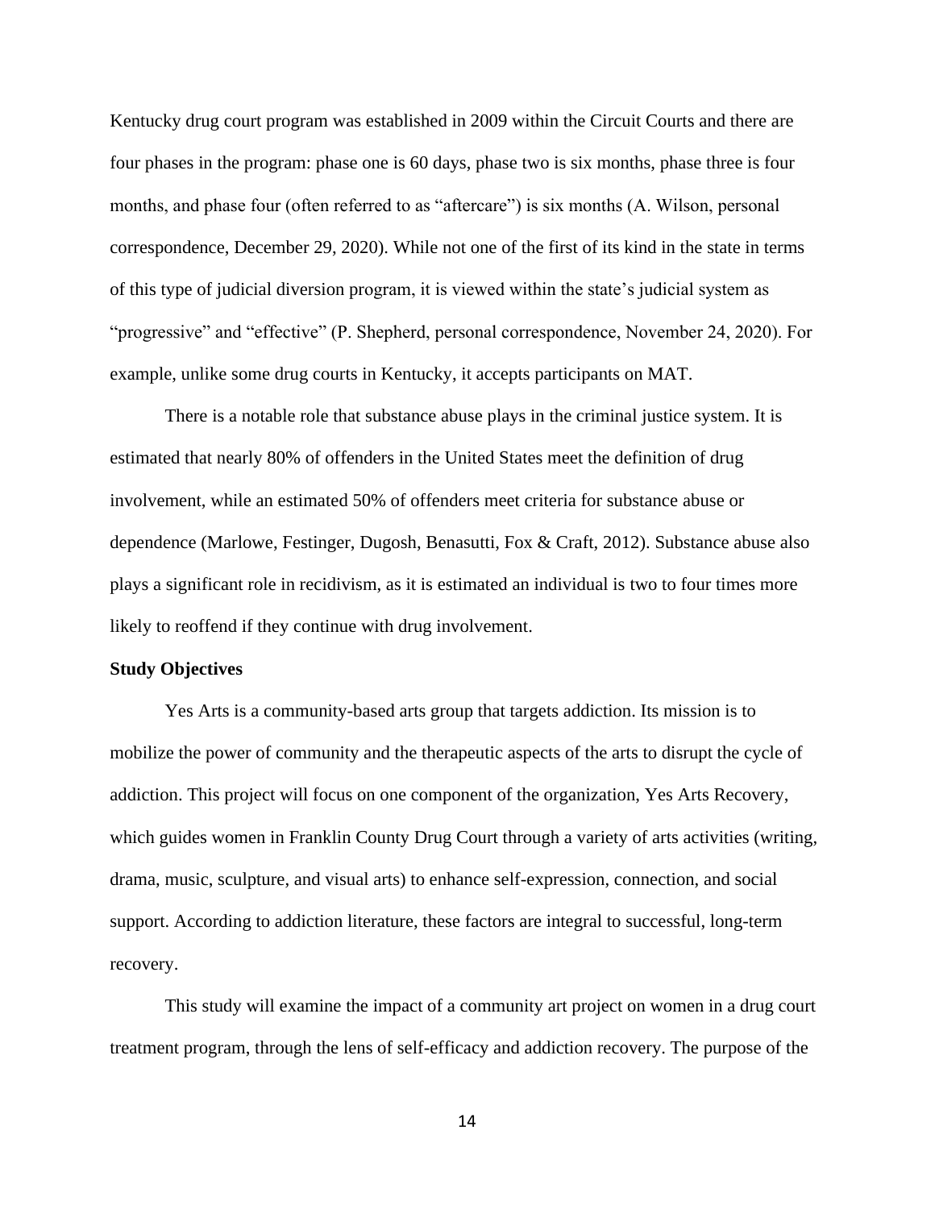Kentucky drug court program was established in 2009 within the Circuit Courts and there are four phases in the program: phase one is 60 days, phase two is six months, phase three is four months, and phase four (often referred to as "aftercare") is six months (A. Wilson, personal correspondence, December 29, 2020). While not one of the first of its kind in the state in terms of this type of judicial diversion program, it is viewed within the state's judicial system as "progressive" and "effective" (P. Shepherd, personal correspondence, November 24, 2020). For example, unlike some drug courts in Kentucky, it accepts participants on MAT.

There is a notable role that substance abuse plays in the criminal justice system. It is estimated that nearly 80% of offenders in the United States meet the definition of drug involvement, while an estimated 50% of offenders meet criteria for substance abuse or dependence (Marlowe, Festinger, Dugosh, Benasutti, Fox & Craft, 2012). Substance abuse also plays a significant role in recidivism, as it is estimated an individual is two to four times more likely to reoffend if they continue with drug involvement.

**Study Objectives**

Yes Arts is a community-based arts group that targets addiction. Its mission is to mobilize the power of community and the therapeutic aspects of the arts to disrupt the cycle of addiction. This project will focus on one component of the organization, Yes Arts Recovery, which guides women in Franklin County Drug Court through a variety of arts activities (writing, drama, music, sculpture, and visual arts) to enhance self-expression, connection, and social support. According to addiction literature, these factors are integral to successful, long-term recovery.

This study will examine the impact of a community art project on women in a drug court treatment program, through the lens of self-efficacy and addiction recovery. The purpose of the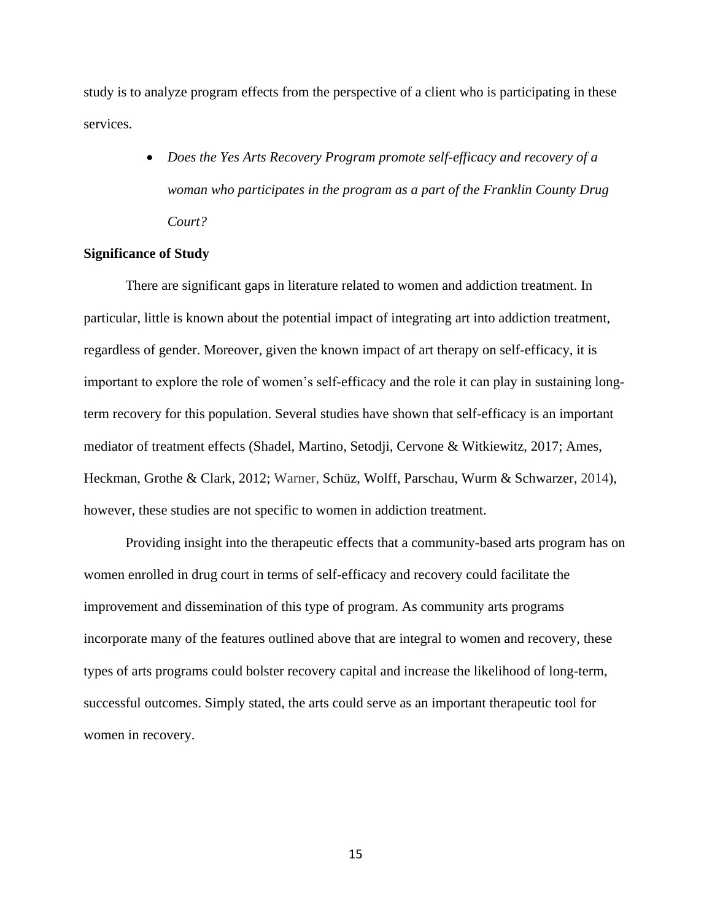study is to analyze program effects from the perspective of a client who is participating in these services.

- *Does the Yes Arts Recovery Program promote self-efficacy and recovery of a woman who participates in the program as a part of the Franklin County Drug Court?*

**Significance of Study**

There are significant gaps in literature related to women and addiction treatment. In particular, little is known about the potential impact of integrating art into addiction treatment, regardless of gender. Moreover, given the known impact of art therapy on self-efficacy, it is important to explore the role of women's self-efficacy and the role it can play in sustaining long-term recovery for this population. Several studies have shown that self-efficacy is an important mediator of treatment effects (Shadel, Martino, Setodji, Cervone & Witkiewitz, 2017; Ames, Heckman, Grothe & Clark, 2012; Warner, Schüz, Wolff, Parschau, Wurm & Schwarzer, 2014), however, these studies are not specific to women in addiction treatment.

Providing insight into the therapeutic effects that a community-based arts program has on women enrolled in drug court in terms of self-efficacy and recovery could facilitate the improvement and dissemination of this type of program. As community arts programs incorporate many of the features outlined above that are integral to women and recovery, these types of arts programs could bolster recovery capital and increase the likelihood of long-term, successful outcomes. Simply stated, the arts could serve as an important therapeutic tool for women in recovery.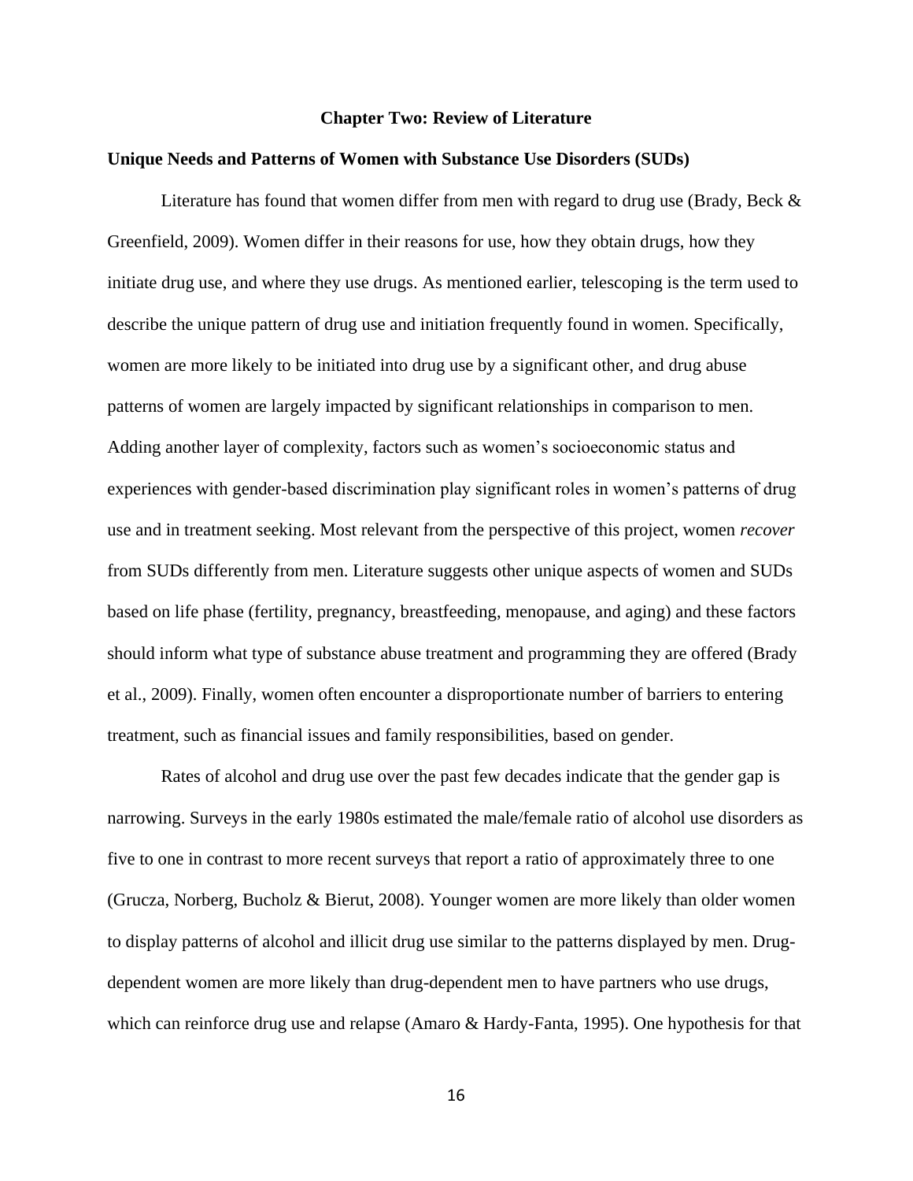# Chapter Two: Review of Literature

## Unique Needs and Patterns of Women with Substance Use Disorders (SUDs)

Literature has found that women differ from men with regard to drug use (Brady, Beck & Greenfield, 2009). Women differ in their reasons for use, how they obtain drugs, how they initiate drug use, and where they use drugs. As mentioned earlier, telescoping is the term used to describe the unique pattern of drug use and initiation frequently found in women. Specifically, women are more likely to be initiated into drug use by a significant other, and drug abuse patterns of women are largely impacted by significant relationships in comparison to men. Adding another layer of complexity, factors such as women's socioeconomic status and experiences with gender-based discrimination play significant roles in women's patterns of drug use and in treatment seeking. Most relevant from the perspective of this project, women *recover* from SUDs differently from men. Literature suggests other unique aspects of women and SUDs based on life phase (fertility, pregnancy, breastfeeding, menopause, and aging) and these factors should inform what type of substance abuse treatment and programming they are offered (Brady et al., 2009). Finally, women often encounter a disproportionate number of barriers to entering treatment, such as financial issues and family responsibilities, based on gender.

Rates of alcohol and drug use over the past few decades indicate that the gender gap is narrowing. Surveys in the early 1980s estimated the male/female ratio of alcohol use disorders as five to one in contrast to more recent surveys that report a ratio of approximately three to one (Grucza, Norberg, Bucholz & Bierut, 2008). Younger women are more likely than older women to display patterns of alcohol and illicit drug use similar to the patterns displayed by men. Drug-dependent women are more likely than drug-dependent men to have partners who use drugs, which can reinforce drug use and relapse (Amaro & Hardy-Fanta, 1995). One hypothesis for that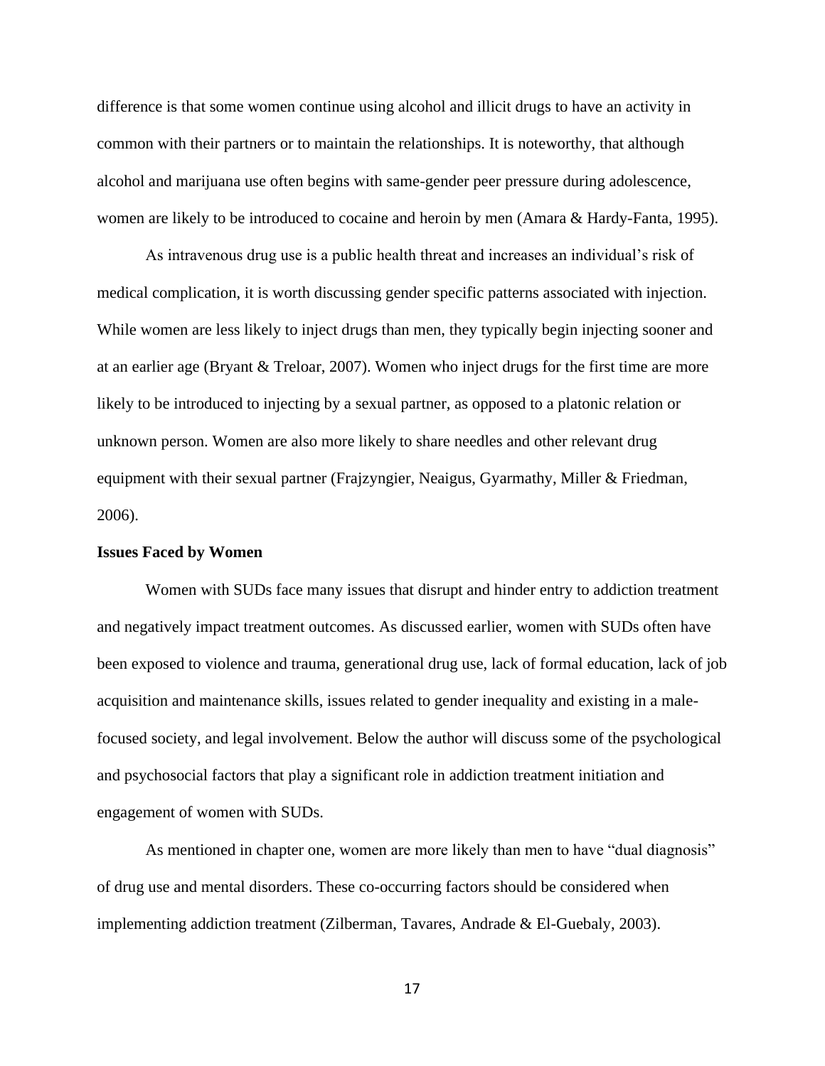difference is that some women continue using alcohol and illicit drugs to have an activity in common with their partners or to maintain the relationships. It is noteworthy, that although alcohol and marijuana use often begins with same-gender peer pressure during adolescence, women are likely to be introduced to cocaine and heroin by men (Amara & Hardy-Fanta, 1995).

As intravenous drug use is a public health threat and increases an individual's risk of medical complication, it is worth discussing gender specific patterns associated with injection. While women are less likely to inject drugs than men, they typically begin injecting sooner and at an earlier age (Bryant & Treloar, 2007). Women who inject drugs for the first time are more likely to be introduced to injecting by a sexual partner, as opposed to a platonic relation or unknown person. Women are also more likely to share needles and other relevant drug equipment with their sexual partner (Frajzyngier, Neaigus, Gyarmathy, Miller & Friedman, 2006).

**Issues Faced by Women**

Women with SUDs face many issues that disrupt and hinder entry to addiction treatment and negatively impact treatment outcomes. As discussed earlier, women with SUDs often have been exposed to violence and trauma, generational drug use, lack of formal education, lack of job acquisition and maintenance skills, issues related to gender inequality and existing in a male-focused society, and legal involvement. Below the author will discuss some of the psychological and psychosocial factors that play a significant role in addiction treatment initiation and engagement of women with SUDs.

As mentioned in chapter one, women are more likely than men to have "dual diagnosis" of drug use and mental disorders. These co-occurring factors should be considered when implementing addiction treatment (Zilberman, Tavares, Andrade & El-Guebaly, 2003).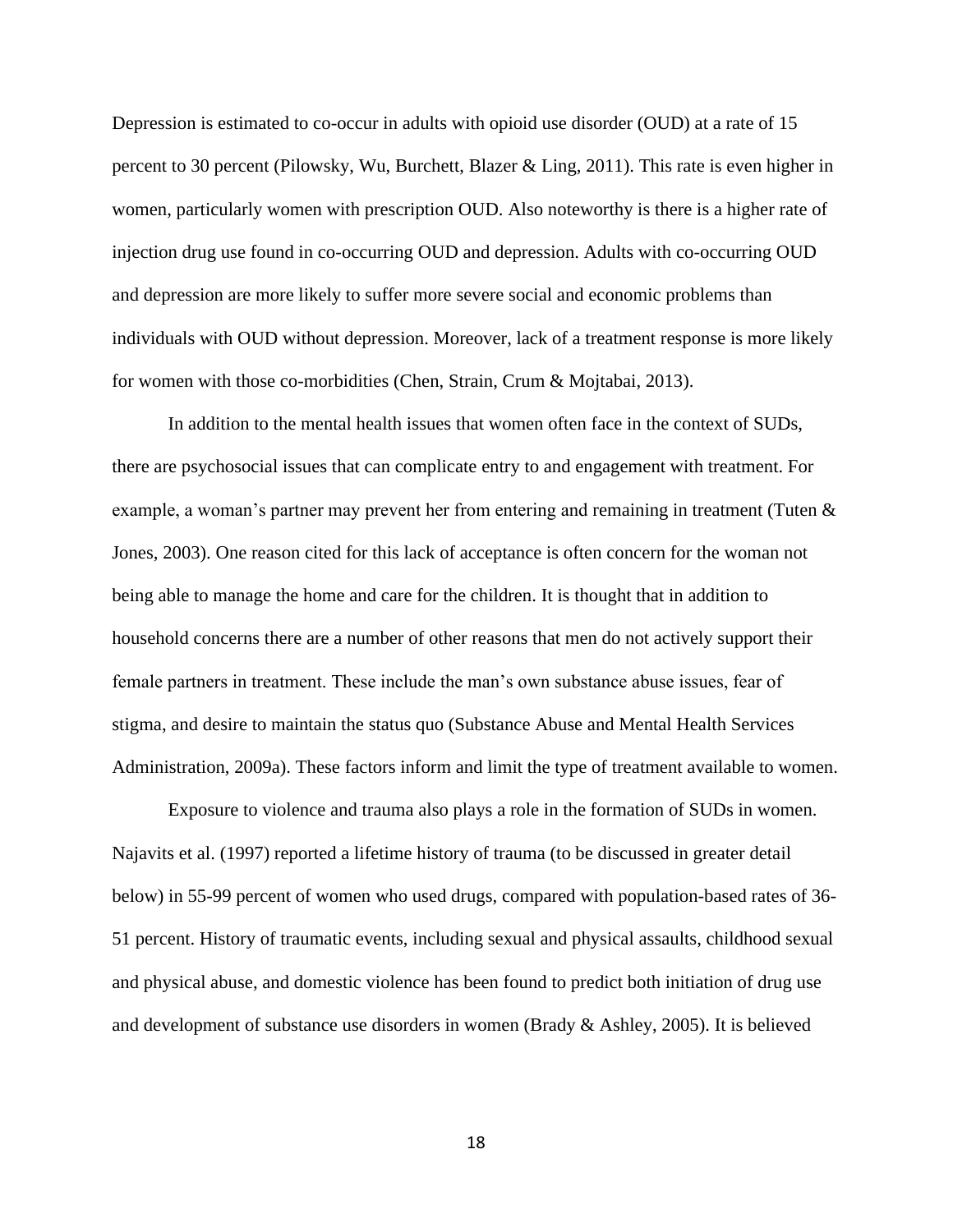Depression is estimated to co-occur in adults with opioid use disorder (OUD) at a rate of 15 percent to 30 percent (Pilowsky, Wu, Burchett, Blazer & Ling, 2011). This rate is even higher in women, particularly women with prescription OUD. Also noteworthy is there is a higher rate of injection drug use found in co-occurring OUD and depression. Adults with co-occurring OUD and depression are more likely to suffer more severe social and economic problems than individuals with OUD without depression. Moreover, lack of a treatment response is more likely for women with those co-morbidities (Chen, Strain, Crum & Mojtabai, 2013).

In addition to the mental health issues that women often face in the context of SUDs, there are psychosocial issues that can complicate entry to and engagement with treatment. For example, a woman's partner may prevent her from entering and remaining in treatment (Tuten & Jones, 2003). One reason cited for this lack of acceptance is often concern for the woman not being able to manage the home and care for the children. It is thought that in addition to household concerns there are a number of other reasons that men do not actively support their female partners in treatment. These include the man's own substance abuse issues, fear of stigma, and desire to maintain the status quo (Substance Abuse and Mental Health Services Administration, 2009a). These factors inform and limit the type of treatment available to women.

Exposure to violence and trauma also plays a role in the formation of SUDs in women. Najavits et al. (1997) reported a lifetime history of trauma (to be discussed in greater detail below) in 55-99 percent of women who used drugs, compared with population-based rates of 36-51 percent. History of traumatic events, including sexual and physical assaults, childhood sexual and physical abuse, and domestic violence has been found to predict both initiation of drug use and development of substance use disorders in women (Brady & Ashley, 2005). It is believed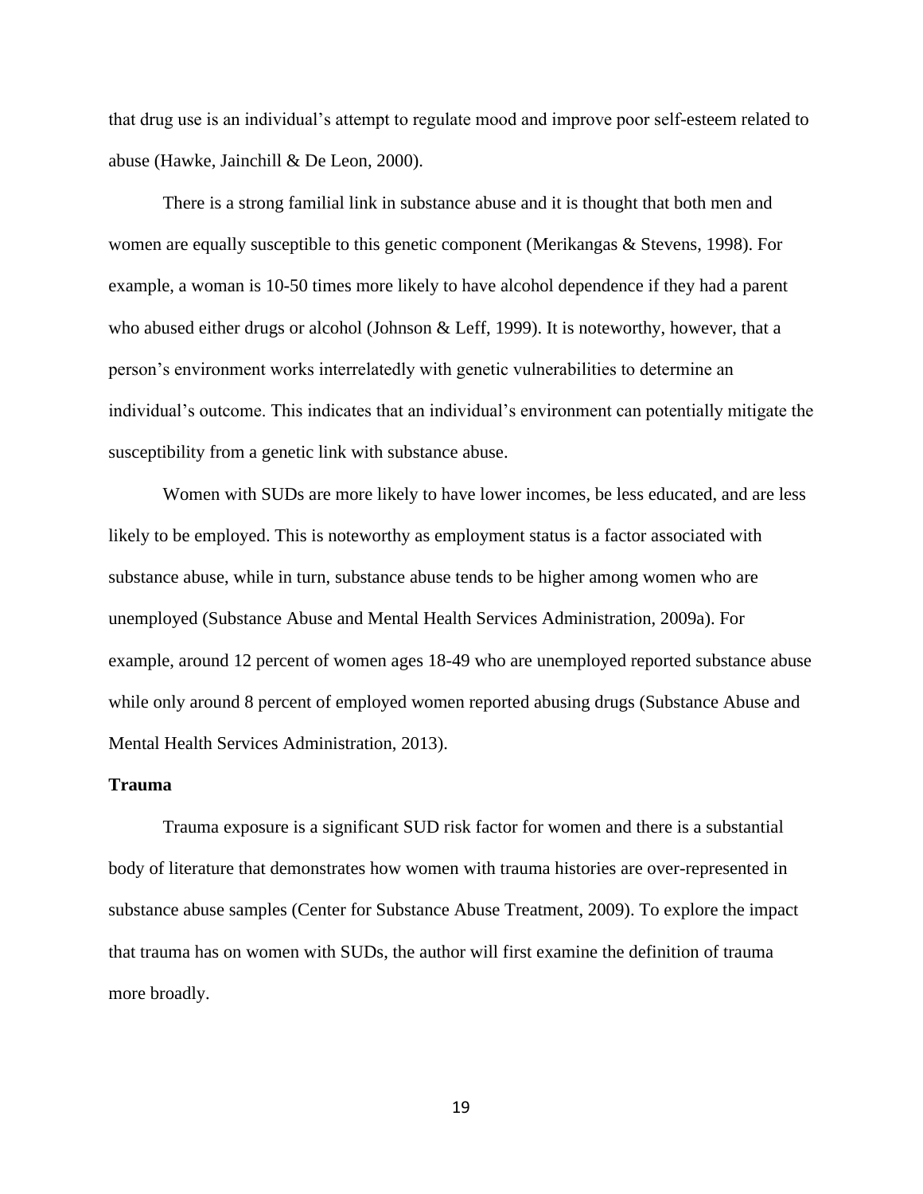that drug use is an individual's attempt to regulate mood and improve poor self-esteem related to abuse (Hawke, Jainchill & De Leon, 2000).

There is a strong familial link in substance abuse and it is thought that both men and women are equally susceptible to this genetic component (Merikangas & Stevens, 1998). For example, a woman is 10-50 times more likely to have alcohol dependence if they had a parent who abused either drugs or alcohol (Johnson & Leff, 1999). It is noteworthy, however, that a person's environment works interrelatedly with genetic vulnerabilities to determine an individual's outcome. This indicates that an individual's environment can potentially mitigate the susceptibility from a genetic link with substance abuse.

Women with SUDs are more likely to have lower incomes, be less educated, and are less likely to be employed. This is noteworthy as employment status is a factor associated with substance abuse, while in turn, substance abuse tends to be higher among women who are unemployed (Substance Abuse and Mental Health Services Administration, 2009a). For example, around 12 percent of women ages 18-49 who are unemployed reported substance abuse while only around 8 percent of employed women reported abusing drugs (Substance Abuse and Mental Health Services Administration, 2013).

**Trauma**

Trauma exposure is a significant SUD risk factor for women and there is a substantial body of literature that demonstrates how women with trauma histories are over-represented in substance abuse samples (Center for Substance Abuse Treatment, 2009). To explore the impact that trauma has on women with SUDs, the author will first examine the definition of trauma more broadly.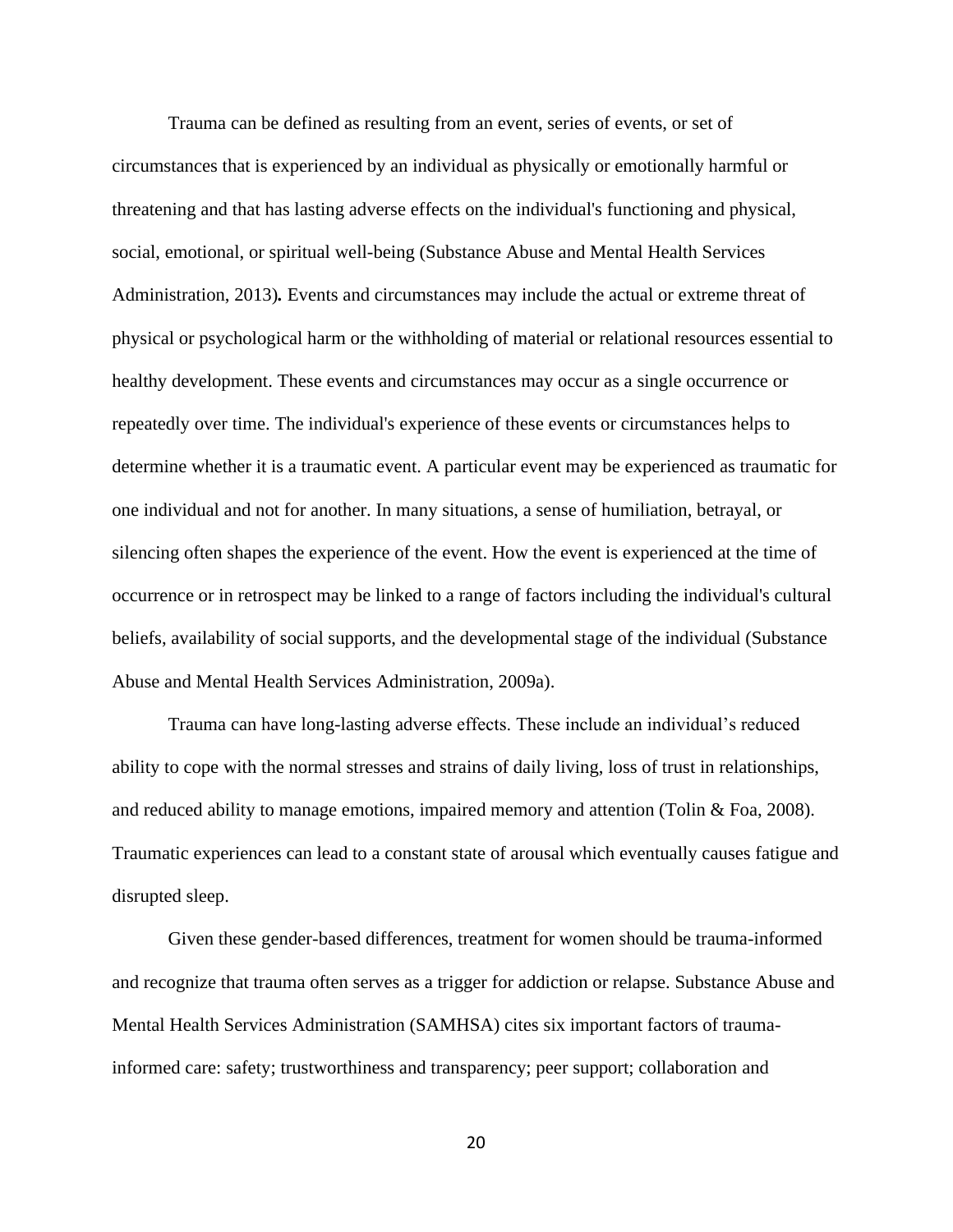Trauma can be defined as resulting from an event, series of events, or set of circumstances that is experienced by an individual as physically or emotionally harmful or threatening and that has lasting adverse effects on the individual's functioning and physical, social, emotional, or spiritual well-being (Substance Abuse and Mental Health Services Administration, 2013)**.** Events and circumstances may include the actual or extreme threat of physical or psychological harm or the withholding of material or relational resources essential to healthy development. These events and circumstances may occur as a single occurrence or repeatedly over time. The individual's experience of these events or circumstances helps to determine whether it is a traumatic event. A particular event may be experienced as traumatic for one individual and not for another. In many situations, a sense of humiliation, betrayal, or silencing often shapes the experience of the event. How the event is experienced at the time of occurrence or in retrospect may be linked to a range of factors including the individual's cultural beliefs, availability of social supports, and the developmental stage of the individual (Substance Abuse and Mental Health Services Administration, 2009a).

Trauma can have long-lasting adverse effects. These include an individual's reduced ability to cope with the normal stresses and strains of daily living, loss of trust in relationships, and reduced ability to manage emotions, impaired memory and attention (Tolin & Foa, 2008). Traumatic experiences can lead to a constant state of arousal which eventually causes fatigue and disrupted sleep.

Given these gender-based differences, treatment for women should be trauma-informed and recognize that trauma often serves as a trigger for addiction or relapse. Substance Abuse and Mental Health Services Administration (SAMHSA) cites six important factors of trauma-informed care: safety; trustworthiness and transparency; peer support; collaboration and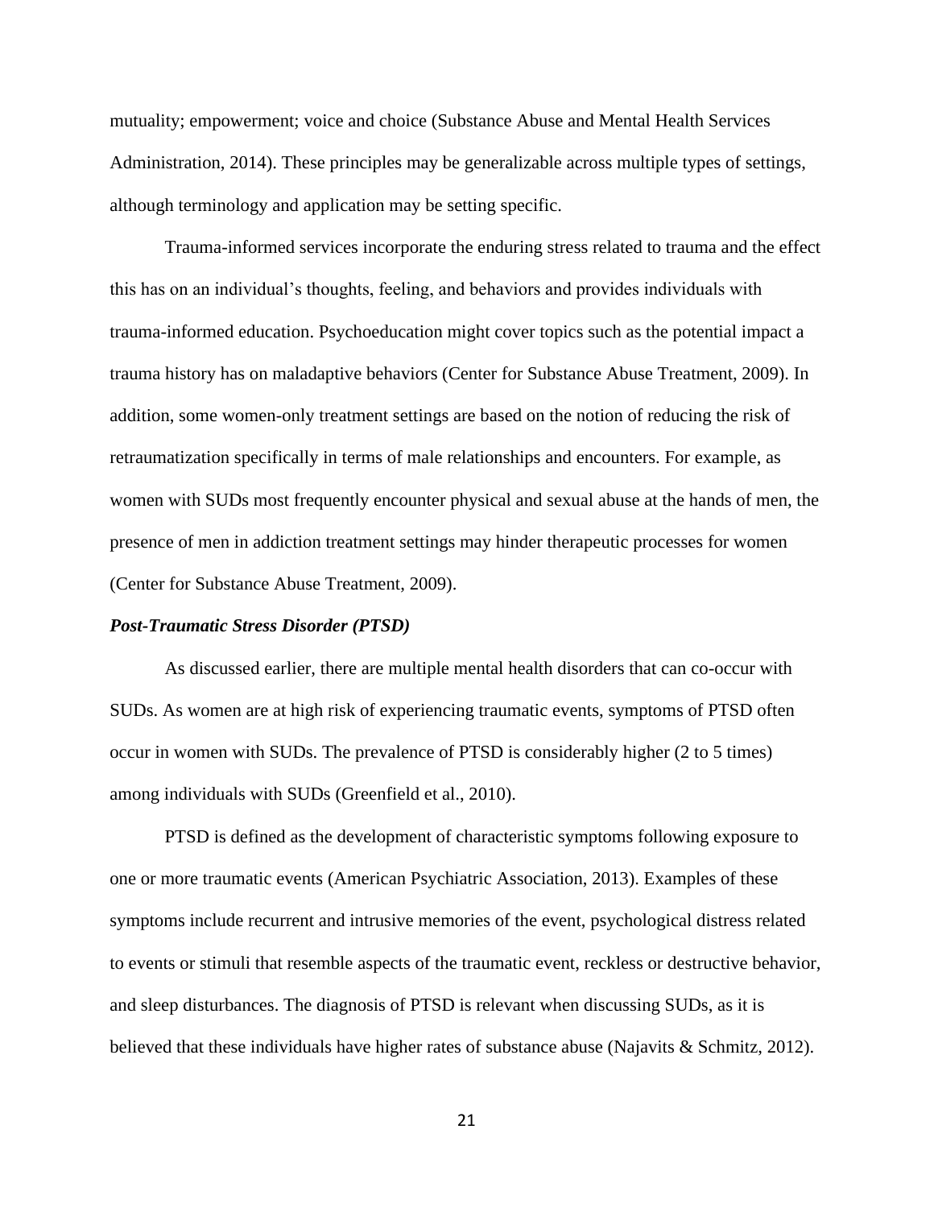mutuality; empowerment; voice and choice (Substance Abuse and Mental Health Services Administration, 2014). These principles may be generalizable across multiple types of settings, although terminology and application may be setting specific.

Trauma-informed services incorporate the enduring stress related to trauma and the effect this has on an individual's thoughts, feeling, and behaviors and provides individuals with trauma-informed education. Psychoeducation might cover topics such as the potential impact a trauma history has on maladaptive behaviors (Center for Substance Abuse Treatment, 2009). In addition, some women-only treatment settings are based on the notion of reducing the risk of retraumatization specifically in terms of male relationships and encounters. For example, as women with SUDs most frequently encounter physical and sexual abuse at the hands of men, the presence of men in addiction treatment settings may hinder therapeutic processes for women (Center for Substance Abuse Treatment, 2009).

### *Post-Traumatic Stress Disorder (PTSD)*

As discussed earlier, there are multiple mental health disorders that can co-occur with SUDs. As women are at high risk of experiencing traumatic events, symptoms of PTSD often occur in women with SUDs. The prevalence of PTSD is considerably higher (2 to 5 times) among individuals with SUDs (Greenfield et al., 2010).

PTSD is defined as the development of characteristic symptoms following exposure to one or more traumatic events (American Psychiatric Association, 2013). Examples of these symptoms include recurrent and intrusive memories of the event, psychological distress related to events or stimuli that resemble aspects of the traumatic event, reckless or destructive behavior, and sleep disturbances. The diagnosis of PTSD is relevant when discussing SUDs, as it is believed that these individuals have higher rates of substance abuse (Najavits & Schmitz, 2012).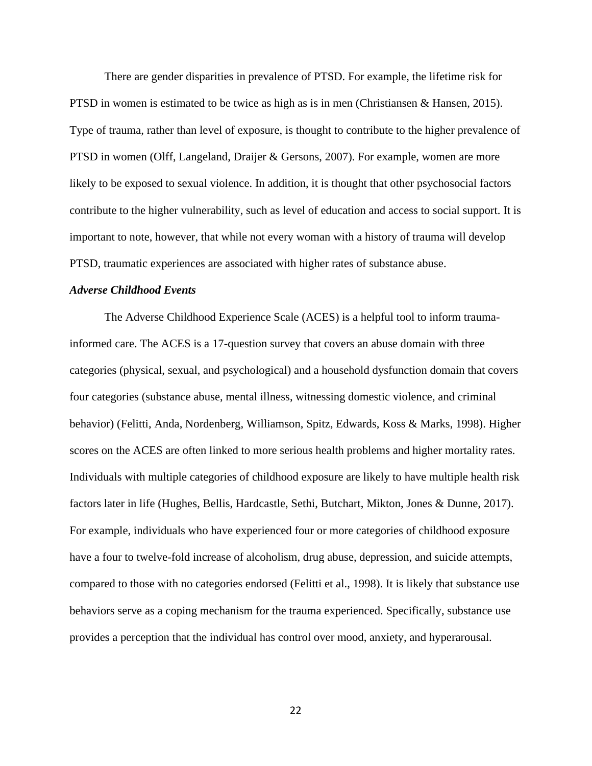There are gender disparities in prevalence of PTSD. For example, the lifetime risk for PTSD in women is estimated to be twice as high as is in men (Christiansen & Hansen, 2015). Type of trauma, rather than level of exposure, is thought to contribute to the higher prevalence of PTSD in women (Olff, Langeland, Draijer & Gersons, 2007). For example, women are more likely to be exposed to sexual violence. In addition, it is thought that other psychosocial factors contribute to the higher vulnerability, such as level of education and access to social support. It is important to note, however, that while not every woman with a history of trauma will develop PTSD, traumatic experiences are associated with higher rates of substance abuse.

### *Adverse Childhood Events*

The Adverse Childhood Experience Scale (ACES) is a helpful tool to inform trauma-informed care. The ACES is a 17-question survey that covers an abuse domain with three categories (physical, sexual, and psychological) and a household dysfunction domain that covers four categories (substance abuse, mental illness, witnessing domestic violence, and criminal behavior) (Felitti, Anda, Nordenberg, Williamson, Spitz, Edwards, Koss & Marks, 1998). Higher scores on the ACES are often linked to more serious health problems and higher mortality rates. Individuals with multiple categories of childhood exposure are likely to have multiple health risk factors later in life (Hughes, Bellis, Hardcastle, Sethi, Butchart, Mikton, Jones & Dunne, 2017). For example, individuals who have experienced four or more categories of childhood exposure have a four to twelve-fold increase of alcoholism, drug abuse, depression, and suicide attempts, compared to those with no categories endorsed (Felitti et al., 1998). It is likely that substance use behaviors serve as a coping mechanism for the trauma experienced. Specifically, substance use provides a perception that the individual has control over mood, anxiety, and hyperarousal.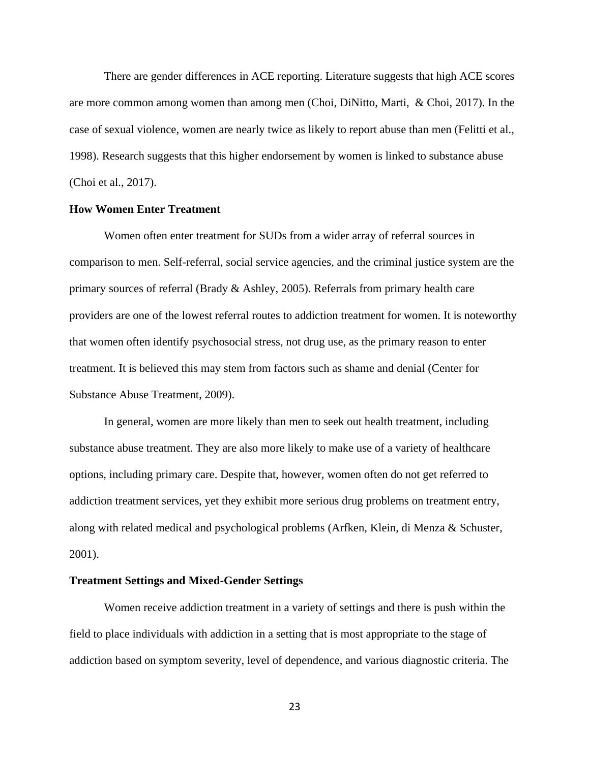There are gender differences in ACE reporting. Literature suggests that high ACE scores are more common among women than among men (Choi, DiNitto, Marti, & Choi, 2017). In the case of sexual violence, women are nearly twice as likely to report abuse than men (Felitti et al., 1998). Research suggests that this higher endorsement by women is linked to substance abuse (Choi et al., 2017).

**How Women Enter Treatment**

Women often enter treatment for SUDs from a wider array of referral sources in comparison to men. Self-referral, social service agencies, and the criminal justice system are the primary sources of referral (Brady & Ashley, 2005). Referrals from primary health care providers are one of the lowest referral routes to addiction treatment for women. It is noteworthy that women often identify psychosocial stress, not drug use, as the primary reason to enter treatment. It is believed this may stem from factors such as shame and denial (Center for Substance Abuse Treatment, 2009).

In general, women are more likely than men to seek out health treatment, including substance abuse treatment. They are also more likely to make use of a variety of healthcare options, including primary care. Despite that, however, women often do not get referred to addiction treatment services, yet they exhibit more serious drug problems on treatment entry, along with related medical and psychological problems (Arfken, Klein, di Menza & Schuster, 2001).

**Treatment Settings and Mixed-Gender Settings**

Women receive addiction treatment in a variety of settings and there is push within the field to place individuals with addiction in a setting that is most appropriate to the stage of addiction based on symptom severity, level of dependence, and various diagnostic criteria. The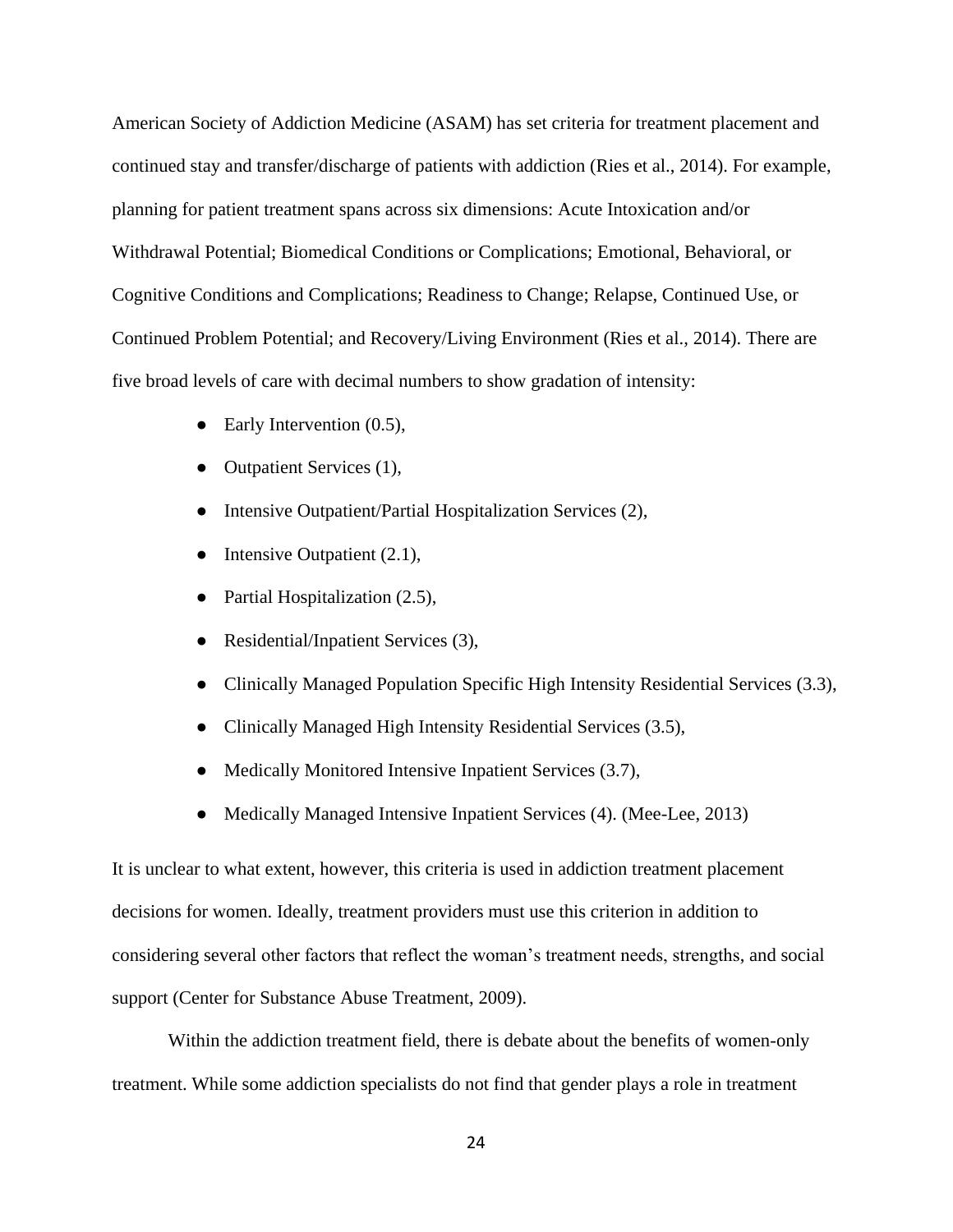American Society of Addiction Medicine (ASAM) has set criteria for treatment placement and continued stay and transfer/discharge of patients with addiction (Ries et al., 2014). For example, planning for patient treatment spans across six dimensions: Acute Intoxication and/or Withdrawal Potential; Biomedical Conditions or Complications; Emotional, Behavioral, or Cognitive Conditions and Complications; Readiness to Change; Relapse, Continued Use, or Continued Problem Potential; and Recovery/Living Environment (Ries et al., 2014). There are five broad levels of care with decimal numbers to show gradation of intensity:

- Early Intervention (0.5),
- Outpatient Services (1),
- Intensive Outpatient/Partial Hospitalization Services (2),
- Intensive Outpatient (2.1),
- Partial Hospitalization (2.5),
- Residential/Inpatient Services (3),
- Clinically Managed Population Specific High Intensity Residential Services (3.3),
- Clinically Managed High Intensity Residential Services (3.5),
- Medically Monitored Intensive Inpatient Services (3.7),
- Medically Managed Intensive Inpatient Services (4). (Mee-Lee, 2013)

It is unclear to what extent, however, this criteria is used in addiction treatment placement decisions for women. Ideally, treatment providers must use this criterion in addition to considering several other factors that reflect the woman's treatment needs, strengths, and social support (Center for Substance Abuse Treatment, 2009).

Within the addiction treatment field, there is debate about the benefits of women-only treatment. While some addiction specialists do not find that gender plays a role in treatment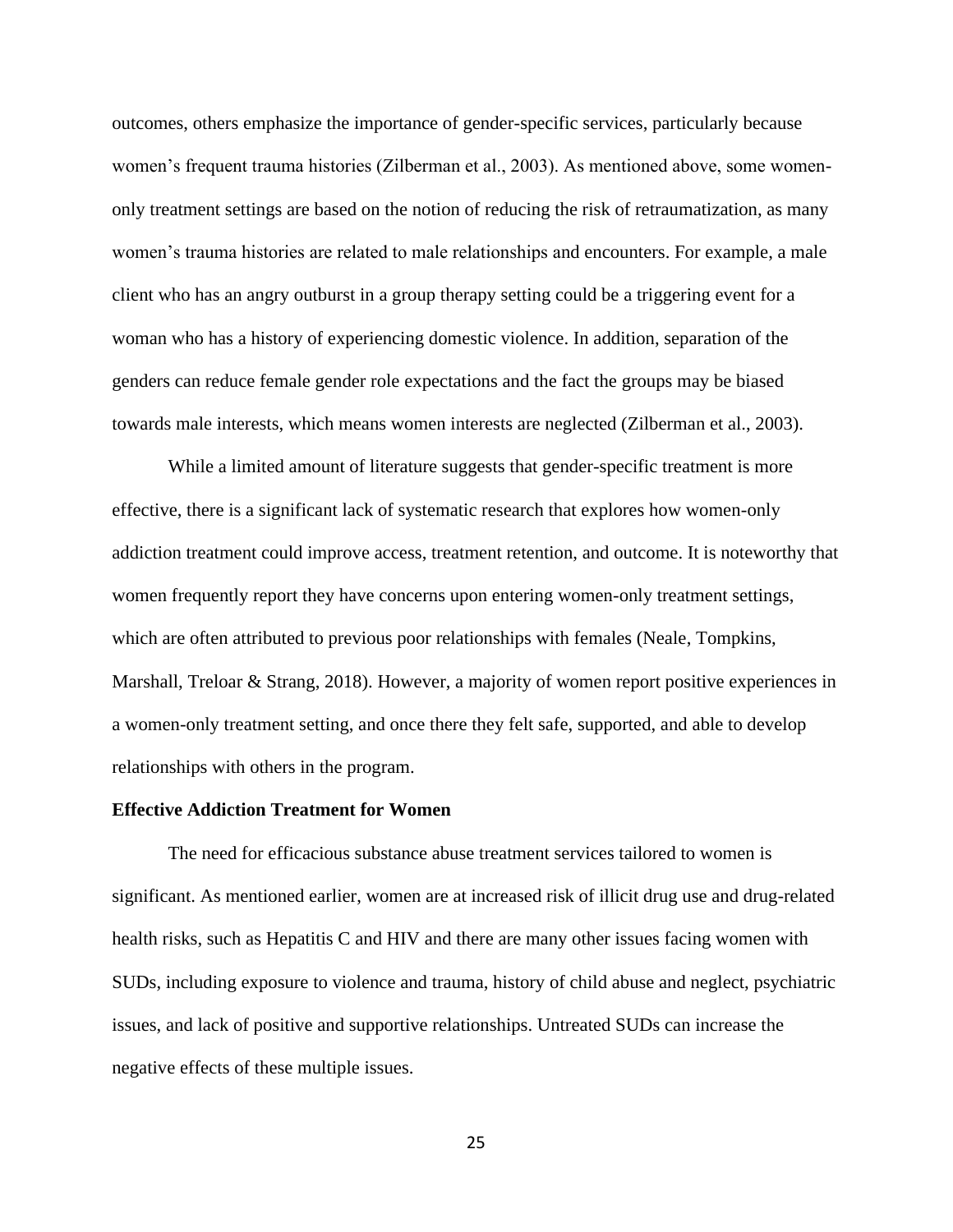outcomes, others emphasize the importance of gender-specific services, particularly because women's frequent trauma histories (Zilberman et al., 2003). As mentioned above, some women-only treatment settings are based on the notion of reducing the risk of retraumatization, as many women's trauma histories are related to male relationships and encounters. For example, a male client who has an angry outburst in a group therapy setting could be a triggering event for a woman who has a history of experiencing domestic violence. In addition, separation of the genders can reduce female gender role expectations and the fact the groups may be biased towards male interests, which means women interests are neglected (Zilberman et al., 2003).

While a limited amount of literature suggests that gender-specific treatment is more effective, there is a significant lack of systematic research that explores how women-only addiction treatment could improve access, treatment retention, and outcome. It is noteworthy that women frequently report they have concerns upon entering women-only treatment settings, which are often attributed to previous poor relationships with females (Neale, Tompkins, Marshall, Treloar & Strang, 2018). However, a majority of women report positive experiences in a women-only treatment setting, and once there they felt safe, supported, and able to develop relationships with others in the program.

**Effective Addiction Treatment for Women**

The need for efficacious substance abuse treatment services tailored to women is significant. As mentioned earlier, women are at increased risk of illicit drug use and drug-related health risks, such as Hepatitis C and HIV and there are many other issues facing women with SUDs, including exposure to violence and trauma, history of child abuse and neglect, psychiatric issues, and lack of positive and supportive relationships. Untreated SUDs can increase the negative effects of these multiple issues.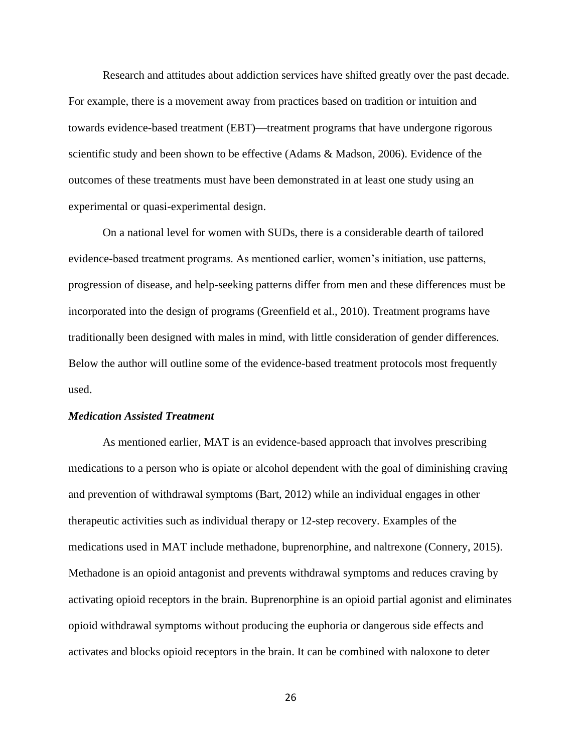Research and attitudes about addiction services have shifted greatly over the past decade. For example, there is a movement away from practices based on tradition or intuition and towards evidence-based treatment (EBT)—treatment programs that have undergone rigorous scientific study and been shown to be effective (Adams & Madson, 2006). Evidence of the outcomes of these treatments must have been demonstrated in at least one study using an experimental or quasi-experimental design.

On a national level for women with SUDs, there is a considerable dearth of tailored evidence-based treatment programs. As mentioned earlier, women's initiation, use patterns, progression of disease, and help-seeking patterns differ from men and these differences must be incorporated into the design of programs (Greenfield et al., 2010). Treatment programs have traditionally been designed with males in mind, with little consideration of gender differences. Below the author will outline some of the evidence-based treatment protocols most frequently used.

***Medication Assisted Treatment***

As mentioned earlier, MAT is an evidence-based approach that involves prescribing medications to a person who is opiate or alcohol dependent with the goal of diminishing craving and prevention of withdrawal symptoms (Bart, 2012) while an individual engages in other therapeutic activities such as individual therapy or 12-step recovery. Examples of the medications used in MAT include methadone, buprenorphine, and naltrexone (Connery, 2015). Methadone is an opioid antagonist and prevents withdrawal symptoms and reduces craving by activating opioid receptors in the brain. Buprenorphine is an opioid partial agonist and eliminates opioid withdrawal symptoms without producing the euphoria or dangerous side effects and activates and blocks opioid receptors in the brain. It can be combined with naloxone to deter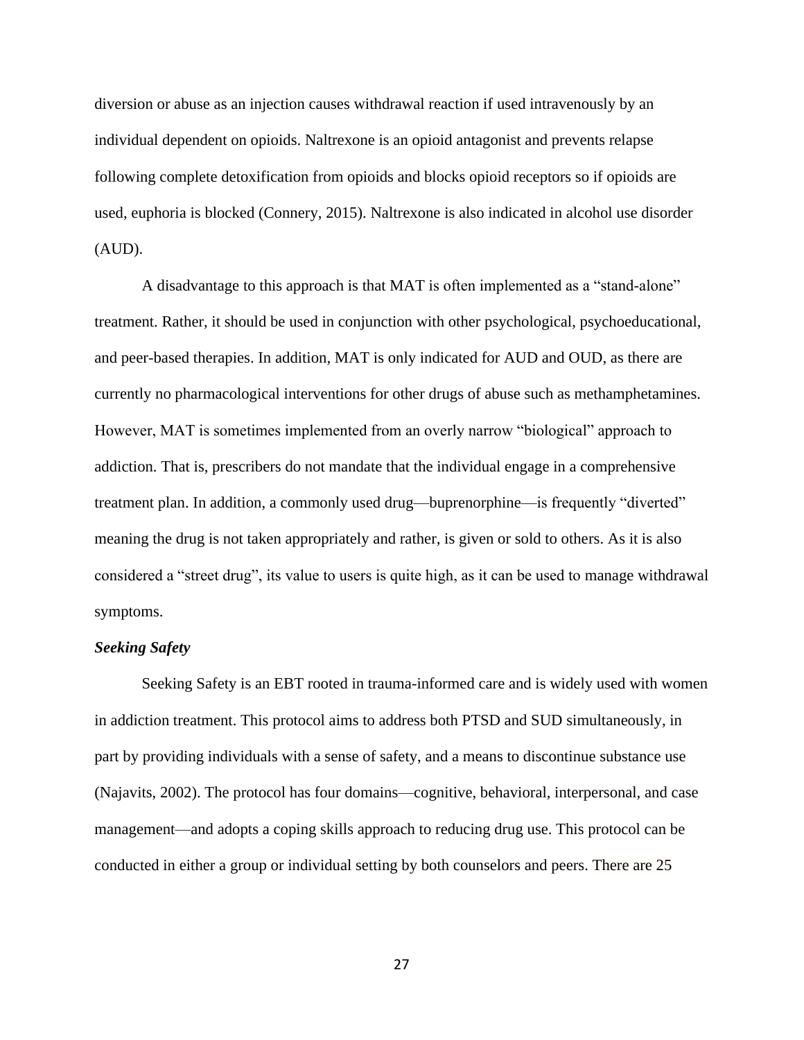diversion or abuse as an injection causes withdrawal reaction if used intravenously by an individual dependent on opioids. Naltrexone is an opioid antagonist and prevents relapse following complete detoxification from opioids and blocks opioid receptors so if opioids are used, euphoria is blocked (Connery, 2015). Naltrexone is also indicated in alcohol use disorder (AUD).

A disadvantage to this approach is that MAT is often implemented as a "stand-alone" treatment. Rather, it should be used in conjunction with other psychological, psychoeducational, and peer-based therapies. In addition, MAT is only indicated for AUD and OUD, as there are currently no pharmacological interventions for other drugs of abuse such as methamphetamines. However, MAT is sometimes implemented from an overly narrow "biological" approach to addiction. That is, prescribers do not mandate that the individual engage in a comprehensive treatment plan. In addition, a commonly used drug—buprenorphine—is frequently "diverted" meaning the drug is not taken appropriately and rather, is given or sold to others. As it is also considered a "street drug", its value to users is quite high, as it can be used to manage withdrawal symptoms.

***Seeking Safety***

Seeking Safety is an EBT rooted in trauma-informed care and is widely used with women in addiction treatment. This protocol aims to address both PTSD and SUD simultaneously, in part by providing individuals with a sense of safety, and a means to discontinue substance use (Najavits, 2002). The protocol has four domains—cognitive, behavioral, interpersonal, and case management—and adopts a coping skills approach to reducing drug use. This protocol can be conducted in either a group or individual setting by both counselors and peers. There are 25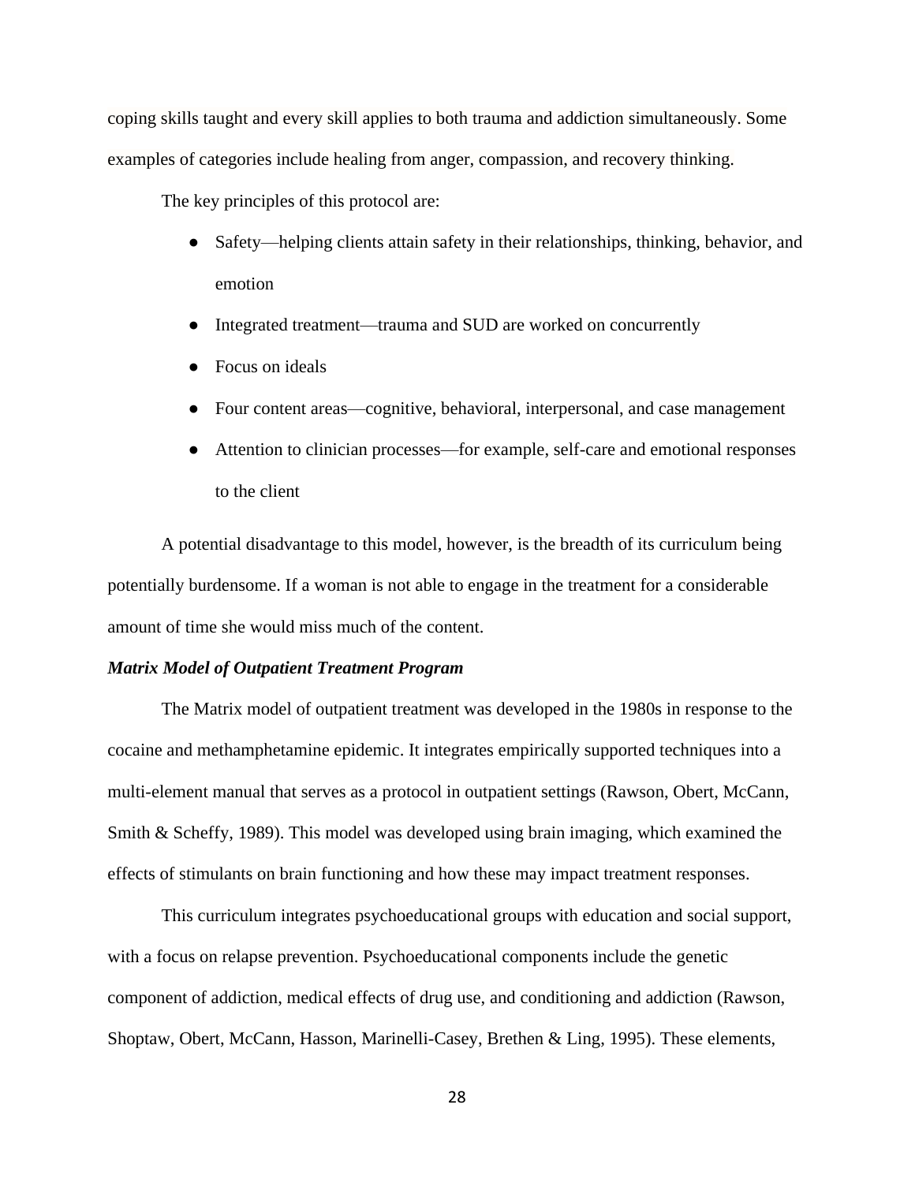coping skills taught and every skill applies to both trauma and addiction simultaneously. Some examples of categories include healing from anger, compassion, and recovery thinking.

The key principles of this protocol are:

- Safety—helping clients attain safety in their relationships, thinking, behavior, and emotion
- Integrated treatment—trauma and SUD are worked on concurrently
- Focus on ideals
- Four content areas—cognitive, behavioral, interpersonal, and case management
- Attention to clinician processes—for example, self-care and emotional responses to the client

A potential disadvantage to this model, however, is the breadth of its curriculum being potentially burdensome. If a woman is not able to engage in the treatment for a considerable amount of time she would miss much of the content.

***Matrix Model of Outpatient Treatment Program***

The Matrix model of outpatient treatment was developed in the 1980s in response to the cocaine and methamphetamine epidemic. It integrates empirically supported techniques into a multi-element manual that serves as a protocol in outpatient settings (Rawson, Obert, McCann, Smith & Scheffy, 1989). This model was developed using brain imaging, which examined the effects of stimulants on brain functioning and how these may impact treatment responses.

This curriculum integrates psychoeducational groups with education and social support, with a focus on relapse prevention. Psychoeducational components include the genetic component of addiction, medical effects of drug use, and conditioning and addiction (Rawson, Shoptaw, Obert, McCann, Hasson, Marinelli-Casey, Brethen & Ling, 1995). These elements,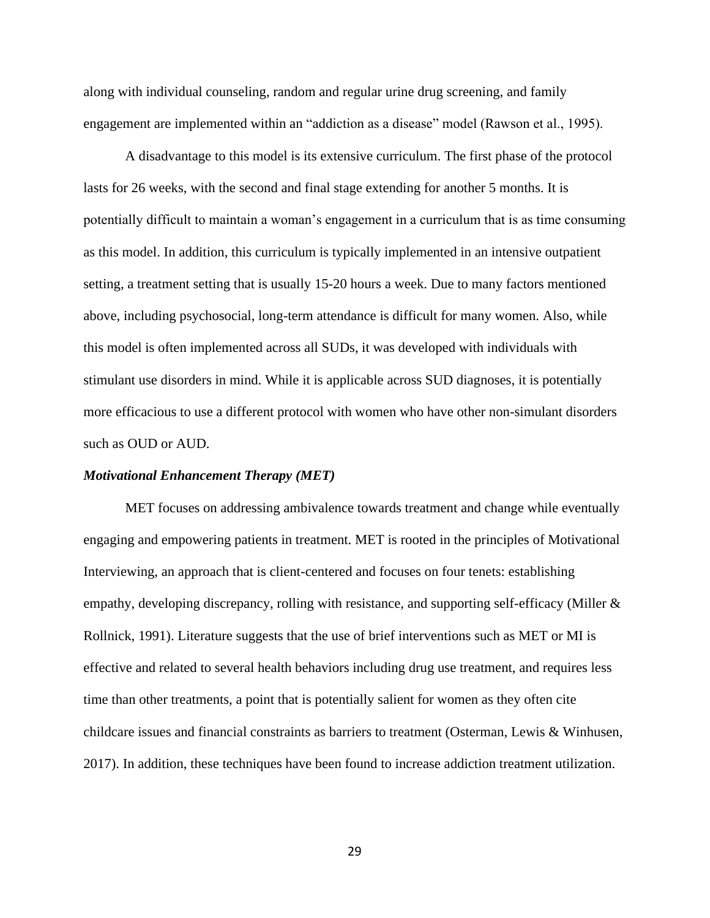along with individual counseling, random and regular urine drug screening, and family engagement are implemented within an "addiction as a disease" model (Rawson et al., 1995).

A disadvantage to this model is its extensive curriculum. The first phase of the protocol lasts for 26 weeks, with the second and final stage extending for another 5 months. It is potentially difficult to maintain a woman's engagement in a curriculum that is as time consuming as this model. In addition, this curriculum is typically implemented in an intensive outpatient setting, a treatment setting that is usually 15-20 hours a week. Due to many factors mentioned above, including psychosocial, long-term attendance is difficult for many women. Also, while this model is often implemented across all SUDs, it was developed with individuals with stimulant use disorders in mind. While it is applicable across SUD diagnoses, it is potentially more efficacious to use a different protocol with women who have other non-simulant disorders such as OUD or AUD.

### *Motivational Enhancement Therapy (MET)*

MET focuses on addressing ambivalence towards treatment and change while eventually engaging and empowering patients in treatment. MET is rooted in the principles of Motivational Interviewing, an approach that is client-centered and focuses on four tenets: establishing empathy, developing discrepancy, rolling with resistance, and supporting self-efficacy (Miller & Rollnick, 1991). Literature suggests that the use of brief interventions such as MET or MI is effective and related to several health behaviors including drug use treatment, and requires less time than other treatments, a point that is potentially salient for women as they often cite childcare issues and financial constraints as barriers to treatment (Osterman, Lewis & Winhusen, 2017). In addition, these techniques have been found to increase addiction treatment utilization.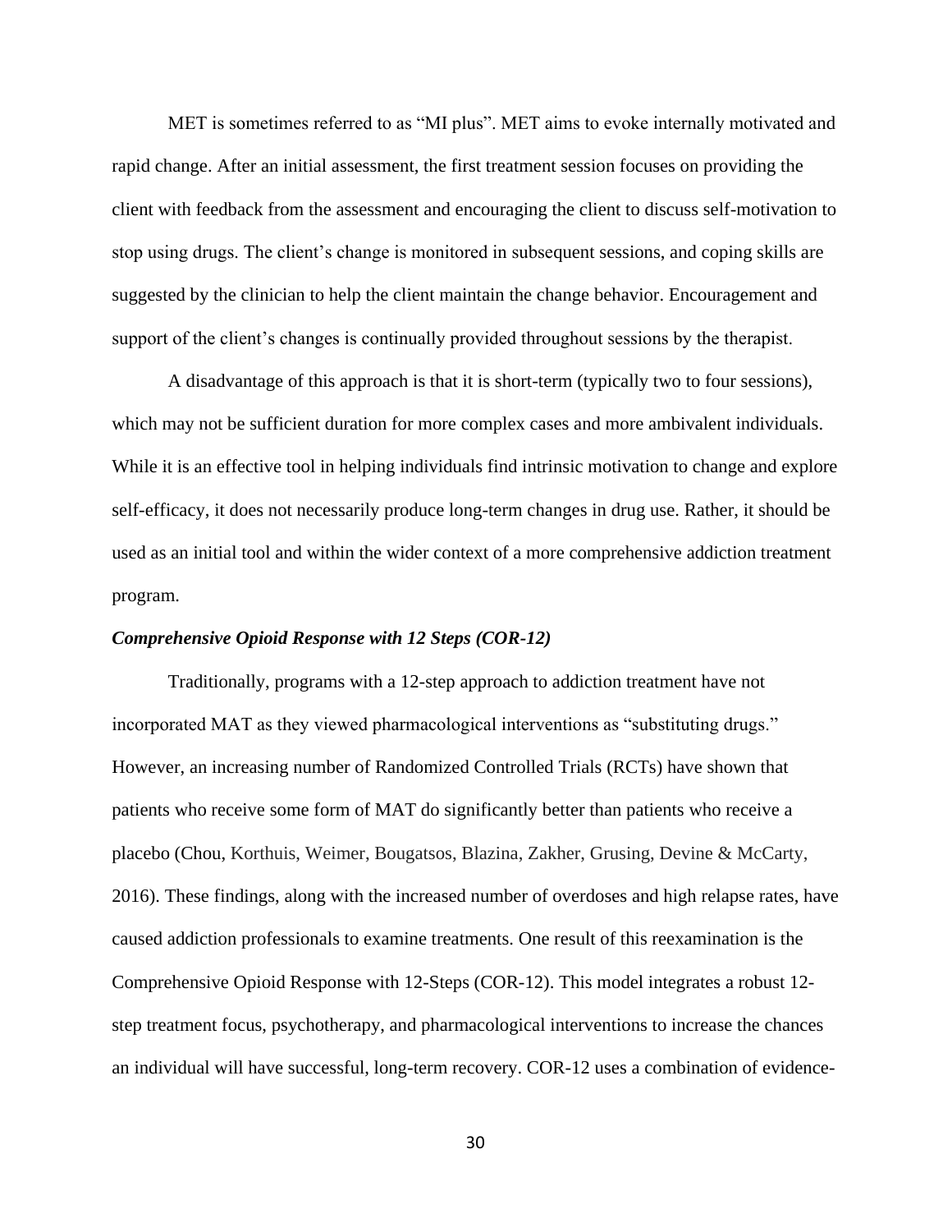MET is sometimes referred to as "MI plus". MET aims to evoke internally motivated and rapid change. After an initial assessment, the first treatment session focuses on providing the client with feedback from the assessment and encouraging the client to discuss self-motivation to stop using drugs. The client's change is monitored in subsequent sessions, and coping skills are suggested by the clinician to help the client maintain the change behavior. Encouragement and support of the client's changes is continually provided throughout sessions by the therapist.

A disadvantage of this approach is that it is short-term (typically two to four sessions), which may not be sufficient duration for more complex cases and more ambivalent individuals. While it is an effective tool in helping individuals find intrinsic motivation to change and explore self-efficacy, it does not necessarily produce long-term changes in drug use. Rather, it should be used as an initial tool and within the wider context of a more comprehensive addiction treatment program.

### *Comprehensive Opioid Response with 12 Steps (COR-12)*

Traditionally, programs with a 12-step approach to addiction treatment have not incorporated MAT as they viewed pharmacological interventions as "substituting drugs." However, an increasing number of Randomized Controlled Trials (RCTs) have shown that patients who receive some form of MAT do significantly better than patients who receive a placebo (Chou, Korthuis, Weimer, Bougatsos, Blazina, Zakher, Grusing, Devine & McCarty, 2016). These findings, along with the increased number of overdoses and high relapse rates, have caused addiction professionals to examine treatments. One result of this reexamination is the Comprehensive Opioid Response with 12-Steps (COR-12). This model integrates a robust 12-step treatment focus, psychotherapy, and pharmacological interventions to increase the chances an individual will have successful, long-term recovery. COR-12 uses a combination of evidence-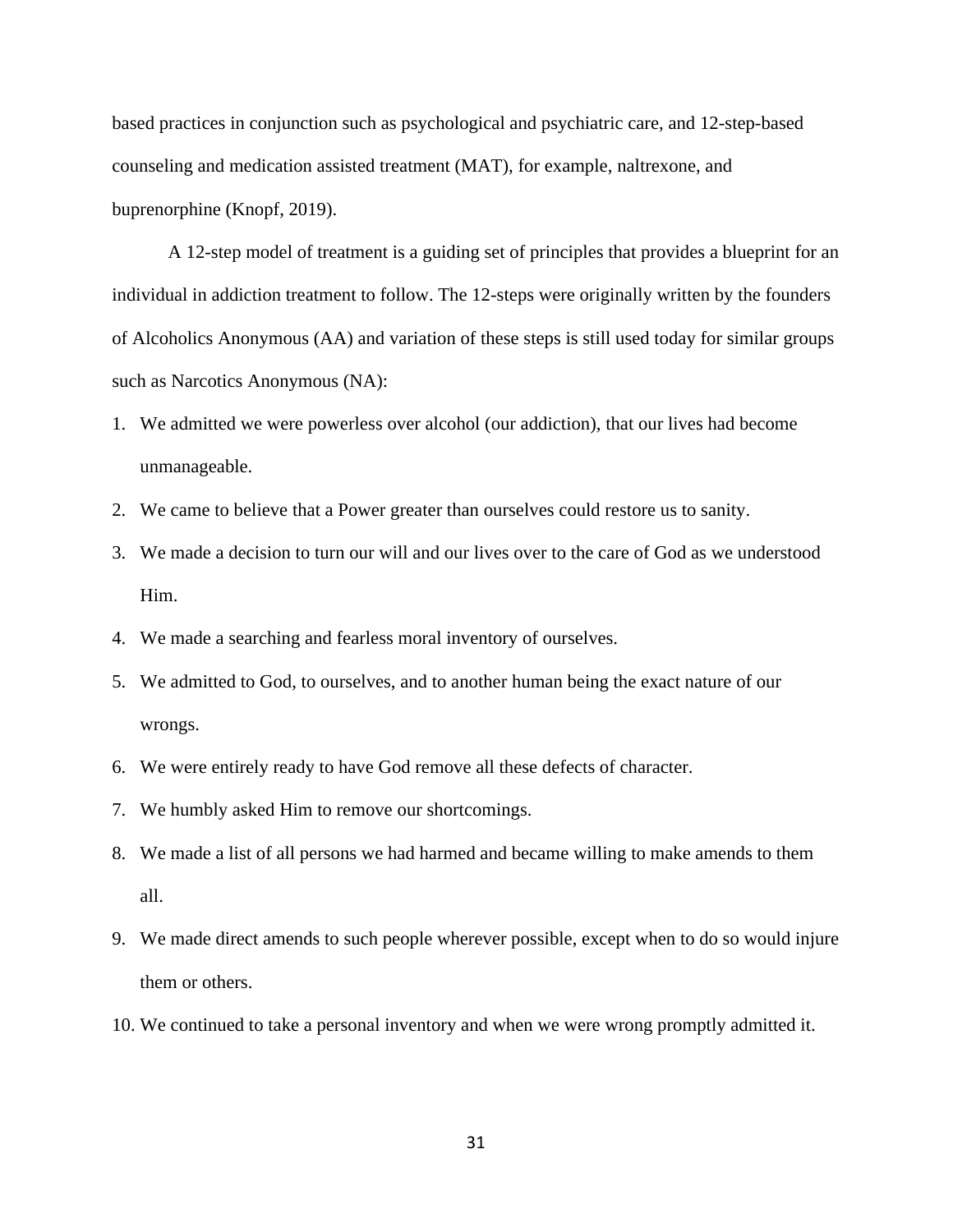based practices in conjunction such as psychological and psychiatric care, and 12-step-based counseling and medication assisted treatment (MAT), for example, naltrexone, and buprenorphine (Knopf, 2019).

A 12-step model of treatment is a guiding set of principles that provides a blueprint for an individual in addiction treatment to follow. The 12-steps were originally written by the founders of Alcoholics Anonymous (AA) and variation of these steps is still used today for similar groups such as Narcotics Anonymous (NA):

1. We admitted we were powerless over alcohol (our addiction), that our lives had become unmanageable.
2. We came to believe that a Power greater than ourselves could restore us to sanity.
3. We made a decision to turn our will and our lives over to the care of God as we understood Him.
4. We made a searching and fearless moral inventory of ourselves.
5. We admitted to God, to ourselves, and to another human being the exact nature of our wrongs.
6. We were entirely ready to have God remove all these defects of character.
7. We humbly asked Him to remove our shortcomings.
8. We made a list of all persons we had harmed and became willing to make amends to them all.
9. We made direct amends to such people wherever possible, except when to do so would injure them or others.
10. We continued to take a personal inventory and when we were wrong promptly admitted it.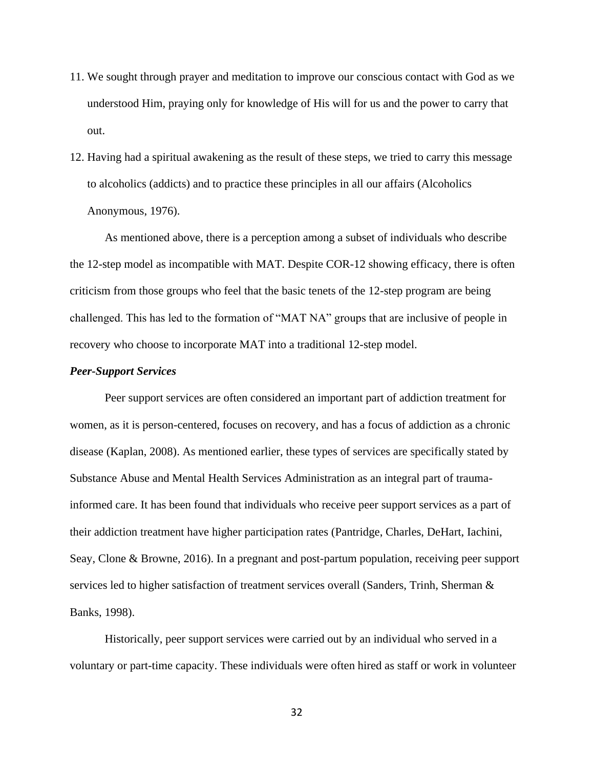11. We sought through prayer and meditation to improve our conscious contact with God as we understood Him, praying only for knowledge of His will for us and the power to carry that out.
12. Having had a spiritual awakening as the result of these steps, we tried to carry this message to alcoholics (addicts) and to practice these principles in all our affairs (Alcoholics Anonymous, 1976).

As mentioned above, there is a perception among a subset of individuals who describe the 12-step model as incompatible with MAT. Despite COR-12 showing efficacy, there is often criticism from those groups who feel that the basic tenets of the 12-step program are being challenged. This has led to the formation of "MAT NA" groups that are inclusive of people in recovery who choose to incorporate MAT into a traditional 12-step model.

***Peer-Support Services***

Peer support services are often considered an important part of addiction treatment for women, as it is person-centered, focuses on recovery, and has a focus of addiction as a chronic disease (Kaplan, 2008). As mentioned earlier, these types of services are specifically stated by Substance Abuse and Mental Health Services Administration as an integral part of trauma-informed care. It has been found that individuals who receive peer support services as a part of their addiction treatment have higher participation rates (Pantridge, Charles, DeHart, Iachini, Seay, Clone & Browne, 2016). In a pregnant and post-partum population, receiving peer support services led to higher satisfaction of treatment services overall (Sanders, Trinh, Sherman & Banks, 1998).

Historically, peer support services were carried out by an individual who served in a voluntary or part-time capacity. These individuals were often hired as staff or work in volunteer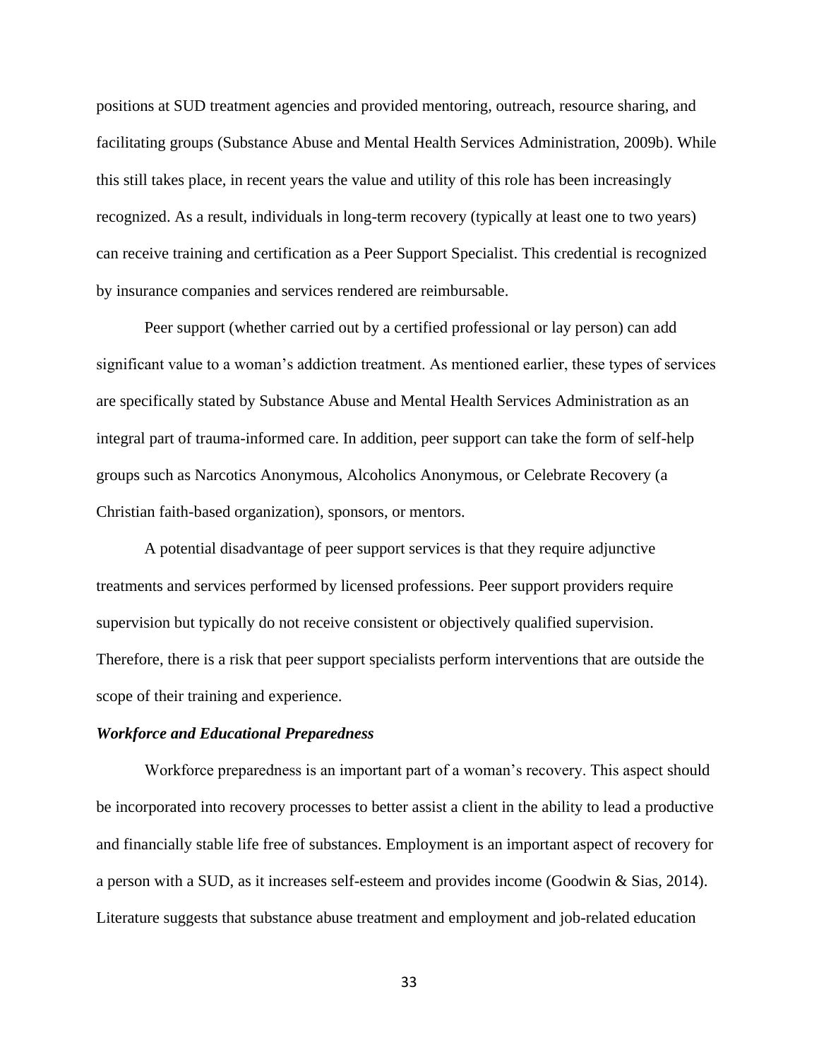positions at SUD treatment agencies and provided mentoring, outreach, resource sharing, and facilitating groups (Substance Abuse and Mental Health Services Administration, 2009b). While this still takes place, in recent years the value and utility of this role has been increasingly recognized. As a result, individuals in long-term recovery (typically at least one to two years) can receive training and certification as a Peer Support Specialist. This credential is recognized by insurance companies and services rendered are reimbursable.

Peer support (whether carried out by a certified professional or lay person) can add significant value to a woman's addiction treatment. As mentioned earlier, these types of services are specifically stated by Substance Abuse and Mental Health Services Administration as an integral part of trauma-informed care. In addition, peer support can take the form of self-help groups such as Narcotics Anonymous, Alcoholics Anonymous, or Celebrate Recovery (a Christian faith-based organization), sponsors, or mentors.

A potential disadvantage of peer support services is that they require adjunctive treatments and services performed by licensed professions. Peer support providers require supervision but typically do not receive consistent or objectively qualified supervision. Therefore, there is a risk that peer support specialists perform interventions that are outside the scope of their training and experience.

***Workforce and Educational Preparedness***

Workforce preparedness is an important part of a woman's recovery. This aspect should be incorporated into recovery processes to better assist a client in the ability to lead a productive and financially stable life free of substances. Employment is an important aspect of recovery for a person with a SUD, as it increases self-esteem and provides income (Goodwin & Sias, 2014). Literature suggests that substance abuse treatment and employment and job-related education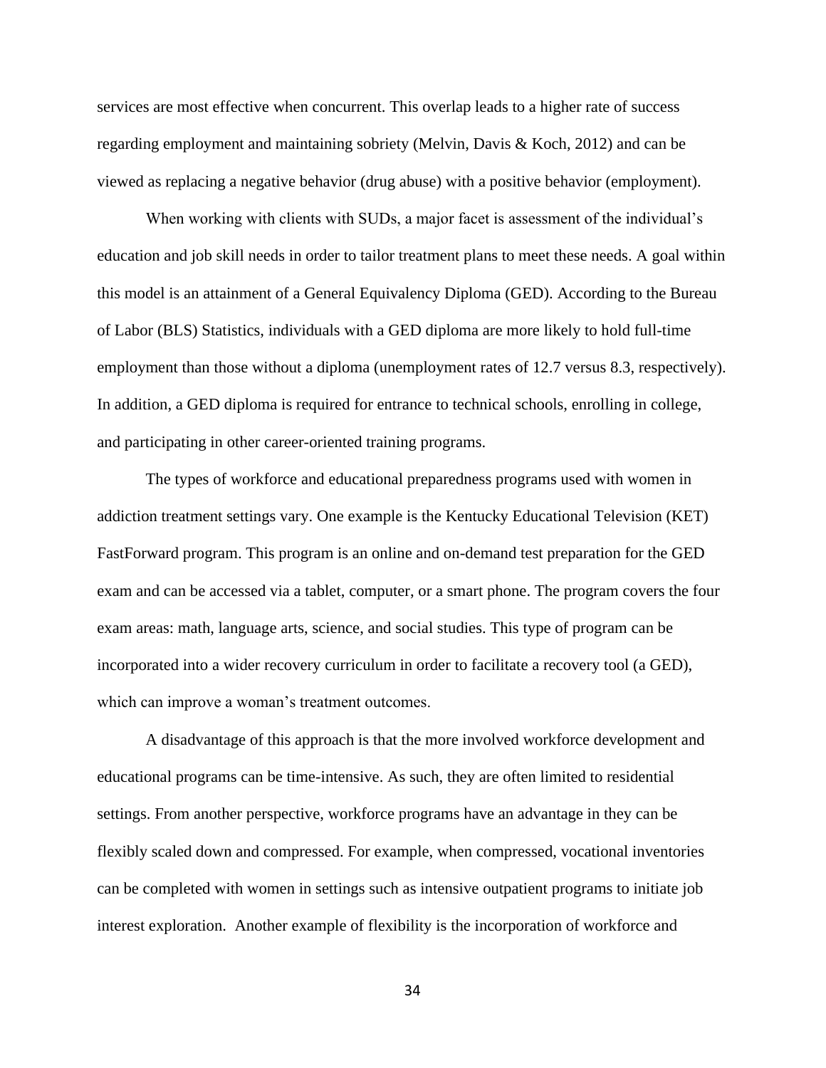services are most effective when concurrent. This overlap leads to a higher rate of success regarding employment and maintaining sobriety (Melvin, Davis & Koch, 2012) and can be viewed as replacing a negative behavior (drug abuse) with a positive behavior (employment).

When working with clients with SUDs, a major facet is assessment of the individual's education and job skill needs in order to tailor treatment plans to meet these needs. A goal within this model is an attainment of a General Equivalency Diploma (GED). According to the Bureau of Labor (BLS) Statistics, individuals with a GED diploma are more likely to hold full-time employment than those without a diploma (unemployment rates of 12.7 versus 8.3, respectively). In addition, a GED diploma is required for entrance to technical schools, enrolling in college, and participating in other career-oriented training programs.

The types of workforce and educational preparedness programs used with women in addiction treatment settings vary. One example is the Kentucky Educational Television (KET) FastForward program. This program is an online and on-demand test preparation for the GED exam and can be accessed via a tablet, computer, or a smart phone. The program covers the four exam areas: math, language arts, science, and social studies. This type of program can be incorporated into a wider recovery curriculum in order to facilitate a recovery tool (a GED), which can improve a woman's treatment outcomes.

A disadvantage of this approach is that the more involved workforce development and educational programs can be time-intensive. As such, they are often limited to residential settings. From another perspective, workforce programs have an advantage in they can be flexibly scaled down and compressed. For example, when compressed, vocational inventories can be completed with women in settings such as intensive outpatient programs to initiate job interest exploration. Another example of flexibility is the incorporation of workforce and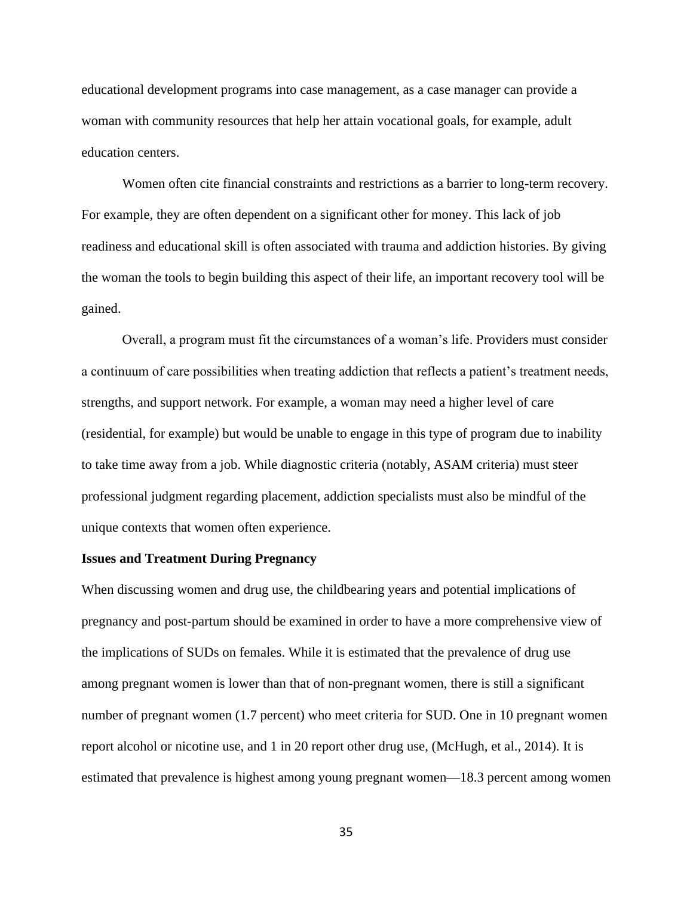educational development programs into case management, as a case manager can provide a woman with community resources that help her attain vocational goals, for example, adult education centers.

Women often cite financial constraints and restrictions as a barrier to long-term recovery. For example, they are often dependent on a significant other for money. This lack of job readiness and educational skill is often associated with trauma and addiction histories. By giving the woman the tools to begin building this aspect of their life, an important recovery tool will be gained.

Overall, a program must fit the circumstances of a woman's life. Providers must consider a continuum of care possibilities when treating addiction that reflects a patient's treatment needs, strengths, and support network. For example, a woman may need a higher level of care (residential, for example) but would be unable to engage in this type of program due to inability to take time away from a job. While diagnostic criteria (notably, ASAM criteria) must steer professional judgment regarding placement, addiction specialists must also be mindful of the unique contexts that women often experience.

**Issues and Treatment During Pregnancy**

When discussing women and drug use, the childbearing years and potential implications of pregnancy and post-partum should be examined in order to have a more comprehensive view of the implications of SUDs on females. While it is estimated that the prevalence of drug use among pregnant women is lower than that of non-pregnant women, there is still a significant number of pregnant women (1.7 percent) who meet criteria for SUD. One in 10 pregnant women report alcohol or nicotine use, and 1 in 20 report other drug use, (McHugh, et al., 2014). It is estimated that prevalence is highest among young pregnant women—18.3 percent among women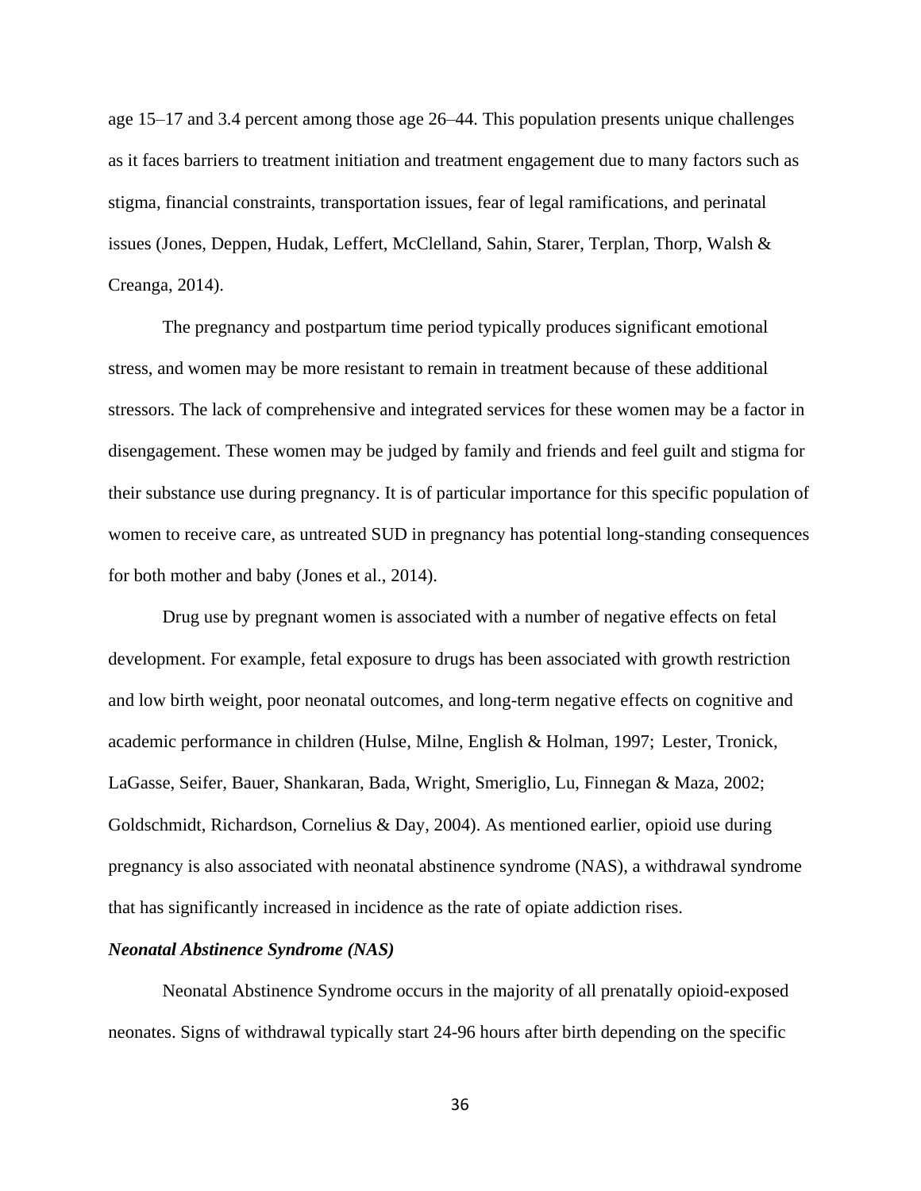age 15–17 and 3.4 percent among those age 26–44. This population presents unique challenges as it faces barriers to treatment initiation and treatment engagement due to many factors such as stigma, financial constraints, transportation issues, fear of legal ramifications, and perinatal issues (Jones, Deppen, Hudak, Leffert, McClelland, Sahin, Starer, Terplan, Thorp, Walsh & Creanga, 2014).

The pregnancy and postpartum time period typically produces significant emotional stress, and women may be more resistant to remain in treatment because of these additional stressors. The lack of comprehensive and integrated services for these women may be a factor in disengagement. These women may be judged by family and friends and feel guilt and stigma for their substance use during pregnancy. It is of particular importance for this specific population of women to receive care, as untreated SUD in pregnancy has potential long-standing consequences for both mother and baby (Jones et al., 2014).

Drug use by pregnant women is associated with a number of negative effects on fetal development. For example, fetal exposure to drugs has been associated with growth restriction and low birth weight, poor neonatal outcomes, and long-term negative effects on cognitive and academic performance in children (Hulse, Milne, English & Holman, 1997; Lester, Tronick, LaGasse, Seifer, Bauer, Shankaran, Bada, Wright, Smeriglio, Lu, Finnegan & Maza, 2002; Goldschmidt, Richardson, Cornelius & Day, 2004). As mentioned earlier, opioid use during pregnancy is also associated with neonatal abstinence syndrome (NAS), a withdrawal syndrome that has significantly increased in incidence as the rate of opiate addiction rises.

***Neonatal Abstinence Syndrome (NAS)***

Neonatal Abstinence Syndrome occurs in the majority of all prenatally opioid-exposed neonates. Signs of withdrawal typically start 24-96 hours after birth depending on the specific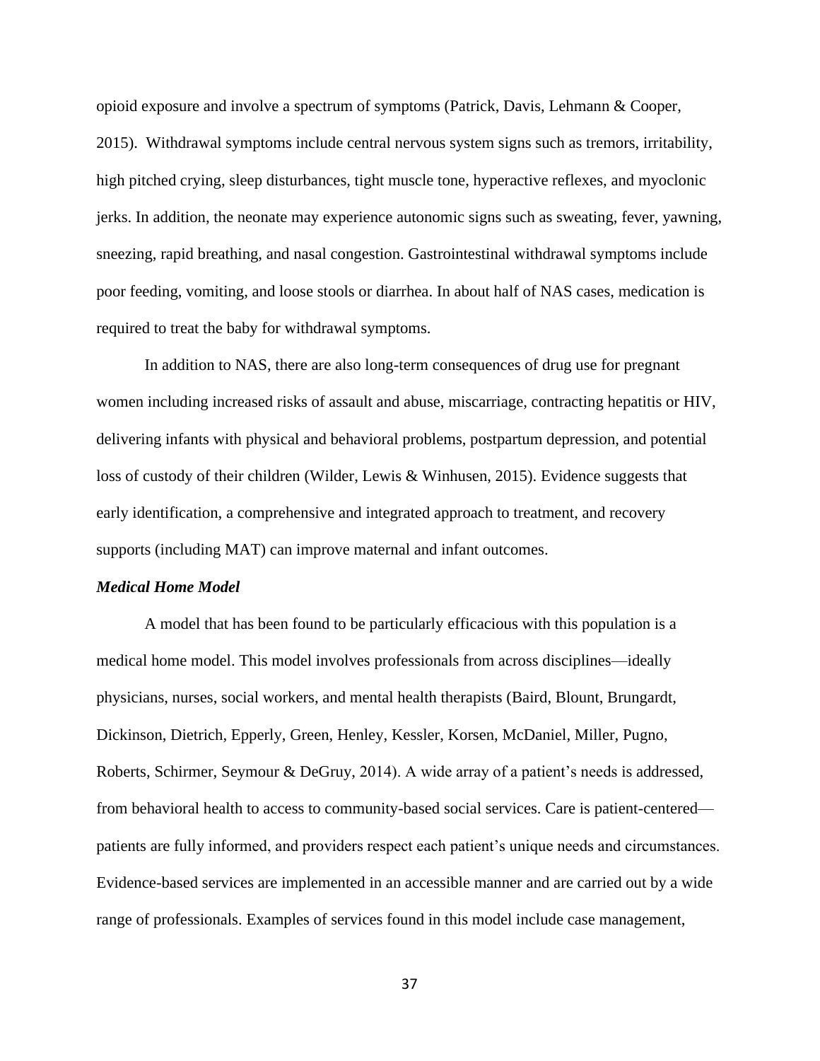opioid exposure and involve a spectrum of symptoms (Patrick, Davis, Lehmann & Cooper, 2015). Withdrawal symptoms include central nervous system signs such as tremors, irritability, high pitched crying, sleep disturbances, tight muscle tone, hyperactive reflexes, and myoclonic jerks. In addition, the neonate may experience autonomic signs such as sweating, fever, yawning, sneezing, rapid breathing, and nasal congestion. Gastrointestinal withdrawal symptoms include poor feeding, vomiting, and loose stools or diarrhea. In about half of NAS cases, medication is required to treat the baby for withdrawal symptoms.

In addition to NAS, there are also long-term consequences of drug use for pregnant women including increased risks of assault and abuse, miscarriage, contracting hepatitis or HIV, delivering infants with physical and behavioral problems, postpartum depression, and potential loss of custody of their children (Wilder, Lewis & Winhusen, 2015). Evidence suggests that early identification, a comprehensive and integrated approach to treatment, and recovery supports (including MAT) can improve maternal and infant outcomes.

***Medical Home Model***

A model that has been found to be particularly efficacious with this population is a medical home model. This model involves professionals from across disciplines—ideally physicians, nurses, social workers, and mental health therapists (Baird, Blount, Brungardt, Dickinson, Dietrich, Epperly, Green, Henley, Kessler, Korsen, McDaniel, Miller, Pugno, Roberts, Schirmer, Seymour & DeGruy, 2014). A wide array of a patient's needs is addressed, from behavioral health to access to community-based social services. Care is patient-centered—patients are fully informed, and providers respect each patient's unique needs and circumstances. Evidence-based services are implemented in an accessible manner and are carried out by a wide range of professionals. Examples of services found in this model include case management,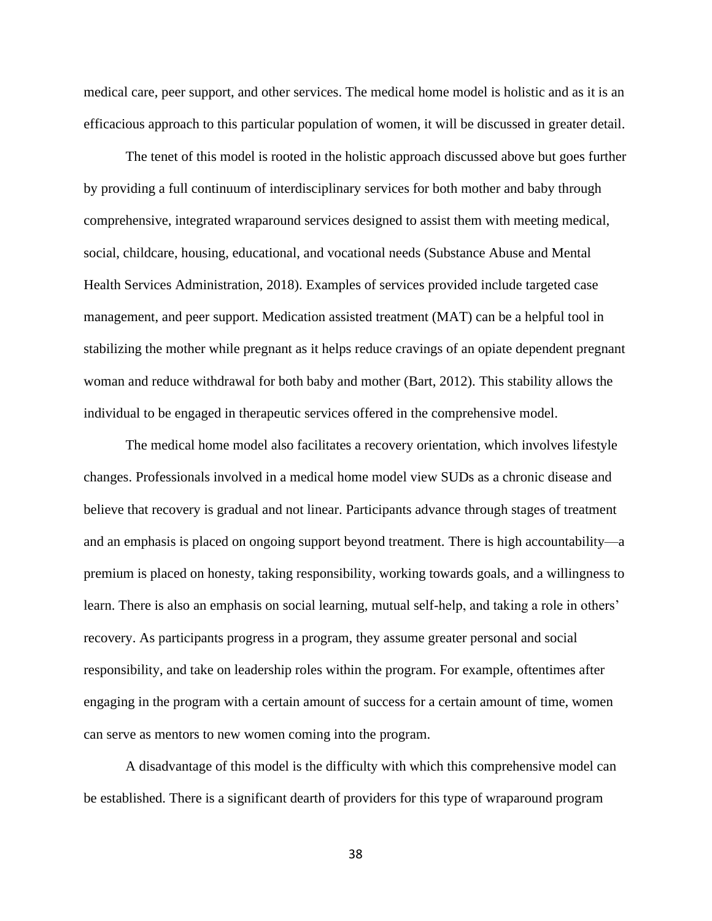medical care, peer support, and other services. The medical home model is holistic and as it is an efficacious approach to this particular population of women, it will be discussed in greater detail.

The tenet of this model is rooted in the holistic approach discussed above but goes further by providing a full continuum of interdisciplinary services for both mother and baby through comprehensive, integrated wraparound services designed to assist them with meeting medical, social, childcare, housing, educational, and vocational needs (Substance Abuse and Mental Health Services Administration, 2018). Examples of services provided include targeted case management, and peer support. Medication assisted treatment (MAT) can be a helpful tool in stabilizing the mother while pregnant as it helps reduce cravings of an opiate dependent pregnant woman and reduce withdrawal for both baby and mother (Bart, 2012). This stability allows the individual to be engaged in therapeutic services offered in the comprehensive model.

The medical home model also facilitates a recovery orientation, which involves lifestyle changes. Professionals involved in a medical home model view SUDs as a chronic disease and believe that recovery is gradual and not linear. Participants advance through stages of treatment and an emphasis is placed on ongoing support beyond treatment. There is high accountability—a premium is placed on honesty, taking responsibility, working towards goals, and a willingness to learn. There is also an emphasis on social learning, mutual self-help, and taking a role in others' recovery. As participants progress in a program, they assume greater personal and social responsibility, and take on leadership roles within the program. For example, oftentimes after engaging in the program with a certain amount of success for a certain amount of time, women can serve as mentors to new women coming into the program.

A disadvantage of this model is the difficulty with which this comprehensive model can be established. There is a significant dearth of providers for this type of wraparound program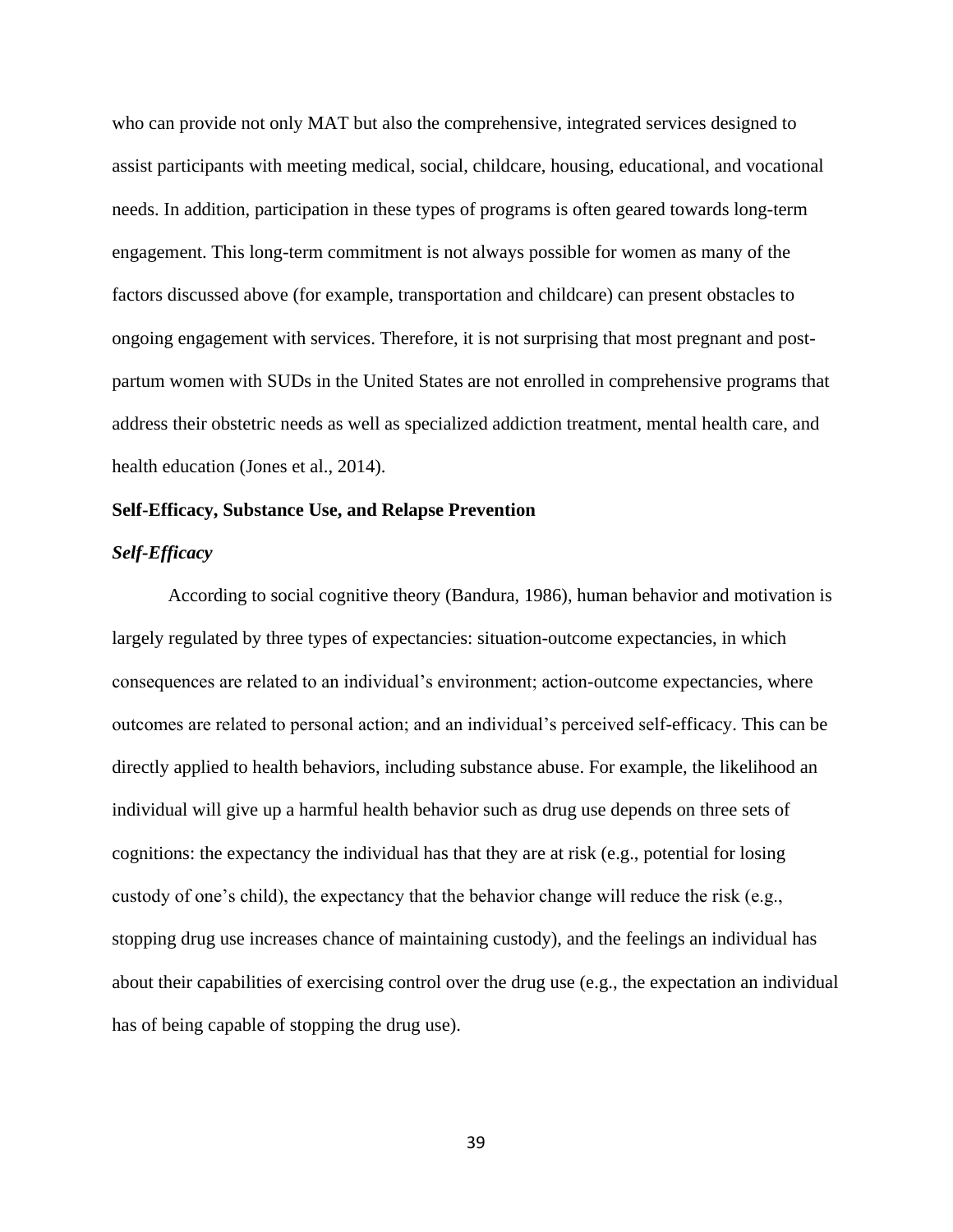who can provide not only MAT but also the comprehensive, integrated services designed to assist participants with meeting medical, social, childcare, housing, educational, and vocational needs. In addition, participation in these types of programs is often geared towards long-term engagement. This long-term commitment is not always possible for women as many of the factors discussed above (for example, transportation and childcare) can present obstacles to ongoing engagement with services. Therefore, it is not surprising that most pregnant and post-partum women with SUDs in the United States are not enrolled in comprehensive programs that address their obstetric needs as well as specialized addiction treatment, mental health care, and health education (Jones et al., 2014).

## Self-Efficacy, Substance Use, and Relapse Prevention

### *Self-Efficacy*

According to social cognitive theory (Bandura, 1986), human behavior and motivation is largely regulated by three types of expectancies: situation-outcome expectancies, in which consequences are related to an individual's environment; action-outcome expectancies, where outcomes are related to personal action; and an individual's perceived self-efficacy. This can be directly applied to health behaviors, including substance abuse. For example, the likelihood an individual will give up a harmful health behavior such as drug use depends on three sets of cognitions: the expectancy the individual has that they are at risk (e.g., potential for losing custody of one's child), the expectancy that the behavior change will reduce the risk (e.g., stopping drug use increases chance of maintaining custody), and the feelings an individual has about their capabilities of exercising control over the drug use (e.g., the expectation an individual has of being capable of stopping the drug use).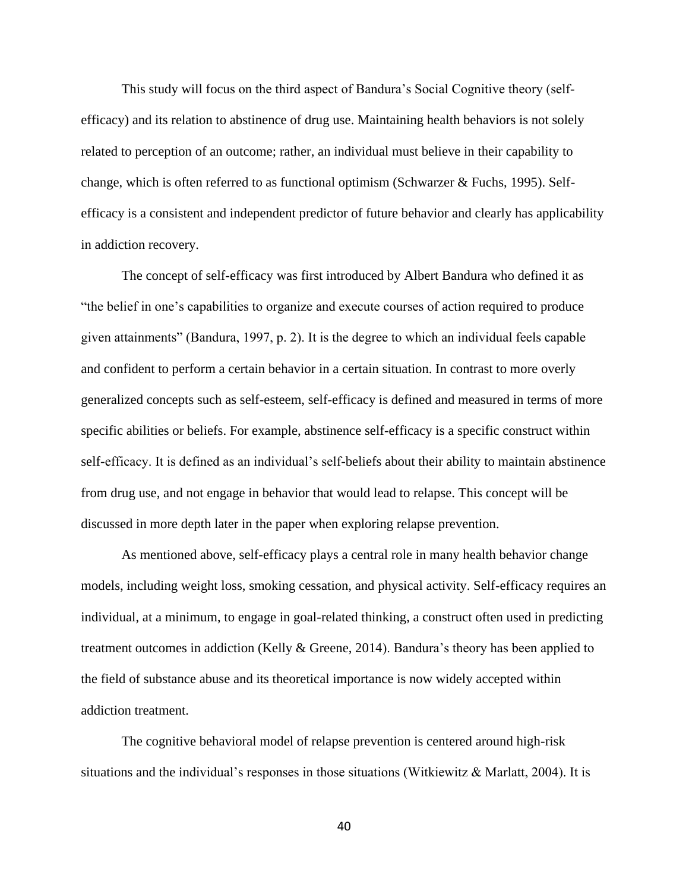This study will focus on the third aspect of Bandura's Social Cognitive theory (self-efficacy) and its relation to abstinence of drug use. Maintaining health behaviors is not solely related to perception of an outcome; rather, an individual must believe in their capability to change, which is often referred to as functional optimism (Schwarzer & Fuchs, 1995). Self-efficacy is a consistent and independent predictor of future behavior and clearly has applicability in addiction recovery.

The concept of self-efficacy was first introduced by Albert Bandura who defined it as "the belief in one's capabilities to organize and execute courses of action required to produce given attainments" (Bandura, 1997, p. 2). It is the degree to which an individual feels capable and confident to perform a certain behavior in a certain situation. In contrast to more overly generalized concepts such as self-esteem, self-efficacy is defined and measured in terms of more specific abilities or beliefs. For example, abstinence self-efficacy is a specific construct within self-efficacy. It is defined as an individual's self-beliefs about their ability to maintain abstinence from drug use, and not engage in behavior that would lead to relapse. This concept will be discussed in more depth later in the paper when exploring relapse prevention.

As mentioned above, self-efficacy plays a central role in many health behavior change models, including weight loss, smoking cessation, and physical activity. Self-efficacy requires an individual, at a minimum, to engage in goal-related thinking, a construct often used in predicting treatment outcomes in addiction (Kelly & Greene, 2014). Bandura's theory has been applied to the field of substance abuse and its theoretical importance is now widely accepted within addiction treatment.

The cognitive behavioral model of relapse prevention is centered around high-risk situations and the individual's responses in those situations (Witkiewitz & Marlatt, 2004). It is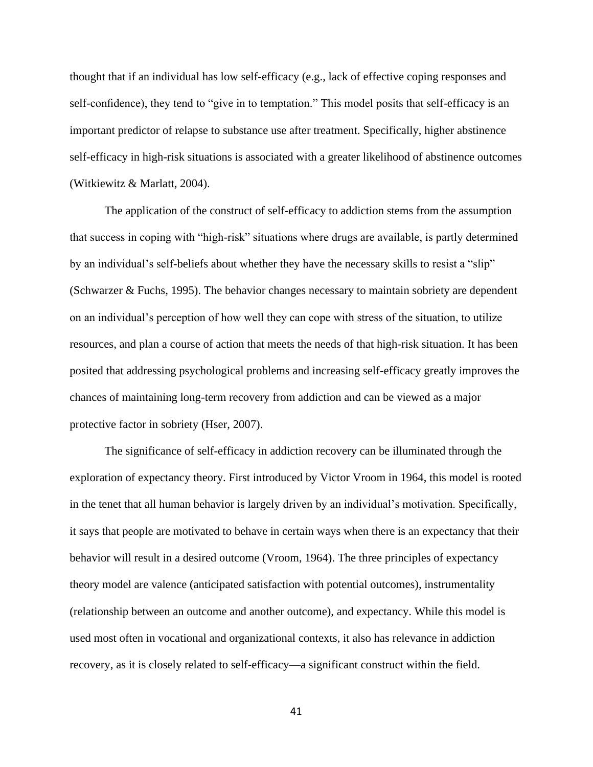thought that if an individual has low self-efficacy (e.g., lack of effective coping responses and self-confidence), they tend to "give in to temptation." This model posits that self-efficacy is an important predictor of relapse to substance use after treatment. Specifically, higher abstinence self-efficacy in high-risk situations is associated with a greater likelihood of abstinence outcomes (Witkiewitz & Marlatt, 2004).

The application of the construct of self-efficacy to addiction stems from the assumption that success in coping with "high-risk" situations where drugs are available, is partly determined by an individual's self-beliefs about whether they have the necessary skills to resist a "slip" (Schwarzer & Fuchs, 1995). The behavior changes necessary to maintain sobriety are dependent on an individual's perception of how well they can cope with stress of the situation, to utilize resources, and plan a course of action that meets the needs of that high-risk situation. It has been posited that addressing psychological problems and increasing self-efficacy greatly improves the chances of maintaining long-term recovery from addiction and can be viewed as a major protective factor in sobriety (Hser, 2007).

The significance of self-efficacy in addiction recovery can be illuminated through the exploration of expectancy theory. First introduced by Victor Vroom in 1964, this model is rooted in the tenet that all human behavior is largely driven by an individual's motivation. Specifically, it says that people are motivated to behave in certain ways when there is an expectancy that their behavior will result in a desired outcome (Vroom, 1964). The three principles of expectancy theory model are valence (anticipated satisfaction with potential outcomes), instrumentality (relationship between an outcome and another outcome), and expectancy. While this model is used most often in vocational and organizational contexts, it also has relevance in addiction recovery, as it is closely related to self-efficacy—a significant construct within the field.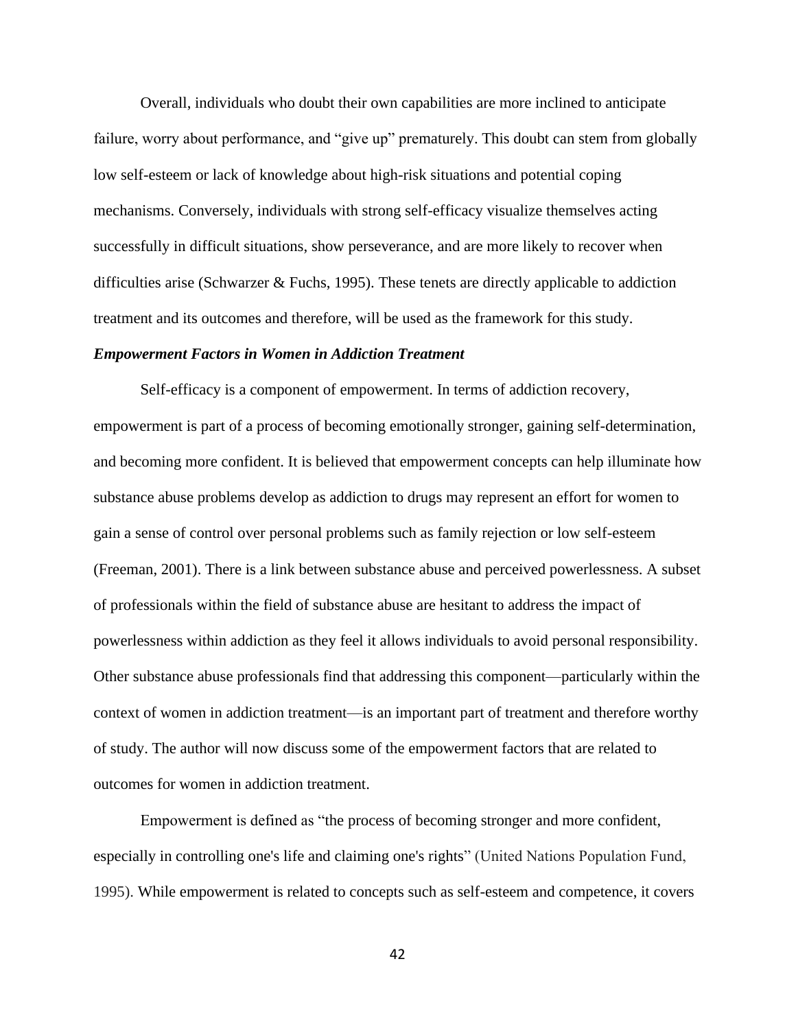Overall, individuals who doubt their own capabilities are more inclined to anticipate failure, worry about performance, and "give up" prematurely. This doubt can stem from globally low self-esteem or lack of knowledge about high-risk situations and potential coping mechanisms. Conversely, individuals with strong self-efficacy visualize themselves acting successfully in difficult situations, show perseverance, and are more likely to recover when difficulties arise (Schwarzer & Fuchs, 1995). These tenets are directly applicable to addiction treatment and its outcomes and therefore, will be used as the framework for this study.

### ***Empowerment Factors in Women in Addiction Treatment***

Self-efficacy is a component of empowerment. In terms of addiction recovery, empowerment is part of a process of becoming emotionally stronger, gaining self-determination, and becoming more confident. It is believed that empowerment concepts can help illuminate how substance abuse problems develop as addiction to drugs may represent an effort for women to gain a sense of control over personal problems such as family rejection or low self-esteem (Freeman, 2001). There is a link between substance abuse and perceived powerlessness. A subset of professionals within the field of substance abuse are hesitant to address the impact of powerlessness within addiction as they feel it allows individuals to avoid personal responsibility. Other substance abuse professionals find that addressing this component—particularly within the context of women in addiction treatment—is an important part of treatment and therefore worthy of study. The author will now discuss some of the empowerment factors that are related to outcomes for women in addiction treatment.

Empowerment is defined as "the process of becoming stronger and more confident, especially in controlling one's life and claiming one's rights" (United Nations Population Fund, 1995). While empowerment is related to concepts such as self-esteem and competence, it covers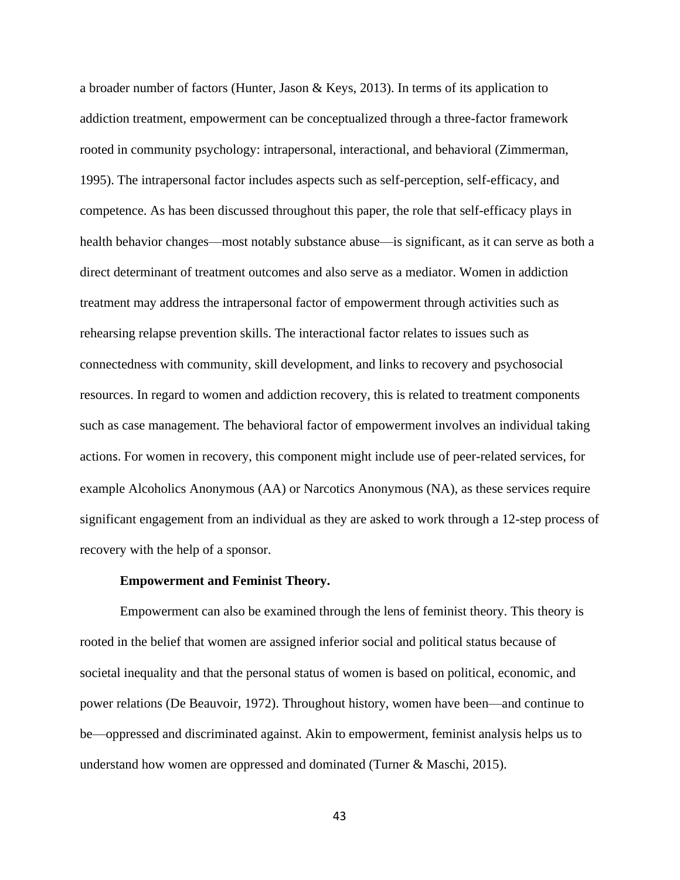a broader number of factors (Hunter, Jason & Keys, 2013). In terms of its application to addiction treatment, empowerment can be conceptualized through a three-factor framework rooted in community psychology: intrapersonal, interactional, and behavioral (Zimmerman, 1995). The intrapersonal factor includes aspects such as self-perception, self-efficacy, and competence. As has been discussed throughout this paper, the role that self-efficacy plays in health behavior changes—most notably substance abuse—is significant, as it can serve as both a direct determinant of treatment outcomes and also serve as a mediator. Women in addiction treatment may address the intrapersonal factor of empowerment through activities such as rehearsing relapse prevention skills. The interactional factor relates to issues such as connectedness with community, skill development, and links to recovery and psychosocial resources. In regard to women and addiction recovery, this is related to treatment components such as case management. The behavioral factor of empowerment involves an individual taking actions. For women in recovery, this component might include use of peer-related services, for example Alcoholics Anonymous (AA) or Narcotics Anonymous (NA), as these services require significant engagement from an individual as they are asked to work through a 12-step process of recovery with the help of a sponsor.

**Empowerment and Feminist Theory.**

Empowerment can also be examined through the lens of feminist theory. This theory is rooted in the belief that women are assigned inferior social and political status because of societal inequality and that the personal status of women is based on political, economic, and power relations (De Beauvoir, 1972). Throughout history, women have been—and continue to be—oppressed and discriminated against. Akin to empowerment, feminist analysis helps us to understand how women are oppressed and dominated (Turner & Maschi, 2015).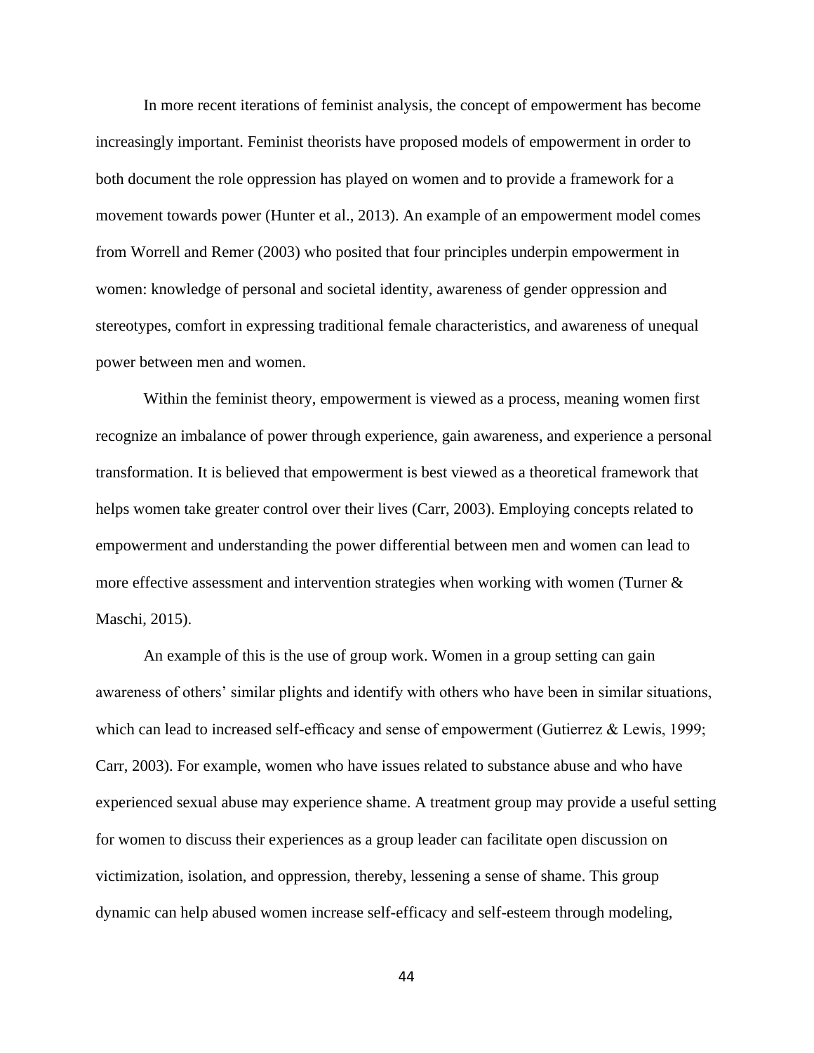In more recent iterations of feminist analysis, the concept of empowerment has become increasingly important. Feminist theorists have proposed models of empowerment in order to both document the role oppression has played on women and to provide a framework for a movement towards power (Hunter et al., 2013). An example of an empowerment model comes from Worrell and Remer (2003) who posited that four principles underpin empowerment in women: knowledge of personal and societal identity, awareness of gender oppression and stereotypes, comfort in expressing traditional female characteristics, and awareness of unequal power between men and women.

Within the feminist theory, empowerment is viewed as a process, meaning women first recognize an imbalance of power through experience, gain awareness, and experience a personal transformation. It is believed that empowerment is best viewed as a theoretical framework that helps women take greater control over their lives (Carr, 2003). Employing concepts related to empowerment and understanding the power differential between men and women can lead to more effective assessment and intervention strategies when working with women (Turner & Maschi, 2015).

An example of this is the use of group work. Women in a group setting can gain awareness of others' similar plights and identify with others who have been in similar situations, which can lead to increased self-efficacy and sense of empowerment (Gutierrez & Lewis, 1999; Carr, 2003). For example, women who have issues related to substance abuse and who have experienced sexual abuse may experience shame. A treatment group may provide a useful setting for women to discuss their experiences as a group leader can facilitate open discussion on victimization, isolation, and oppression, thereby, lessening a sense of shame. This group dynamic can help abused women increase self-efficacy and self-esteem through modeling,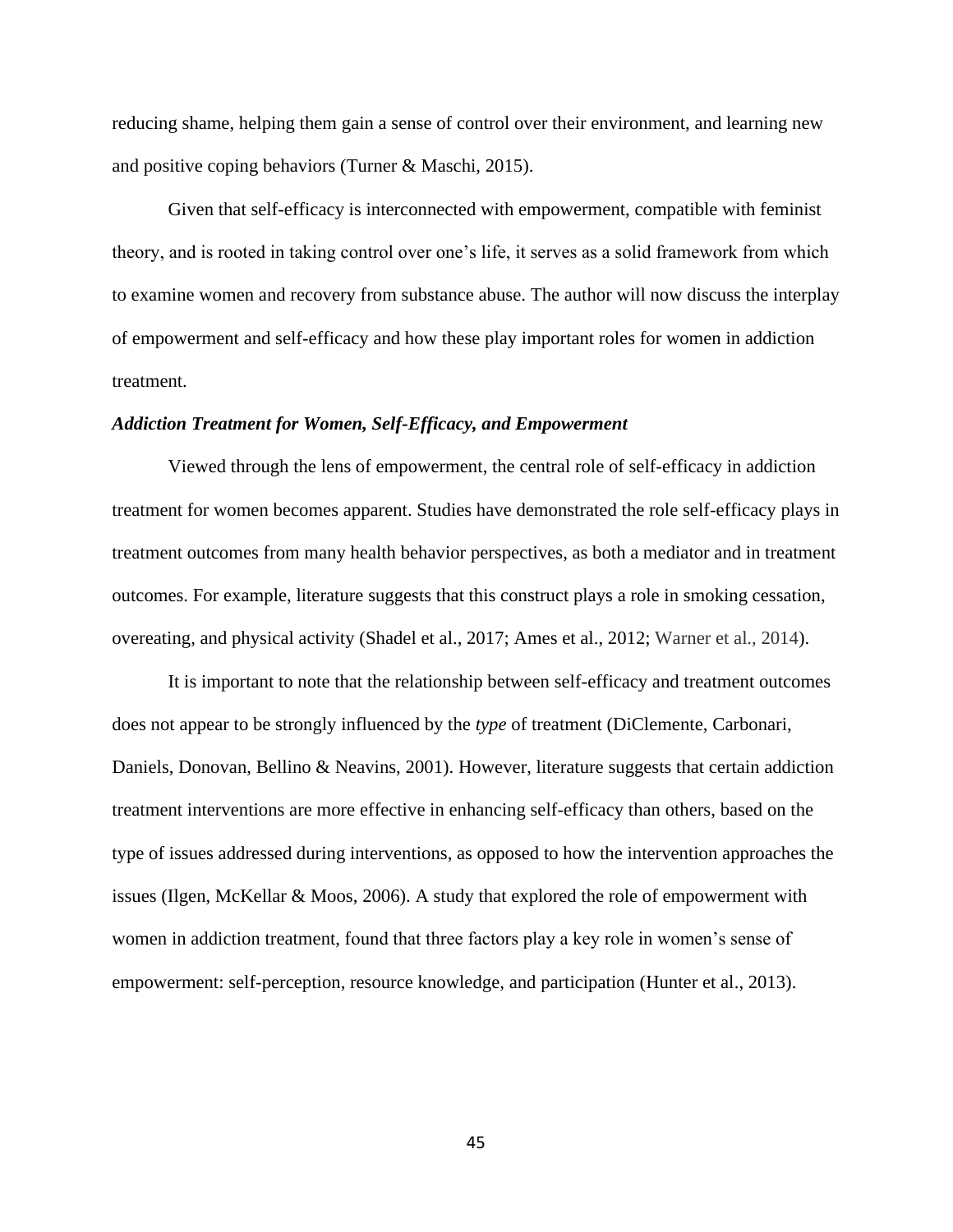reducing shame, helping them gain a sense of control over their environment, and learning new and positive coping behaviors (Turner & Maschi, 2015).

Given that self-efficacy is interconnected with empowerment, compatible with feminist theory, and is rooted in taking control over one's life, it serves as a solid framework from which to examine women and recovery from substance abuse. The author will now discuss the interplay of empowerment and self-efficacy and how these play important roles for women in addiction treatment.

***Addiction Treatment for Women, Self-Efficacy, and Empowerment***

Viewed through the lens of empowerment, the central role of self-efficacy in addiction treatment for women becomes apparent. Studies have demonstrated the role self-efficacy plays in treatment outcomes from many health behavior perspectives, as both a mediator and in treatment outcomes. For example, literature suggests that this construct plays a role in smoking cessation, overeating, and physical activity (Shadel et al., 2017; Ames et al., 2012; Warner et al., 2014).

It is important to note that the relationship between self-efficacy and treatment outcomes does not appear to be strongly influenced by the *type* of treatment (DiClemente, Carbonari, Daniels, Donovan, Bellino & Neavins, 2001). However, literature suggests that certain addiction treatment interventions are more effective in enhancing self-efficacy than others, based on the type of issues addressed during interventions, as opposed to how the intervention approaches the issues (Ilgen, McKellar & Moos, 2006). A study that explored the role of empowerment with women in addiction treatment, found that three factors play a key role in women's sense of empowerment: self-perception, resource knowledge, and participation (Hunter et al., 2013).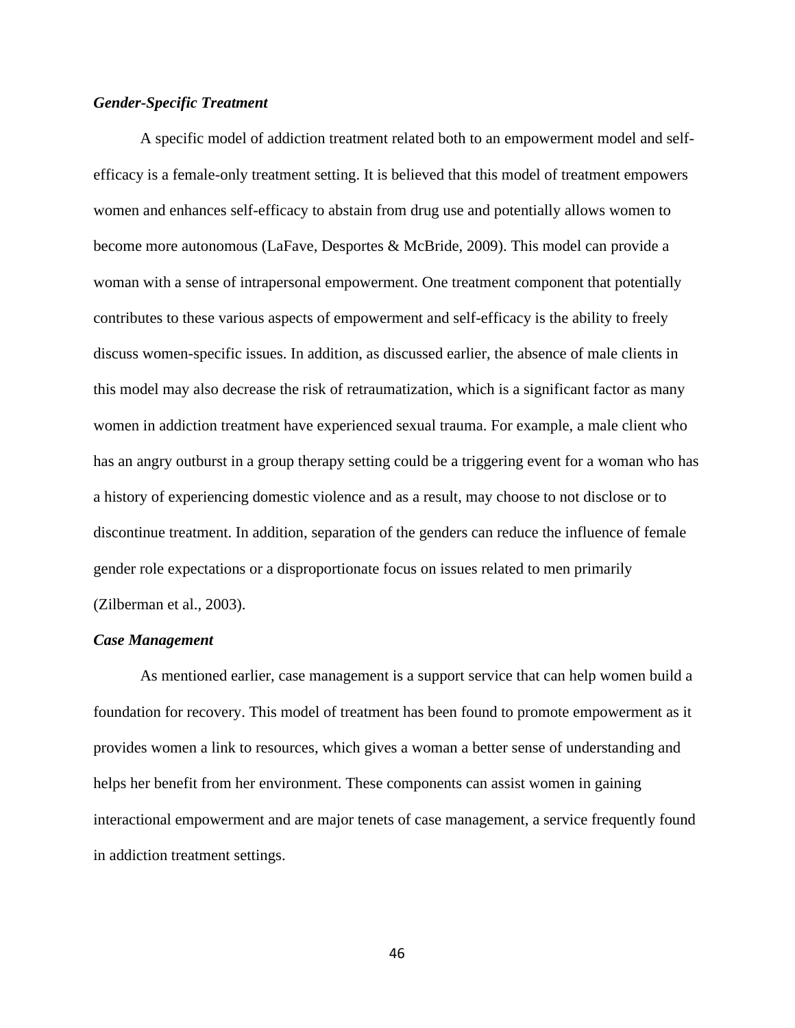### ***Gender-Specific Treatment***

A specific model of addiction treatment related both to an empowerment model and self-efficacy is a female-only treatment setting. It is believed that this model of treatment empowers women and enhances self-efficacy to abstain from drug use and potentially allows women to become more autonomous (LaFave, Desportes & McBride, 2009). This model can provide a woman with a sense of intrapersonal empowerment. One treatment component that potentially contributes to these various aspects of empowerment and self-efficacy is the ability to freely discuss women-specific issues. In addition, as discussed earlier, the absence of male clients in this model may also decrease the risk of retraumatization, which is a significant factor as many women in addiction treatment have experienced sexual trauma. For example, a male client who has an angry outburst in a group therapy setting could be a triggering event for a woman who has a history of experiencing domestic violence and as a result, may choose to not disclose or to discontinue treatment. In addition, separation of the genders can reduce the influence of female gender role expectations or a disproportionate focus on issues related to men primarily (Zilberman et al., 2003).

### ***Case Management***

As mentioned earlier, case management is a support service that can help women build a foundation for recovery. This model of treatment has been found to promote empowerment as it provides women a link to resources, which gives a woman a better sense of understanding and helps her benefit from her environment. These components can assist women in gaining interactional empowerment and are major tenets of case management, a service frequently found in addiction treatment settings.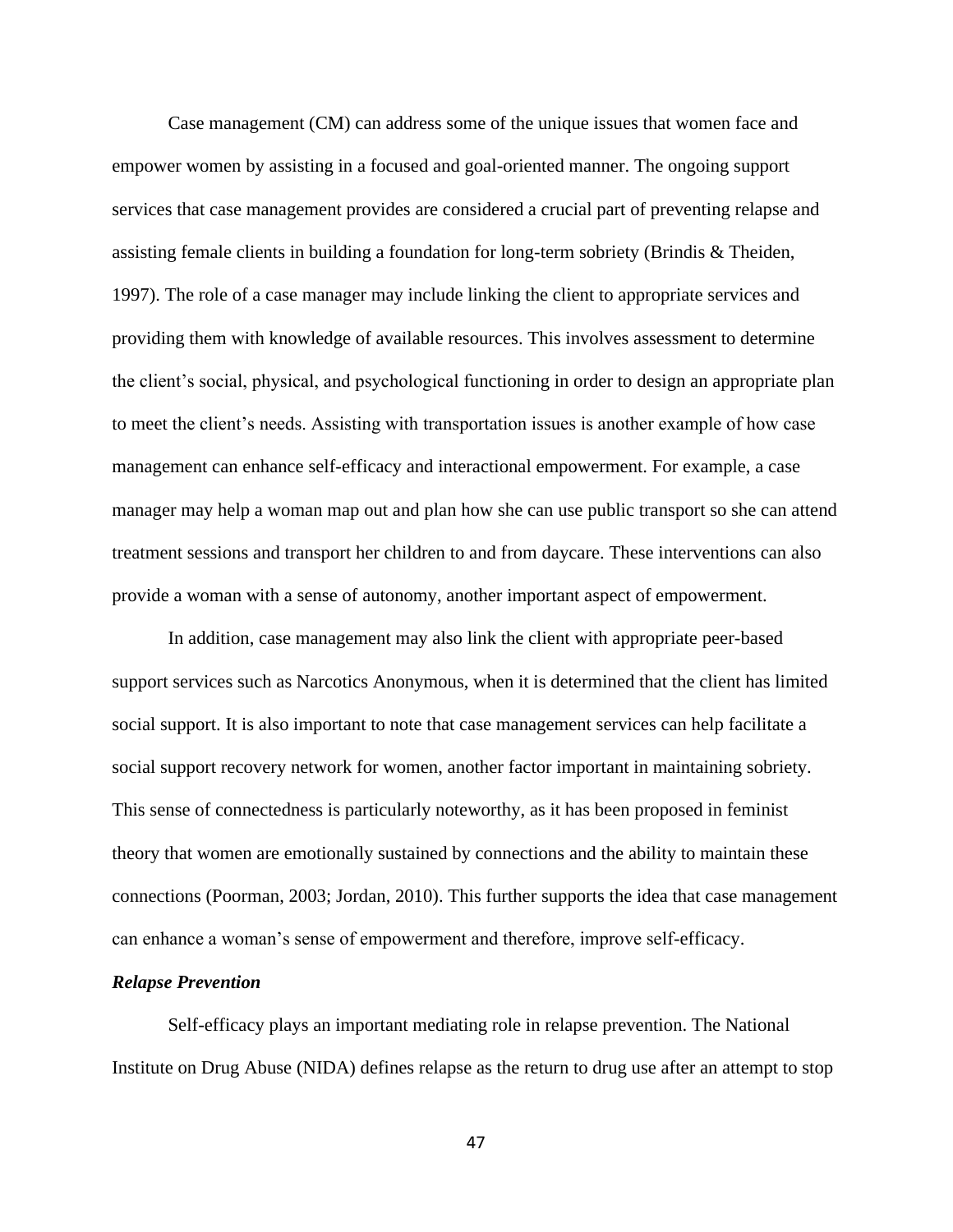Case management (CM) can address some of the unique issues that women face and empower women by assisting in a focused and goal-oriented manner. The ongoing support services that case management provides are considered a crucial part of preventing relapse and assisting female clients in building a foundation for long-term sobriety (Brindis & Theiden, 1997). The role of a case manager may include linking the client to appropriate services and providing them with knowledge of available resources. This involves assessment to determine the client's social, physical, and psychological functioning in order to design an appropriate plan to meet the client's needs. Assisting with transportation issues is another example of how case management can enhance self-efficacy and interactional empowerment. For example, a case manager may help a woman map out and plan how she can use public transport so she can attend treatment sessions and transport her children to and from daycare. These interventions can also provide a woman with a sense of autonomy, another important aspect of empowerment.

In addition, case management may also link the client with appropriate peer-based support services such as Narcotics Anonymous, when it is determined that the client has limited social support. It is also important to note that case management services can help facilitate a social support recovery network for women, another factor important in maintaining sobriety. This sense of connectedness is particularly noteworthy, as it has been proposed in feminist theory that women are emotionally sustained by connections and the ability to maintain these connections (Poorman, 2003; Jordan, 2010). This further supports the idea that case management can enhance a woman's sense of empowerment and therefore, improve self-efficacy.

### ***Relapse Prevention***

Self-efficacy plays an important mediating role in relapse prevention. The National Institute on Drug Abuse (NIDA) defines relapse as the return to drug use after an attempt to stop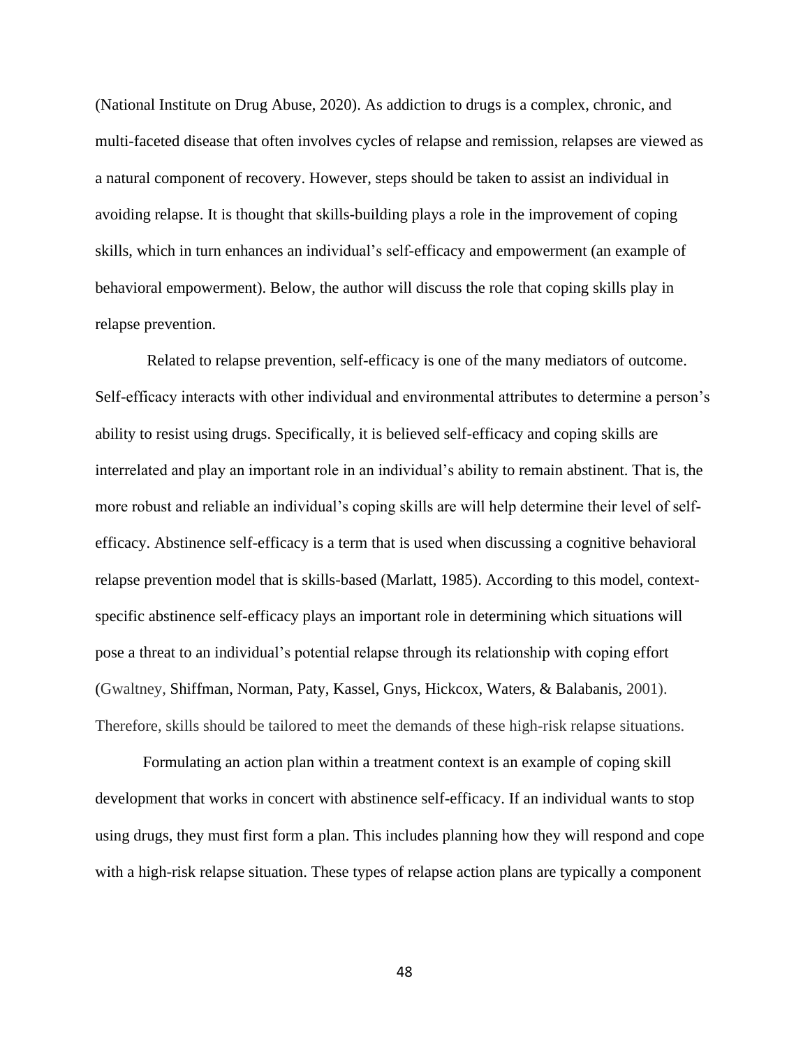(National Institute on Drug Abuse, 2020). As addiction to drugs is a complex, chronic, and multi-faceted disease that often involves cycles of relapse and remission, relapses are viewed as a natural component of recovery. However, steps should be taken to assist an individual in avoiding relapse. It is thought that skills-building plays a role in the improvement of coping skills, which in turn enhances an individual's self-efficacy and empowerment (an example of behavioral empowerment). Below, the author will discuss the role that coping skills play in relapse prevention.

Related to relapse prevention, self-efficacy is one of the many mediators of outcome. Self-efficacy interacts with other individual and environmental attributes to determine a person's ability to resist using drugs. Specifically, it is believed self-efficacy and coping skills are interrelated and play an important role in an individual's ability to remain abstinent. That is, the more robust and reliable an individual's coping skills are will help determine their level of self-efficacy. Abstinence self-efficacy is a term that is used when discussing a cognitive behavioral relapse prevention model that is skills-based (Marlatt, 1985). According to this model, context-specific abstinence self-efficacy plays an important role in determining which situations will pose a threat to an individual's potential relapse through its relationship with coping effort (Gwaltney, Shiffman, Norman, Paty, Kassel, Gnys, Hickcox, Waters, & Balabanis, 2001). Therefore, skills should be tailored to meet the demands of these high-risk relapse situations.

Formulating an action plan within a treatment context is an example of coping skill development that works in concert with abstinence self-efficacy. If an individual wants to stop using drugs, they must first form a plan. This includes planning how they will respond and cope with a high-risk relapse situation. These types of relapse action plans are typically a component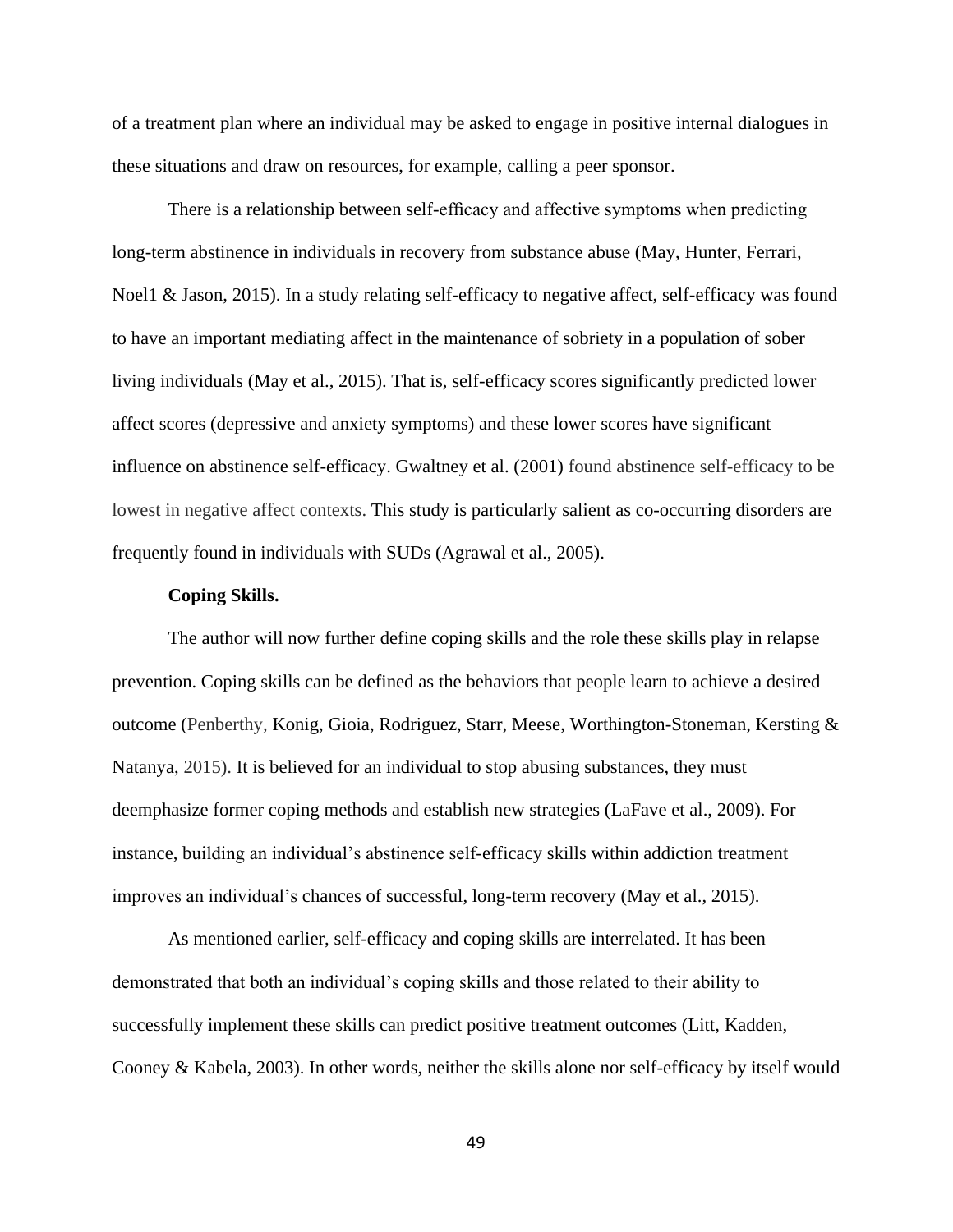of a treatment plan where an individual may be asked to engage in positive internal dialogues in these situations and draw on resources, for example, calling a peer sponsor.

There is a relationship between self-efficacy and affective symptoms when predicting long-term abstinence in individuals in recovery from substance abuse (May, Hunter, Ferrari, Noel1 & Jason, 2015). In a study relating self-efficacy to negative affect, self-efficacy was found to have an important mediating affect in the maintenance of sobriety in a population of sober living individuals (May et al., 2015). That is, self-efficacy scores significantly predicted lower affect scores (depressive and anxiety symptoms) and these lower scores have significant influence on abstinence self-efficacy. Gwaltney et al. (2001) found abstinence self-efficacy to be lowest in negative affect contexts. This study is particularly salient as co-occurring disorders are frequently found in individuals with SUDs (Agrawal et al., 2005).

**Coping Skills.**

The author will now further define coping skills and the role these skills play in relapse prevention. Coping skills can be defined as the behaviors that people learn to achieve a desired outcome (Penberthy, Konig, Gioia, Rodriguez, Starr, Meese, Worthington-Stoneman, Kersting & Natanya, 2015). It is believed for an individual to stop abusing substances, they must deemphasize former coping methods and establish new strategies (LaFave et al., 2009). For instance, building an individual's abstinence self-efficacy skills within addiction treatment improves an individual's chances of successful, long-term recovery (May et al., 2015).

As mentioned earlier, self-efficacy and coping skills are interrelated. It has been demonstrated that both an individual's coping skills and those related to their ability to successfully implement these skills can predict positive treatment outcomes (Litt, Kadden, Cooney & Kabela, 2003). In other words, neither the skills alone nor self-efficacy by itself would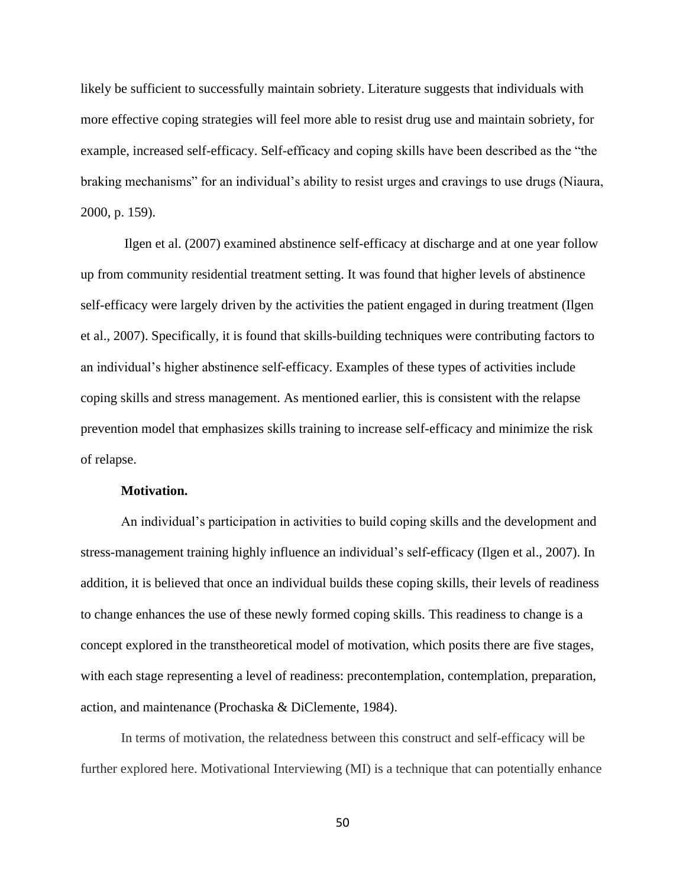likely be sufficient to successfully maintain sobriety. Literature suggests that individuals with more effective coping strategies will feel more able to resist drug use and maintain sobriety, for example, increased self-efficacy. Self-efficacy and coping skills have been described as the "the braking mechanisms" for an individual's ability to resist urges and cravings to use drugs (Niaura, 2000, p. 159).

Ilgen et al. (2007) examined abstinence self-efficacy at discharge and at one year follow up from community residential treatment setting. It was found that higher levels of abstinence self-efficacy were largely driven by the activities the patient engaged in during treatment (Ilgen et al., 2007). Specifically, it is found that skills-building techniques were contributing factors to an individual's higher abstinence self-efficacy. Examples of these types of activities include coping skills and stress management. As mentioned earlier, this is consistent with the relapse prevention model that emphasizes skills training to increase self-efficacy and minimize the risk of relapse.

**Motivation.**

An individual's participation in activities to build coping skills and the development and stress-management training highly influence an individual's self-efficacy (Ilgen et al., 2007). In addition, it is believed that once an individual builds these coping skills, their levels of readiness to change enhances the use of these newly formed coping skills. This readiness to change is a concept explored in the transtheoretical model of motivation, which posits there are five stages, with each stage representing a level of readiness: precontemplation, contemplation, preparation, action, and maintenance (Prochaska & DiClemente, 1984).

In terms of motivation, the relatedness between this construct and self-efficacy will be further explored here. Motivational Interviewing (MI) is a technique that can potentially enhance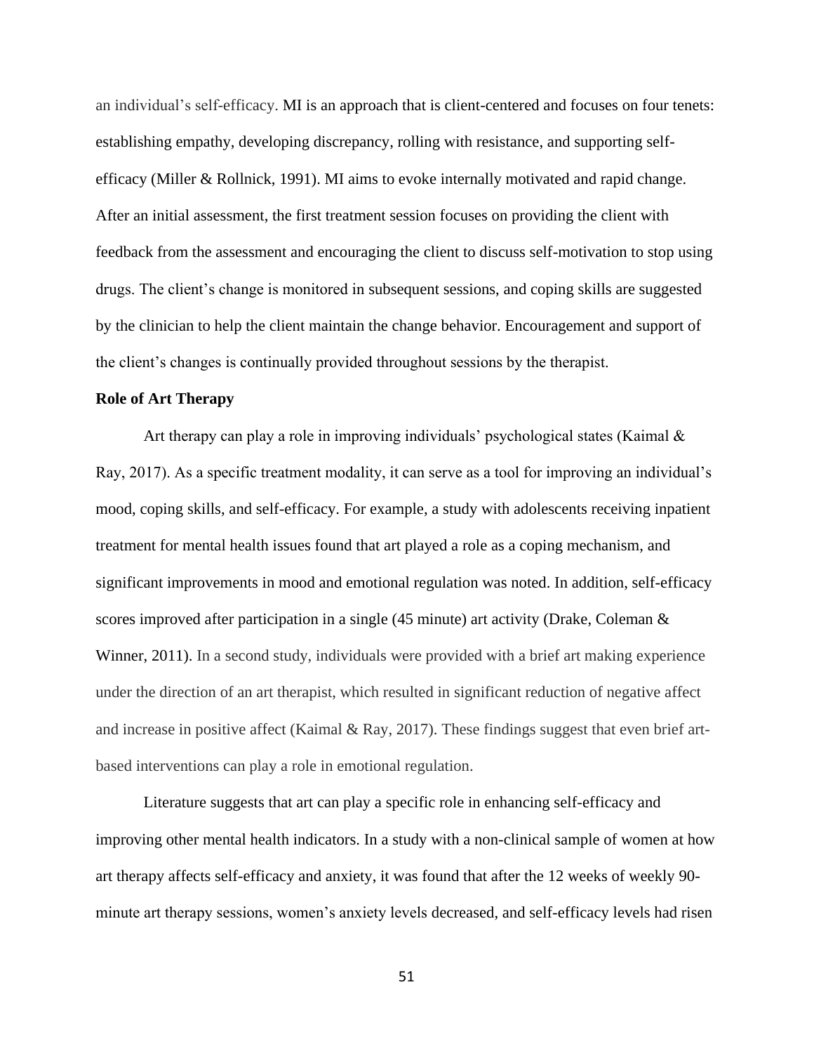an individual's self-efficacy. MI is an approach that is client-centered and focuses on four tenets: establishing empathy, developing discrepancy, rolling with resistance, and supporting self-efficacy (Miller & Rollnick, 1991). MI aims to evoke internally motivated and rapid change. After an initial assessment, the first treatment session focuses on providing the client with feedback from the assessment and encouraging the client to discuss self-motivation to stop using drugs. The client's change is monitored in subsequent sessions, and coping skills are suggested by the clinician to help the client maintain the change behavior. Encouragement and support of the client's changes is continually provided throughout sessions by the therapist.

**Role of Art Therapy**

Art therapy can play a role in improving individuals' psychological states (Kaimal & Ray, 2017). As a specific treatment modality, it can serve as a tool for improving an individual's mood, coping skills, and self-efficacy. For example, a study with adolescents receiving inpatient treatment for mental health issues found that art played a role as a coping mechanism, and significant improvements in mood and emotional regulation was noted. In addition, self-efficacy scores improved after participation in a single (45 minute) art activity (Drake, Coleman & Winner, 2011). In a second study, individuals were provided with a brief art making experience under the direction of an art therapist, which resulted in significant reduction of negative affect and increase in positive affect (Kaimal & Ray, 2017). These findings suggest that even brief art-based interventions can play a role in emotional regulation.

Literature suggests that art can play a specific role in enhancing self-efficacy and improving other mental health indicators. In a study with a non-clinical sample of women at how art therapy affects self-efficacy and anxiety, it was found that after the 12 weeks of weekly 90-minute art therapy sessions, women's anxiety levels decreased, and self-efficacy levels had risen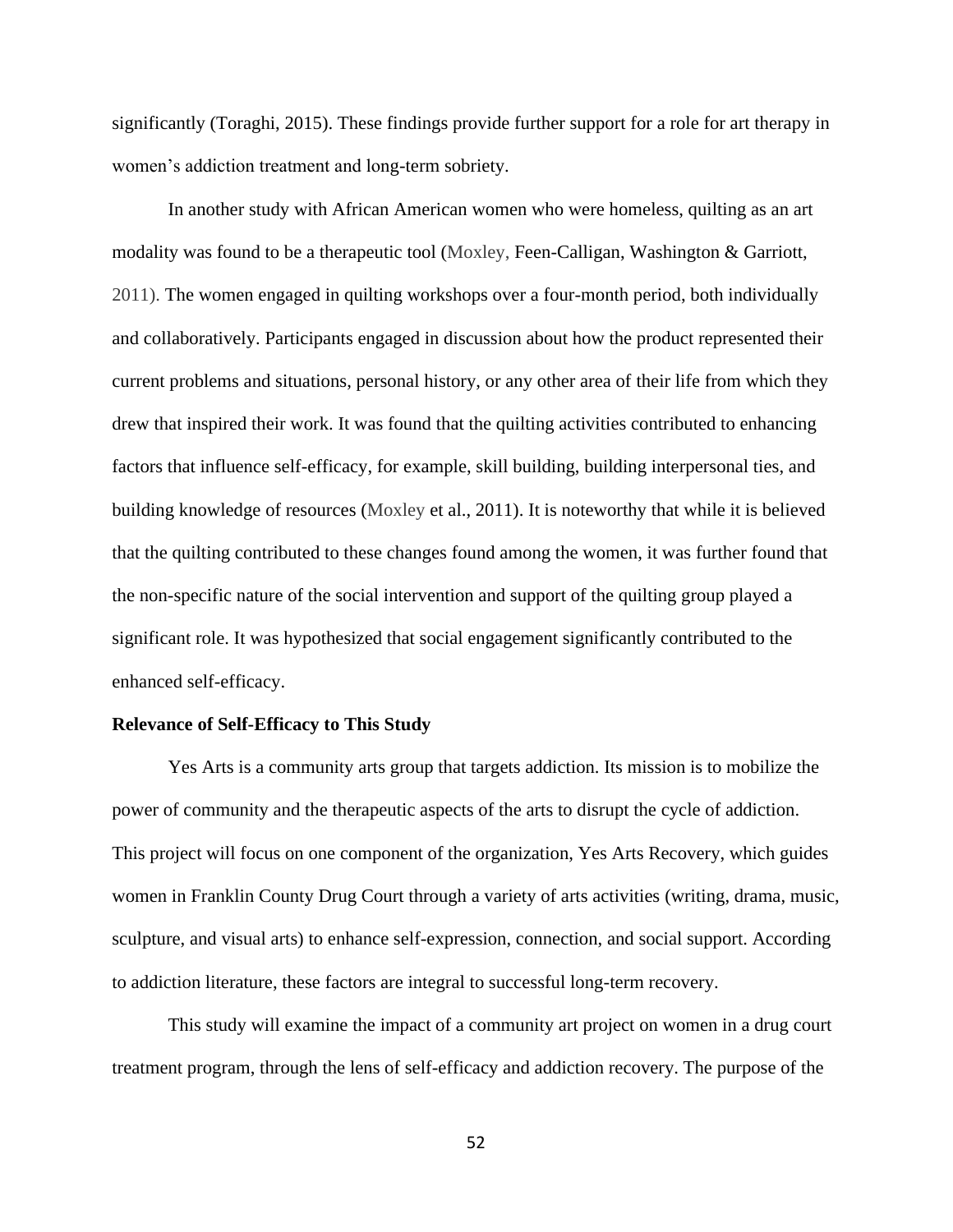significantly (Toraghi, 2015). These findings provide further support for a role for art therapy in women's addiction treatment and long-term sobriety.

In another study with African American women who were homeless, quilting as an art modality was found to be a therapeutic tool (Moxley, Feen-Calligan, Washington & Garriott, 2011). The women engaged in quilting workshops over a four-month period, both individually and collaboratively. Participants engaged in discussion about how the product represented their current problems and situations, personal history, or any other area of their life from which they drew that inspired their work. It was found that the quilting activities contributed to enhancing factors that influence self-efficacy, for example, skill building, building interpersonal ties, and building knowledge of resources (Moxley et al., 2011). It is noteworthy that while it is believed that the quilting contributed to these changes found among the women, it was further found that the non-specific nature of the social intervention and support of the quilting group played a significant role. It was hypothesized that social engagement significantly contributed to the enhanced self-efficacy.

**Relevance of Self-Efficacy to This Study**

Yes Arts is a community arts group that targets addiction. Its mission is to mobilize the power of community and the therapeutic aspects of the arts to disrupt the cycle of addiction. This project will focus on one component of the organization, Yes Arts Recovery, which guides women in Franklin County Drug Court through a variety of arts activities (writing, drama, music, sculpture, and visual arts) to enhance self-expression, connection, and social support. According to addiction literature, these factors are integral to successful long-term recovery.

This study will examine the impact of a community art project on women in a drug court treatment program, through the lens of self-efficacy and addiction recovery. The purpose of the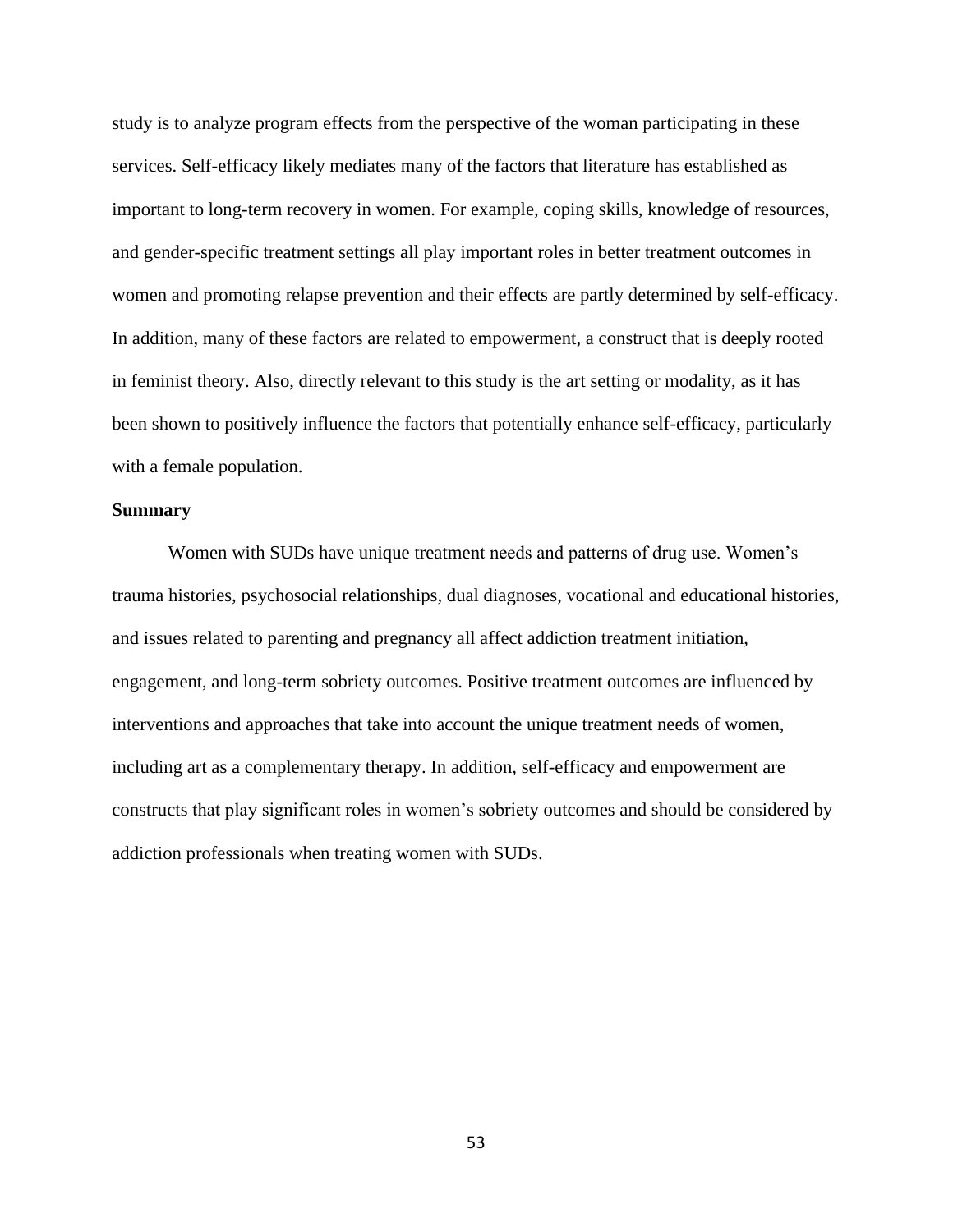study is to analyze program effects from the perspective of the woman participating in these services. Self-efficacy likely mediates many of the factors that literature has established as important to long-term recovery in women. For example, coping skills, knowledge of resources, and gender-specific treatment settings all play important roles in better treatment outcomes in women and promoting relapse prevention and their effects are partly determined by self-efficacy. In addition, many of these factors are related to empowerment, a construct that is deeply rooted in feminist theory. Also, directly relevant to this study is the art setting or modality, as it has been shown to positively influence the factors that potentially enhance self-efficacy, particularly with a female population.

**Summary**

Women with SUDs have unique treatment needs and patterns of drug use. Women's trauma histories, psychosocial relationships, dual diagnoses, vocational and educational histories, and issues related to parenting and pregnancy all affect addiction treatment initiation, engagement, and long-term sobriety outcomes. Positive treatment outcomes are influenced by interventions and approaches that take into account the unique treatment needs of women, including art as a complementary therapy. In addition, self-efficacy and empowerment are constructs that play significant roles in women's sobriety outcomes and should be considered by addiction professionals when treating women with SUDs.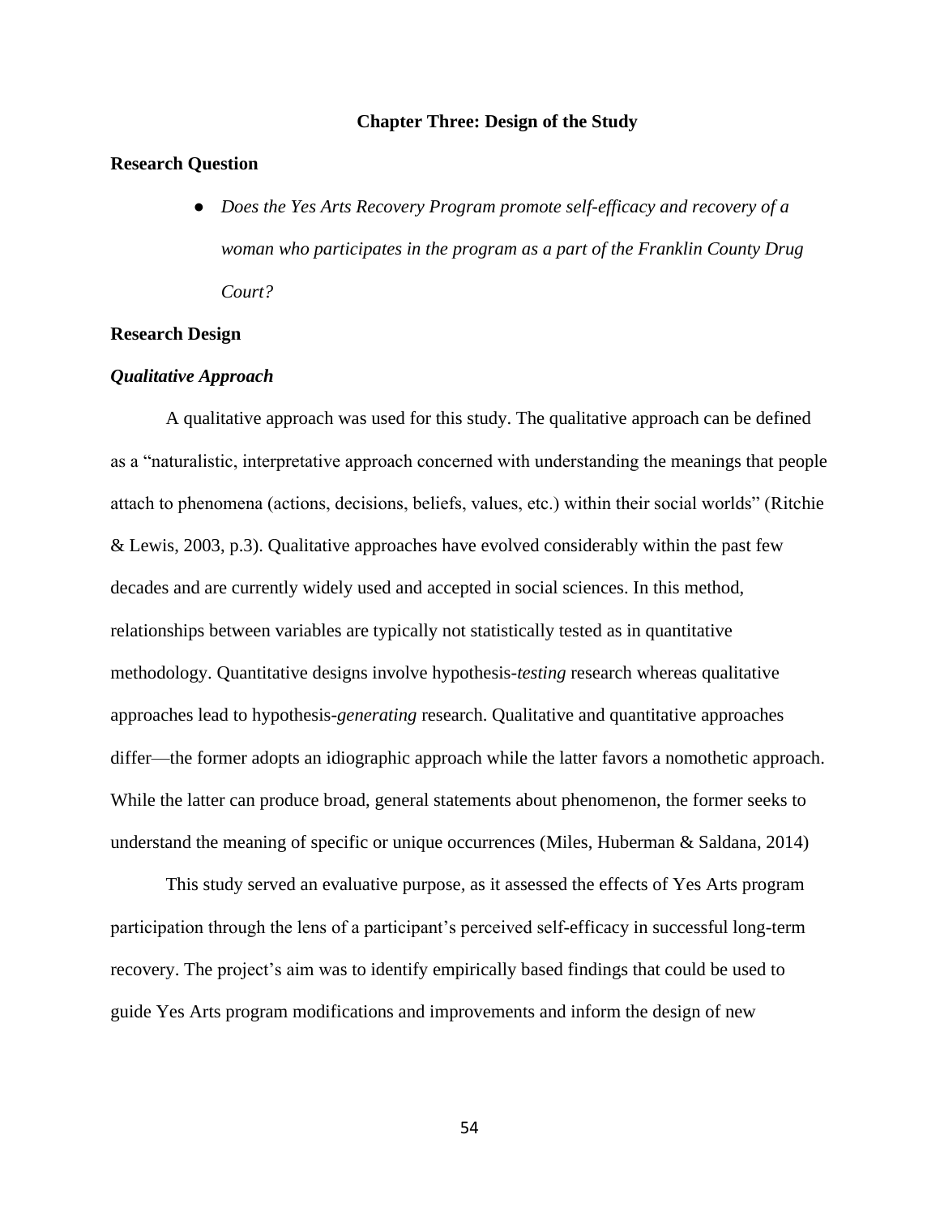# Chapter Three: Design of the Study

## Research Question

- *Does the Yes Arts Recovery Program promote self-efficacy and recovery of a woman who participates in the program as a part of the Franklin County Drug Court?*

## Research Design

### *Qualitative Approach*

A qualitative approach was used for this study. The qualitative approach can be defined as a "naturalistic, interpretative approach concerned with understanding the meanings that people attach to phenomena (actions, decisions, beliefs, values, etc.) within their social worlds" (Ritchie & Lewis, 2003, p.3). Qualitative approaches have evolved considerably within the past few decades and are currently widely used and accepted in social sciences. In this method, relationships between variables are typically not statistically tested as in quantitative methodology. Quantitative designs involve hypothesis-*testing* research whereas qualitative approaches lead to hypothesis-*generating* research. Qualitative and quantitative approaches differ—the former adopts an idiographic approach while the latter favors a nomothetic approach. While the latter can produce broad, general statements about phenomenon, the former seeks to understand the meaning of specific or unique occurrences (Miles, Huberman & Saldana, 2014)

This study served an evaluative purpose, as it assessed the effects of Yes Arts program participation through the lens of a participant's perceived self-efficacy in successful long-term recovery. The project's aim was to identify empirically based findings that could be used to guide Yes Arts program modifications and improvements and inform the design of new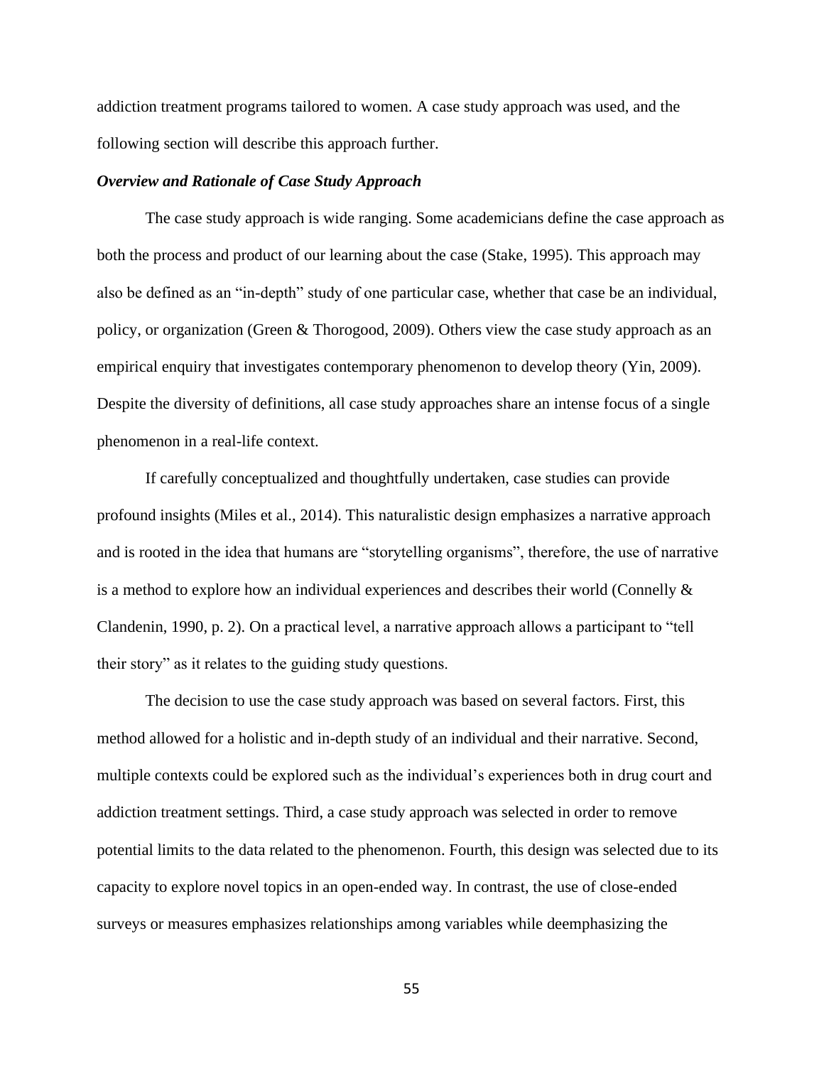addiction treatment programs tailored to women. A case study approach was used, and the following section will describe this approach further.

### *Overview and Rationale of Case Study Approach*

The case study approach is wide ranging. Some academicians define the case approach as both the process and product of our learning about the case (Stake, 1995). This approach may also be defined as an "in-depth" study of one particular case, whether that case be an individual, policy, or organization (Green & Thorogood, 2009). Others view the case study approach as an empirical enquiry that investigates contemporary phenomenon to develop theory (Yin, 2009). Despite the diversity of definitions, all case study approaches share an intense focus of a single phenomenon in a real-life context.

If carefully conceptualized and thoughtfully undertaken, case studies can provide profound insights (Miles et al., 2014). This naturalistic design emphasizes a narrative approach and is rooted in the idea that humans are "storytelling organisms", therefore, the use of narrative is a method to explore how an individual experiences and describes their world (Connelly & Clandenin, 1990, p. 2). On a practical level, a narrative approach allows a participant to "tell their story" as it relates to the guiding study questions.

The decision to use the case study approach was based on several factors. First, this method allowed for a holistic and in-depth study of an individual and their narrative. Second, multiple contexts could be explored such as the individual's experiences both in drug court and addiction treatment settings. Third, a case study approach was selected in order to remove potential limits to the data related to the phenomenon. Fourth, this design was selected due to its capacity to explore novel topics in an open-ended way. In contrast, the use of close-ended surveys or measures emphasizes relationships among variables while deemphasizing the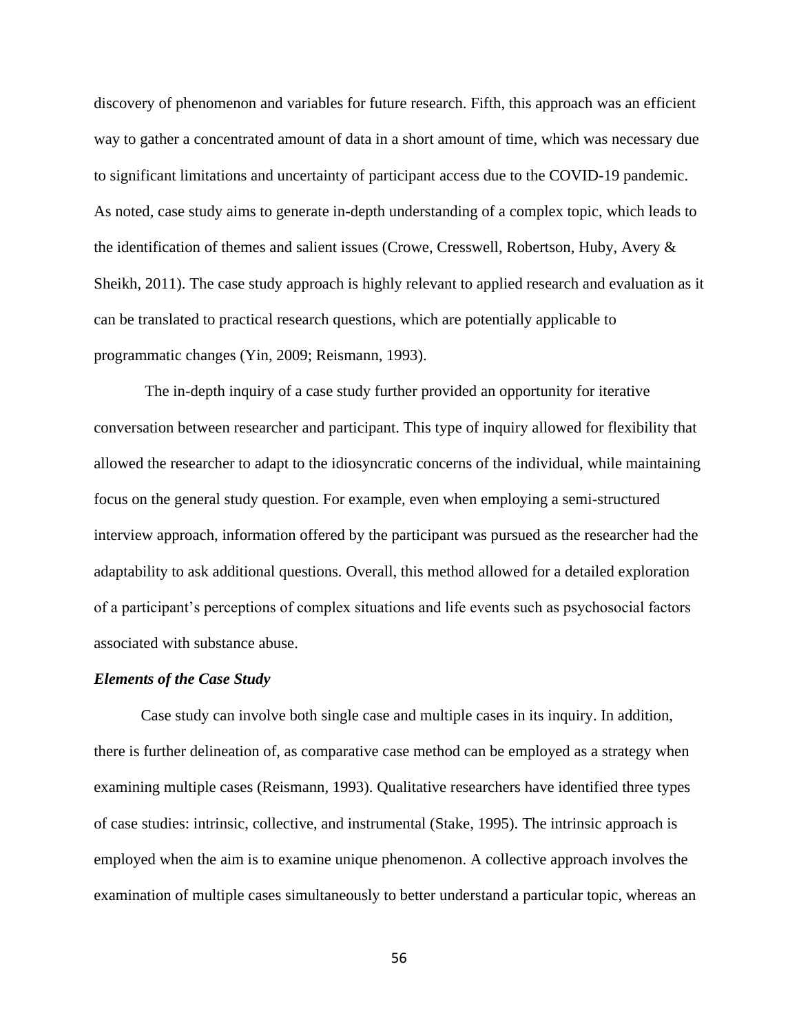discovery of phenomenon and variables for future research. Fifth, this approach was an efficient way to gather a concentrated amount of data in a short amount of time, which was necessary due to significant limitations and uncertainty of participant access due to the COVID-19 pandemic. As noted, case study aims to generate in-depth understanding of a complex topic, which leads to the identification of themes and salient issues (Crowe, Cresswell, Robertson, Huby, Avery & Sheikh, 2011). The case study approach is highly relevant to applied research and evaluation as it can be translated to practical research questions, which are potentially applicable to programmatic changes (Yin, 2009; Reismann, 1993).

The in-depth inquiry of a case study further provided an opportunity for iterative conversation between researcher and participant. This type of inquiry allowed for flexibility that allowed the researcher to adapt to the idiosyncratic concerns of the individual, while maintaining focus on the general study question. For example, even when employing a semi-structured interview approach, information offered by the participant was pursued as the researcher had the adaptability to ask additional questions. Overall, this method allowed for a detailed exploration of a participant's perceptions of complex situations and life events such as psychosocial factors associated with substance abuse.

***Elements of the Case Study***

Case study can involve both single case and multiple cases in its inquiry. In addition, there is further delineation of, as comparative case method can be employed as a strategy when examining multiple cases (Reismann, 1993). Qualitative researchers have identified three types of case studies: intrinsic, collective, and instrumental (Stake, 1995). The intrinsic approach is employed when the aim is to examine unique phenomenon. A collective approach involves the examination of multiple cases simultaneously to better understand a particular topic, whereas an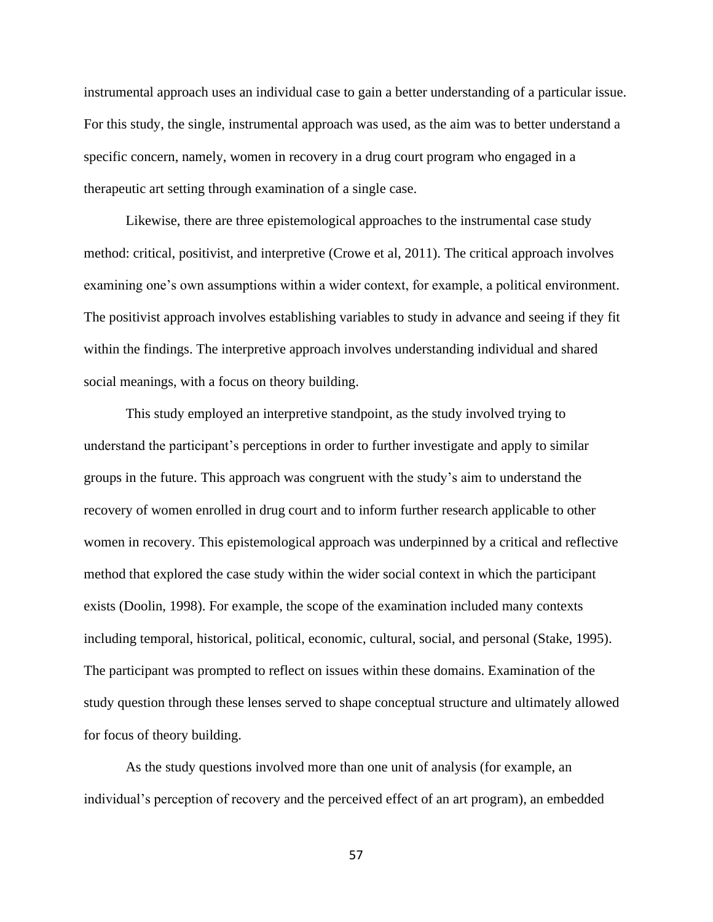instrumental approach uses an individual case to gain a better understanding of a particular issue. For this study, the single, instrumental approach was used, as the aim was to better understand a specific concern, namely, women in recovery in a drug court program who engaged in a therapeutic art setting through examination of a single case.

Likewise, there are three epistemological approaches to the instrumental case study method: critical, positivist, and interpretive (Crowe et al, 2011). The critical approach involves examining one's own assumptions within a wider context, for example, a political environment. The positivist approach involves establishing variables to study in advance and seeing if they fit within the findings. The interpretive approach involves understanding individual and shared social meanings, with a focus on theory building.

This study employed an interpretive standpoint, as the study involved trying to understand the participant's perceptions in order to further investigate and apply to similar groups in the future. This approach was congruent with the study's aim to understand the recovery of women enrolled in drug court and to inform further research applicable to other women in recovery. This epistemological approach was underpinned by a critical and reflective method that explored the case study within the wider social context in which the participant exists (Doolin, 1998). For example, the scope of the examination included many contexts including temporal, historical, political, economic, cultural, social, and personal (Stake, 1995). The participant was prompted to reflect on issues within these domains. Examination of the study question through these lenses served to shape conceptual structure and ultimately allowed for focus of theory building.

As the study questions involved more than one unit of analysis (for example, an individual's perception of recovery and the perceived effect of an art program), an embedded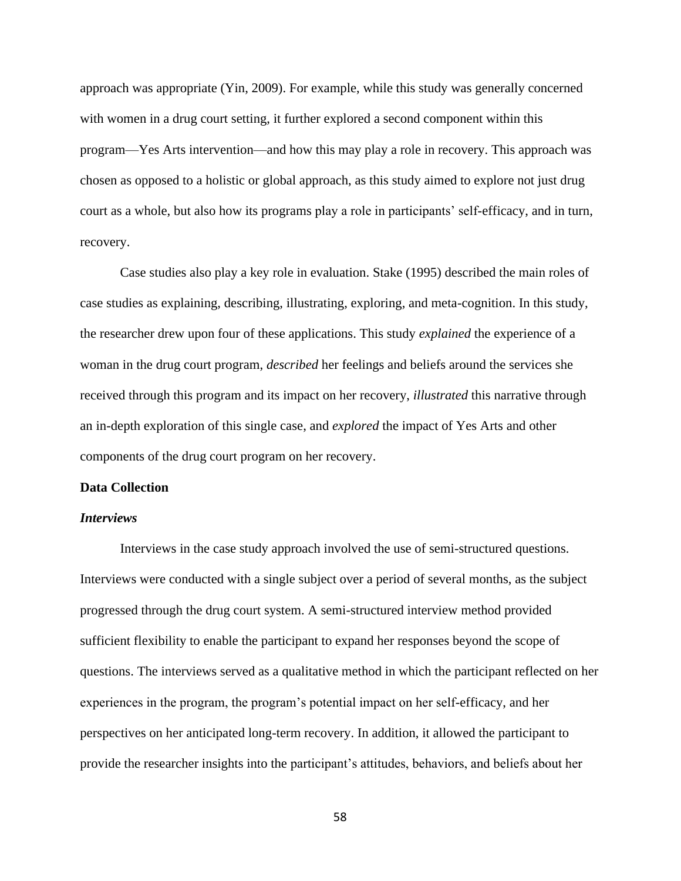approach was appropriate (Yin, 2009). For example, while this study was generally concerned with women in a drug court setting, it further explored a second component within this program—Yes Arts intervention—and how this may play a role in recovery. This approach was chosen as opposed to a holistic or global approach, as this study aimed to explore not just drug court as a whole, but also how its programs play a role in participants' self-efficacy, and in turn, recovery.

Case studies also play a key role in evaluation. Stake (1995) described the main roles of case studies as explaining, describing, illustrating, exploring, and meta-cognition. In this study, the researcher drew upon four of these applications. This study *explained* the experience of a woman in the drug court program, *described* her feelings and beliefs around the services she received through this program and its impact on her recovery, *illustrated* this narrative through an in-depth exploration of this single case, and *explored* the impact of Yes Arts and other components of the drug court program on her recovery.

## Data Collection

### *Interviews*

Interviews in the case study approach involved the use of semi-structured questions. Interviews were conducted with a single subject over a period of several months, as the subject progressed through the drug court system. A semi-structured interview method provided sufficient flexibility to enable the participant to expand her responses beyond the scope of questions. The interviews served as a qualitative method in which the participant reflected on her experiences in the program, the program's potential impact on her self-efficacy, and her perspectives on her anticipated long-term recovery. In addition, it allowed the participant to provide the researcher insights into the participant's attitudes, behaviors, and beliefs about her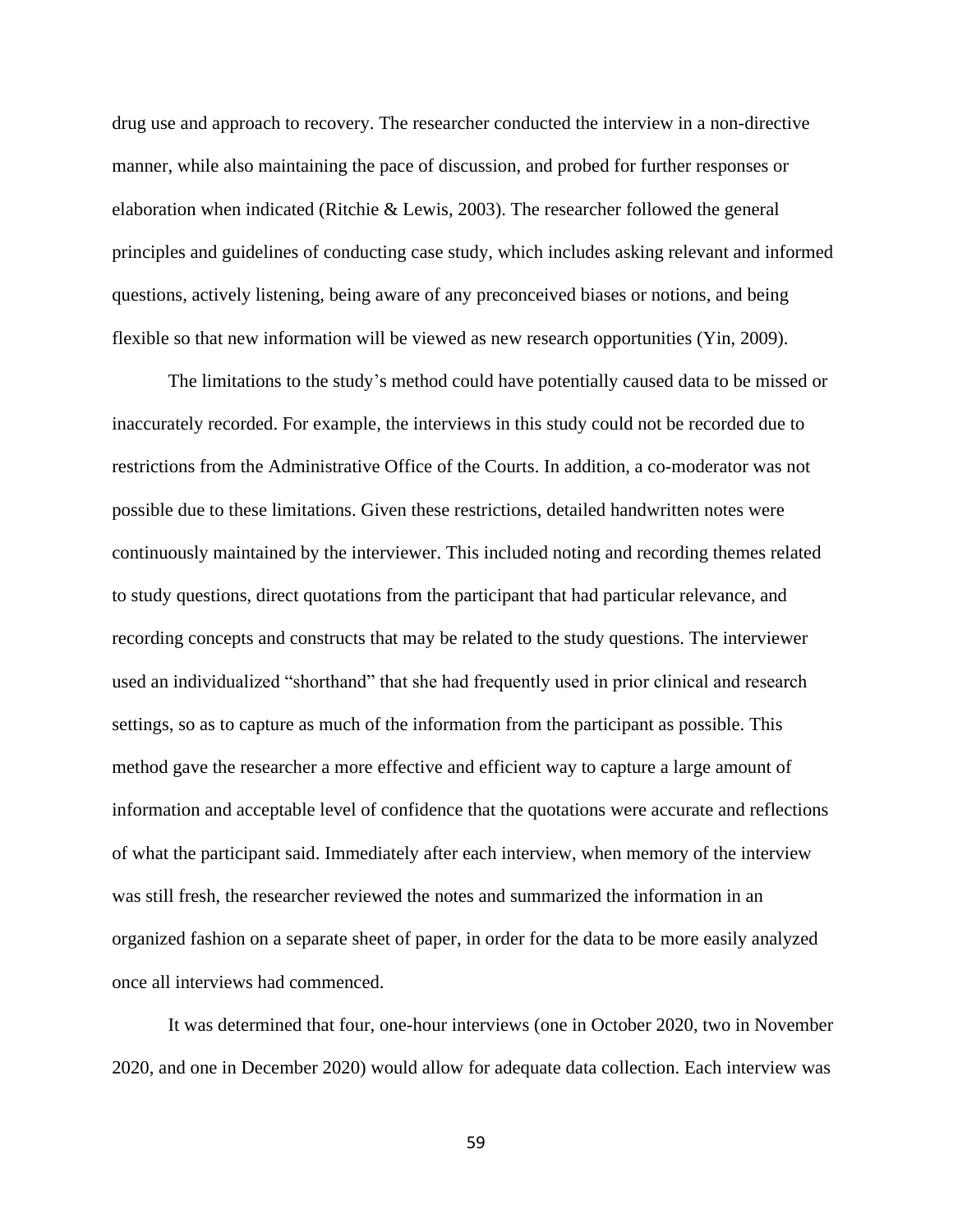drug use and approach to recovery. The researcher conducted the interview in a non-directive manner, while also maintaining the pace of discussion, and probed for further responses or elaboration when indicated (Ritchie & Lewis, 2003). The researcher followed the general principles and guidelines of conducting case study, which includes asking relevant and informed questions, actively listening, being aware of any preconceived biases or notions, and being flexible so that new information will be viewed as new research opportunities (Yin, 2009).

The limitations to the study's method could have potentially caused data to be missed or inaccurately recorded. For example, the interviews in this study could not be recorded due to restrictions from the Administrative Office of the Courts. In addition, a co-moderator was not possible due to these limitations. Given these restrictions, detailed handwritten notes were continuously maintained by the interviewer. This included noting and recording themes related to study questions, direct quotations from the participant that had particular relevance, and recording concepts and constructs that may be related to the study questions. The interviewer used an individualized "shorthand" that she had frequently used in prior clinical and research settings, so as to capture as much of the information from the participant as possible. This method gave the researcher a more effective and efficient way to capture a large amount of information and acceptable level of confidence that the quotations were accurate and reflections of what the participant said. Immediately after each interview, when memory of the interview was still fresh, the researcher reviewed the notes and summarized the information in an organized fashion on a separate sheet of paper, in order for the data to be more easily analyzed once all interviews had commenced.

It was determined that four, one-hour interviews (one in October 2020, two in November 2020, and one in December 2020) would allow for adequate data collection. Each interview was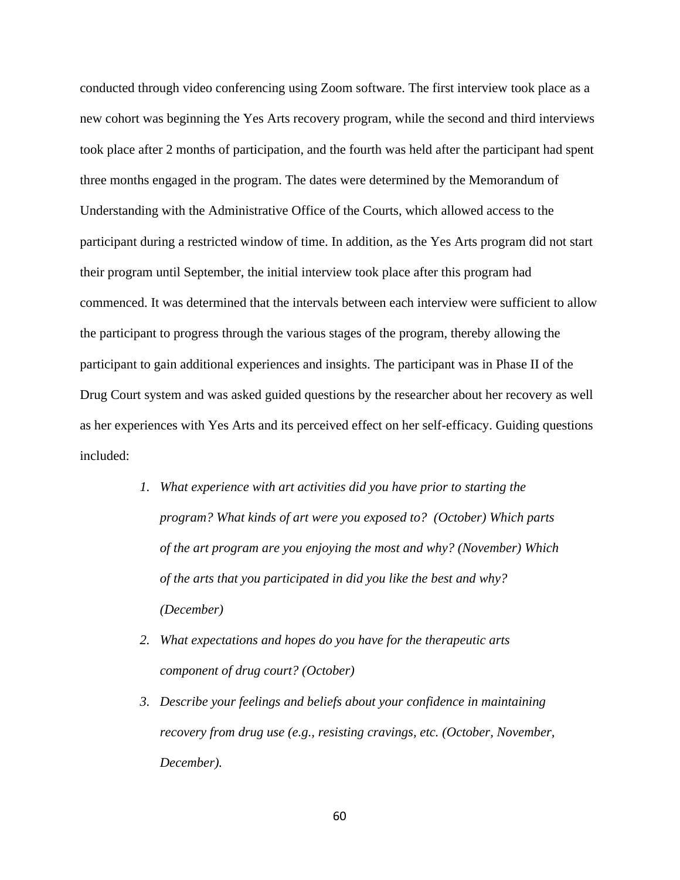conducted through video conferencing using Zoom software. The first interview took place as a new cohort was beginning the Yes Arts recovery program, while the second and third interviews took place after 2 months of participation, and the fourth was held after the participant had spent three months engaged in the program. The dates were determined by the Memorandum of Understanding with the Administrative Office of the Courts, which allowed access to the participant during a restricted window of time. In addition, as the Yes Arts program did not start their program until September, the initial interview took place after this program had commenced. It was determined that the intervals between each interview were sufficient to allow the participant to progress through the various stages of the program, thereby allowing the participant to gain additional experiences and insights. The participant was in Phase II of the Drug Court system and was asked guided questions by the researcher about her recovery as well as her experiences with Yes Arts and its perceived effect on her self-efficacy. Guiding questions included:

1. *What experience with art activities did you have prior to starting the program? What kinds of art were you exposed to? (October) Which parts of the art program are you enjoying the most and why? (November) Which of the arts that you participated in did you like the best and why? (December)*
2. *What expectations and hopes do you have for the therapeutic arts component of drug court? (October)*
3. *Describe your feelings and beliefs about your confidence in maintaining recovery from drug use (e.g., resisting cravings, etc. (October, November, December).*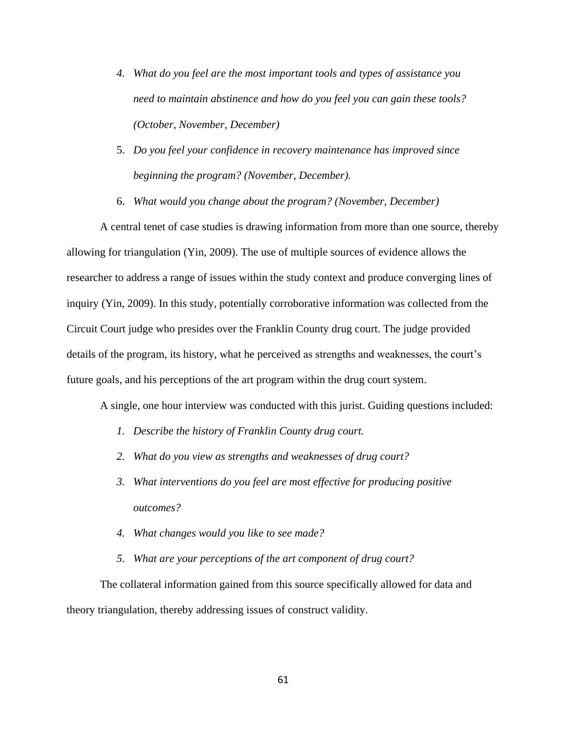4. *What do you feel are the most important tools and types of assistance you need to maintain abstinence and how do you feel you can gain these tools? (October, November, December)*
5. *Do you feel your confidence in recovery maintenance has improved since beginning the program? (November, December).*
6. *What would you change about the program? (November, December)*

A central tenet of case studies is drawing information from more than one source, thereby allowing for triangulation (Yin, 2009). The use of multiple sources of evidence allows the researcher to address a range of issues within the study context and produce converging lines of inquiry (Yin, 2009). In this study, potentially corroborative information was collected from the Circuit Court judge who presides over the Franklin County drug court. The judge provided details of the program, its history, what he perceived as strengths and weaknesses, the court's future goals, and his perceptions of the art program within the drug court system.

A single, one hour interview was conducted with this jurist. Guiding questions included:

1. *Describe the history of Franklin County drug court.*
2. *What do you view as strengths and weaknesses of drug court?*
3. *What interventions do you feel are most effective for producing positive outcomes?*
4. *What changes would you like to see made?*
5. *What are your perceptions of the art component of drug court?*

The collateral information gained from this source specifically allowed for data and theory triangulation, thereby addressing issues of construct validity.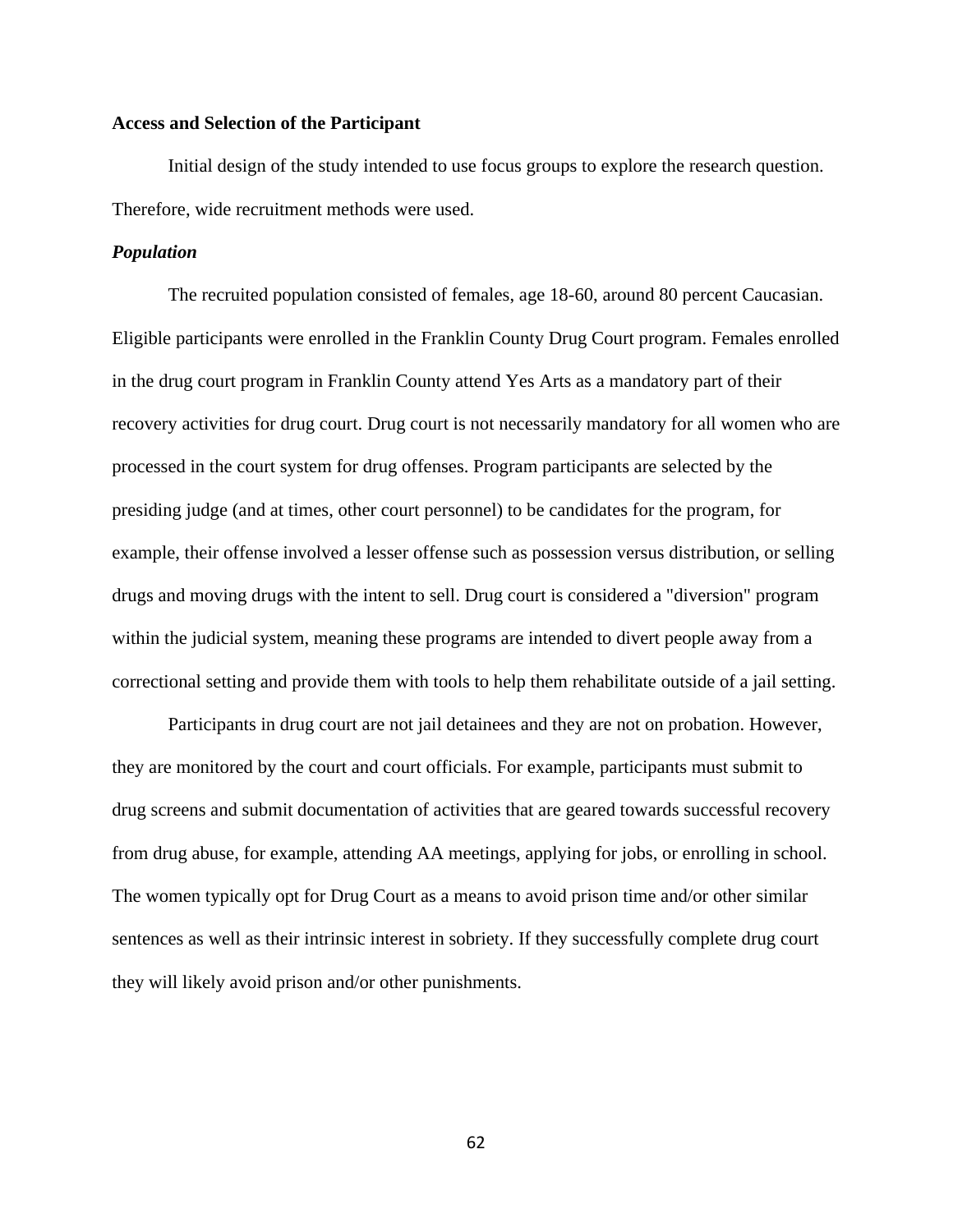**Access and Selection of the Participant**

Initial design of the study intended to use focus groups to explore the research question. Therefore, wide recruitment methods were used.

***Population***

The recruited population consisted of females, age 18-60, around 80 percent Caucasian. Eligible participants were enrolled in the Franklin County Drug Court program. Females enrolled in the drug court program in Franklin County attend Yes Arts as a mandatory part of their recovery activities for drug court. Drug court is not necessarily mandatory for all women who are processed in the court system for drug offenses. Program participants are selected by the presiding judge (and at times, other court personnel) to be candidates for the program, for example, their offense involved a lesser offense such as possession versus distribution, or selling drugs and moving drugs with the intent to sell. Drug court is considered a "diversion" program within the judicial system, meaning these programs are intended to divert people away from a correctional setting and provide them with tools to help them rehabilitate outside of a jail setting.

Participants in drug court are not jail detainees and they are not on probation. However, they are monitored by the court and court officials. For example, participants must submit to drug screens and submit documentation of activities that are geared towards successful recovery from drug abuse, for example, attending AA meetings, applying for jobs, or enrolling in school. The women typically opt for Drug Court as a means to avoid prison time and/or other similar sentences as well as their intrinsic interest in sobriety. If they successfully complete drug court they will likely avoid prison and/or other punishments.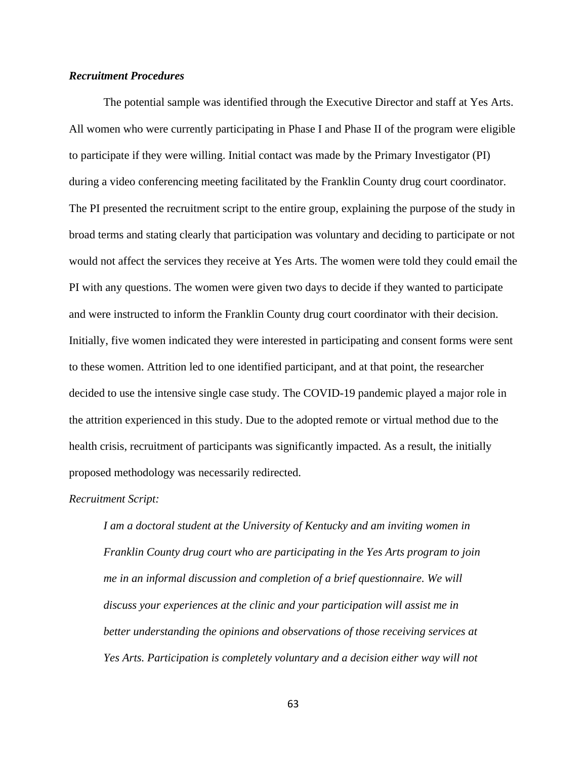### ***Recruitment Procedures***

The potential sample was identified through the Executive Director and staff at Yes Arts. All women who were currently participating in Phase I and Phase II of the program were eligible to participate if they were willing. Initial contact was made by the Primary Investigator (PI) during a video conferencing meeting facilitated by the Franklin County drug court coordinator. The PI presented the recruitment script to the entire group, explaining the purpose of the study in broad terms and stating clearly that participation was voluntary and deciding to participate or not would not affect the services they receive at Yes Arts. The women were told they could email the PI with any questions. The women were given two days to decide if they wanted to participate and were instructed to inform the Franklin County drug court coordinator with their decision. Initially, five women indicated they were interested in participating and consent forms were sent to these women. Attrition led to one identified participant, and at that point, the researcher decided to use the intensive single case study. The COVID-19 pandemic played a major role in the attrition experienced in this study. Due to the adopted remote or virtual method due to the health crisis, recruitment of participants was significantly impacted. As a result, the initially proposed methodology was necessarily redirected.

*Recruitment Script:*

> *I am a doctoral student at the University of Kentucky and am inviting women in Franklin County drug court who are participating in the Yes Arts program to join me in an informal discussion and completion of a brief questionnaire. We will discuss your experiences at the clinic and your participation will assist me in better understanding the opinions and observations of those receiving services at Yes Arts. Participation is completely voluntary and a decision either way will not*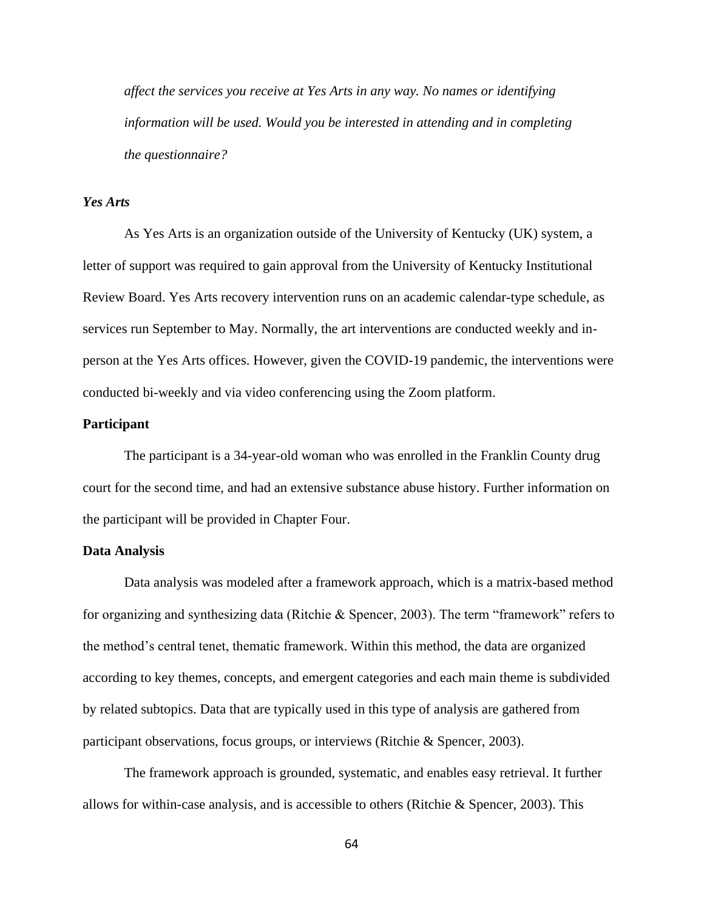*affect the services you receive at Yes Arts in any way. No names or identifying information will be used. Would you be interested in attending and in completing the questionnaire?*

### *Yes Arts*

As Yes Arts is an organization outside of the University of Kentucky (UK) system, a letter of support was required to gain approval from the University of Kentucky Institutional Review Board. Yes Arts recovery intervention runs on an academic calendar-type schedule, as services run September to May. Normally, the art interventions are conducted weekly and in-person at the Yes Arts offices. However, given the COVID-19 pandemic, the interventions were conducted bi-weekly and via video conferencing using the Zoom platform.

## **Participant**

The participant is a 34-year-old woman who was enrolled in the Franklin County drug court for the second time, and had an extensive substance abuse history. Further information on the participant will be provided in Chapter Four.

## **Data Analysis**

Data analysis was modeled after a framework approach, which is a matrix-based method for organizing and synthesizing data (Ritchie & Spencer, 2003). The term "framework" refers to the method's central tenet, thematic framework. Within this method, the data are organized according to key themes, concepts, and emergent categories and each main theme is subdivided by related subtopics. Data that are typically used in this type of analysis are gathered from participant observations, focus groups, or interviews (Ritchie & Spencer, 2003).

The framework approach is grounded, systematic, and enables easy retrieval. It further allows for within-case analysis, and is accessible to others (Ritchie & Spencer, 2003). This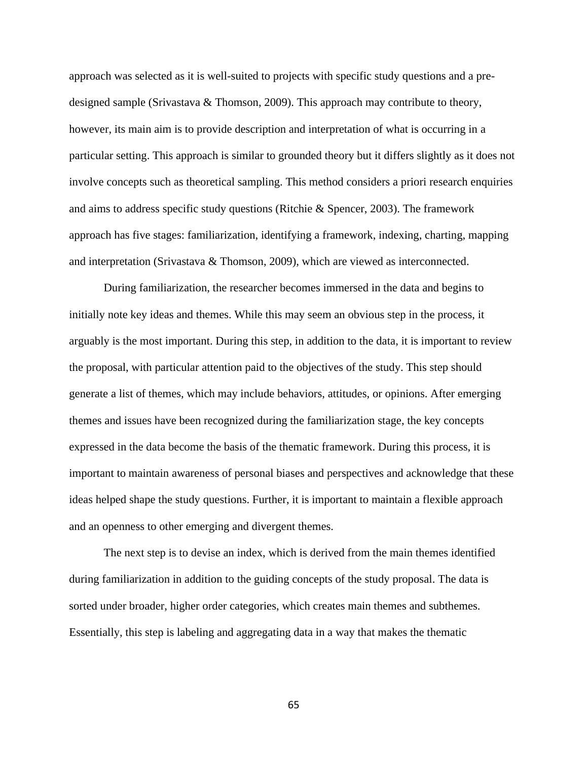approach was selected as it is well-suited to projects with specific study questions and a pre-designed sample (Srivastava & Thomson, 2009). This approach may contribute to theory, however, its main aim is to provide description and interpretation of what is occurring in a particular setting. This approach is similar to grounded theory but it differs slightly as it does not involve concepts such as theoretical sampling. This method considers a priori research enquiries and aims to address specific study questions (Ritchie & Spencer, 2003). The framework approach has five stages: familiarization, identifying a framework, indexing, charting, mapping and interpretation (Srivastava & Thomson, 2009), which are viewed as interconnected.

During familiarization, the researcher becomes immersed in the data and begins to initially note key ideas and themes. While this may seem an obvious step in the process, it arguably is the most important. During this step, in addition to the data, it is important to review the proposal, with particular attention paid to the objectives of the study. This step should generate a list of themes, which may include behaviors, attitudes, or opinions. After emerging themes and issues have been recognized during the familiarization stage, the key concepts expressed in the data become the basis of the thematic framework. During this process, it is important to maintain awareness of personal biases and perspectives and acknowledge that these ideas helped shape the study questions. Further, it is important to maintain a flexible approach and an openness to other emerging and divergent themes.

The next step is to devise an index, which is derived from the main themes identified during familiarization in addition to the guiding concepts of the study proposal. The data is sorted under broader, higher order categories, which creates main themes and subthemes. Essentially, this step is labeling and aggregating data in a way that makes the thematic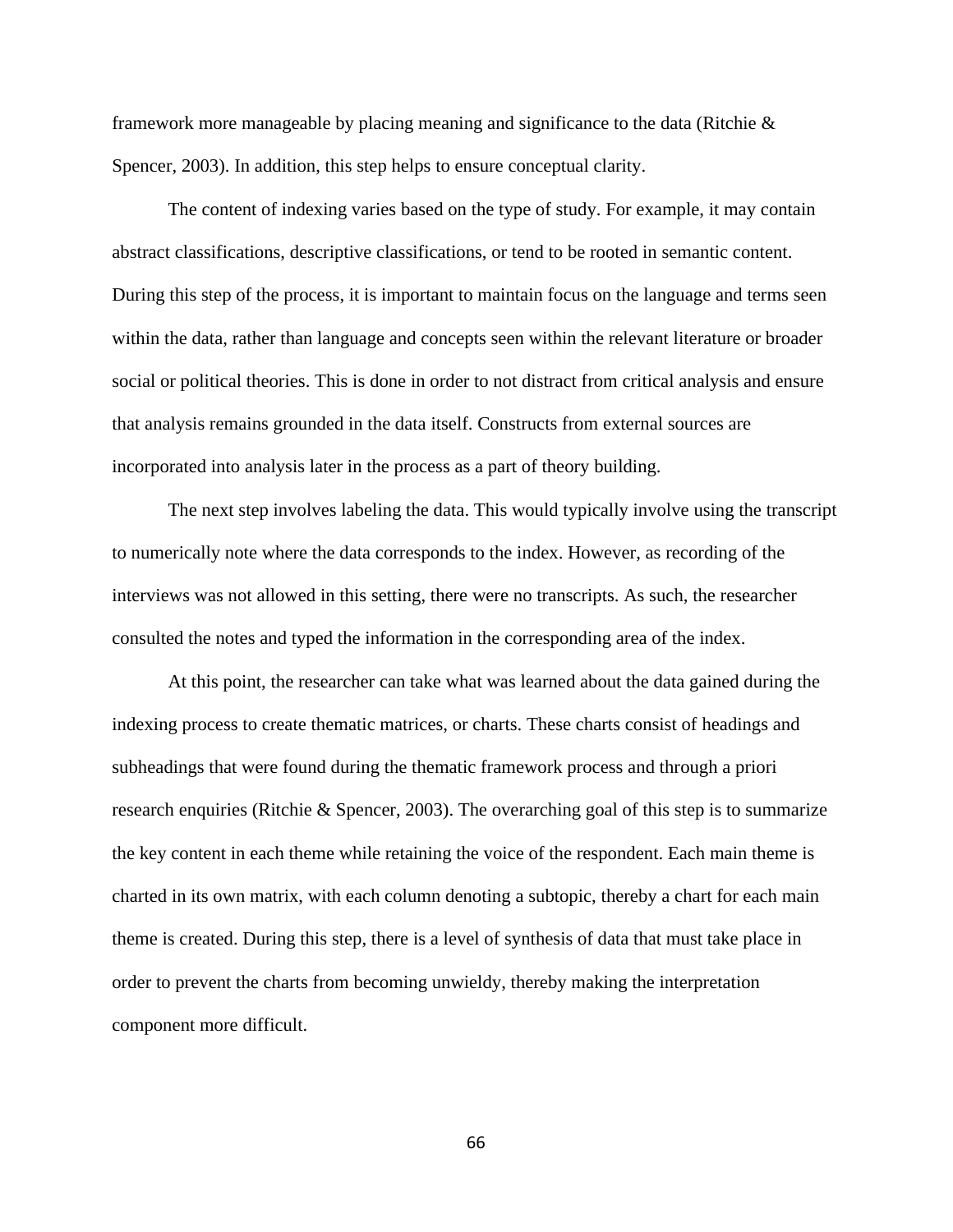framework more manageable by placing meaning and significance to the data (Ritchie & Spencer, 2003). In addition, this step helps to ensure conceptual clarity.

The content of indexing varies based on the type of study. For example, it may contain abstract classifications, descriptive classifications, or tend to be rooted in semantic content. During this step of the process, it is important to maintain focus on the language and terms seen within the data, rather than language and concepts seen within the relevant literature or broader social or political theories. This is done in order to not distract from critical analysis and ensure that analysis remains grounded in the data itself. Constructs from external sources are incorporated into analysis later in the process as a part of theory building.

The next step involves labeling the data. This would typically involve using the transcript to numerically note where the data corresponds to the index. However, as recording of the interviews was not allowed in this setting, there were no transcripts. As such, the researcher consulted the notes and typed the information in the corresponding area of the index.

At this point, the researcher can take what was learned about the data gained during the indexing process to create thematic matrices, or charts. These charts consist of headings and subheadings that were found during the thematic framework process and through a priori research enquiries (Ritchie & Spencer, 2003). The overarching goal of this step is to summarize the key content in each theme while retaining the voice of the respondent. Each main theme is charted in its own matrix, with each column denoting a subtopic, thereby a chart for each main theme is created. During this step, there is a level of synthesis of data that must take place in order to prevent the charts from becoming unwieldy, thereby making the interpretation component more difficult.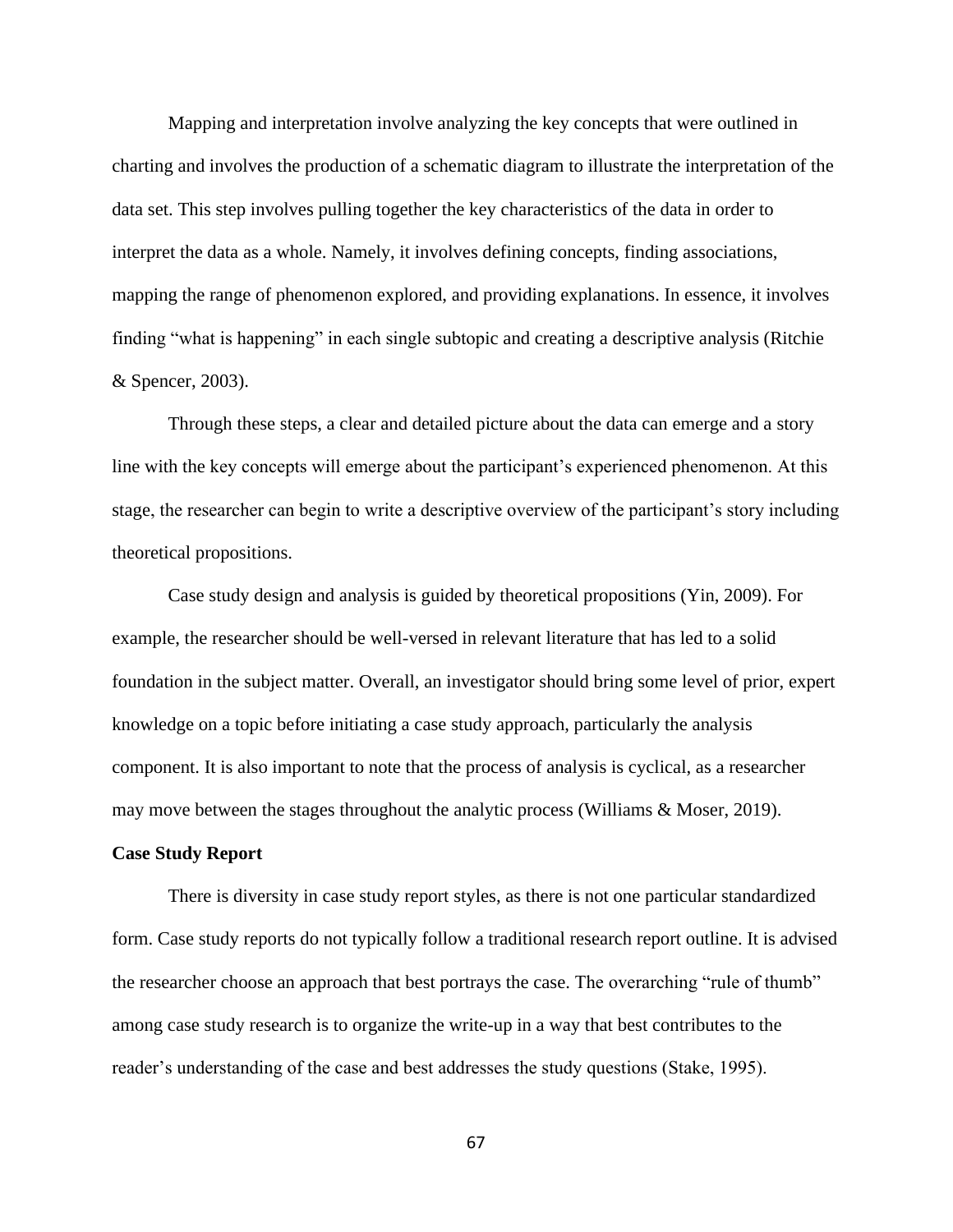Mapping and interpretation involve analyzing the key concepts that were outlined in charting and involves the production of a schematic diagram to illustrate the interpretation of the data set. This step involves pulling together the key characteristics of the data in order to interpret the data as a whole. Namely, it involves defining concepts, finding associations, mapping the range of phenomenon explored, and providing explanations. In essence, it involves finding "what is happening" in each single subtopic and creating a descriptive analysis (Ritchie & Spencer, 2003).

Through these steps, a clear and detailed picture about the data can emerge and a story line with the key concepts will emerge about the participant's experienced phenomenon. At this stage, the researcher can begin to write a descriptive overview of the participant's story including theoretical propositions.

Case study design and analysis is guided by theoretical propositions (Yin, 2009). For example, the researcher should be well-versed in relevant literature that has led to a solid foundation in the subject matter. Overall, an investigator should bring some level of prior, expert knowledge on a topic before initiating a case study approach, particularly the analysis component. It is also important to note that the process of analysis is cyclical, as a researcher may move between the stages throughout the analytic process (Williams & Moser, 2019).

**Case Study Report**

There is diversity in case study report styles, as there is not one particular standardized form. Case study reports do not typically follow a traditional research report outline. It is advised the researcher choose an approach that best portrays the case. The overarching "rule of thumb" among case study research is to organize the write-up in a way that best contributes to the reader's understanding of the case and best addresses the study questions (Stake, 1995).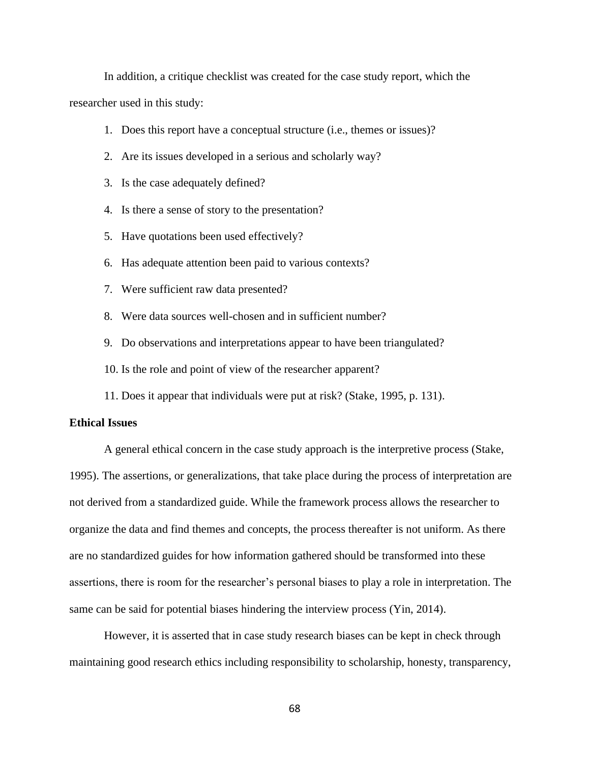In addition, a critique checklist was created for the case study report, which the researcher used in this study:

1. Does this report have a conceptual structure (i.e., themes or issues)?
2. Are its issues developed in a serious and scholarly way?
3. Is the case adequately defined?
4. Is there a sense of story to the presentation?
5. Have quotations been used effectively?
6. Has adequate attention been paid to various contexts?
7. Were sufficient raw data presented?
8. Were data sources well-chosen and in sufficient number?
9. Do observations and interpretations appear to have been triangulated?
10. Is the role and point of view of the researcher apparent?
11. Does it appear that individuals were put at risk? (Stake, 1995, p. 131).

**Ethical Issues**

A general ethical concern in the case study approach is the interpretive process (Stake, 1995). The assertions, or generalizations, that take place during the process of interpretation are not derived from a standardized guide. While the framework process allows the researcher to organize the data and find themes and concepts, the process thereafter is not uniform. As there are no standardized guides for how information gathered should be transformed into these assertions, there is room for the researcher's personal biases to play a role in interpretation. The same can be said for potential biases hindering the interview process (Yin, 2014).

However, it is asserted that in case study research biases can be kept in check through maintaining good research ethics including responsibility to scholarship, honesty, transparency,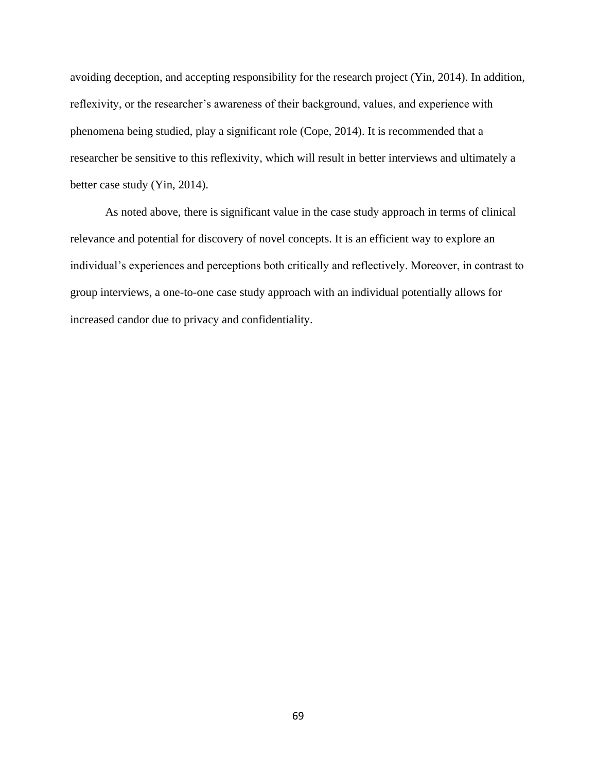avoiding deception, and accepting responsibility for the research project (Yin, 2014). In addition, reflexivity, or the researcher's awareness of their background, values, and experience with phenomena being studied, play a significant role (Cope, 2014). It is recommended that a researcher be sensitive to this reflexivity, which will result in better interviews and ultimately a better case study (Yin, 2014).

As noted above, there is significant value in the case study approach in terms of clinical relevance and potential for discovery of novel concepts. It is an efficient way to explore an individual's experiences and perceptions both critically and reflectively. Moreover, in contrast to group interviews, a one-to-one case study approach with an individual potentially allows for increased candor due to privacy and confidentiality.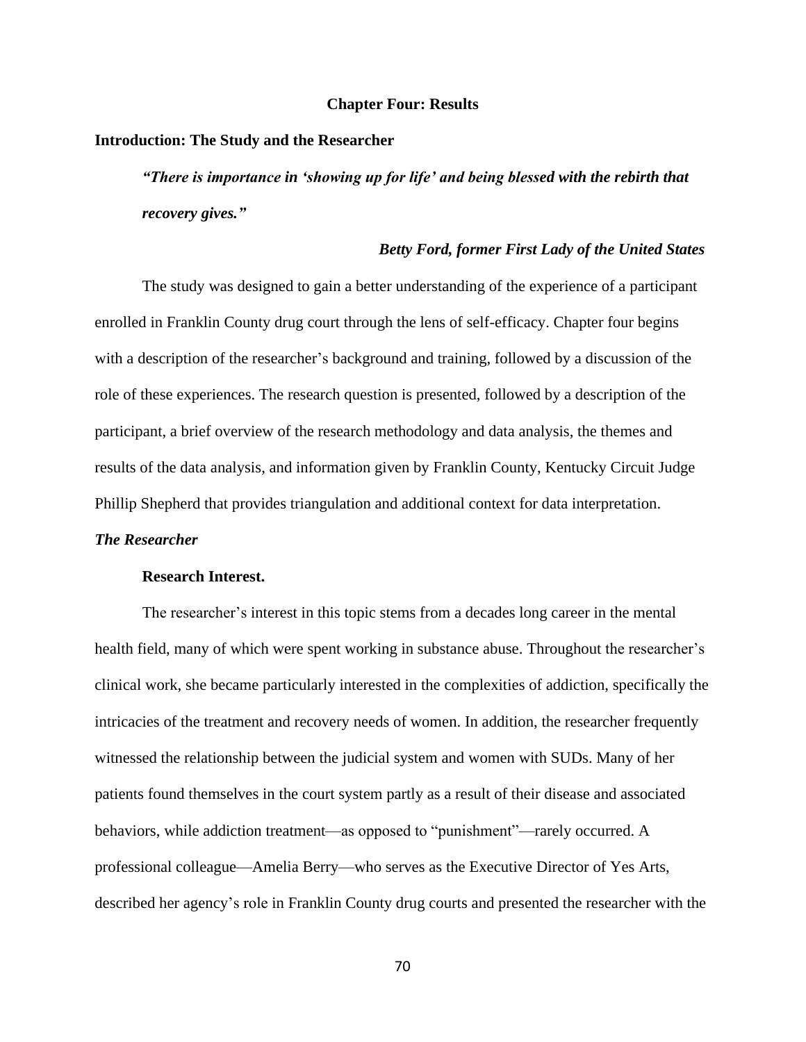# Chapter Four: Results

## Introduction: The Study and the Researcher

> ***"There is importance in 'showing up for life' and being blessed with the rebirth that recovery gives."***
>
> ***Betty Ford, former First Lady of the United States***

The study was designed to gain a better understanding of the experience of a participant enrolled in Franklin County drug court through the lens of self-efficacy. Chapter four begins with a description of the researcher's background and training, followed by a discussion of the role of these experiences. The research question is presented, followed by a description of the participant, a brief overview of the research methodology and data analysis, the themes and results of the data analysis, and information given by Franklin County, Kentucky Circuit Judge Phillip Shepherd that provides triangulation and additional context for data interpretation.

### *The Researcher*

#### Research Interest.

The researcher's interest in this topic stems from a decades long career in the mental health field, many of which were spent working in substance abuse. Throughout the researcher's clinical work, she became particularly interested in the complexities of addiction, specifically the intricacies of the treatment and recovery needs of women. In addition, the researcher frequently witnessed the relationship between the judicial system and women with SUDs. Many of her patients found themselves in the court system partly as a result of their disease and associated behaviors, while addiction treatment—as opposed to "punishment"—rarely occurred. A professional colleague—Amelia Berry—who serves as the Executive Director of Yes Arts, described her agency's role in Franklin County drug courts and presented the researcher with the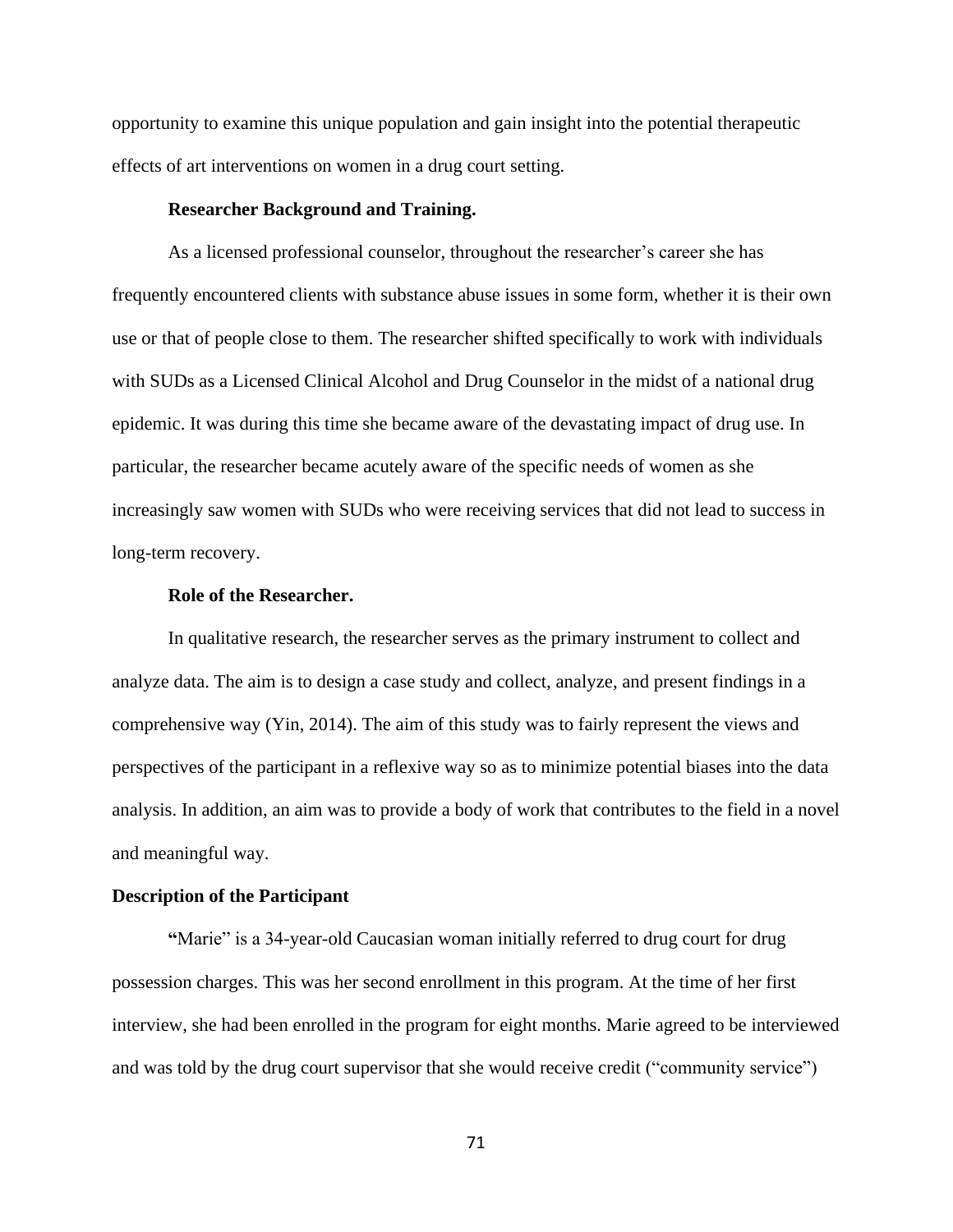opportunity to examine this unique population and gain insight into the potential therapeutic effects of art interventions on women in a drug court setting.

**Researcher Background and Training.**

As a licensed professional counselor, throughout the researcher's career she has frequently encountered clients with substance abuse issues in some form, whether it is their own use or that of people close to them. The researcher shifted specifically to work with individuals with SUDs as a Licensed Clinical Alcohol and Drug Counselor in the midst of a national drug epidemic. It was during this time she became aware of the devastating impact of drug use. In particular, the researcher became acutely aware of the specific needs of women as she increasingly saw women with SUDs who were receiving services that did not lead to success in long-term recovery.

**Role of the Researcher.**

In qualitative research, the researcher serves as the primary instrument to collect and analyze data. The aim is to design a case study and collect, analyze, and present findings in a comprehensive way (Yin, 2014). The aim of this study was to fairly represent the views and perspectives of the participant in a reflexive way so as to minimize potential biases into the data analysis. In addition, an aim was to provide a body of work that contributes to the field in a novel and meaningful way.

## Description of the Participant

"Marie" is a 34-year-old Caucasian woman initially referred to drug court for drug possession charges. This was her second enrollment in this program. At the time of her first interview, she had been enrolled in the program for eight months. Marie agreed to be interviewed and was told by the drug court supervisor that she would receive credit ("community service")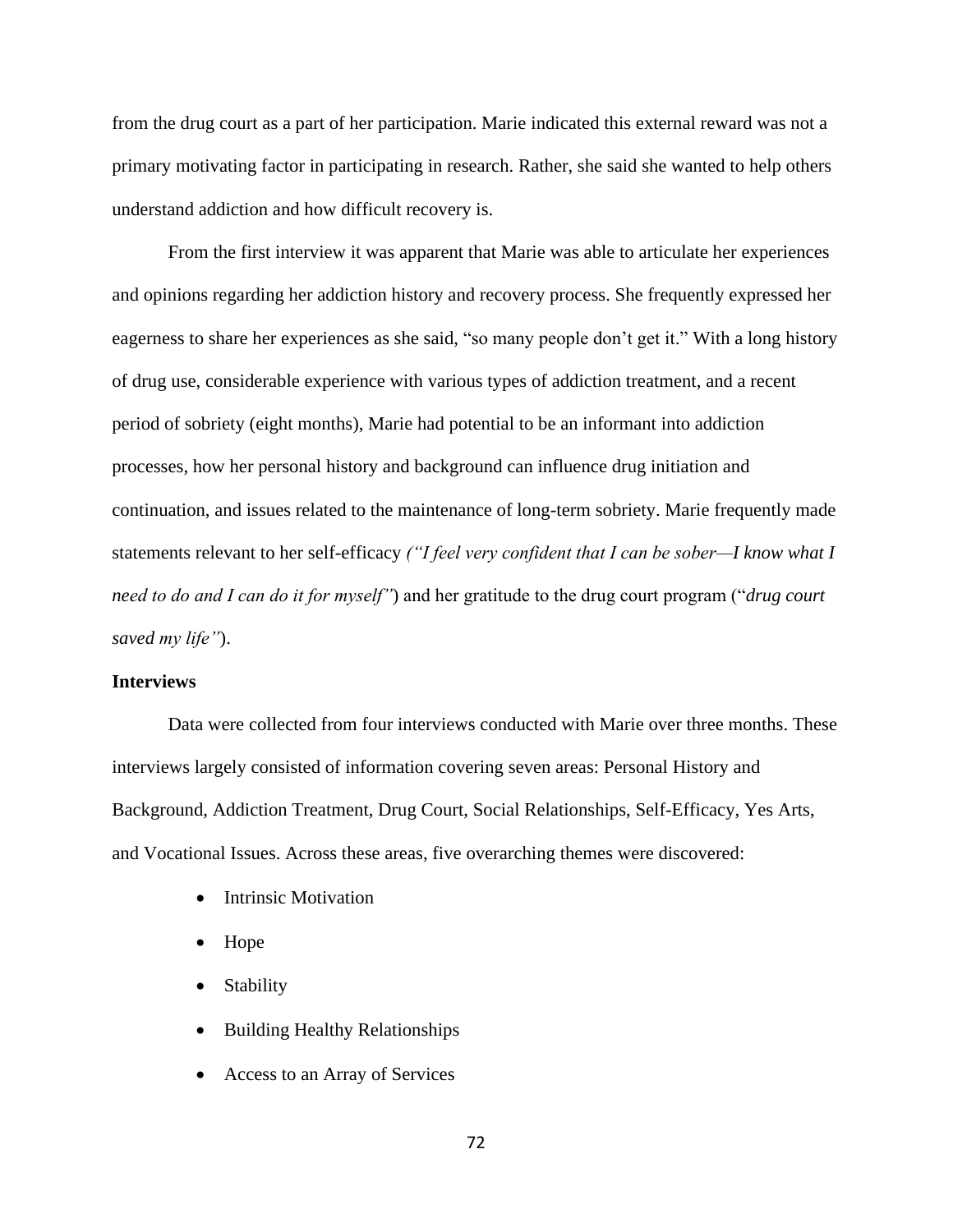from the drug court as a part of her participation. Marie indicated this external reward was not a primary motivating factor in participating in research. Rather, she said she wanted to help others understand addiction and how difficult recovery is.

From the first interview it was apparent that Marie was able to articulate her experiences and opinions regarding her addiction history and recovery process. She frequently expressed her eagerness to share her experiences as she said, "so many people don't get it." With a long history of drug use, considerable experience with various types of addiction treatment, and a recent period of sobriety (eight months), Marie had potential to be an informant into addiction processes, how her personal history and background can influence drug initiation and continuation, and issues related to the maintenance of long-term sobriety. Marie frequently made statements relevant to her self-efficacy *("I feel very confident that I can be sober—I know what I need to do and I can do it for myself")* and her gratitude to the drug court program ("*drug court saved my life"*).

**Interviews**

Data were collected from four interviews conducted with Marie over three months. These interviews largely consisted of information covering seven areas: Personal History and Background, Addiction Treatment, Drug Court, Social Relationships, Self-Efficacy, Yes Arts, and Vocational Issues. Across these areas, five overarching themes were discovered:

- Intrinsic Motivation
- Hope
- Stability
- Building Healthy Relationships
- Access to an Array of Services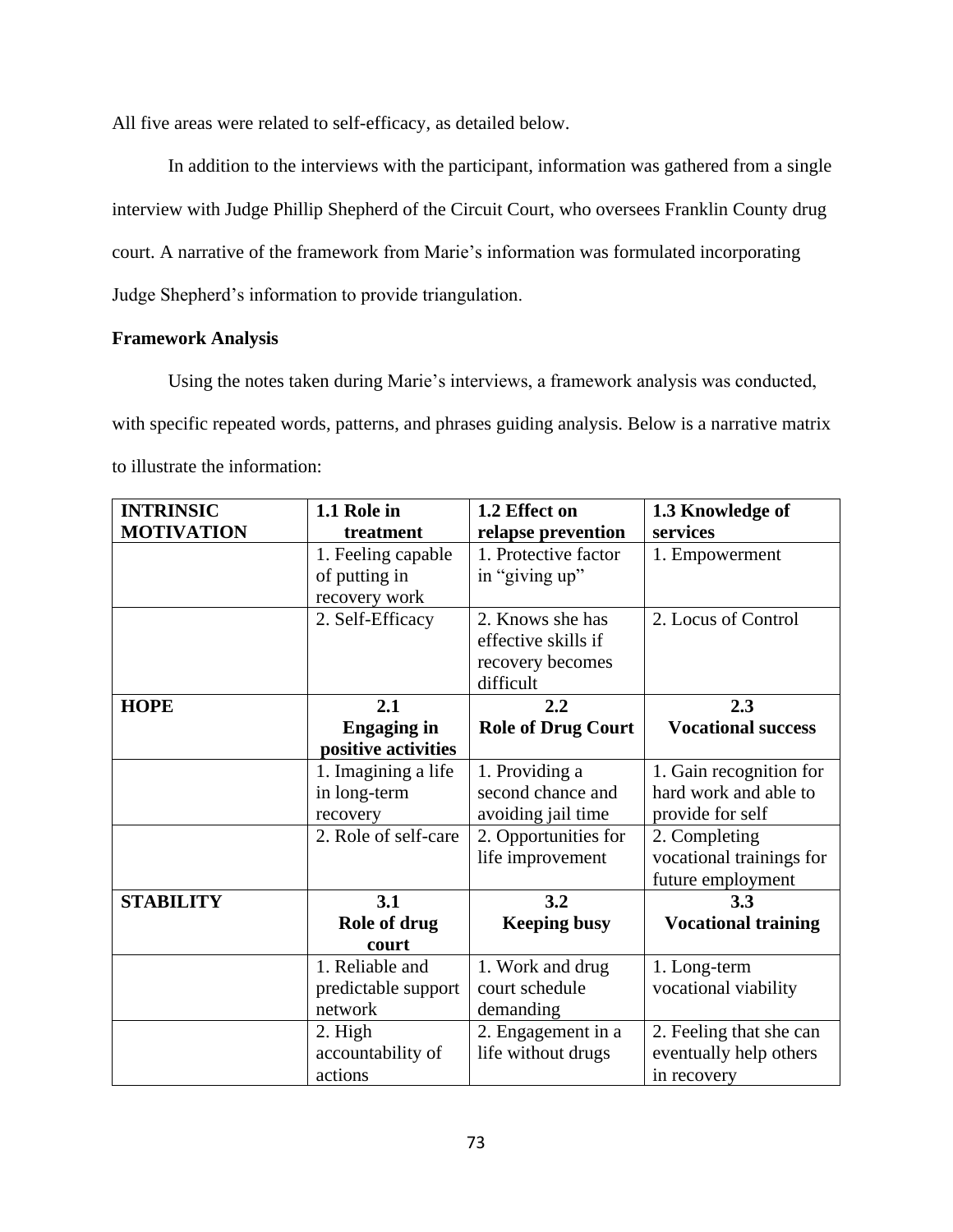All five areas were related to self-efficacy, as detailed below.

In addition to the interviews with the participant, information was gathered from a single interview with Judge Phillip Shepherd of the Circuit Court, who oversees Franklin County drug court. A narrative of the framework from Marie's information was formulated incorporating Judge Shepherd's information to provide triangulation.

**Framework Analysis**

Using the notes taken during Marie's interviews, a framework analysis was conducted, with specific repeated words, patterns, and phrases guiding analysis. Below is a narrative matrix to illustrate the information:

| **INTRINSIC MOTIVATION** | **1.1 Role in treatment** | **1.2 Effect on relapse prevention** | **1.3 Knowledge of services** |
|---|---|---|---|
| | 1. Feeling capable of putting in recovery work | 1. Protective factor in "giving up" | 1. Empowerment |
| | 2. Self-Efficacy | 2. Knows she has effective skills if recovery becomes difficult | 2. Locus of Control |
| **HOPE** | **2.1 Engaging in positive activities** | **2.2 Role of Drug Court** | **2.3 Vocational success** |
| | 1. Imagining a life in long-term recovery | 1. Providing a second chance and avoiding jail time | 1. Gain recognition for hard work and able to provide for self |
| | 2. Role of self-care | 2. Opportunities for life improvement | 2. Completing vocational trainings for future employment |
| **STABILITY** | **3.1 Role of drug court** | **3.2 Keeping busy** | **3.3 Vocational training** |
| | 1. Reliable and predictable support network | 1. Work and drug court schedule demanding | 1. Long-term vocational viability |
| | 2. High accountability of actions | 2. Engagement in a life without drugs | 2. Feeling that she can eventually help others in recovery |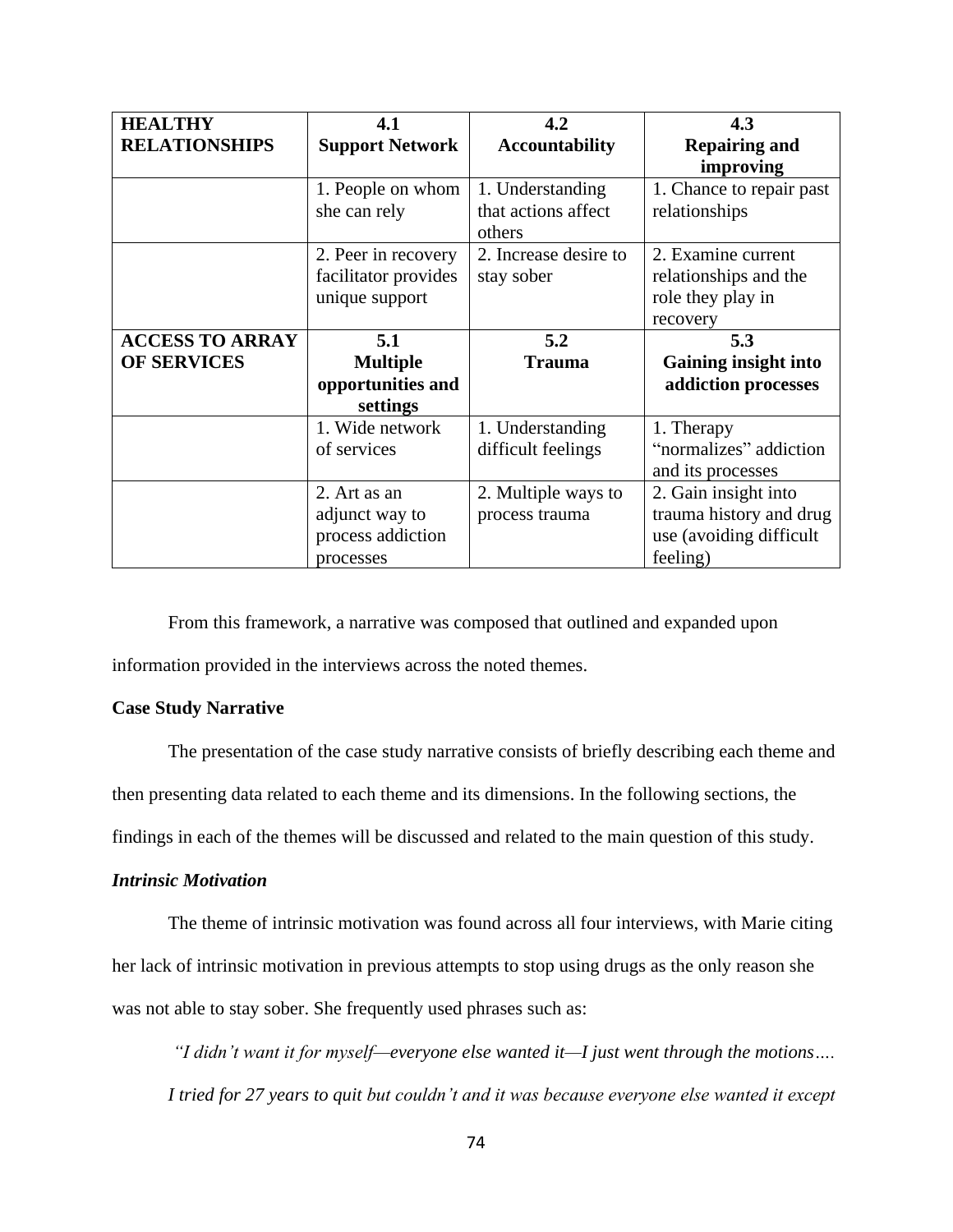| HEALTHY RELATIONSHIPS | 4.1 Support Network | 4.2 Accountability | 4.3 Repairing and improving |
|---|---|---|---|
| | 1. People on whom she can rely | 1. Understanding that actions affect others | 1. Chance to repair past relationships |
| | 2. Peer in recovery facilitator provides unique support | 2. Increase desire to stay sober | 2. Examine current relationships and the role they play in recovery |
| **ACCESS TO ARRAY OF SERVICES** | **5.1 Multiple opportunities and settings** | **5.2 Trauma** | **5.3 Gaining insight into addiction processes** |
| | 1. Wide network of services | 1. Understanding difficult feelings | 1. Therapy "normalizes" addiction and its processes |
| | 2. Art as an adjunct way to process addiction processes | 2. Multiple ways to process trauma | 2. Gain insight into trauma history and drug use (avoiding difficult feeling) |

From this framework, a narrative was composed that outlined and expanded upon information provided in the interviews across the noted themes.

**Case Study Narrative**

The presentation of the case study narrative consists of briefly describing each theme and then presenting data related to each theme and its dimensions. In the following sections, the findings in each of the themes will be discussed and related to the main question of this study.

***Intrinsic Motivation***

The theme of intrinsic motivation was found across all four interviews, with Marie citing her lack of intrinsic motivation in previous attempts to stop using drugs as the only reason she was not able to stay sober. She frequently used phrases such as:

> *"I didn't want it for myself—everyone else wanted it—I just went through the motions…. I tried for 27 years to quit but couldn't and it was because everyone else wanted it except*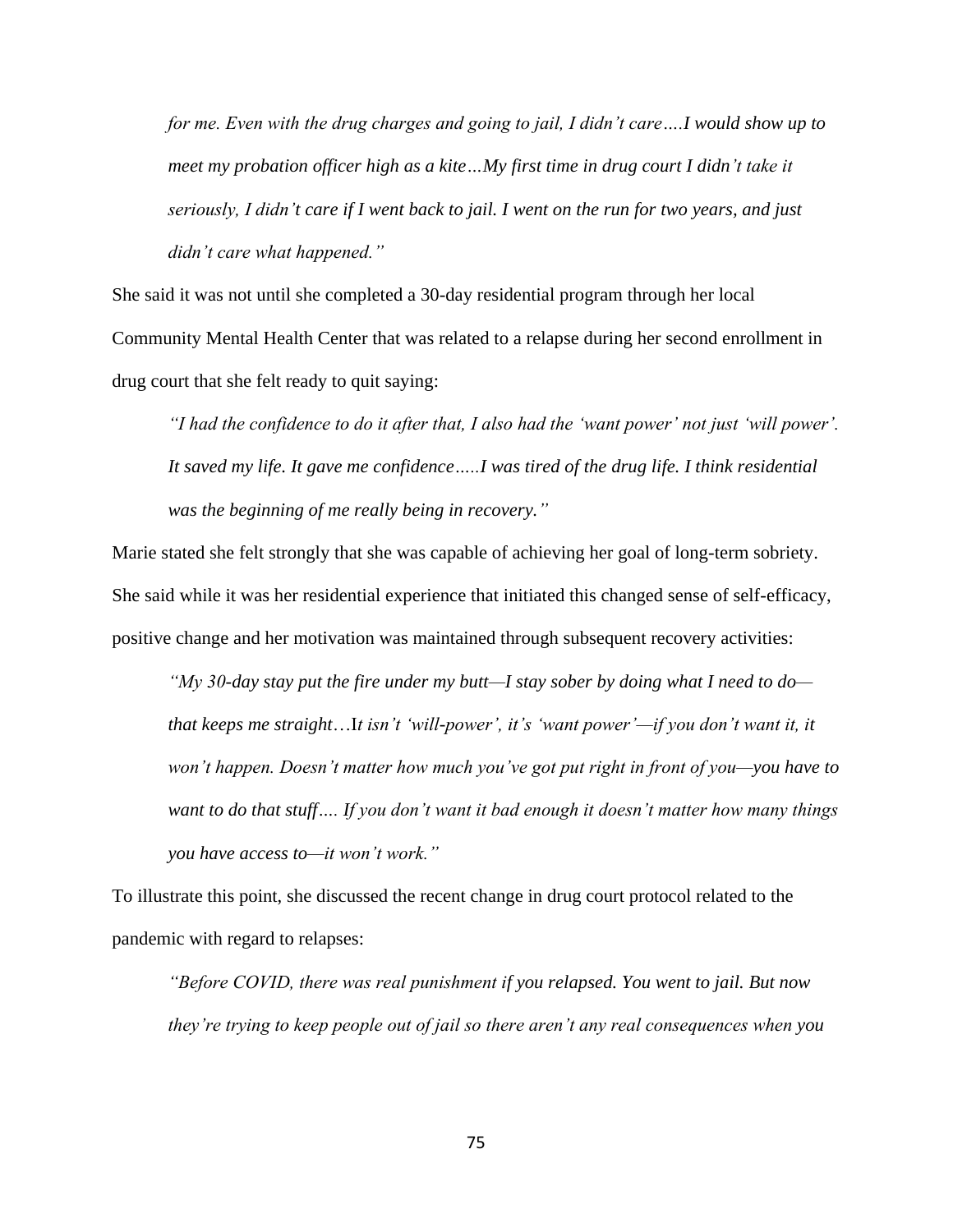*for me. Even with the drug charges and going to jail, I didn't care….I would show up to meet my probation officer high as a kite…My first time in drug court I didn't take it seriously, I didn't care if I went back to jail. I went on the run for two years, and just didn't care what happened."*

She said it was not until she completed a 30-day residential program through her local Community Mental Health Center that was related to a relapse during her second enrollment in drug court that she felt ready to quit saying:

> *"I had the confidence to do it after that, I also had the 'want power' not just 'will power'. It saved my life. It gave me confidence…..I was tired of the drug life. I think residential was the beginning of me really being in recovery."*

Marie stated she felt strongly that she was capable of achieving her goal of long-term sobriety. She said while it was her residential experience that initiated this changed sense of self-efficacy, positive change and her motivation was maintained through subsequent recovery activities:

> *"My 30-day stay put the fire under my butt—I stay sober by doing what I need to do—that keeps me straight…It isn't 'will-power', it's 'want power'—if you don't want it, it won't happen. Doesn't matter how much you've got put right in front of you—you have to want to do that stuff…. If you don't want it bad enough it doesn't matter how many things you have access to—it won't work."*

To illustrate this point, she discussed the recent change in drug court protocol related to the pandemic with regard to relapses:

> *"Before COVID, there was real punishment if you relapsed. You went to jail. But now they're trying to keep people out of jail so there aren't any real consequences when you*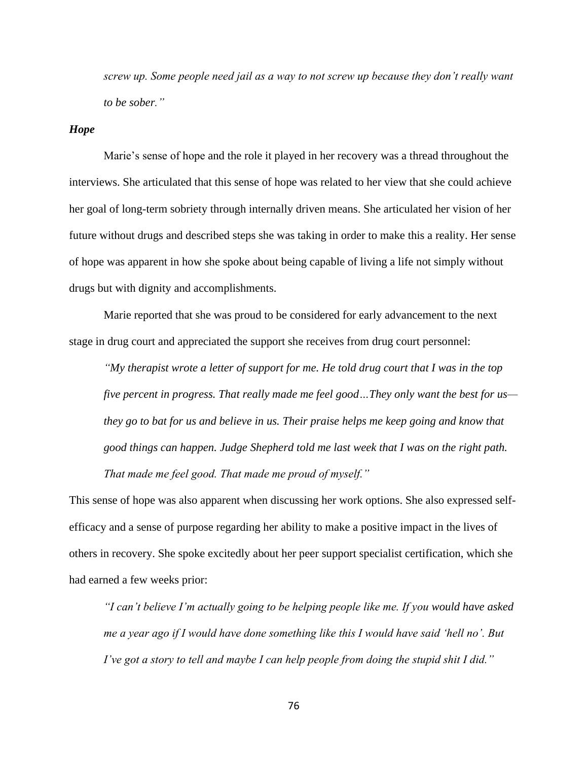*screw up. Some people need jail as a way to not screw up because they don't really want to be sober."*

### ***Hope***

Marie's sense of hope and the role it played in her recovery was a thread throughout the interviews. She articulated that this sense of hope was related to her view that she could achieve her goal of long-term sobriety through internally driven means. She articulated her vision of her future without drugs and described steps she was taking in order to make this a reality. Her sense of hope was apparent in how she spoke about being capable of living a life not simply without drugs but with dignity and accomplishments.

Marie reported that she was proud to be considered for early advancement to the next stage in drug court and appreciated the support she receives from drug court personnel:

> *"My therapist wrote a letter of support for me. He told drug court that I was in the top five percent in progress. That really made me feel good…They only want the best for us—they go to bat for us and believe in us. Their praise helps me keep going and know that good things can happen. Judge Shepherd told me last week that I was on the right path. That made me feel good. That made me proud of myself."*

This sense of hope was also apparent when discussing her work options. She also expressed self-efficacy and a sense of purpose regarding her ability to make a positive impact in the lives of others in recovery. She spoke excitedly about her peer support specialist certification, which she had earned a few weeks prior:

> *"I can't believe I'm actually going to be helping people like me. If you would have asked me a year ago if I would have done something like this I would have said 'hell no'. But I've got a story to tell and maybe I can help people from doing the stupid shit I did."*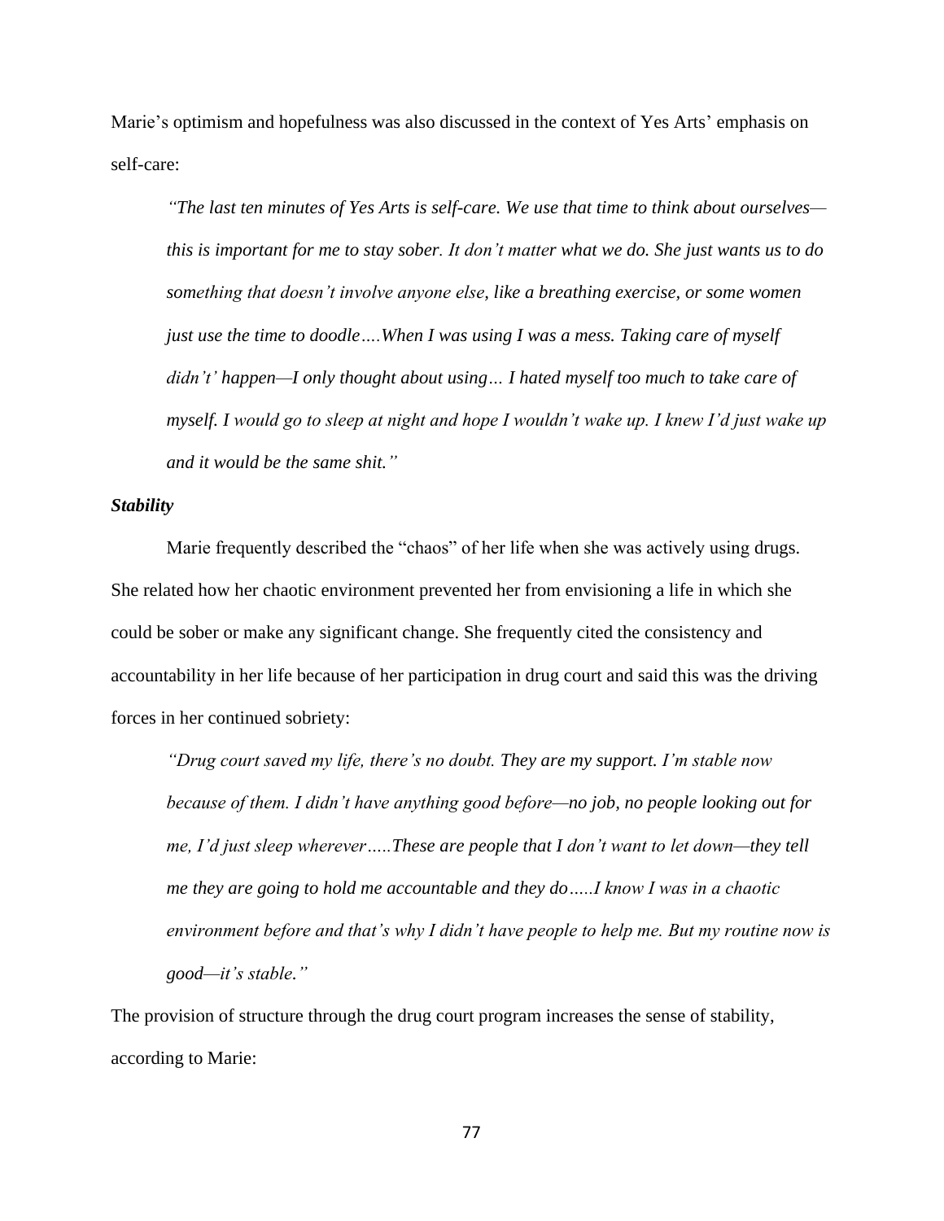Marie's optimism and hopefulness was also discussed in the context of Yes Arts' emphasis on self-care:

> *"The last ten minutes of Yes Arts is self-care. We use that time to think about ourselves—this is important for me to stay sober. It don't matter what we do. She just wants us to do something that doesn't involve anyone else, like a breathing exercise, or some women just use the time to doodle….When I was using I was a mess. Taking care of myself didn't' happen—I only thought about using… I hated myself too much to take care of myself. I would go to sleep at night and hope I wouldn't wake up. I knew I'd just wake up and it would be the same shit."*

### *Stability*

Marie frequently described the "chaos" of her life when she was actively using drugs. She related how her chaotic environment prevented her from envisioning a life in which she could be sober or make any significant change. She frequently cited the consistency and accountability in her life because of her participation in drug court and said this was the driving forces in her continued sobriety:

> *"Drug court saved my life, there's no doubt. They are my support. I'm stable now because of them. I didn't have anything good before—no job, no people looking out for me, I'd just sleep wherever…..These are people that I don't want to let down—they tell me they are going to hold me accountable and they do…..I know I was in a chaotic environment before and that's why I didn't have people to help me. But my routine now is good—it's stable."*

The provision of structure through the drug court program increases the sense of stability, according to Marie: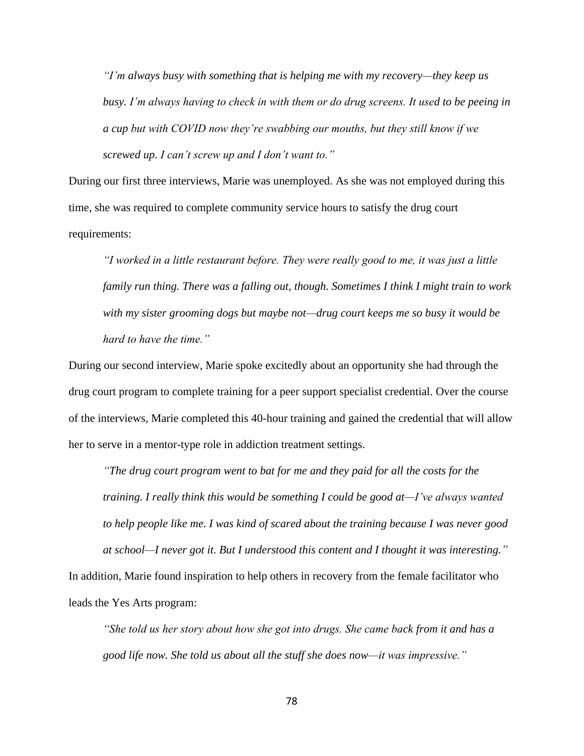*"I'm always busy with something that is helping me with my recovery—they keep us busy. I'm always having to check in with them or do drug screens. It used to be peeing in a cup but with COVID now they're swabbing our mouths, but they still know if we screwed up. I can't screw up and I don't want to."*

During our first three interviews, Marie was unemployed. As she was not employed during this time, she was required to complete community service hours to satisfy the drug court requirements:

*"I worked in a little restaurant before. They were really good to me, it was just a little family run thing. There was a falling out, though. Sometimes I think I might train to work with my sister grooming dogs but maybe not—drug court keeps me so busy it would be hard to have the time."*

During our second interview, Marie spoke excitedly about an opportunity she had through the drug court program to complete training for a peer support specialist credential. Over the course of the interviews, Marie completed this 40-hour training and gained the credential that will allow her to serve in a mentor-type role in addiction treatment settings.

*"The drug court program went to bat for me and they paid for all the costs for the training. I really think this would be something I could be good at—I've always wanted to help people like me. I was kind of scared about the training because I was never good at school—I never got it. But I understood this content and I thought it was interesting."*

In addition, Marie found inspiration to help others in recovery from the female facilitator who leads the Yes Arts program:

*"She told us her story about how she got into drugs. She came back from it and has a good life now. She told us about all the stuff she does now—it was impressive."*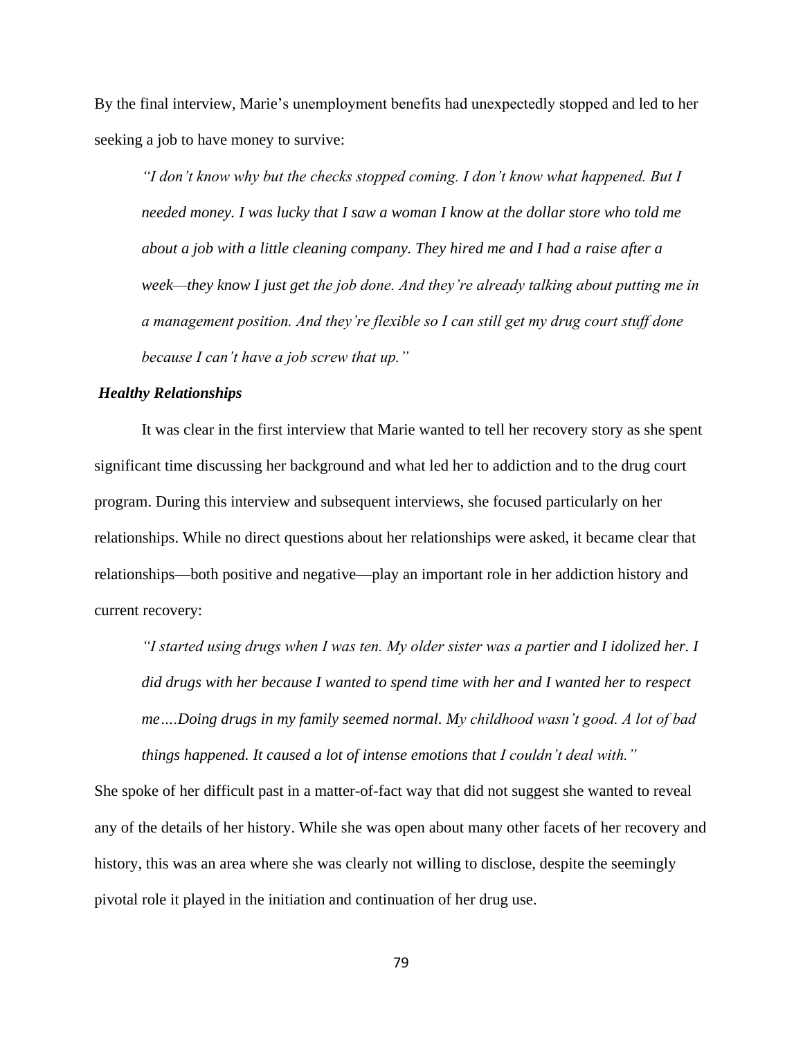By the final interview, Marie's unemployment benefits had unexpectedly stopped and led to her seeking a job to have money to survive:

> *"I don't know why but the checks stopped coming. I don't know what happened. But I needed money. I was lucky that I saw a woman I know at the dollar store who told me about a job with a little cleaning company. They hired me and I had a raise after a week—they know I just get the job done. And they're already talking about putting me in a management position. And they're flexible so I can still get my drug court stuff done because I can't have a job screw that up."*

### *Healthy Relationships*

It was clear in the first interview that Marie wanted to tell her recovery story as she spent significant time discussing her background and what led her to addiction and to the drug court program. During this interview and subsequent interviews, she focused particularly on her relationships. While no direct questions about her relationships were asked, it became clear that relationships—both positive and negative—play an important role in her addiction history and current recovery:

> *"I started using drugs when I was ten. My older sister was a partier and I idolized her. I did drugs with her because I wanted to spend time with her and I wanted her to respect me….Doing drugs in my family seemed normal. My childhood wasn't good. A lot of bad things happened. It caused a lot of intense emotions that I couldn't deal with."*

She spoke of her difficult past in a matter-of-fact way that did not suggest she wanted to reveal any of the details of her history. While she was open about many other facets of her recovery and history, this was an area where she was clearly not willing to disclose, despite the seemingly pivotal role it played in the initiation and continuation of her drug use.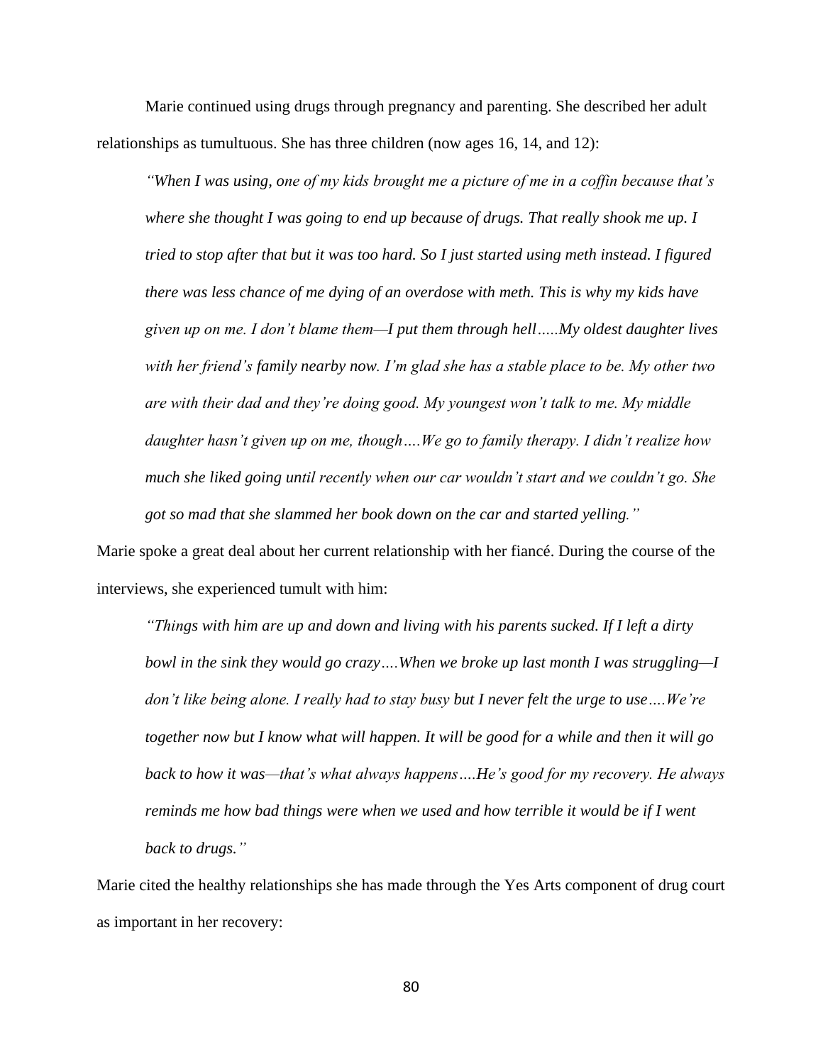Marie continued using drugs through pregnancy and parenting. She described her adult relationships as tumultuous. She has three children (now ages 16, 14, and 12):

> *"When I was using, one of my kids brought me a picture of me in a coffin because that's where she thought I was going to end up because of drugs. That really shook me up. I tried to stop after that but it was too hard. So I just started using meth instead. I figured there was less chance of me dying of an overdose with meth. This is why my kids have given up on me. I don't blame them—I put them through hell.....My oldest daughter lives with her friend's family nearby now. I'm glad she has a stable place to be. My other two are with their dad and they're doing good. My youngest won't talk to me. My middle daughter hasn't given up on me, though....We go to family therapy. I didn't realize how much she liked going until recently when our car wouldn't start and we couldn't go. She got so mad that she slammed her book down on the car and started yelling."*

Marie spoke a great deal about her current relationship with her fiancé. During the course of the interviews, she experienced tumult with him:

> *"Things with him are up and down and living with his parents sucked. If I left a dirty bowl in the sink they would go crazy....When we broke up last month I was struggling—I don't like being alone. I really had to stay busy but I never felt the urge to use....We're together now but I know what will happen. It will be good for a while and then it will go back to how it was—that's what always happens....He's good for my recovery. He always reminds me how bad things were when we used and how terrible it would be if I went back to drugs."*

Marie cited the healthy relationships she has made through the Yes Arts component of drug court as important in her recovery: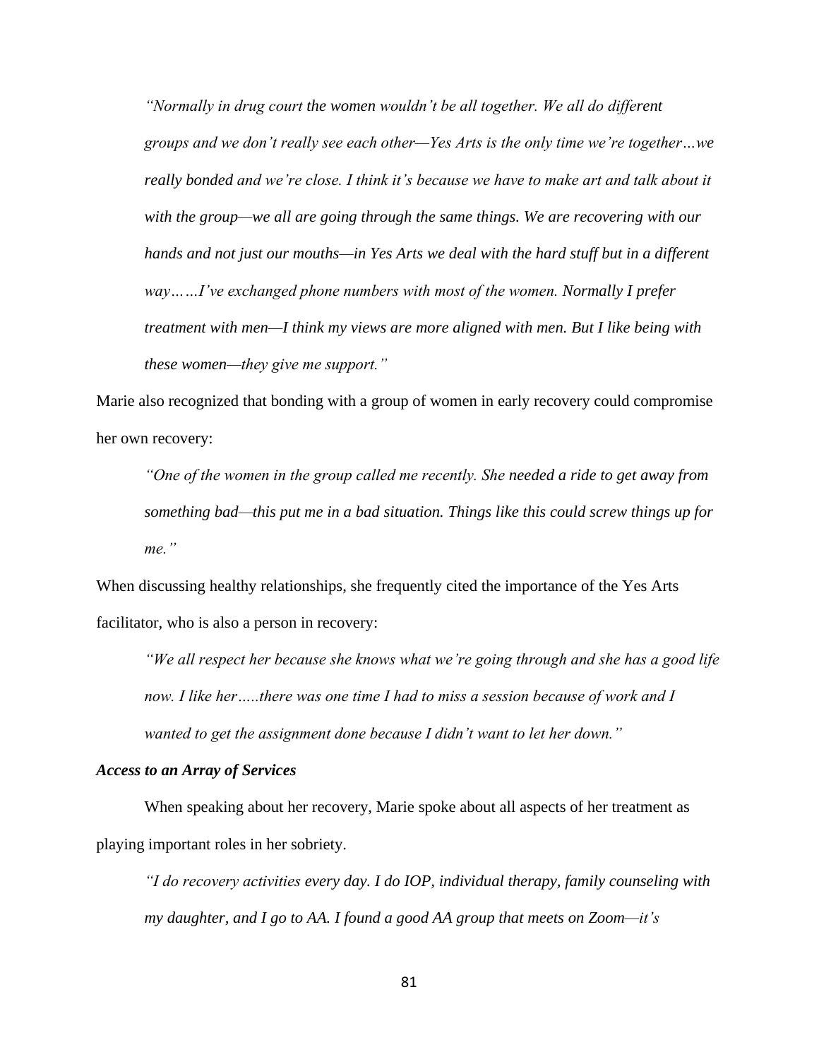> *"Normally in drug court the women wouldn't be all together. We all do different groups and we don't really see each other—Yes Arts is the only time we're together…we really bonded and we're close. I think it's because we have to make art and talk about it with the group—we all are going through the same things. We are recovering with our hands and not just our mouths—in Yes Arts we deal with the hard stuff but in a different way……I've exchanged phone numbers with most of the women. Normally I prefer treatment with men—I think my views are more aligned with men. But I like being with these women—they give me support."*

Marie also recognized that bonding with a group of women in early recovery could compromise her own recovery:

> *"One of the women in the group called me recently. She needed a ride to get away from something bad—this put me in a bad situation. Things like this could screw things up for me."*

When discussing healthy relationships, she frequently cited the importance of the Yes Arts facilitator, who is also a person in recovery:

> *"We all respect her because she knows what we're going through and she has a good life now. I like her…..there was one time I had to miss a session because of work and I wanted to get the assignment done because I didn't want to let her down."*

***Access to an Array of Services***

When speaking about her recovery, Marie spoke about all aspects of her treatment as playing important roles in her sobriety.

> *"I do recovery activities every day. I do IOP, individual therapy, family counseling with my daughter, and I go to AA. I found a good AA group that meets on Zoom—it's*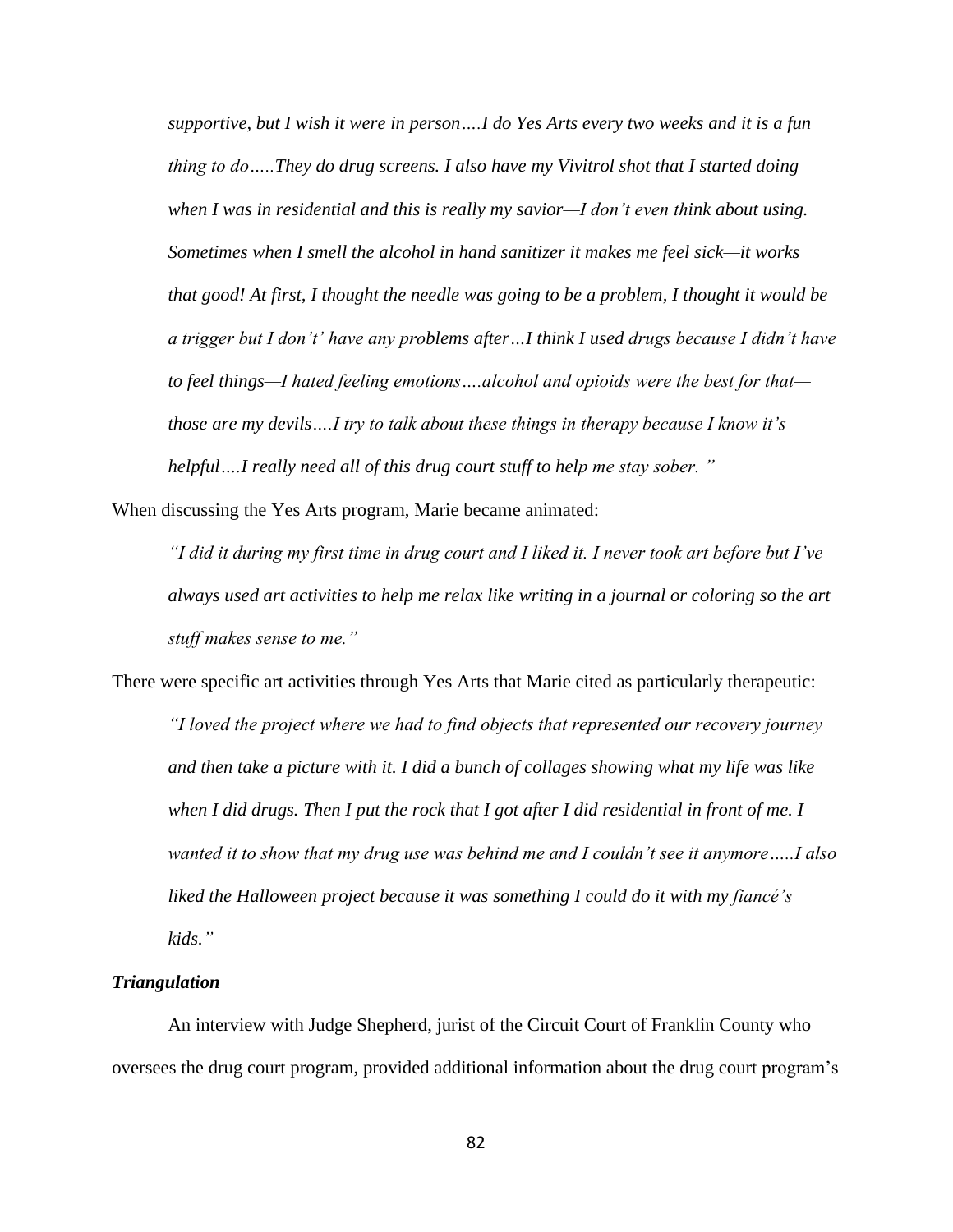*supportive, but I wish it were in person….I do Yes Arts every two weeks and it is a fun thing to do…..They do drug screens. I also have my Vivitrol shot that I started doing when I was in residential and this is really my savior—I don't even think about using. Sometimes when I smell the alcohol in hand sanitizer it makes me feel sick—it works that good! At first, I thought the needle was going to be a problem, I thought it would be a trigger but I don't' have any problems after…I think I used drugs because I didn't have to feel things—I hated feeling emotions….alcohol and opioids were the best for that—those are my devils….I try to talk about these things in therapy because I know it's helpful….I really need all of this drug court stuff to help me stay sober. "*

When discussing the Yes Arts program, Marie became animated:

> *"I did it during my first time in drug court and I liked it. I never took art before but I've always used art activities to help me relax like writing in a journal or coloring so the art stuff makes sense to me."*

There were specific art activities through Yes Arts that Marie cited as particularly therapeutic:

> *"I loved the project where we had to find objects that represented our recovery journey and then take a picture with it. I did a bunch of collages showing what my life was like when I did drugs. Then I put the rock that I got after I did residential in front of me. I wanted it to show that my drug use was behind me and I couldn't see it anymore…..I also liked the Halloween project because it was something I could do it with my fiancé's kids."*

### *Triangulation*

An interview with Judge Shepherd, jurist of the Circuit Court of Franklin County who oversees the drug court program, provided additional information about the drug court program's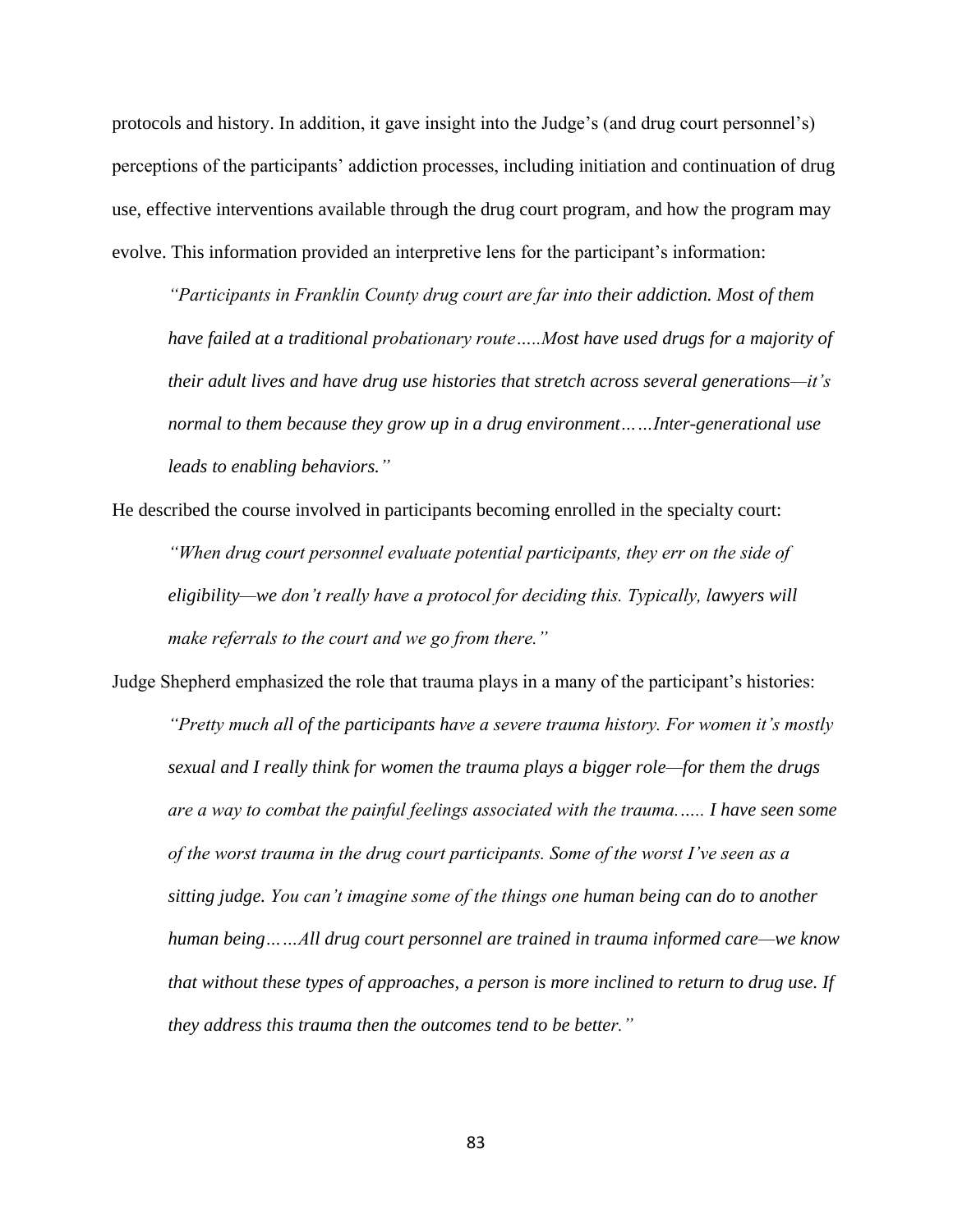protocols and history. In addition, it gave insight into the Judge's (and drug court personnel's) perceptions of the participants' addiction processes, including initiation and continuation of drug use, effective interventions available through the drug court program, and how the program may evolve. This information provided an interpretive lens for the participant's information:

> *"Participants in Franklin County drug court are far into their addiction. Most of them have failed at a traditional probationary route…..Most have used drugs for a majority of their adult lives and have drug use histories that stretch across several generations—it's normal to them because they grow up in a drug environment……Inter-generational use leads to enabling behaviors."*

He described the course involved in participants becoming enrolled in the specialty court:

> *"When drug court personnel evaluate potential participants, they err on the side of eligibility—we don't really have a protocol for deciding this. Typically, lawyers will make referrals to the court and we go from there."*

Judge Shepherd emphasized the role that trauma plays in a many of the participant's histories:

> *"Pretty much all of the participants have a severe trauma history. For women it's mostly sexual and I really think for women the trauma plays a bigger role—for them the drugs are a way to combat the painful feelings associated with the trauma…... I have seen some of the worst trauma in the drug court participants. Some of the worst I've seen as a sitting judge. You can't imagine some of the things one human being can do to another human being……All drug court personnel are trained in trauma informed care—we know that without these types of approaches, a person is more inclined to return to drug use. If they address this trauma then the outcomes tend to be better."*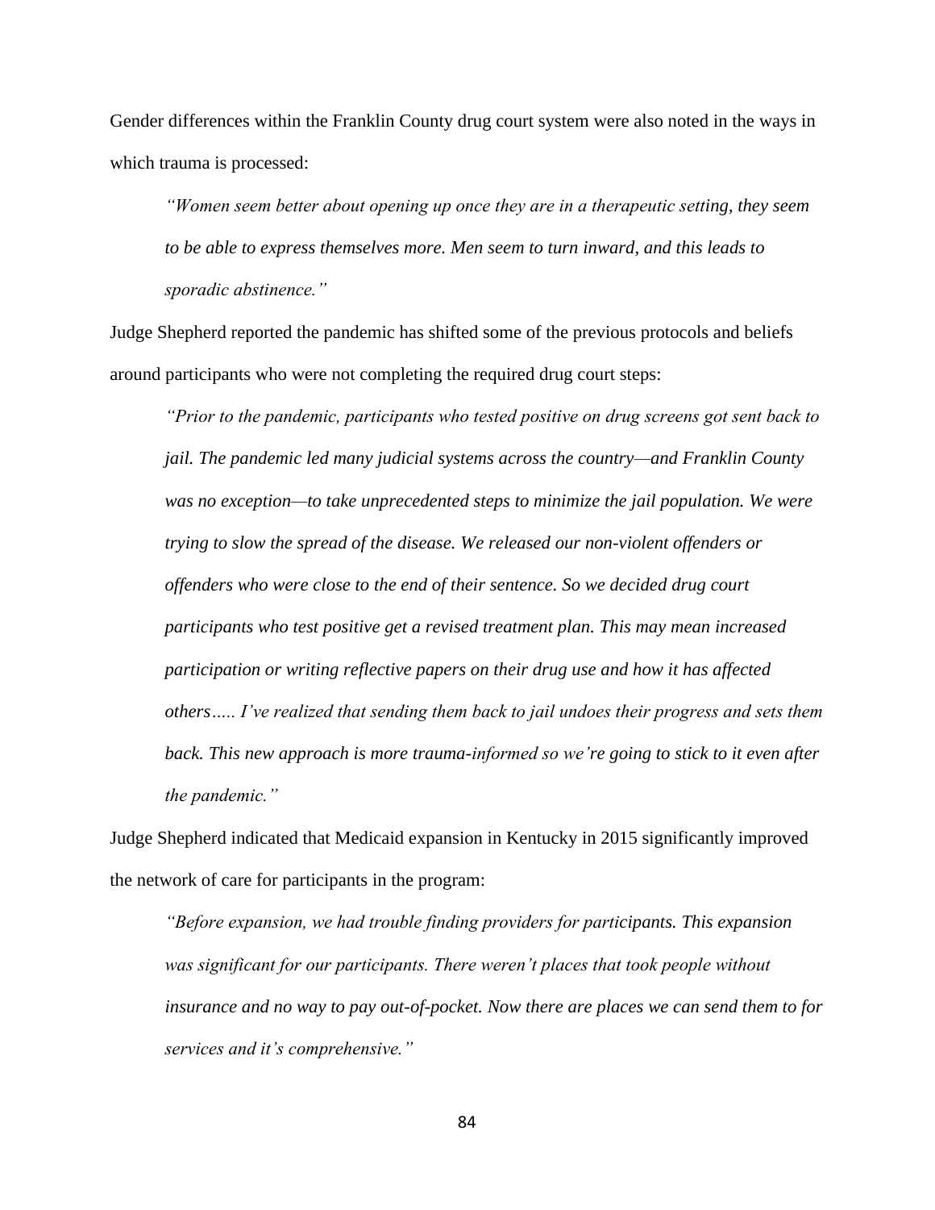Gender differences within the Franklin County drug court system were also noted in the ways in which trauma is processed:

> *"Women seem better about opening up once they are in a therapeutic setting, they seem to be able to express themselves more. Men seem to turn inward, and this leads to sporadic abstinence."*

Judge Shepherd reported the pandemic has shifted some of the previous protocols and beliefs around participants who were not completing the required drug court steps:

> *"Prior to the pandemic, participants who tested positive on drug screens got sent back to jail. The pandemic led many judicial systems across the country—and Franklin County was no exception—to take unprecedented steps to minimize the jail population. We were trying to slow the spread of the disease. We released our non-violent offenders or offenders who were close to the end of their sentence. So we decided drug court participants who test positive get a revised treatment plan. This may mean increased participation or writing reflective papers on their drug use and how it has affected others….. I've realized that sending them back to jail undoes their progress and sets them back. This new approach is more trauma-informed so we're going to stick to it even after the pandemic."*

Judge Shepherd indicated that Medicaid expansion in Kentucky in 2015 significantly improved the network of care for participants in the program:

> *"Before expansion, we had trouble finding providers for participants. This expansion was significant for our participants. There weren't places that took people without insurance and no way to pay out-of-pocket. Now there are places we can send them to for services and it's comprehensive."*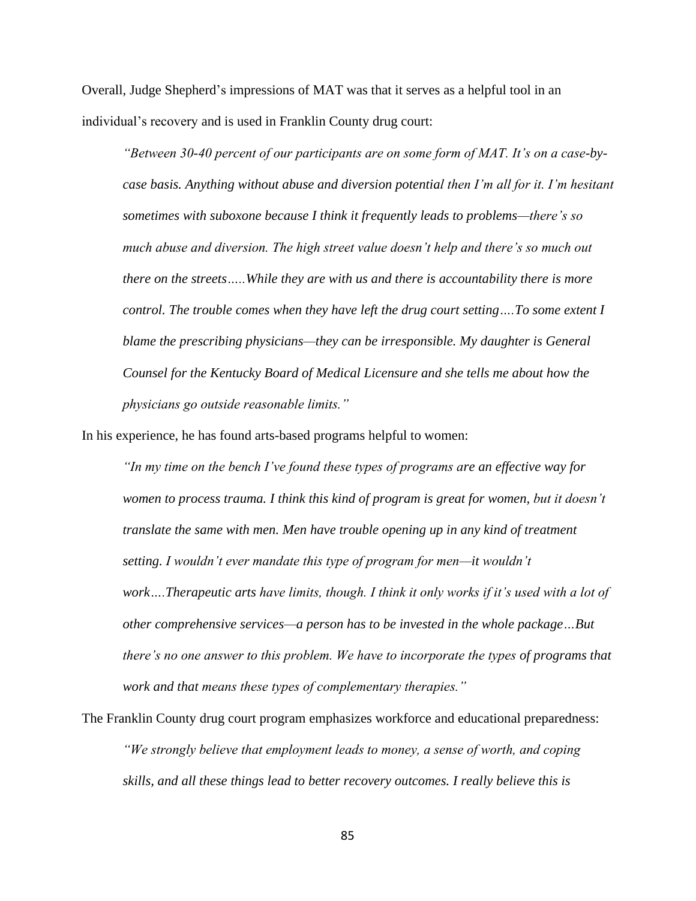Overall, Judge Shepherd's impressions of MAT was that it serves as a helpful tool in an individual's recovery and is used in Franklin County drug court:

> *"Between 30-40 percent of our participants are on some form of MAT. It's on a case-by-case basis. Anything without abuse and diversion potential then I'm all for it. I'm hesitant sometimes with suboxone because I think it frequently leads to problems—there's so much abuse and diversion. The high street value doesn't help and there's so much out there on the streets…..While they are with us and there is accountability there is more control. The trouble comes when they have left the drug court setting….To some extent I blame the prescribing physicians—they can be irresponsible. My daughter is General Counsel for the Kentucky Board of Medical Licensure and she tells me about how the physicians go outside reasonable limits."*

In his experience, he has found arts-based programs helpful to women:

> *"In my time on the bench I've found these types of programs are an effective way for women to process trauma. I think this kind of program is great for women, but it doesn't translate the same with men. Men have trouble opening up in any kind of treatment setting. I wouldn't ever mandate this type of program for men—it wouldn't work….Therapeutic arts have limits, though. I think it only works if it's used with a lot of other comprehensive services—a person has to be invested in the whole package…But there's no one answer to this problem. We have to incorporate the types of programs that work and that means these types of complementary therapies."*

The Franklin County drug court program emphasizes workforce and educational preparedness:

> *"We strongly believe that employment leads to money, a sense of worth, and coping skills, and all these things lead to better recovery outcomes. I really believe this is*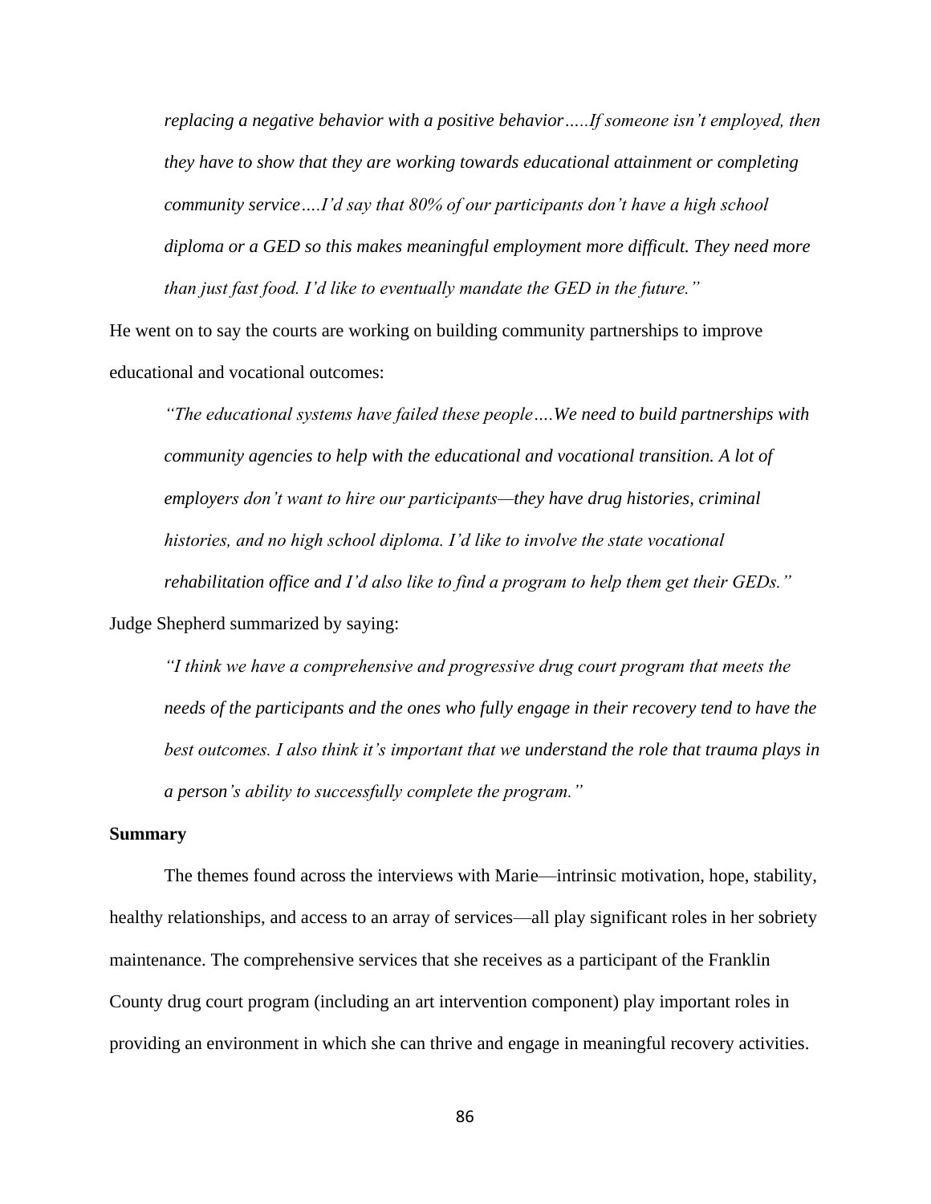*replacing a negative behavior with a positive behavior…..If someone isn't employed, then they have to show that they are working towards educational attainment or completing community service….I'd say that 80% of our participants don't have a high school diploma or a GED so this makes meaningful employment more difficult. They need more than just fast food. I'd like to eventually mandate the GED in the future."*

He went on to say the courts are working on building community partnerships to improve educational and vocational outcomes:

> *"The educational systems have failed these people….We need to build partnerships with community agencies to help with the educational and vocational transition. A lot of employers don't want to hire our participants—they have drug histories, criminal histories, and no high school diploma. I'd like to involve the state vocational rehabilitation office and I'd also like to find a program to help them get their GEDs."*

Judge Shepherd summarized by saying:

> *"I think we have a comprehensive and progressive drug court program that meets the needs of the participants and the ones who fully engage in their recovery tend to have the best outcomes. I also think it's important that we understand the role that trauma plays in a person's ability to successfully complete the program."*

**Summary**

The themes found across the interviews with Marie—intrinsic motivation, hope, stability, healthy relationships, and access to an array of services—all play significant roles in her sobriety maintenance. The comprehensive services that she receives as a participant of the Franklin County drug court program (including an art intervention component) play important roles in providing an environment in which she can thrive and engage in meaningful recovery activities.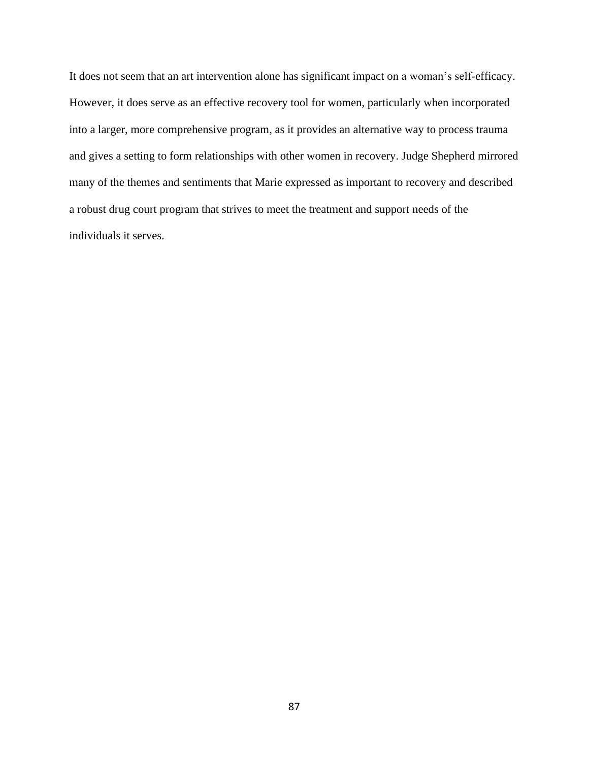It does not seem that an art intervention alone has significant impact on a woman's self-efficacy. However, it does serve as an effective recovery tool for women, particularly when incorporated into a larger, more comprehensive program, as it provides an alternative way to process trauma and gives a setting to form relationships with other women in recovery. Judge Shepherd mirrored many of the themes and sentiments that Marie expressed as important to recovery and described a robust drug court program that strives to meet the treatment and support needs of the individuals it serves.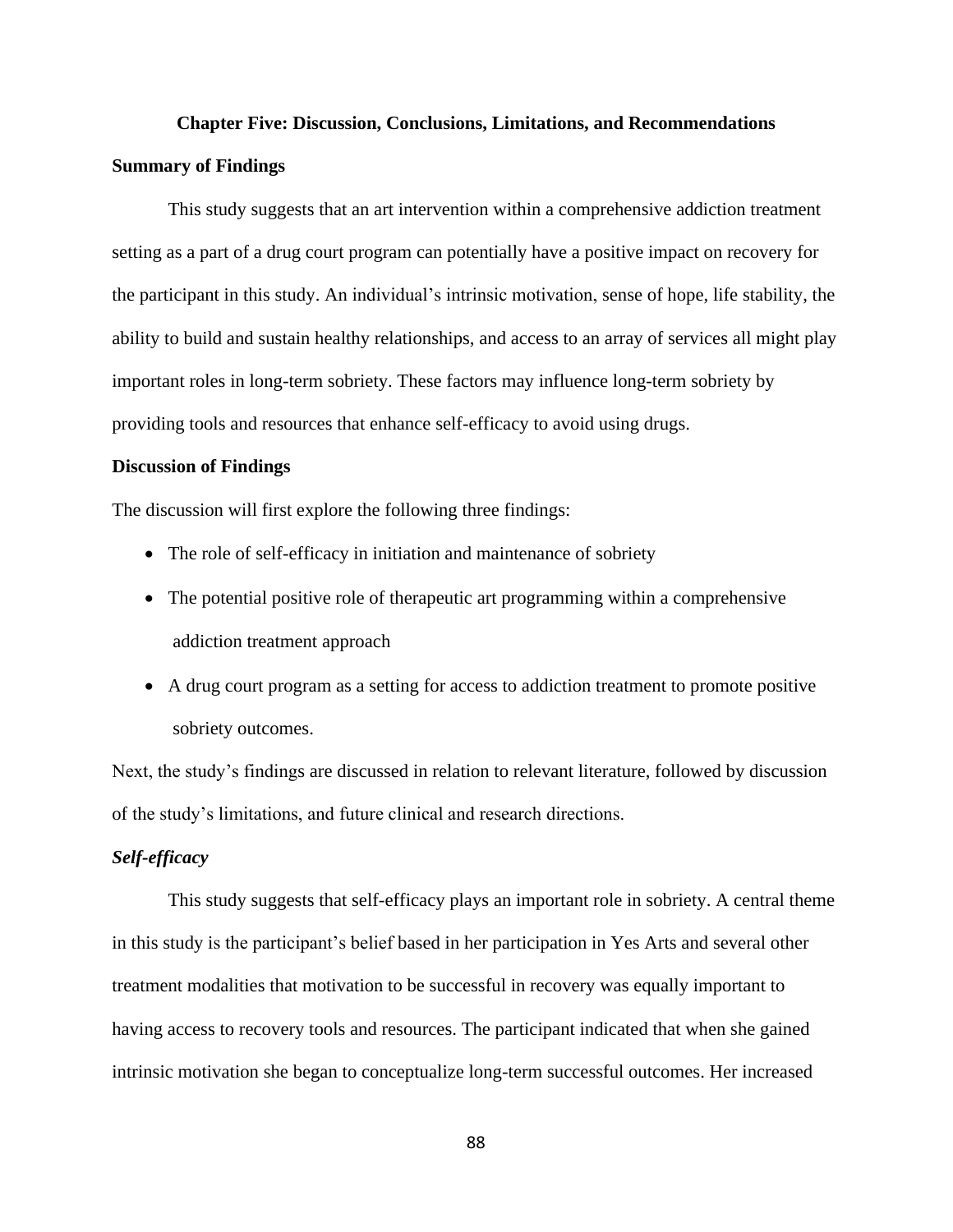# Chapter Five: Discussion, Conclusions, Limitations, and Recommendations

## Summary of Findings

This study suggests that an art intervention within a comprehensive addiction treatment setting as a part of a drug court program can potentially have a positive impact on recovery for the participant in this study. An individual's intrinsic motivation, sense of hope, life stability, the ability to build and sustain healthy relationships, and access to an array of services all might play important roles in long-term sobriety. These factors may influence long-term sobriety by providing tools and resources that enhance self-efficacy to avoid using drugs.

## Discussion of Findings

The discussion will first explore the following three findings:

- The role of self-efficacy in initiation and maintenance of sobriety
- The potential positive role of therapeutic art programming within a comprehensive addiction treatment approach
- A drug court program as a setting for access to addiction treatment to promote positive sobriety outcomes.

Next, the study's findings are discussed in relation to relevant literature, followed by discussion of the study's limitations, and future clinical and research directions.

### *Self-efficacy*

This study suggests that self-efficacy plays an important role in sobriety. A central theme in this study is the participant's belief based in her participation in Yes Arts and several other treatment modalities that motivation to be successful in recovery was equally important to having access to recovery tools and resources. The participant indicated that when she gained intrinsic motivation she began to conceptualize long-term successful outcomes. Her increased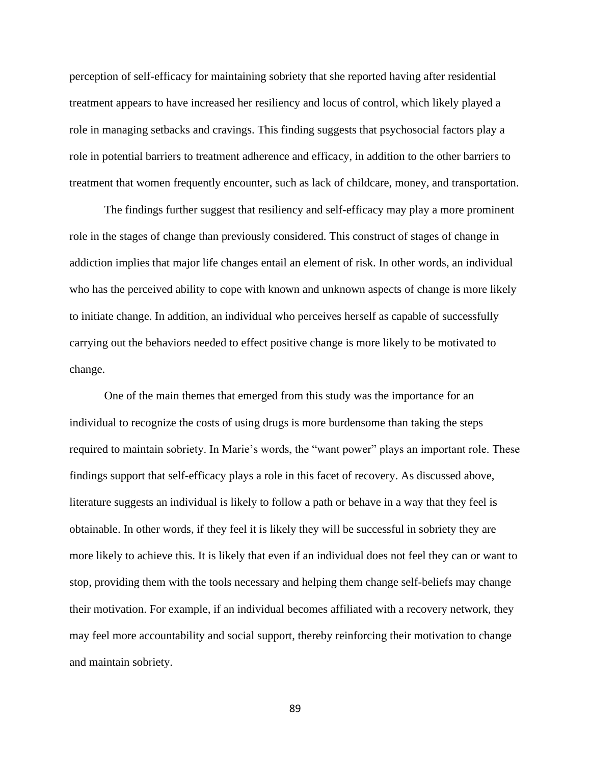perception of self-efficacy for maintaining sobriety that she reported having after residential treatment appears to have increased her resiliency and locus of control, which likely played a role in managing setbacks and cravings. This finding suggests that psychosocial factors play a role in potential barriers to treatment adherence and efficacy, in addition to the other barriers to treatment that women frequently encounter, such as lack of childcare, money, and transportation.

The findings further suggest that resiliency and self-efficacy may play a more prominent role in the stages of change than previously considered. This construct of stages of change in addiction implies that major life changes entail an element of risk. In other words, an individual who has the perceived ability to cope with known and unknown aspects of change is more likely to initiate change. In addition, an individual who perceives herself as capable of successfully carrying out the behaviors needed to effect positive change is more likely to be motivated to change.

One of the main themes that emerged from this study was the importance for an individual to recognize the costs of using drugs is more burdensome than taking the steps required to maintain sobriety. In Marie's words, the "want power" plays an important role. These findings support that self-efficacy plays a role in this facet of recovery. As discussed above, literature suggests an individual is likely to follow a path or behave in a way that they feel is obtainable. In other words, if they feel it is likely they will be successful in sobriety they are more likely to achieve this. It is likely that even if an individual does not feel they can or want to stop, providing them with the tools necessary and helping them change self-beliefs may change their motivation. For example, if an individual becomes affiliated with a recovery network, they may feel more accountability and social support, thereby reinforcing their motivation to change and maintain sobriety.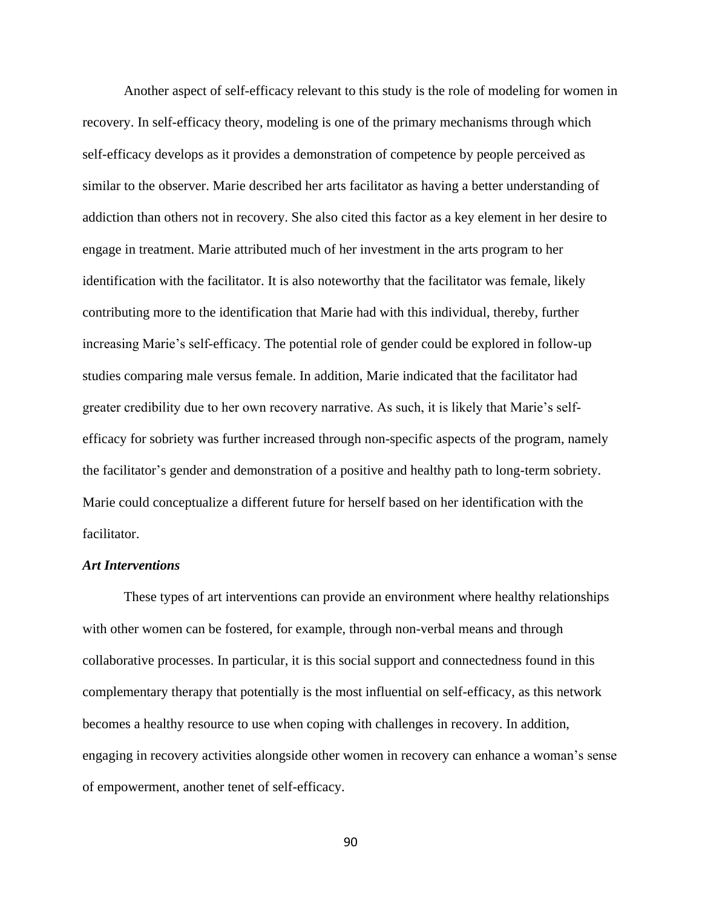Another aspect of self-efficacy relevant to this study is the role of modeling for women in recovery. In self-efficacy theory, modeling is one of the primary mechanisms through which self-efficacy develops as it provides a demonstration of competence by people perceived as similar to the observer. Marie described her arts facilitator as having a better understanding of addiction than others not in recovery. She also cited this factor as a key element in her desire to engage in treatment. Marie attributed much of her investment in the arts program to her identification with the facilitator. It is also noteworthy that the facilitator was female, likely contributing more to the identification that Marie had with this individual, thereby, further increasing Marie's self-efficacy. The potential role of gender could be explored in follow-up studies comparing male versus female. In addition, Marie indicated that the facilitator had greater credibility due to her own recovery narrative. As such, it is likely that Marie's self-efficacy for sobriety was further increased through non-specific aspects of the program, namely the facilitator's gender and demonstration of a positive and healthy path to long-term sobriety. Marie could conceptualize a different future for herself based on her identification with the facilitator.

***Art Interventions***

These types of art interventions can provide an environment where healthy relationships with other women can be fostered, for example, through non-verbal means and through collaborative processes. In particular, it is this social support and connectedness found in this complementary therapy that potentially is the most influential on self-efficacy, as this network becomes a healthy resource to use when coping with challenges in recovery. In addition, engaging in recovery activities alongside other women in recovery can enhance a woman's sense of empowerment, another tenet of self-efficacy.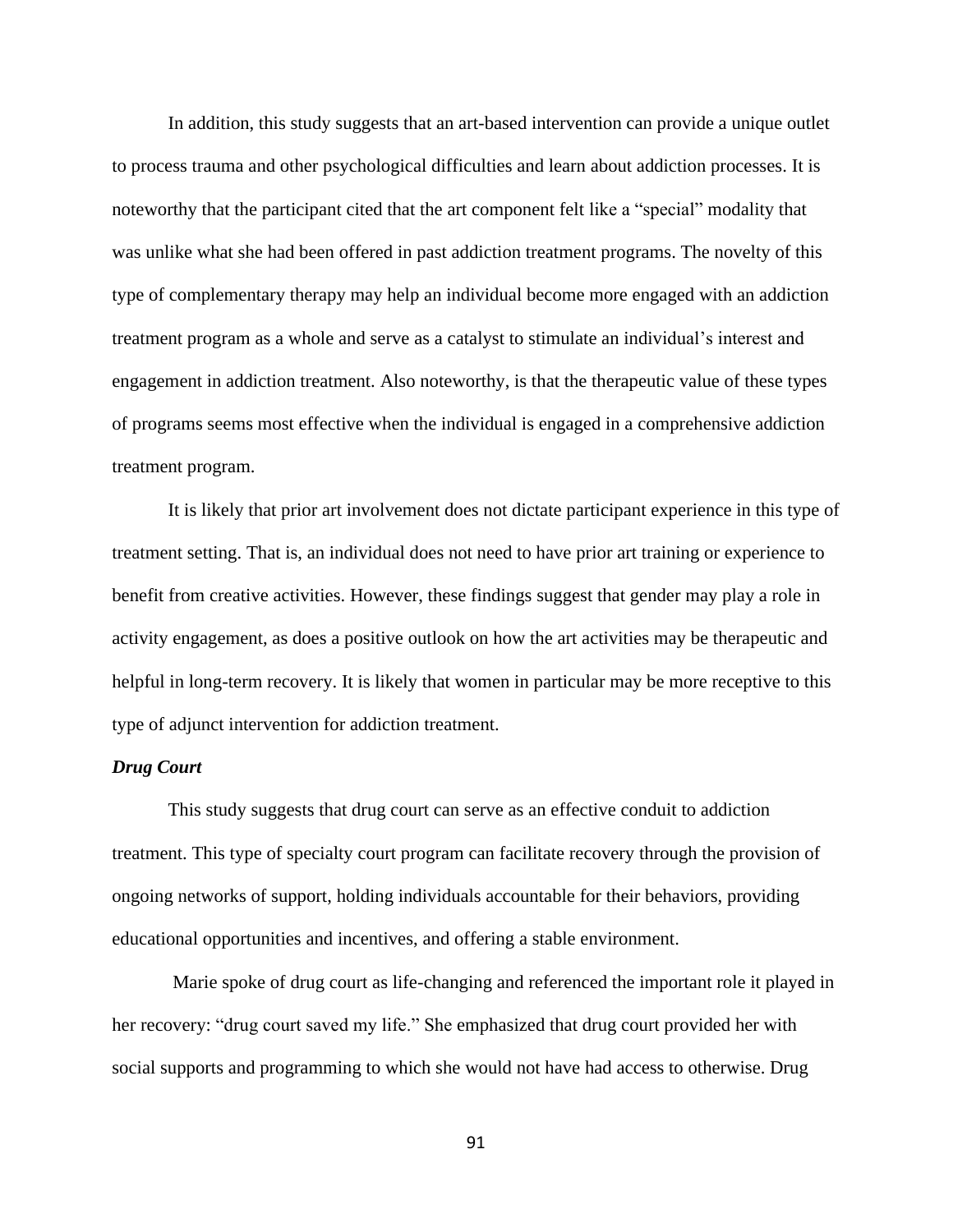In addition, this study suggests that an art-based intervention can provide a unique outlet to process trauma and other psychological difficulties and learn about addiction processes. It is noteworthy that the participant cited that the art component felt like a "special" modality that was unlike what she had been offered in past addiction treatment programs. The novelty of this type of complementary therapy may help an individual become more engaged with an addiction treatment program as a whole and serve as a catalyst to stimulate an individual's interest and engagement in addiction treatment. Also noteworthy, is that the therapeutic value of these types of programs seems most effective when the individual is engaged in a comprehensive addiction treatment program.

It is likely that prior art involvement does not dictate participant experience in this type of treatment setting. That is, an individual does not need to have prior art training or experience to benefit from creative activities. However, these findings suggest that gender may play a role in activity engagement, as does a positive outlook on how the art activities may be therapeutic and helpful in long-term recovery. It is likely that women in particular may be more receptive to this type of adjunct intervention for addiction treatment.

***Drug Court***

This study suggests that drug court can serve as an effective conduit to addiction treatment. This type of specialty court program can facilitate recovery through the provision of ongoing networks of support, holding individuals accountable for their behaviors, providing educational opportunities and incentives, and offering a stable environment.

Marie spoke of drug court as life-changing and referenced the important role it played in her recovery: "drug court saved my life." She emphasized that drug court provided her with social supports and programming to which she would not have had access to otherwise. Drug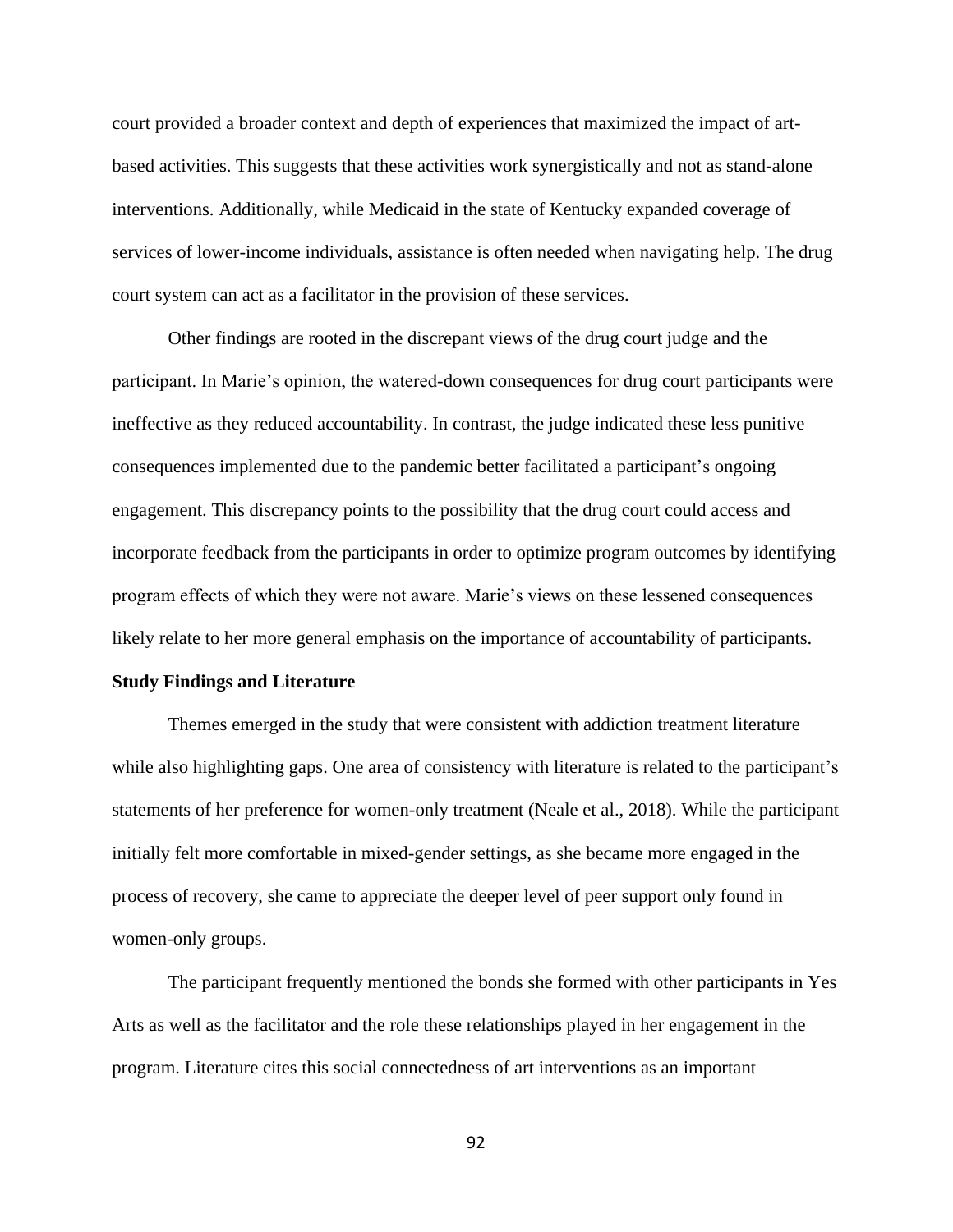court provided a broader context and depth of experiences that maximized the impact of art-based activities. This suggests that these activities work synergistically and not as stand-alone interventions. Additionally, while Medicaid in the state of Kentucky expanded coverage of services of lower-income individuals, assistance is often needed when navigating help. The drug court system can act as a facilitator in the provision of these services.

Other findings are rooted in the discrepant views of the drug court judge and the participant. In Marie's opinion, the watered-down consequences for drug court participants were ineffective as they reduced accountability. In contrast, the judge indicated these less punitive consequences implemented due to the pandemic better facilitated a participant's ongoing engagement. This discrepancy points to the possibility that the drug court could access and incorporate feedback from the participants in order to optimize program outcomes by identifying program effects of which they were not aware. Marie's views on these lessened consequences likely relate to her more general emphasis on the importance of accountability of participants.

**Study Findings and Literature**

Themes emerged in the study that were consistent with addiction treatment literature while also highlighting gaps. One area of consistency with literature is related to the participant's statements of her preference for women-only treatment (Neale et al., 2018). While the participant initially felt more comfortable in mixed-gender settings, as she became more engaged in the process of recovery, she came to appreciate the deeper level of peer support only found in women-only groups.

The participant frequently mentioned the bonds she formed with other participants in Yes Arts as well as the facilitator and the role these relationships played in her engagement in the program. Literature cites this social connectedness of art interventions as an important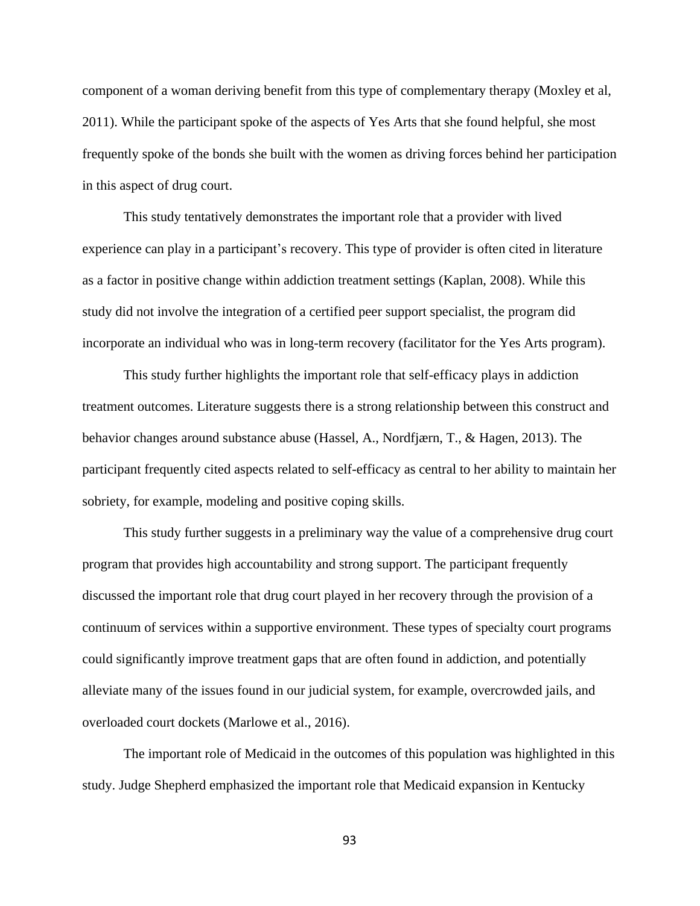component of a woman deriving benefit from this type of complementary therapy (Moxley et al, 2011). While the participant spoke of the aspects of Yes Arts that she found helpful, she most frequently spoke of the bonds she built with the women as driving forces behind her participation in this aspect of drug court.

This study tentatively demonstrates the important role that a provider with lived experience can play in a participant's recovery. This type of provider is often cited in literature as a factor in positive change within addiction treatment settings (Kaplan, 2008). While this study did not involve the integration of a certified peer support specialist, the program did incorporate an individual who was in long-term recovery (facilitator for the Yes Arts program).

This study further highlights the important role that self-efficacy plays in addiction treatment outcomes. Literature suggests there is a strong relationship between this construct and behavior changes around substance abuse (Hassel, A., Nordfjærn, T., & Hagen, 2013). The participant frequently cited aspects related to self-efficacy as central to her ability to maintain her sobriety, for example, modeling and positive coping skills.

This study further suggests in a preliminary way the value of a comprehensive drug court program that provides high accountability and strong support. The participant frequently discussed the important role that drug court played in her recovery through the provision of a continuum of services within a supportive environment. These types of specialty court programs could significantly improve treatment gaps that are often found in addiction, and potentially alleviate many of the issues found in our judicial system, for example, overcrowded jails, and overloaded court dockets (Marlowe et al., 2016).

The important role of Medicaid in the outcomes of this population was highlighted in this study. Judge Shepherd emphasized the important role that Medicaid expansion in Kentucky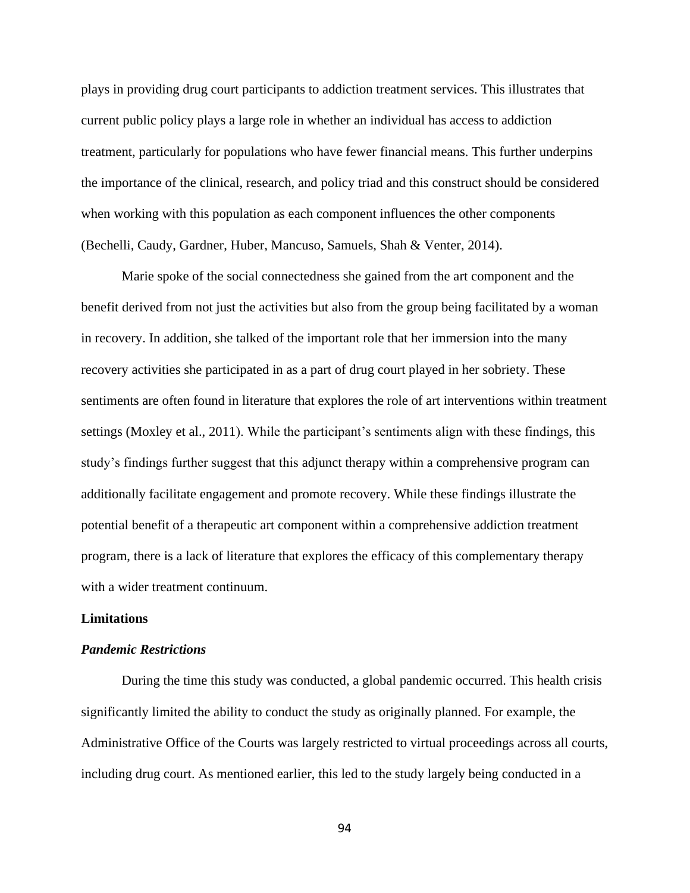plays in providing drug court participants to addiction treatment services. This illustrates that current public policy plays a large role in whether an individual has access to addiction treatment, particularly for populations who have fewer financial means. This further underpins the importance of the clinical, research, and policy triad and this construct should be considered when working with this population as each component influences the other components (Bechelli, Caudy, Gardner, Huber, Mancuso, Samuels, Shah & Venter, 2014).

Marie spoke of the social connectedness she gained from the art component and the benefit derived from not just the activities but also from the group being facilitated by a woman in recovery. In addition, she talked of the important role that her immersion into the many recovery activities she participated in as a part of drug court played in her sobriety. These sentiments are often found in literature that explores the role of art interventions within treatment settings (Moxley et al., 2011). While the participant's sentiments align with these findings, this study's findings further suggest that this adjunct therapy within a comprehensive program can additionally facilitate engagement and promote recovery. While these findings illustrate the potential benefit of a therapeutic art component within a comprehensive addiction treatment program, there is a lack of literature that explores the efficacy of this complementary therapy with a wider treatment continuum.

## Limitations

### *Pandemic Restrictions*

During the time this study was conducted, a global pandemic occurred. This health crisis significantly limited the ability to conduct the study as originally planned. For example, the Administrative Office of the Courts was largely restricted to virtual proceedings across all courts, including drug court. As mentioned earlier, this led to the study largely being conducted in a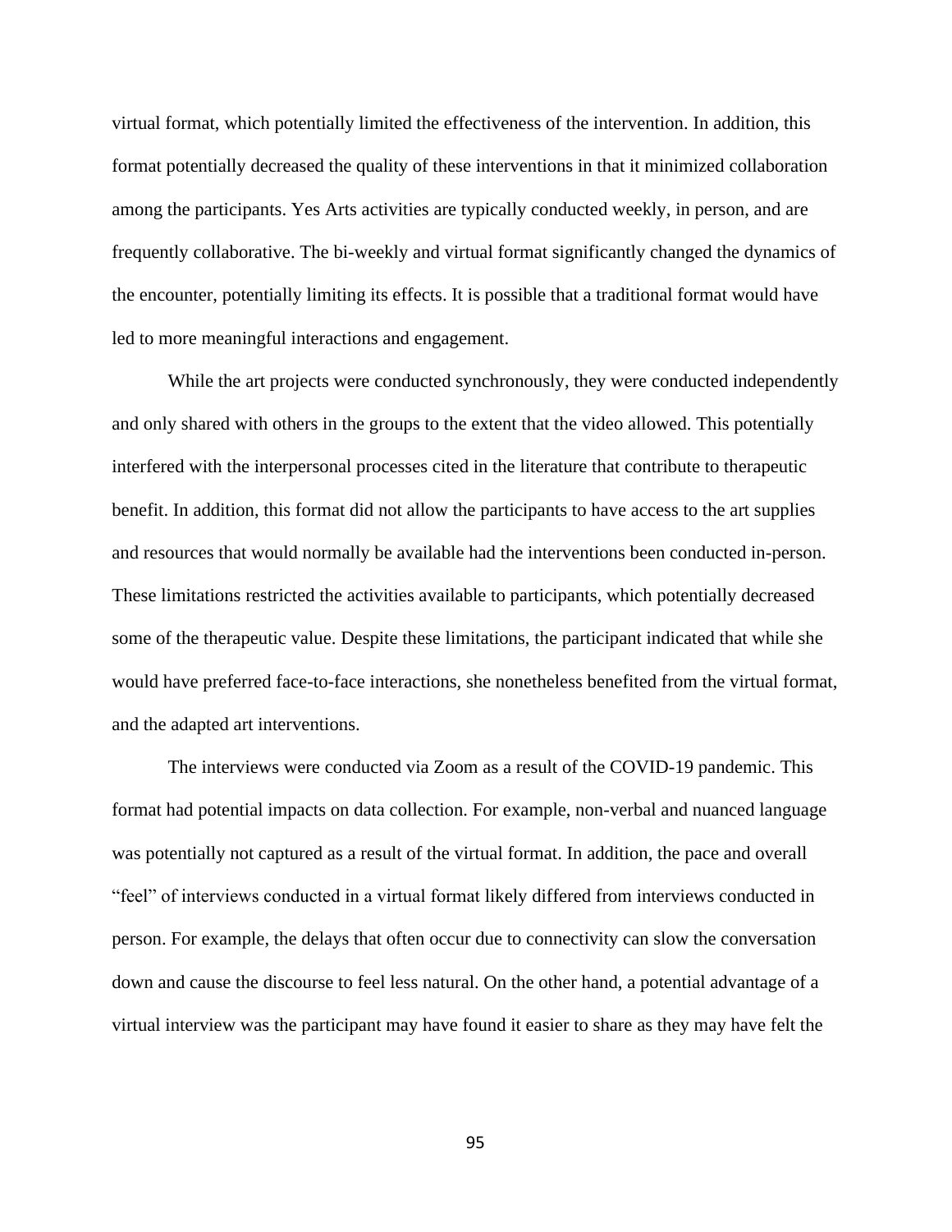virtual format, which potentially limited the effectiveness of the intervention. In addition, this format potentially decreased the quality of these interventions in that it minimized collaboration among the participants. Yes Arts activities are typically conducted weekly, in person, and are frequently collaborative. The bi-weekly and virtual format significantly changed the dynamics of the encounter, potentially limiting its effects. It is possible that a traditional format would have led to more meaningful interactions and engagement.

While the art projects were conducted synchronously, they were conducted independently and only shared with others in the groups to the extent that the video allowed. This potentially interfered with the interpersonal processes cited in the literature that contribute to therapeutic benefit. In addition, this format did not allow the participants to have access to the art supplies and resources that would normally be available had the interventions been conducted in-person. These limitations restricted the activities available to participants, which potentially decreased some of the therapeutic value. Despite these limitations, the participant indicated that while she would have preferred face-to-face interactions, she nonetheless benefited from the virtual format, and the adapted art interventions.

The interviews were conducted via Zoom as a result of the COVID-19 pandemic. This format had potential impacts on data collection. For example, non-verbal and nuanced language was potentially not captured as a result of the virtual format. In addition, the pace and overall "feel" of interviews conducted in a virtual format likely differed from interviews conducted in person. For example, the delays that often occur due to connectivity can slow the conversation down and cause the discourse to feel less natural. On the other hand, a potential advantage of a virtual interview was the participant may have found it easier to share as they may have felt the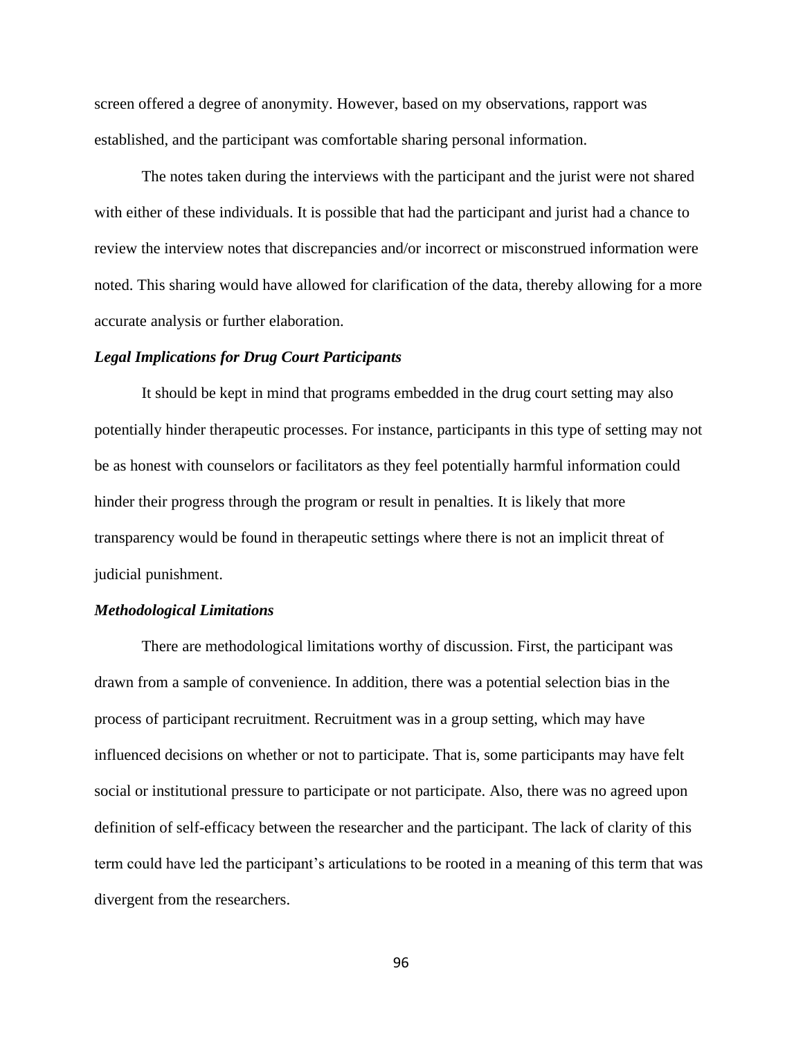screen offered a degree of anonymity. However, based on my observations, rapport was established, and the participant was comfortable sharing personal information.

The notes taken during the interviews with the participant and the jurist were not shared with either of these individuals. It is possible that had the participant and jurist had a chance to review the interview notes that discrepancies and/or incorrect or misconstrued information were noted. This sharing would have allowed for clarification of the data, thereby allowing for a more accurate analysis or further elaboration.

***Legal Implications for Drug Court Participants***

It should be kept in mind that programs embedded in the drug court setting may also potentially hinder therapeutic processes. For instance, participants in this type of setting may not be as honest with counselors or facilitators as they feel potentially harmful information could hinder their progress through the program or result in penalties. It is likely that more transparency would be found in therapeutic settings where there is not an implicit threat of judicial punishment.

***Methodological Limitations***

There are methodological limitations worthy of discussion. First, the participant was drawn from a sample of convenience. In addition, there was a potential selection bias in the process of participant recruitment. Recruitment was in a group setting, which may have influenced decisions on whether or not to participate. That is, some participants may have felt social or institutional pressure to participate or not participate. Also, there was no agreed upon definition of self-efficacy between the researcher and the participant. The lack of clarity of this term could have led the participant's articulations to be rooted in a meaning of this term that was divergent from the researchers.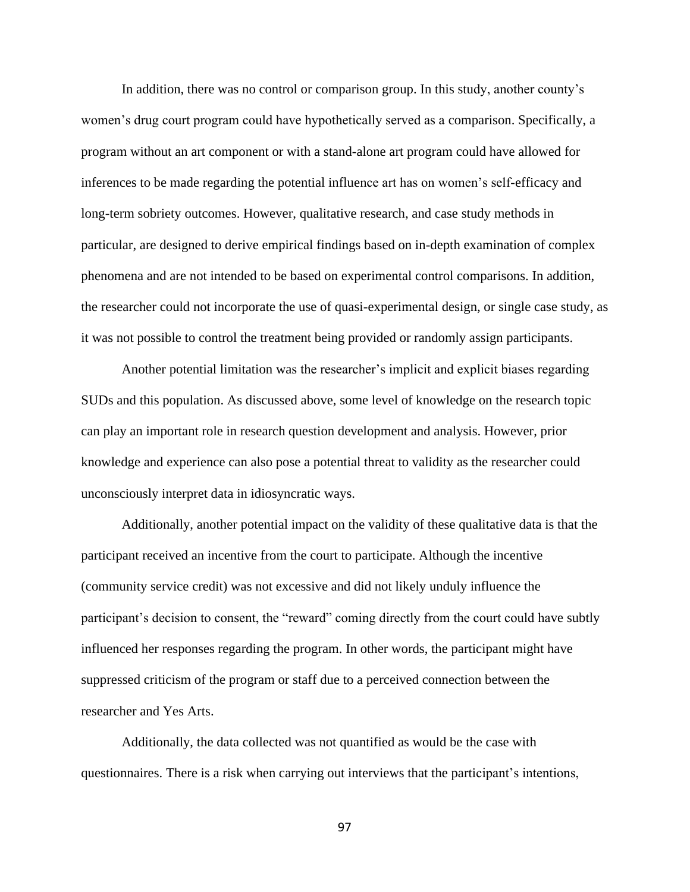In addition, there was no control or comparison group. In this study, another county's women's drug court program could have hypothetically served as a comparison. Specifically, a program without an art component or with a stand-alone art program could have allowed for inferences to be made regarding the potential influence art has on women's self-efficacy and long-term sobriety outcomes. However, qualitative research, and case study methods in particular, are designed to derive empirical findings based on in-depth examination of complex phenomena and are not intended to be based on experimental control comparisons. In addition, the researcher could not incorporate the use of quasi-experimental design, or single case study, as it was not possible to control the treatment being provided or randomly assign participants.

Another potential limitation was the researcher's implicit and explicit biases regarding SUDs and this population. As discussed above, some level of knowledge on the research topic can play an important role in research question development and analysis. However, prior knowledge and experience can also pose a potential threat to validity as the researcher could unconsciously interpret data in idiosyncratic ways.

Additionally, another potential impact on the validity of these qualitative data is that the participant received an incentive from the court to participate. Although the incentive (community service credit) was not excessive and did not likely unduly influence the participant's decision to consent, the "reward" coming directly from the court could have subtly influenced her responses regarding the program. In other words, the participant might have suppressed criticism of the program or staff due to a perceived connection between the researcher and Yes Arts.

Additionally, the data collected was not quantified as would be the case with questionnaires. There is a risk when carrying out interviews that the participant's intentions,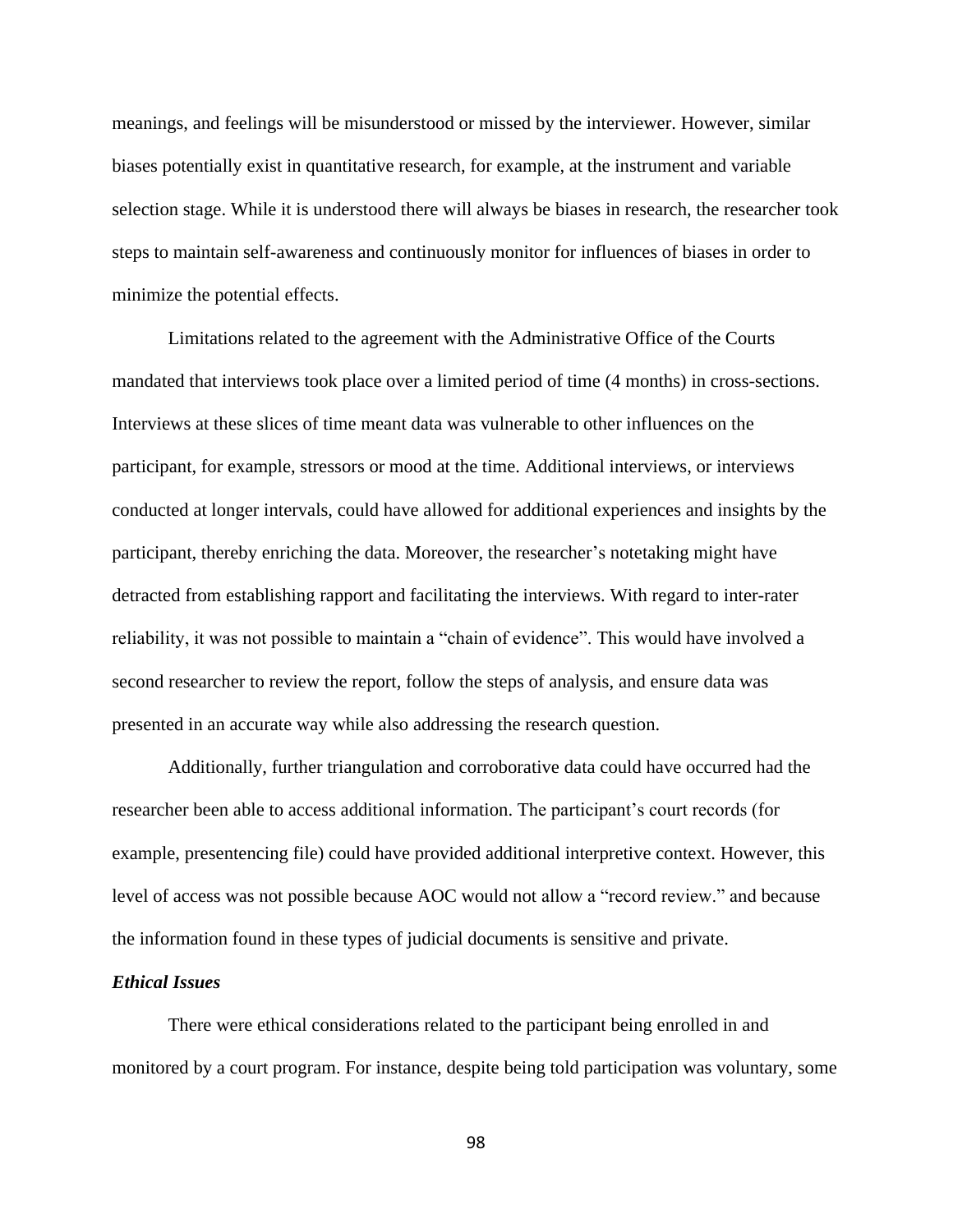meanings, and feelings will be misunderstood or missed by the interviewer. However, similar biases potentially exist in quantitative research, for example, at the instrument and variable selection stage. While it is understood there will always be biases in research, the researcher took steps to maintain self-awareness and continuously monitor for influences of biases in order to minimize the potential effects.

Limitations related to the agreement with the Administrative Office of the Courts mandated that interviews took place over a limited period of time (4 months) in cross-sections. Interviews at these slices of time meant data was vulnerable to other influences on the participant, for example, stressors or mood at the time. Additional interviews, or interviews conducted at longer intervals, could have allowed for additional experiences and insights by the participant, thereby enriching the data. Moreover, the researcher's notetaking might have detracted from establishing rapport and facilitating the interviews. With regard to inter-rater reliability, it was not possible to maintain a "chain of evidence". This would have involved a second researcher to review the report, follow the steps of analysis, and ensure data was presented in an accurate way while also addressing the research question.

Additionally, further triangulation and corroborative data could have occurred had the researcher been able to access additional information. The participant's court records (for example, presentencing file) could have provided additional interpretive context. However, this level of access was not possible because AOC would not allow a "record review." and because the information found in these types of judicial documents is sensitive and private.

### *Ethical Issues*

There were ethical considerations related to the participant being enrolled in and monitored by a court program. For instance, despite being told participation was voluntary, some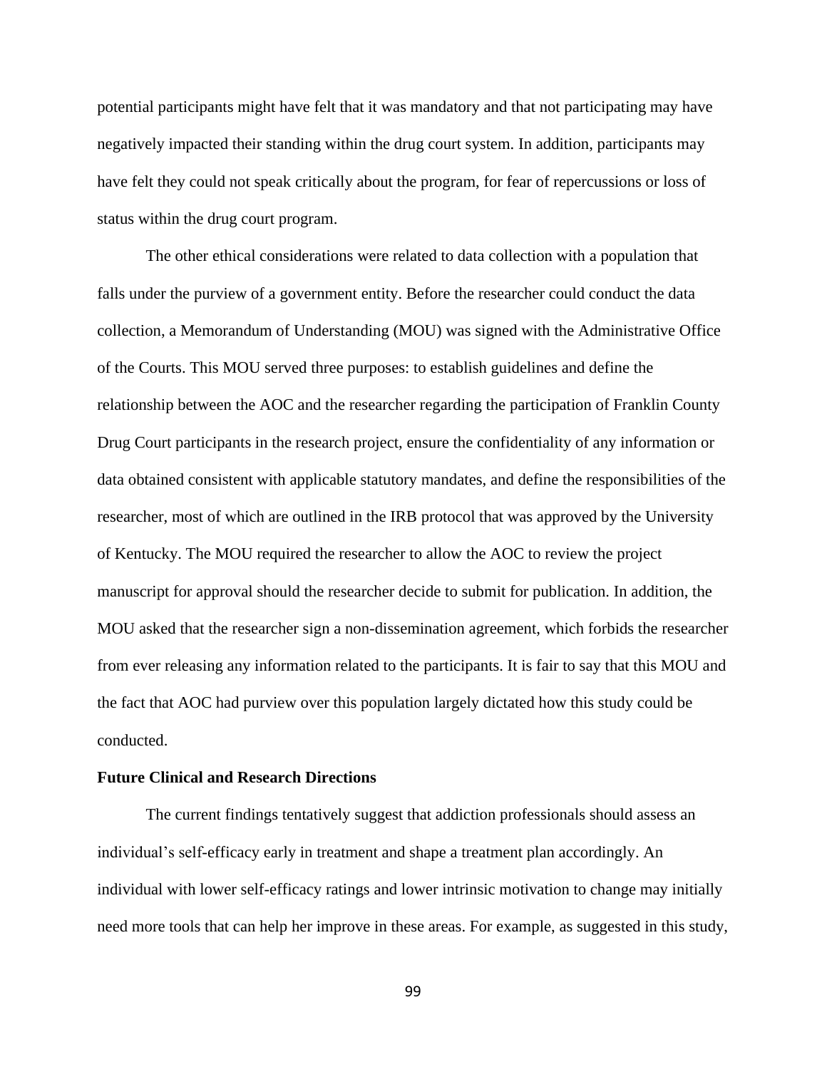potential participants might have felt that it was mandatory and that not participating may have negatively impacted their standing within the drug court system. In addition, participants may have felt they could not speak critically about the program, for fear of repercussions or loss of status within the drug court program.

The other ethical considerations were related to data collection with a population that falls under the purview of a government entity. Before the researcher could conduct the data collection, a Memorandum of Understanding (MOU) was signed with the Administrative Office of the Courts. This MOU served three purposes: to establish guidelines and define the relationship between the AOC and the researcher regarding the participation of Franklin County Drug Court participants in the research project, ensure the confidentiality of any information or data obtained consistent with applicable statutory mandates, and define the responsibilities of the researcher, most of which are outlined in the IRB protocol that was approved by the University of Kentucky. The MOU required the researcher to allow the AOC to review the project manuscript for approval should the researcher decide to submit for publication. In addition, the MOU asked that the researcher sign a non-dissemination agreement, which forbids the researcher from ever releasing any information related to the participants. It is fair to say that this MOU and the fact that AOC had purview over this population largely dictated how this study could be conducted.

**Future Clinical and Research Directions**

The current findings tentatively suggest that addiction professionals should assess an individual's self-efficacy early in treatment and shape a treatment plan accordingly. An individual with lower self-efficacy ratings and lower intrinsic motivation to change may initially need more tools that can help her improve in these areas. For example, as suggested in this study,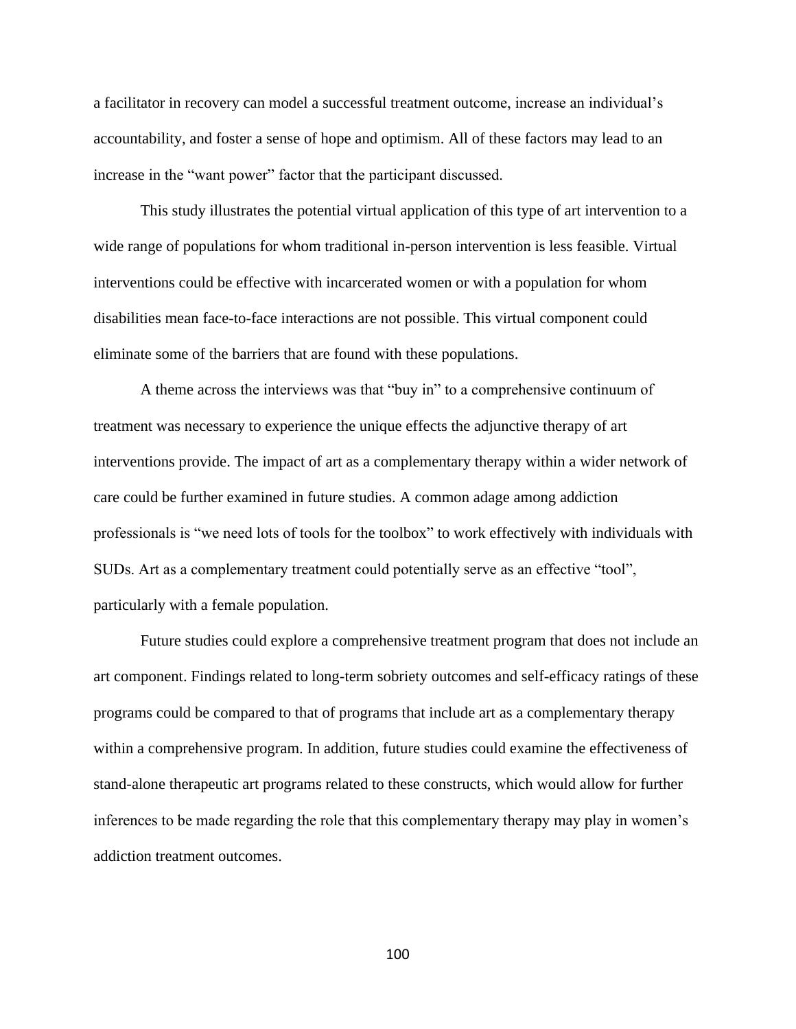a facilitator in recovery can model a successful treatment outcome, increase an individual's accountability, and foster a sense of hope and optimism. All of these factors may lead to an increase in the "want power" factor that the participant discussed.

This study illustrates the potential virtual application of this type of art intervention to a wide range of populations for whom traditional in-person intervention is less feasible. Virtual interventions could be effective with incarcerated women or with a population for whom disabilities mean face-to-face interactions are not possible. This virtual component could eliminate some of the barriers that are found with these populations.

A theme across the interviews was that "buy in" to a comprehensive continuum of treatment was necessary to experience the unique effects the adjunctive therapy of art interventions provide. The impact of art as a complementary therapy within a wider network of care could be further examined in future studies. A common adage among addiction professionals is "we need lots of tools for the toolbox" to work effectively with individuals with SUDs. Art as a complementary treatment could potentially serve as an effective "tool", particularly with a female population.

Future studies could explore a comprehensive treatment program that does not include an art component. Findings related to long-term sobriety outcomes and self-efficacy ratings of these programs could be compared to that of programs that include art as a complementary therapy within a comprehensive program. In addition, future studies could examine the effectiveness of stand-alone therapeutic art programs related to these constructs, which would allow for further inferences to be made regarding the role that this complementary therapy may play in women's addiction treatment outcomes.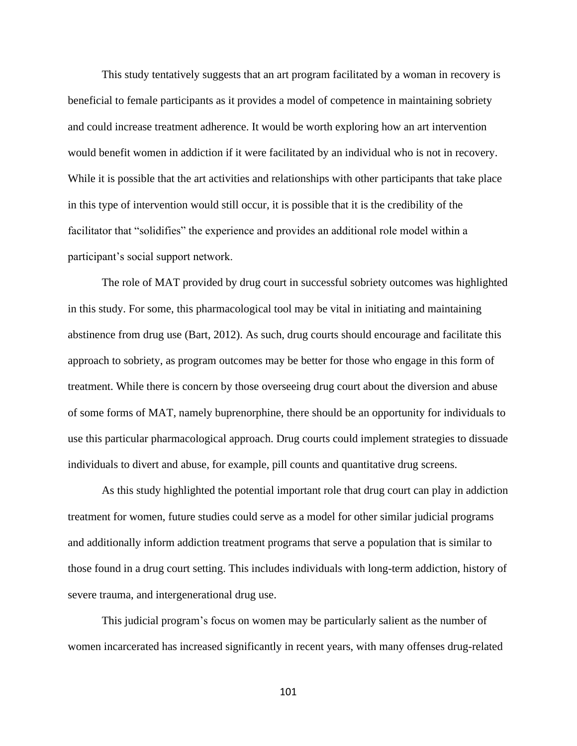This study tentatively suggests that an art program facilitated by a woman in recovery is beneficial to female participants as it provides a model of competence in maintaining sobriety and could increase treatment adherence. It would be worth exploring how an art intervention would benefit women in addiction if it were facilitated by an individual who is not in recovery. While it is possible that the art activities and relationships with other participants that take place in this type of intervention would still occur, it is possible that it is the credibility of the facilitator that "solidifies" the experience and provides an additional role model within a participant's social support network.

The role of MAT provided by drug court in successful sobriety outcomes was highlighted in this study. For some, this pharmacological tool may be vital in initiating and maintaining abstinence from drug use (Bart, 2012). As such, drug courts should encourage and facilitate this approach to sobriety, as program outcomes may be better for those who engage in this form of treatment. While there is concern by those overseeing drug court about the diversion and abuse of some forms of MAT, namely buprenorphine, there should be an opportunity for individuals to use this particular pharmacological approach. Drug courts could implement strategies to dissuade individuals to divert and abuse, for example, pill counts and quantitative drug screens.

As this study highlighted the potential important role that drug court can play in addiction treatment for women, future studies could serve as a model for other similar judicial programs and additionally inform addiction treatment programs that serve a population that is similar to those found in a drug court setting. This includes individuals with long-term addiction, history of severe trauma, and intergenerational drug use.

This judicial program's focus on women may be particularly salient as the number of women incarcerated has increased significantly in recent years, with many offenses drug-related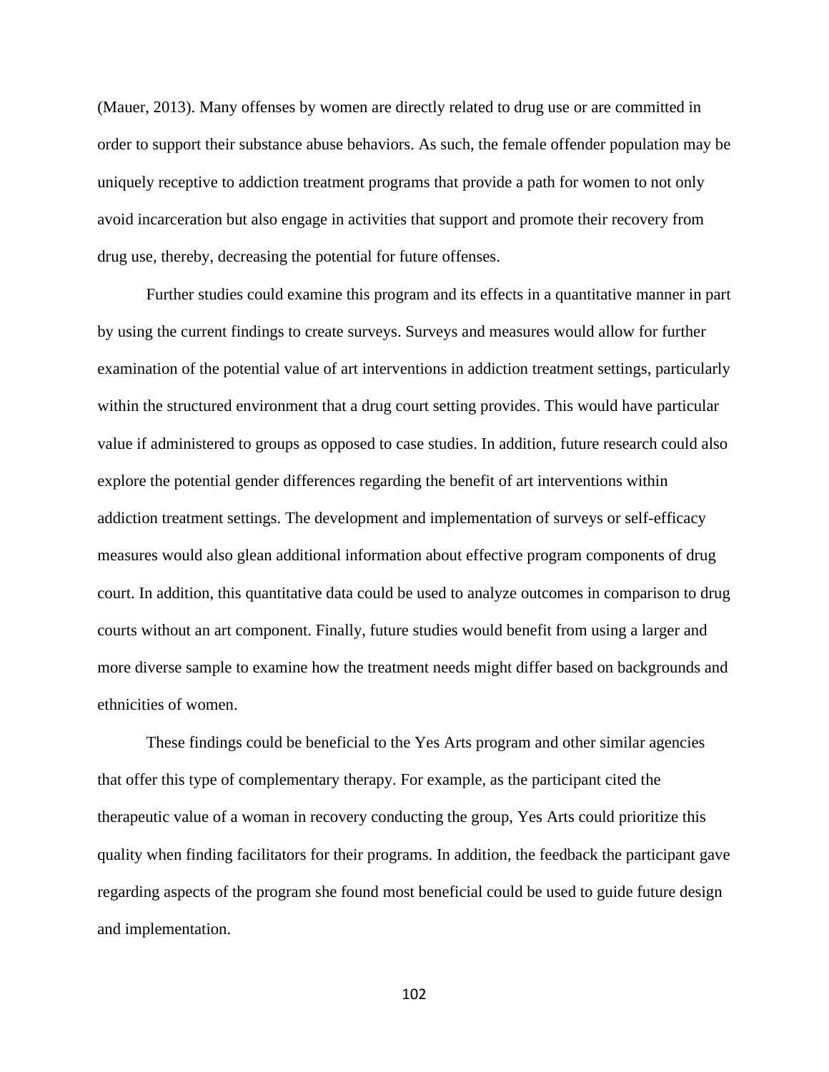(Mauer, 2013). Many offenses by women are directly related to drug use or are committed in order to support their substance abuse behaviors. As such, the female offender population may be uniquely receptive to addiction treatment programs that provide a path for women to not only avoid incarceration but also engage in activities that support and promote their recovery from drug use, thereby, decreasing the potential for future offenses.

Further studies could examine this program and its effects in a quantitative manner in part by using the current findings to create surveys. Surveys and measures would allow for further examination of the potential value of art interventions in addiction treatment settings, particularly within the structured environment that a drug court setting provides. This would have particular value if administered to groups as opposed to case studies. In addition, future research could also explore the potential gender differences regarding the benefit of art interventions within addiction treatment settings. The development and implementation of surveys or self-efficacy measures would also glean additional information about effective program components of drug court. In addition, this quantitative data could be used to analyze outcomes in comparison to drug courts without an art component. Finally, future studies would benefit from using a larger and more diverse sample to examine how the treatment needs might differ based on backgrounds and ethnicities of women.

These findings could be beneficial to the Yes Arts program and other similar agencies that offer this type of complementary therapy. For example, as the participant cited the therapeutic value of a woman in recovery conducting the group, Yes Arts could prioritize this quality when finding facilitators for their programs. In addition, the feedback the participant gave regarding aspects of the program she found most beneficial could be used to guide future design and implementation.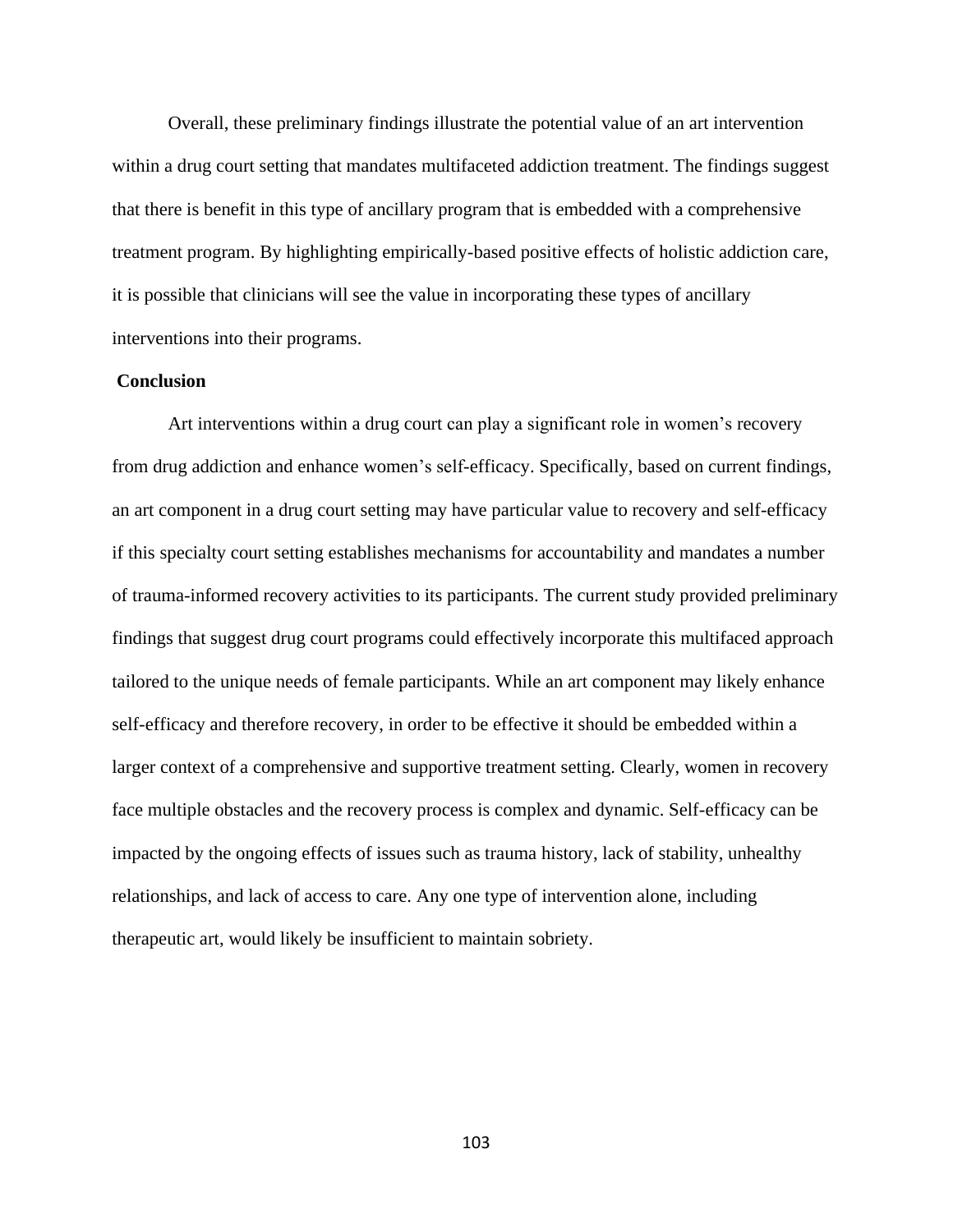Overall, these preliminary findings illustrate the potential value of an art intervention within a drug court setting that mandates multifaceted addiction treatment. The findings suggest that there is benefit in this type of ancillary program that is embedded with a comprehensive treatment program. By highlighting empirically-based positive effects of holistic addiction care, it is possible that clinicians will see the value in incorporating these types of ancillary interventions into their programs.

## Conclusion

Art interventions within a drug court can play a significant role in women's recovery from drug addiction and enhance women's self-efficacy. Specifically, based on current findings, an art component in a drug court setting may have particular value to recovery and self-efficacy if this specialty court setting establishes mechanisms for accountability and mandates a number of trauma-informed recovery activities to its participants. The current study provided preliminary findings that suggest drug court programs could effectively incorporate this multifaced approach tailored to the unique needs of female participants. While an art component may likely enhance self-efficacy and therefore recovery, in order to be effective it should be embedded within a larger context of a comprehensive and supportive treatment setting. Clearly, women in recovery face multiple obstacles and the recovery process is complex and dynamic. Self-efficacy can be impacted by the ongoing effects of issues such as trauma history, lack of stability, unhealthy relationships, and lack of access to care. Any one type of intervention alone, including therapeutic art, would likely be insufficient to maintain sobriety.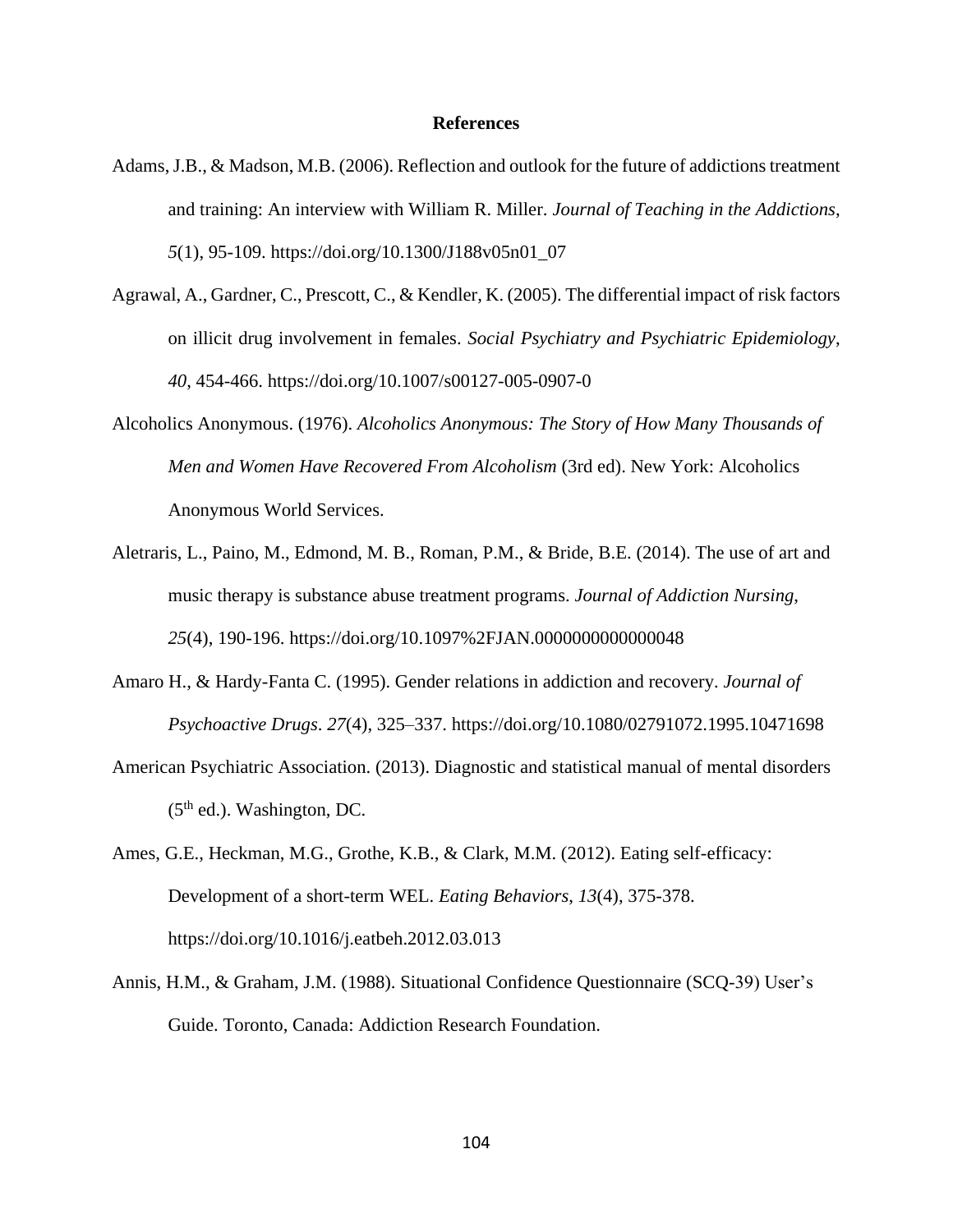# References

Adams, J.B., & Madson, M.B. (2006). Reflection and outlook for the future of addictions treatment and training: An interview with William R. Miller. *Journal of Teaching in the Addictions*, *5*(1), 95-109. https://doi.org/10.1300/J188v05n01_07

Agrawal, A., Gardner, C., Prescott, C., & Kendler, K. (2005). The differential impact of risk factors on illicit drug involvement in females. *Social Psychiatry and Psychiatric Epidemiology*, *40*, 454-466. https://doi.org/10.1007/s00127-005-0907-0

Alcoholics Anonymous. (1976). *Alcoholics Anonymous: The Story of How Many Thousands of Men and Women Have Recovered From Alcoholism* (3rd ed). New York: Alcoholics Anonymous World Services.

Aletraris, L., Paino, M., Edmond, M. B., Roman, P.M., & Bride, B.E. (2014). The use of art and music therapy is substance abuse treatment programs. *Journal of Addiction Nursing*, *25*(4), 190-196. https://doi.org/10.1097%2FJAN.0000000000000048

Amaro H., & Hardy-Fanta C. (1995). Gender relations in addiction and recovery. *Journal of Psychoactive Drugs*. *27*(4), 325–337. https://doi.org/10.1080/02791072.1995.10471698

American Psychiatric Association. (2013). Diagnostic and statistical manual of mental disorders (5th ed.). Washington, DC.

Ames, G.E., Heckman, M.G., Grothe, K.B., & Clark, M.M. (2012). Eating self-efficacy: Development of a short-term WEL. *Eating Behaviors*, *13*(4), 375-378. https://doi.org/10.1016/j.eatbeh.2012.03.013

Annis, H.M., & Graham, J.M. (1988). Situational Confidence Questionnaire (SCQ-39) User's Guide. Toronto, Canada: Addiction Research Foundation.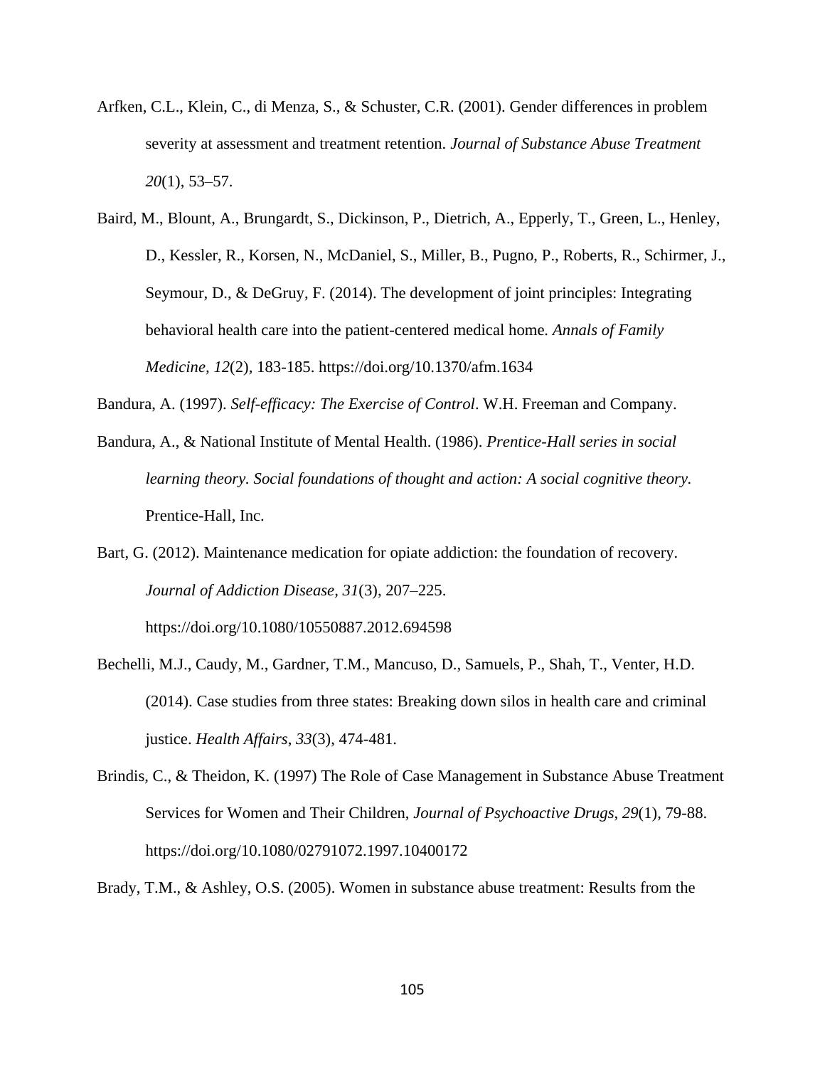Arfken, C.L., Klein, C., di Menza, S., & Schuster, C.R. (2001). Gender differences in problem severity at assessment and treatment retention. *Journal of Substance Abuse Treatment 20*(1), 53–57.

Baird, M., Blount, A., Brungardt, S., Dickinson, P., Dietrich, A., Epperly, T., Green, L., Henley, D., Kessler, R., Korsen, N., McDaniel, S., Miller, B., Pugno, P., Roberts, R., Schirmer, J., Seymour, D., & DeGruy, F. (2014). The development of joint principles: Integrating behavioral health care into the patient-centered medical home. *Annals of Family Medicine, 12*(2), 183-185. https://doi.org/10.1370/afm.1634

Bandura, A. (1997). *Self-efficacy: The Exercise of Control*. W.H. Freeman and Company.

Bandura, A., & National Institute of Mental Health. (1986). *Prentice-Hall series in social learning theory. Social foundations of thought and action: A social cognitive theory.* Prentice-Hall, Inc.

Bart, G. (2012). Maintenance medication for opiate addiction: the foundation of recovery. *Journal of Addiction Disease, 31*(3), 207–225. https://doi.org/10.1080/10550887.2012.694598

Bechelli, M.J., Caudy, M., Gardner, T.M., Mancuso, D., Samuels, P., Shah, T., Venter, H.D. (2014). Case studies from three states: Breaking down silos in health care and criminal justice. *Health Affairs*, *33*(3), 474-481.

Brindis, C., & Theidon, K. (1997) The Role of Case Management in Substance Abuse Treatment Services for Women and Their Children, *Journal of Psychoactive Drugs*, *29*(1), 79-88. https://doi.org/10.1080/02791072.1997.10400172

Brady, T.M., & Ashley, O.S. (2005). Women in substance abuse treatment: Results from the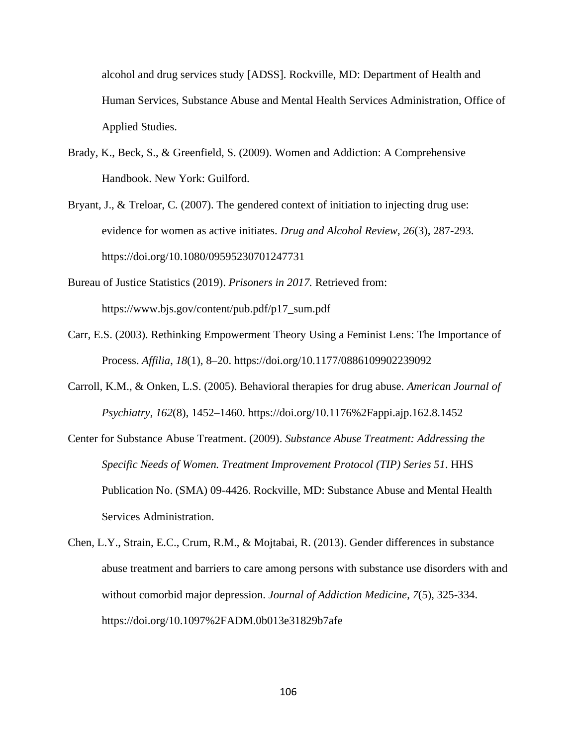alcohol and drug services study [ADSS]. Rockville, MD: Department of Health and Human Services, Substance Abuse and Mental Health Services Administration, Office of Applied Studies.

Brady, K., Beck, S., & Greenfield, S. (2009). Women and Addiction: A Comprehensive Handbook. New York: Guilford.

Bryant, J., & Treloar, C. (2007). The gendered context of initiation to injecting drug use: evidence for women as active initiates. *Drug and Alcohol Review*, *26*(3), 287-293. https://doi.org/10.1080/09595230701247731

Bureau of Justice Statistics (2019). *Prisoners in 2017.* Retrieved from: https://www.bjs.gov/content/pub.pdf/p17_sum.pdf

Carr, E.S. (2003). Rethinking Empowerment Theory Using a Feminist Lens: The Importance of Process. *Affilia*, *18*(1), 8–20. https://doi.org/10.1177/0886109902239092

Carroll, K.M., & Onken, L.S. (2005). Behavioral therapies for drug abuse. *American Journal of Psychiatry*, *162*(8), 1452–1460. https://doi.org/10.1176%2Fappi.ajp.162.8.1452

Center for Substance Abuse Treatment. (2009). *Substance Abuse Treatment: Addressing the Specific Needs of Women. Treatment Improvement Protocol (TIP) Series 51*. HHS Publication No. (SMA) 09-4426. Rockville, MD: Substance Abuse and Mental Health Services Administration.

Chen, L.Y., Strain, E.C., Crum, R.M., & Mojtabai, R. (2013). Gender differences in substance abuse treatment and barriers to care among persons with substance use disorders with and without comorbid major depression. *Journal of Addiction Medicine*, *7*(5), 325-334. https://doi.org/10.1097%2FADM.0b013e31829b7afe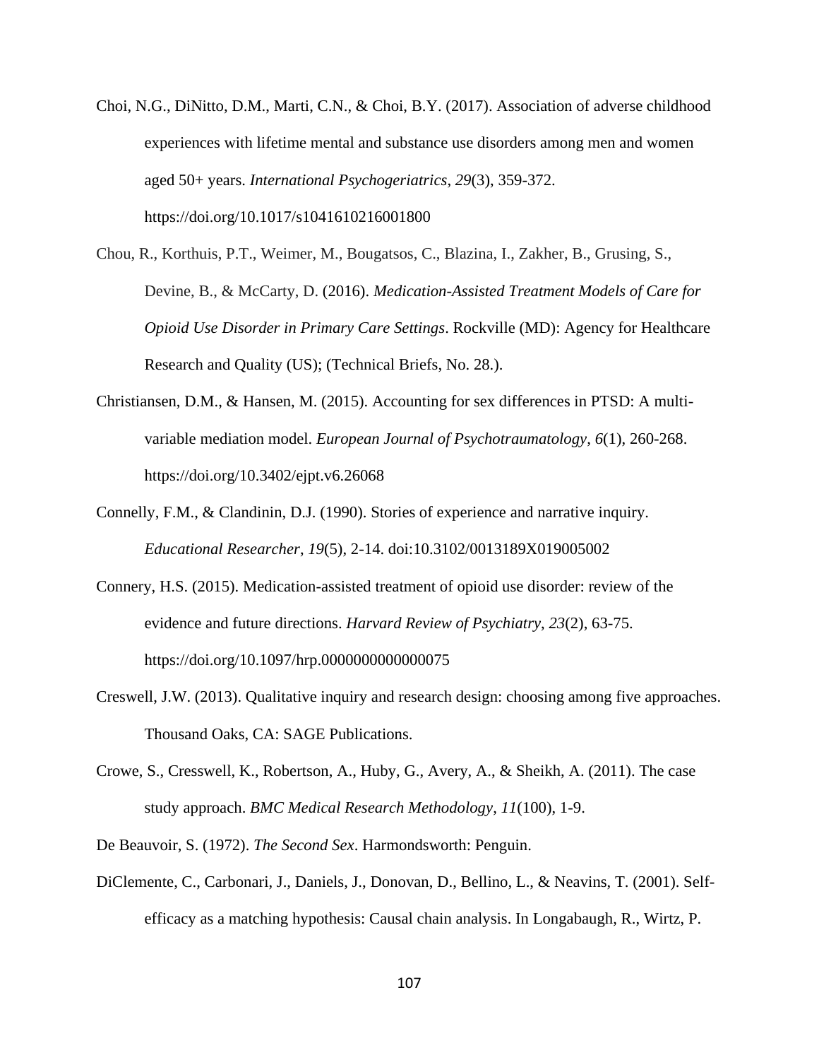Choi, N.G., DiNitto, D.M., Marti, C.N., & Choi, B.Y. (2017). Association of adverse childhood experiences with lifetime mental and substance use disorders among men and women aged 50+ years. *International Psychogeriatrics*, *29*(3), 359-372. https://doi.org/10.1017/s1041610216001800

Chou, R., Korthuis, P.T., Weimer, M., Bougatsos, C., Blazina, I., Zakher, B., Grusing, S., Devine, B., & McCarty, D. (2016). *Medication-Assisted Treatment Models of Care for Opioid Use Disorder in Primary Care Settings*. Rockville (MD): Agency for Healthcare Research and Quality (US); (Technical Briefs, No. 28.).

Christiansen, D.M., & Hansen, M. (2015). Accounting for sex differences in PTSD: A multi-variable mediation model. *European Journal of Psychotraumatology*, *6*(1), 260-268. https://doi.org/10.3402/ejpt.v6.26068

Connelly, F.M., & Clandinin, D.J. (1990). Stories of experience and narrative inquiry. *Educational Researcher*, *19*(5), 2-14. doi:10.3102/0013189X019005002

Connery, H.S. (2015). Medication-assisted treatment of opioid use disorder: review of the evidence and future directions. *Harvard Review of Psychiatry*, *23*(2), 63-75. https://doi.org/10.1097/hrp.0000000000000075

Creswell, J.W. (2013). Qualitative inquiry and research design: choosing among five approaches. Thousand Oaks, CA: SAGE Publications.

Crowe, S., Cresswell, K., Robertson, A., Huby, G., Avery, A., & Sheikh, A. (2011). The case study approach. *BMC Medical Research Methodology*, *11*(100), 1-9.

De Beauvoir, S. (1972). *The Second Sex*. Harmondsworth: Penguin.

DiClemente, C., Carbonari, J., Daniels, J., Donovan, D., Bellino, L., & Neavins, T. (2001). Self-efficacy as a matching hypothesis: Causal chain analysis. In Longabaugh, R., Wirtz, P.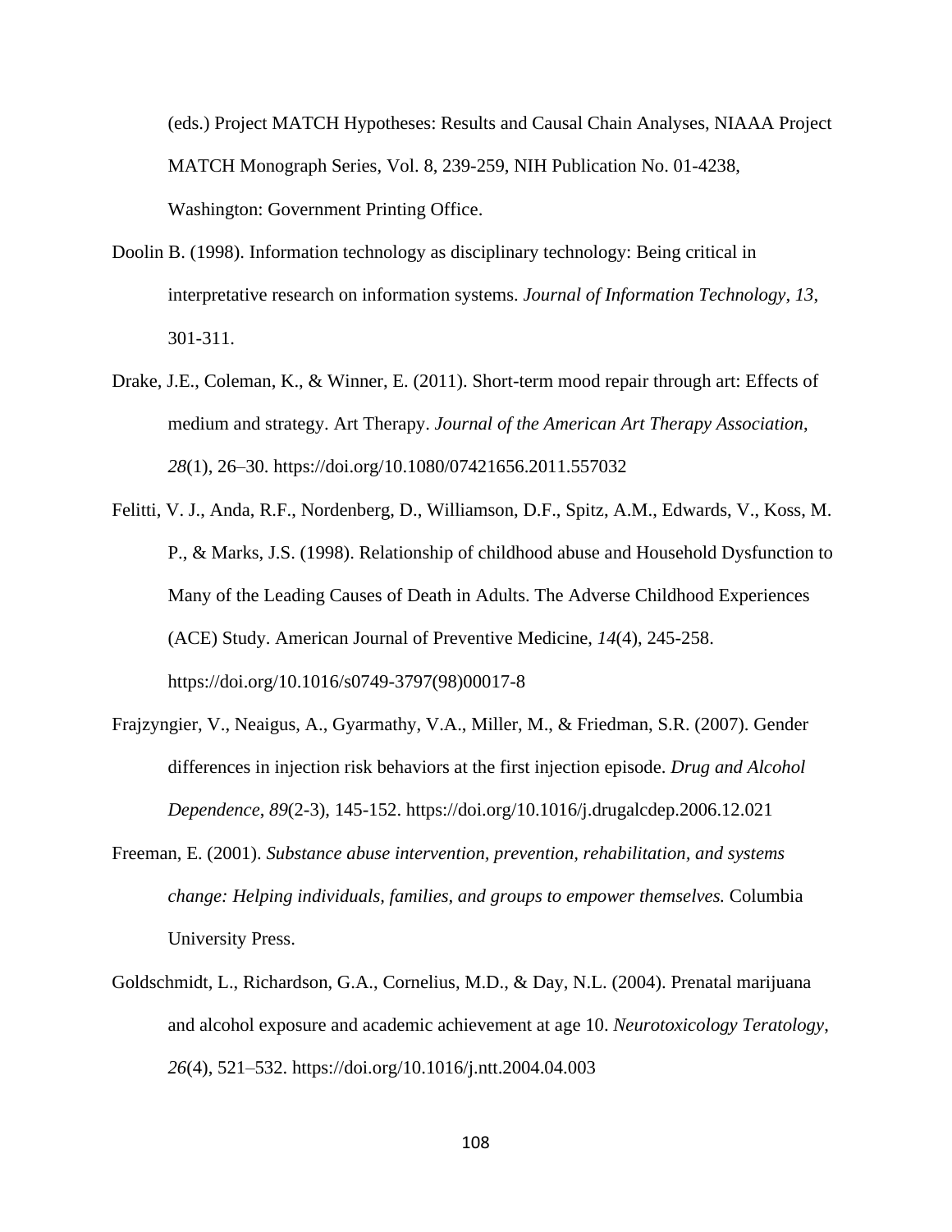(eds.) Project MATCH Hypotheses: Results and Causal Chain Analyses, NIAAA Project MATCH Monograph Series, Vol. 8, 239-259, NIH Publication No. 01-4238, Washington: Government Printing Office.

Doolin B. (1998). Information technology as disciplinary technology: Being critical in interpretative research on information systems. *Journal of Information Technology, 13*, 301-311.

Drake, J.E., Coleman, K., & Winner, E. (2011). Short-term mood repair through art: Effects of medium and strategy. Art Therapy. *Journal of the American Art Therapy Association*, *28*(1), 26–30. https://doi.org/10.1080/07421656.2011.557032

Felitti, V. J., Anda, R.F., Nordenberg, D., Williamson, D.F., Spitz, A.M., Edwards, V., Koss, M. P., & Marks, J.S. (1998). Relationship of childhood abuse and Household Dysfunction to Many of the Leading Causes of Death in Adults. The Adverse Childhood Experiences (ACE) Study. American Journal of Preventive Medicine, *14*(4), 245-258. https://doi.org/10.1016/s0749-3797(98)00017-8

Frajzyngier, V., Neaigus, A., Gyarmathy, V.A., Miller, M., & Friedman, S.R. (2007). Gender differences in injection risk behaviors at the first injection episode. *Drug and Alcohol Dependence*, *89*(2-3), 145-152. https://doi.org/10.1016/j.drugalcdep.2006.12.021

Freeman, E. (2001). *Substance abuse intervention, prevention, rehabilitation, and systems change: Helping individuals, families, and groups to empower themselves.* Columbia University Press.

Goldschmidt, L., Richardson, G.A., Cornelius, M.D., & Day, N.L. (2004). Prenatal marijuana and alcohol exposure and academic achievement at age 10. *Neurotoxicology Teratology*, *26*(4), 521–532. https://doi.org/10.1016/j.ntt.2004.04.003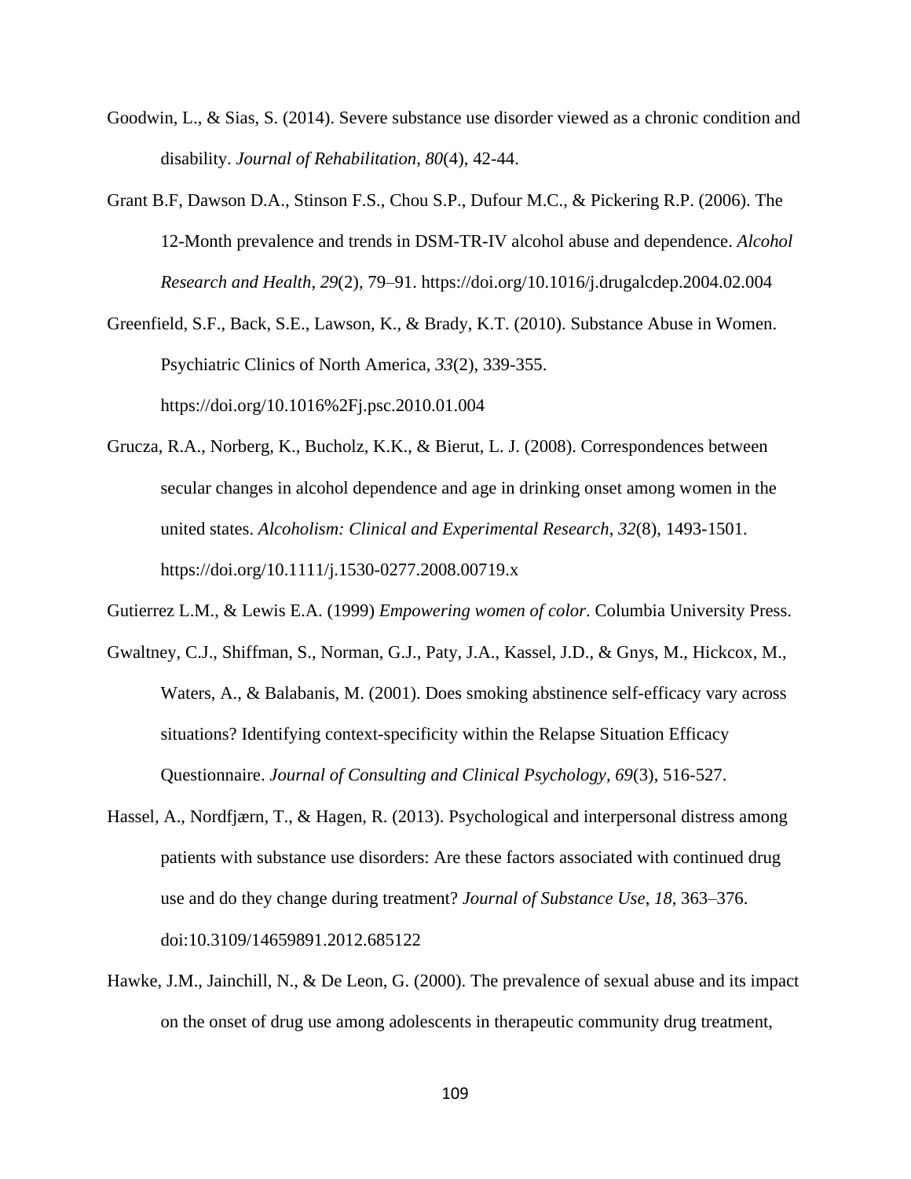Goodwin, L., & Sias, S. (2014). Severe substance use disorder viewed as a chronic condition and disability. *Journal of Rehabilitation*, *80*(4), 42-44.

Grant B.F, Dawson D.A., Stinson F.S., Chou S.P., Dufour M.C., & Pickering R.P. (2006). The 12-Month prevalence and trends in DSM-TR-IV alcohol abuse and dependence. *Alcohol Research and Health*, *29*(2), 79–91. https://doi.org/10.1016/j.drugalcdep.2004.02.004

Greenfield, S.F., Back, S.E., Lawson, K., & Brady, K.T. (2010). Substance Abuse in Women. Psychiatric Clinics of North America, *33*(2), 339-355. https://doi.org/10.1016%2Fj.psc.2010.01.004

Grucza, R.A., Norberg, K., Bucholz, K.K., & Bierut, L. J. (2008). Correspondences between secular changes in alcohol dependence and age in drinking onset among women in the united states. *Alcoholism: Clinical and Experimental Research*, *32*(8), 1493-1501. https://doi.org/10.1111/j.1530-0277.2008.00719.x

Gutierrez L.M., & Lewis E.A. (1999) *Empowering women of color*. Columbia University Press.

Gwaltney, C.J., Shiffman, S., Norman, G.J., Paty, J.A., Kassel, J.D., & Gnys, M., Hickcox, M., Waters, A., & Balabanis, M. (2001). Does smoking abstinence self-efficacy vary across situations? Identifying context-specificity within the Relapse Situation Efficacy Questionnaire. *Journal of Consulting and Clinical Psychology*, *69*(3), 516-527.

Hassel, A., Nordfjærn, T., & Hagen, R. (2013). Psychological and interpersonal distress among patients with substance use disorders: Are these factors associated with continued drug use and do they change during treatment? *Journal of Substance Use*, *18*, 363–376. doi:10.3109/14659891.2012.685122

Hawke, J.M., Jainchill, N., & De Leon, G. (2000). The prevalence of sexual abuse and its impact on the onset of drug use among adolescents in therapeutic community drug treatment,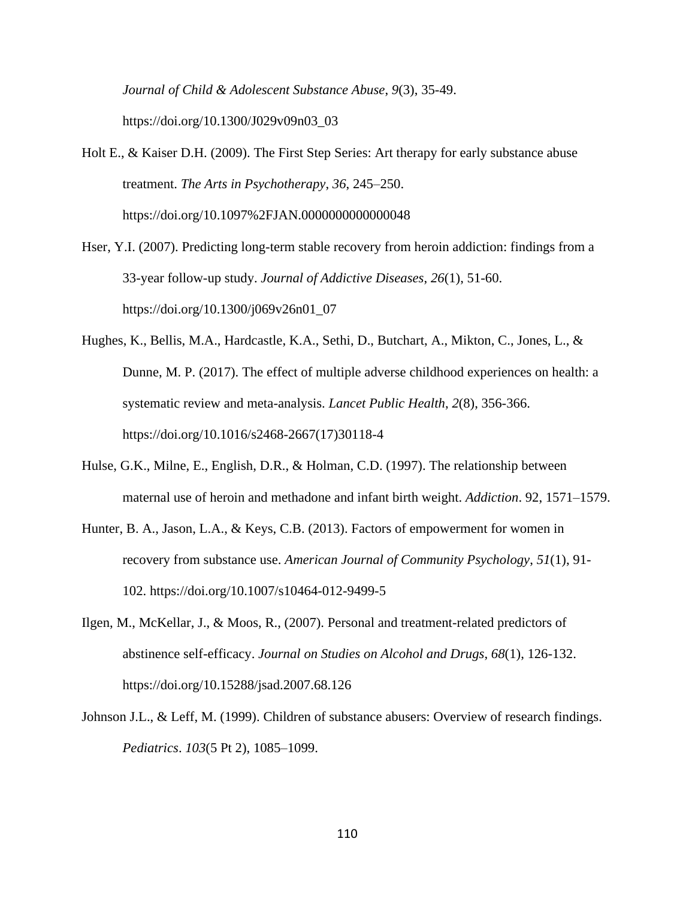*Journal of Child & Adolescent Substance Abuse*, *9*(3), 35-49. https://doi.org/10.1300/J029v09n03_03

Holt E., & Kaiser D.H. (2009). The First Step Series: Art therapy for early substance abuse treatment. *The Arts in Psychotherapy*, *36*, 245–250. https://doi.org/10.1097%2FJAN.0000000000000048

Hser, Y.I. (2007). Predicting long-term stable recovery from heroin addiction: findings from a 33-year follow-up study. *Journal of Addictive Diseases*, *26*(1), 51-60. https://doi.org/10.1300/j069v26n01_07

Hughes, K., Bellis, M.A., Hardcastle, K.A., Sethi, D., Butchart, A., Mikton, C., Jones, L., & Dunne, M. P. (2017). The effect of multiple adverse childhood experiences on health: a systematic review and meta-analysis. *Lancet Public Health*, *2*(8), 356-366. https://doi.org/10.1016/s2468-2667(17)30118-4

Hulse, G.K., Milne, E., English, D.R., & Holman, C.D. (1997). The relationship between maternal use of heroin and methadone and infant birth weight. *Addiction*. 92, 1571–1579.

Hunter, B. A., Jason, L.A., & Keys, C.B. (2013). Factors of empowerment for women in recovery from substance use. *American Journal of Community Psychology*, *51*(1), 91-102. https://doi.org/10.1007/s10464-012-9499-5

Ilgen, M., McKellar, J., & Moos, R., (2007). Personal and treatment-related predictors of abstinence self-efficacy. *Journal on Studies on Alcohol and Drugs*, *68*(1), 126-132. https://doi.org/10.15288/jsad.2007.68.126

Johnson J.L., & Leff, M. (1999). Children of substance abusers: Overview of research findings. *Pediatrics*. *103*(5 Pt 2), 1085–1099.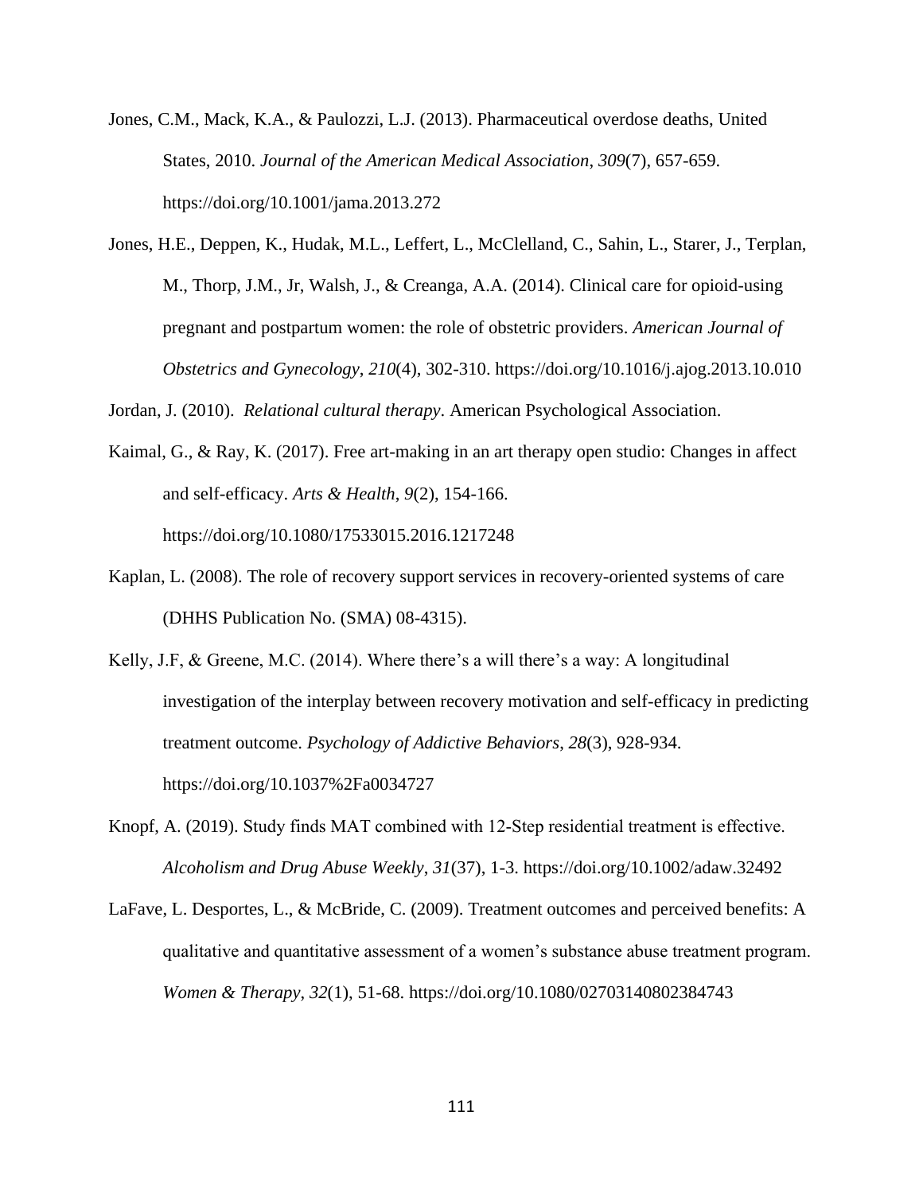Jones, C.M., Mack, K.A., & Paulozzi, L.J. (2013). Pharmaceutical overdose deaths, United States, 2010. *Journal of the American Medical Association*, *309*(7), 657-659. https://doi.org/10.1001/jama.2013.272

Jones, H.E., Deppen, K., Hudak, M.L., Leffert, L., McClelland, C., Sahin, L., Starer, J., Terplan, M., Thorp, J.M., Jr, Walsh, J., & Creanga, A.A. (2014). Clinical care for opioid-using pregnant and postpartum women: the role of obstetric providers. *American Journal of Obstetrics and Gynecology*, *210*(4), 302-310. https://doi.org/10.1016/j.ajog.2013.10.010

Jordan, J. (2010). *Relational cultural therapy*. American Psychological Association.

Kaimal, G., & Ray, K. (2017). Free art-making in an art therapy open studio: Changes in affect and self-efficacy. *Arts & Health*, *9*(2), 154-166. https://doi.org/10.1080/17533015.2016.1217248

Kaplan, L. (2008). The role of recovery support services in recovery-oriented systems of care (DHHS Publication No. (SMA) 08-4315).

Kelly, J.F, & Greene, M.C. (2014). Where there's a will there's a way: A longitudinal investigation of the interplay between recovery motivation and self-efficacy in predicting treatment outcome. *Psychology of Addictive Behaviors*, *28*(3), 928-934. https://doi.org/10.1037%2Fa0034727

Knopf, A. (2019). Study finds MAT combined with 12-Step residential treatment is effective. *Alcoholism and Drug Abuse Weekly*, *31*(37), 1-3. https://doi.org/10.1002/adaw.32492

LaFave, L. Desportes, L., & McBride, C. (2009). Treatment outcomes and perceived benefits: A qualitative and quantitative assessment of a women's substance abuse treatment program. *Women & Therapy*, *32*(1), 51-68. https://doi.org/10.1080/02703140802384743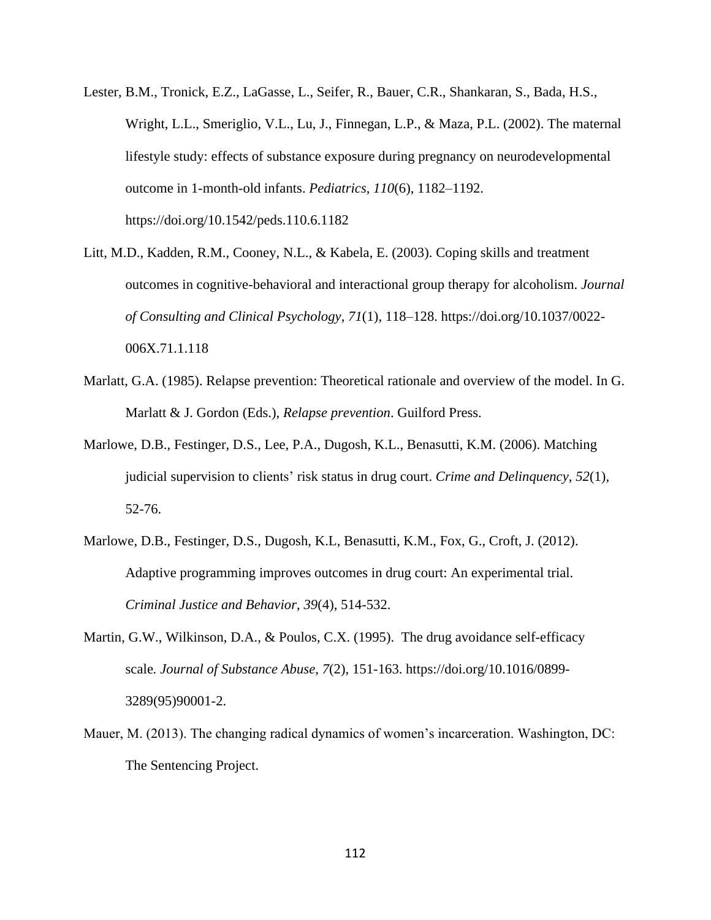Lester, B.M., Tronick, E.Z., LaGasse, L., Seifer, R., Bauer, C.R., Shankaran, S., Bada, H.S., Wright, L.L., Smeriglio, V.L., Lu, J., Finnegan, L.P., & Maza, P.L. (2002). The maternal lifestyle study: effects of substance exposure during pregnancy on neurodevelopmental outcome in 1-month-old infants. *Pediatrics*, *110*(6), 1182–1192. https://doi.org/10.1542/peds.110.6.1182

Litt, M.D., Kadden, R.M., Cooney, N.L., & Kabela, E. (2003). Coping skills and treatment outcomes in cognitive-behavioral and interactional group therapy for alcoholism. *Journal of Consulting and Clinical Psychology*, *71*(1), 118–128. https://doi.org/10.1037/0022-006X.71.1.118

Marlatt, G.A. (1985). Relapse prevention: Theoretical rationale and overview of the model. In G. Marlatt & J. Gordon (Eds.), *Relapse prevention*. Guilford Press.

Marlowe, D.B., Festinger, D.S., Lee, P.A., Dugosh, K.L., Benasutti, K.M. (2006). Matching judicial supervision to clients' risk status in drug court. *Crime and Delinquency*, *52*(1), 52-76.

Marlowe, D.B., Festinger, D.S., Dugosh, K.L, Benasutti, K.M., Fox, G., Croft, J. (2012). Adaptive programming improves outcomes in drug court: An experimental trial. *Criminal Justice and Behavior*, *39*(4), 514-532.

Martin, G.W., Wilkinson, D.A., & Poulos, C.X. (1995). The drug avoidance self-efficacy scale. *Journal of Substance Abuse*, *7*(2), 151-163. https://doi.org/10.1016/0899-3289(95)90001-2.

Mauer, M. (2013). The changing radical dynamics of women's incarceration. Washington, DC: The Sentencing Project.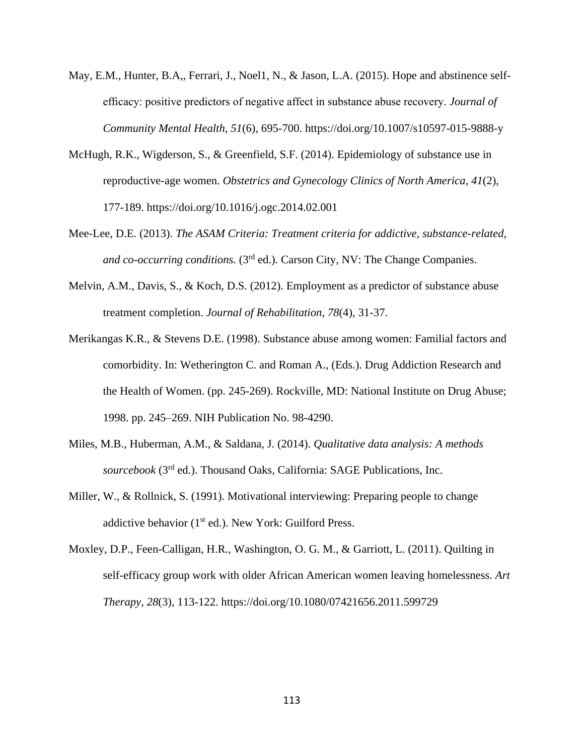May, E.M., Hunter, B.A,, Ferrari, J., Noel1, N., & Jason, L.A. (2015). Hope and abstinence self-efficacy: positive predictors of negative affect in substance abuse recovery. *Journal of Community Mental Health*, *51*(6), 695-700. https://doi.org/10.1007/s10597-015-9888-y

McHugh, R.K., Wigderson, S., & Greenfield, S.F. (2014). Epidemiology of substance use in reproductive-age women. *Obstetrics and Gynecology Clinics of North America*, *41*(2), 177-189. https://doi.org/10.1016/j.ogc.2014.02.001

Mee-Lee, D.E. (2013). *The ASAM Criteria: Treatment criteria for addictive, substance-related, and co-occurring conditions.* (3rd ed.). Carson City, NV: The Change Companies.

Melvin, A.M., Davis, S., & Koch, D.S. (2012). Employment as a predictor of substance abuse treatment completion. *Journal of Rehabilitation*, *78*(4), 31-37.

Merikangas K.R., & Stevens D.E. (1998). Substance abuse among women: Familial factors and comorbidity. In: Wetherington C. and Roman A., (Eds.). Drug Addiction Research and the Health of Women. (pp. 245-269). Rockville, MD: National Institute on Drug Abuse; 1998. pp. 245–269. NIH Publication No. 98-4290.

Miles, M.B., Huberman, A.M., & Saldana, J. (2014). *Qualitative data analysis: A methods sourcebook* (3rd ed.). Thousand Oaks, California: SAGE Publications, Inc.

Miller, W., & Rollnick, S. (1991). Motivational interviewing: Preparing people to change addictive behavior (1st ed.). New York: Guilford Press.

Moxley, D.P., Feen-Calligan, H.R., Washington, O. G. M., & Garriott, L. (2011). Quilting in self-efficacy group work with older African American women leaving homelessness. *Art Therapy*, *28*(3), 113-122. https://doi.org/10.1080/07421656.2011.599729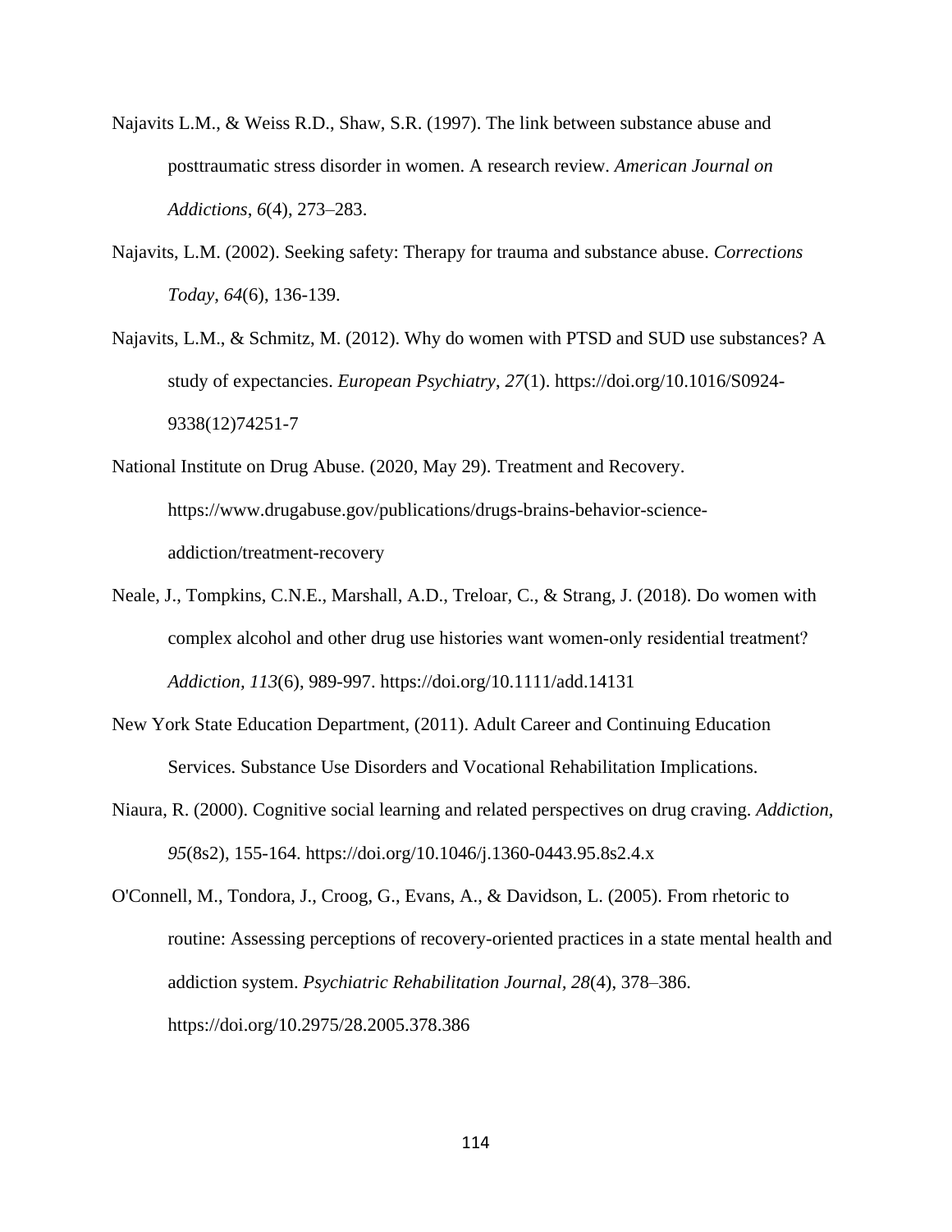Najavits L.M., & Weiss R.D., Shaw, S.R. (1997). The link between substance abuse and posttraumatic stress disorder in women. A research review. *American Journal on Addictions*, *6*(4), 273–283.

Najavits, L.M. (2002). Seeking safety: Therapy for trauma and substance abuse. *Corrections Today*, *64*(6), 136-139.

Najavits, L.M., & Schmitz, M. (2012). Why do women with PTSD and SUD use substances? A study of expectancies. *European Psychiatry*, *27*(1). https://doi.org/10.1016/S0924-9338(12)74251-7

National Institute on Drug Abuse. (2020, May 29). Treatment and Recovery. https://www.drugabuse.gov/publications/drugs-brains-behavior-science-addiction/treatment-recovery

Neale, J., Tompkins, C.N.E., Marshall, A.D., Treloar, C., & Strang, J. (2018). Do women with complex alcohol and other drug use histories want women-only residential treatment? *Addiction*, *113*(6), 989-997. https://doi.org/10.1111/add.14131

New York State Education Department, (2011). Adult Career and Continuing Education Services. Substance Use Disorders and Vocational Rehabilitation Implications.

Niaura, R. (2000). Cognitive social learning and related perspectives on drug craving. *Addiction*, *95*(8s2), 155-164. https://doi.org/10.1046/j.1360-0443.95.8s2.4.x

O'Connell, M., Tondora, J., Croog, G., Evans, A., & Davidson, L. (2005). From rhetoric to routine: Assessing perceptions of recovery-oriented practices in a state mental health and addiction system. *Psychiatric Rehabilitation Journal*, *28*(4), 378–386. https://doi.org/10.2975/28.2005.378.386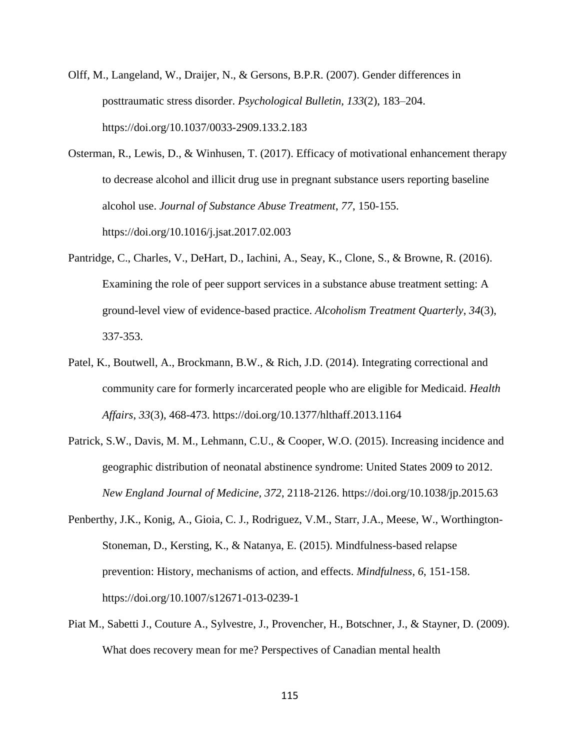Olff, M., Langeland, W., Draijer, N., & Gersons, B.P.R. (2007). Gender differences in posttraumatic stress disorder. *Psychological Bulletin*, *133*(2), 183–204. https://doi.org/10.1037/0033-2909.133.2.183

Osterman, R., Lewis, D., & Winhusen, T. (2017). Efficacy of motivational enhancement therapy to decrease alcohol and illicit drug use in pregnant substance users reporting baseline alcohol use. *Journal of Substance Abuse Treatment*, *77*, 150-155. https://doi.org/10.1016/j.jsat.2017.02.003

Pantridge, C., Charles, V., DeHart, D., Iachini, A., Seay, K., Clone, S., & Browne, R. (2016). Examining the role of peer support services in a substance abuse treatment setting: A ground-level view of evidence-based practice. *Alcoholism Treatment Quarterly*, *34*(3), 337-353.

Patel, K., Boutwell, A., Brockmann, B.W., & Rich, J.D. (2014). Integrating correctional and community care for formerly incarcerated people who are eligible for Medicaid. *Health Affairs*, *33*(3), 468-473. https://doi.org/10.1377/hlthaff.2013.1164

Patrick, S.W., Davis, M. M., Lehmann, C.U., & Cooper, W.O. (2015). Increasing incidence and geographic distribution of neonatal abstinence syndrome: United States 2009 to 2012. *New England Journal of Medicine*, *372*, 2118-2126. https://doi.org/10.1038/jp.2015.63

Penberthy, J.K., Konig, A., Gioia, C. J., Rodriguez, V.M., Starr, J.A., Meese, W., Worthington-Stoneman, D., Kersting, K., & Natanya, E. (2015). Mindfulness-based relapse prevention: History, mechanisms of action, and effects. *Mindfulness*, *6*, 151-158. https://doi.org/10.1007/s12671-013-0239-1

Piat M., Sabetti J., Couture A., Sylvestre, J., Provencher, H., Botschner, J., & Stayner, D. (2009). What does recovery mean for me? Perspectives of Canadian mental health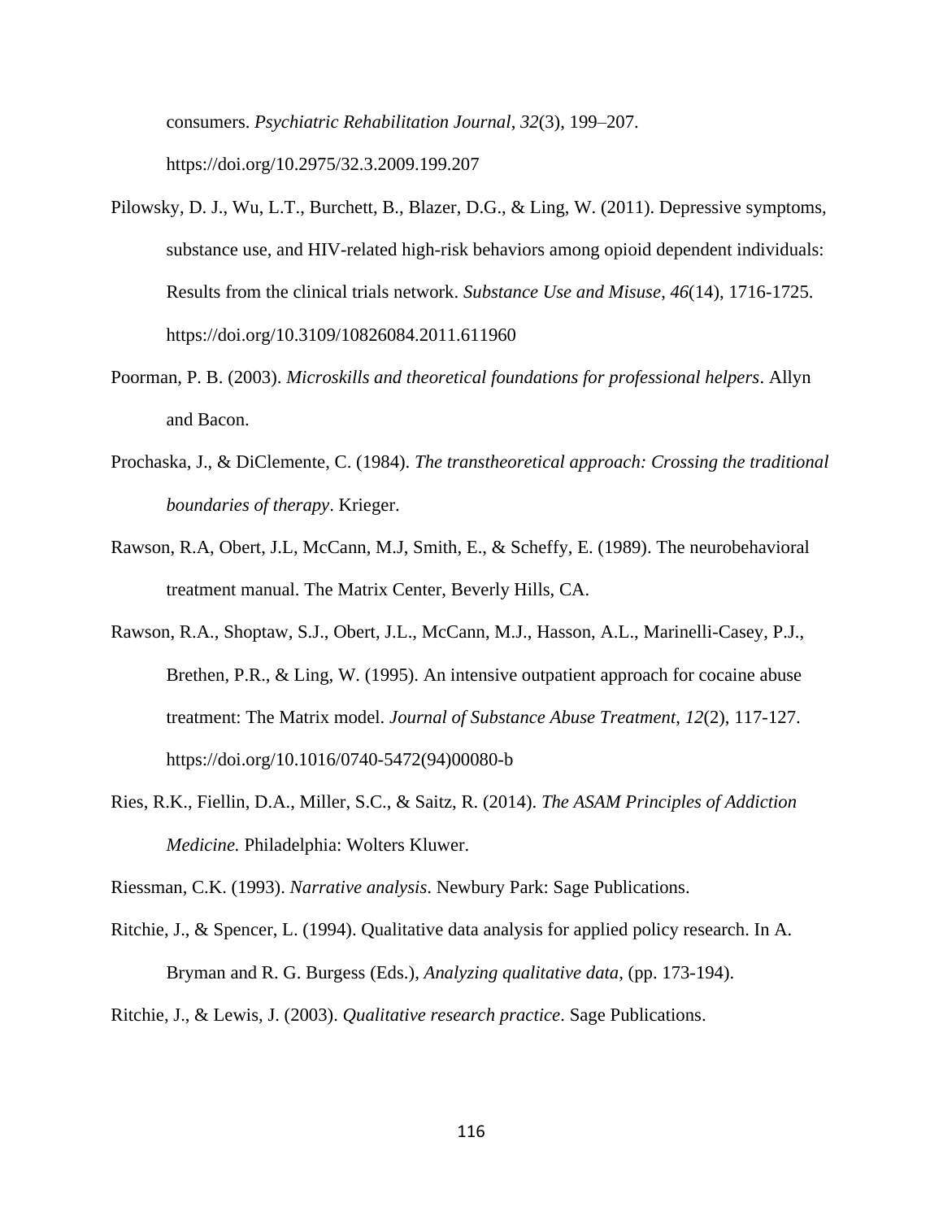consumers. *Psychiatric Rehabilitation Journal*, *32*(3), 199–207. https://doi.org/10.2975/32.3.2009.199.207

Pilowsky, D. J., Wu, L.T., Burchett, B., Blazer, D.G., & Ling, W. (2011). Depressive symptoms, substance use, and HIV-related high-risk behaviors among opioid dependent individuals: Results from the clinical trials network. *Substance Use and Misuse*, *46*(14), 1716-1725. https://doi.org/10.3109/10826084.2011.611960

Poorman, P. B. (2003). *Microskills and theoretical foundations for professional helpers*. Allyn and Bacon.

Prochaska, J., & DiClemente, C. (1984). *The transtheoretical approach: Crossing the traditional boundaries of therapy*. Krieger.

Rawson, R.A, Obert, J.L, McCann, M.J, Smith, E., & Scheffy, E. (1989). The neurobehavioral treatment manual. The Matrix Center, Beverly Hills, CA.

Rawson, R.A., Shoptaw, S.J., Obert, J.L., McCann, M.J., Hasson, A.L., Marinelli-Casey, P.J., Brethen, P.R., & Ling, W. (1995). An intensive outpatient approach for cocaine abuse treatment: The Matrix model. *Journal of Substance Abuse Treatment*, *12*(2), 117-127. https://doi.org/10.1016/0740-5472(94)00080-b

Ries, R.K., Fiellin, D.A., Miller, S.C., & Saitz, R. (2014). *The ASAM Principles of Addiction Medicine.* Philadelphia: Wolters Kluwer.

Riessman, C.K. (1993). *Narrative analysis*. Newbury Park: Sage Publications.

Ritchie, J., & Spencer, L. (1994). Qualitative data analysis for applied policy research. In A. Bryman and R. G. Burgess (Eds.), *Analyzing qualitative data*, (pp. 173-194).

Ritchie, J., & Lewis, J. (2003). *Qualitative research practice*. Sage Publications.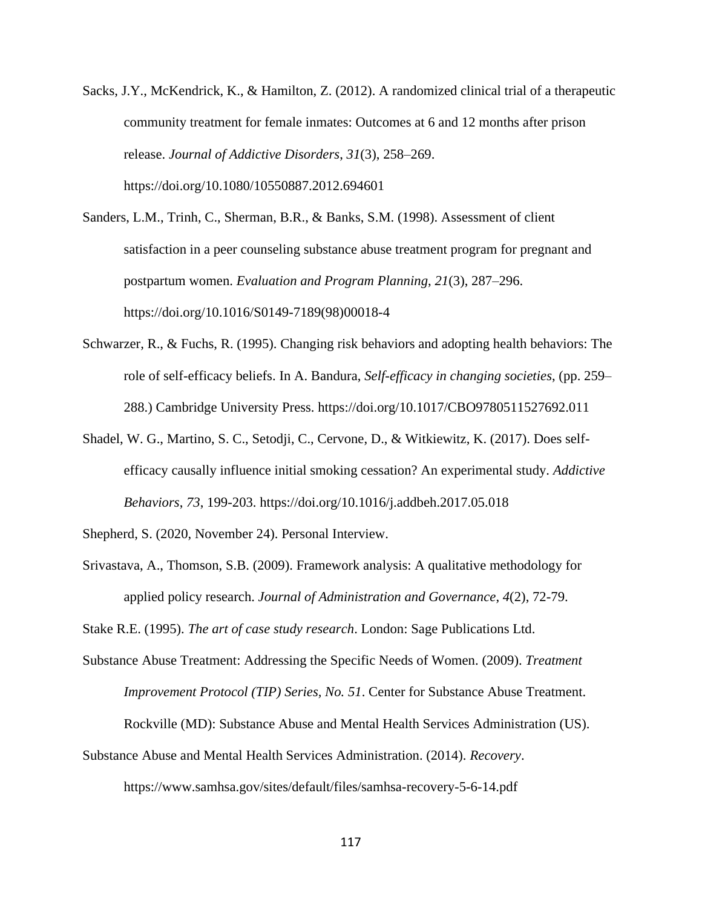Sacks, J.Y., McKendrick, K., & Hamilton, Z. (2012). A randomized clinical trial of a therapeutic community treatment for female inmates: Outcomes at 6 and 12 months after prison release. *Journal of Addictive Disorders*, *31*(3), 258–269. https://doi.org/10.1080/10550887.2012.694601

Sanders, L.M., Trinh, C., Sherman, B.R., & Banks, S.M. (1998). Assessment of client satisfaction in a peer counseling substance abuse treatment program for pregnant and postpartum women. *Evaluation and Program Planning, 21*(3), 287–296. https://doi.org/10.1016/S0149-7189(98)00018-4

Schwarzer, R., & Fuchs, R. (1995). Changing risk behaviors and adopting health behaviors: The role of self-efficacy beliefs. In A. Bandura, *Self-efficacy in changing societies*, (pp. 259–288.) Cambridge University Press. https://doi.org/10.1017/CBO9780511527692.011

Shadel, W. G., Martino, S. C., Setodji, C., Cervone, D., & Witkiewitz, K. (2017). Does self-efficacy causally influence initial smoking cessation? An experimental study. *Addictive Behaviors*, *73*, 199-203. https://doi.org/10.1016/j.addbeh.2017.05.018

Shepherd, S. (2020, November 24). Personal Interview.

Srivastava, A., Thomson, S.B. (2009). Framework analysis: A qualitative methodology for applied policy research. *Journal of Administration and Governance*, *4*(2), 72-79.

Stake R.E. (1995). *The art of case study research*. London: Sage Publications Ltd.

Substance Abuse Treatment: Addressing the Specific Needs of Women. (2009). *Treatment Improvement Protocol (TIP) Series, No. 51*. Center for Substance Abuse Treatment. Rockville (MD): Substance Abuse and Mental Health Services Administration (US).

Substance Abuse and Mental Health Services Administration. (2014). *Recovery*. https://www.samhsa.gov/sites/default/files/samhsa-recovery-5-6-14.pdf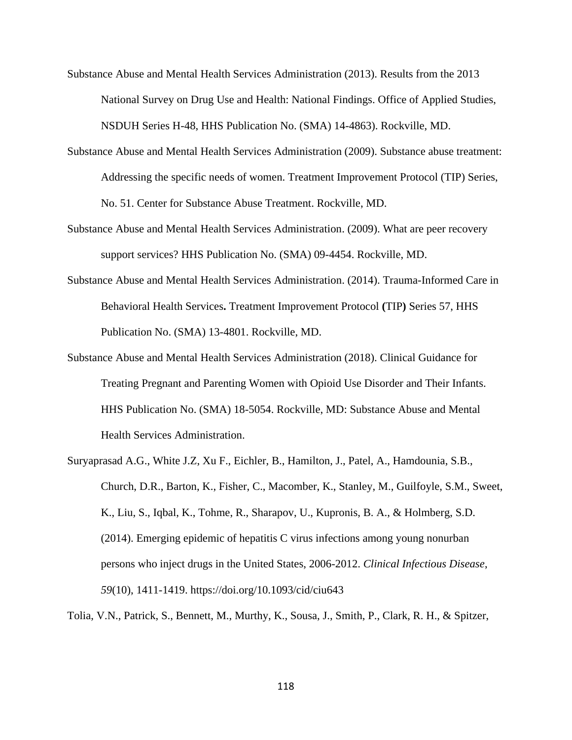Substance Abuse and Mental Health Services Administration (2013). Results from the 2013 National Survey on Drug Use and Health: National Findings. Office of Applied Studies, NSDUH Series H-48, HHS Publication No. (SMA) 14-4863). Rockville, MD.

Substance Abuse and Mental Health Services Administration (2009). Substance abuse treatment: Addressing the specific needs of women. Treatment Improvement Protocol (TIP) Series, No. 51. Center for Substance Abuse Treatment. Rockville, MD.

Substance Abuse and Mental Health Services Administration. (2009). What are peer recovery support services? HHS Publication No. (SMA) 09-4454. Rockville, MD.

Substance Abuse and Mental Health Services Administration. (2014). Trauma-Informed Care in Behavioral Health Services**.** Treatment Improvement Protocol **(**TIP**)** Series 57, HHS Publication No. (SMA) 13-4801. Rockville, MD.

Substance Abuse and Mental Health Services Administration (2018). Clinical Guidance for Treating Pregnant and Parenting Women with Opioid Use Disorder and Their Infants. HHS Publication No. (SMA) 18-5054. Rockville, MD: Substance Abuse and Mental Health Services Administration.

Suryaprasad A.G., White J.Z, Xu F., Eichler, B., Hamilton, J., Patel, A., Hamdounia, S.B., Church, D.R., Barton, K., Fisher, C., Macomber, K., Stanley, M., Guilfoyle, S.M., Sweet, K., Liu, S., Iqbal, K., Tohme, R., Sharapov, U., Kupronis, B. A., & Holmberg, S.D. (2014). Emerging epidemic of hepatitis C virus infections among young nonurban persons who inject drugs in the United States, 2006-2012. *Clinical Infectious Disease*, *59*(10), 1411-1419. https://doi.org/10.1093/cid/ciu643

Tolia, V.N., Patrick, S., Bennett, M., Murthy, K., Sousa, J., Smith, P., Clark, R. H., & Spitzer,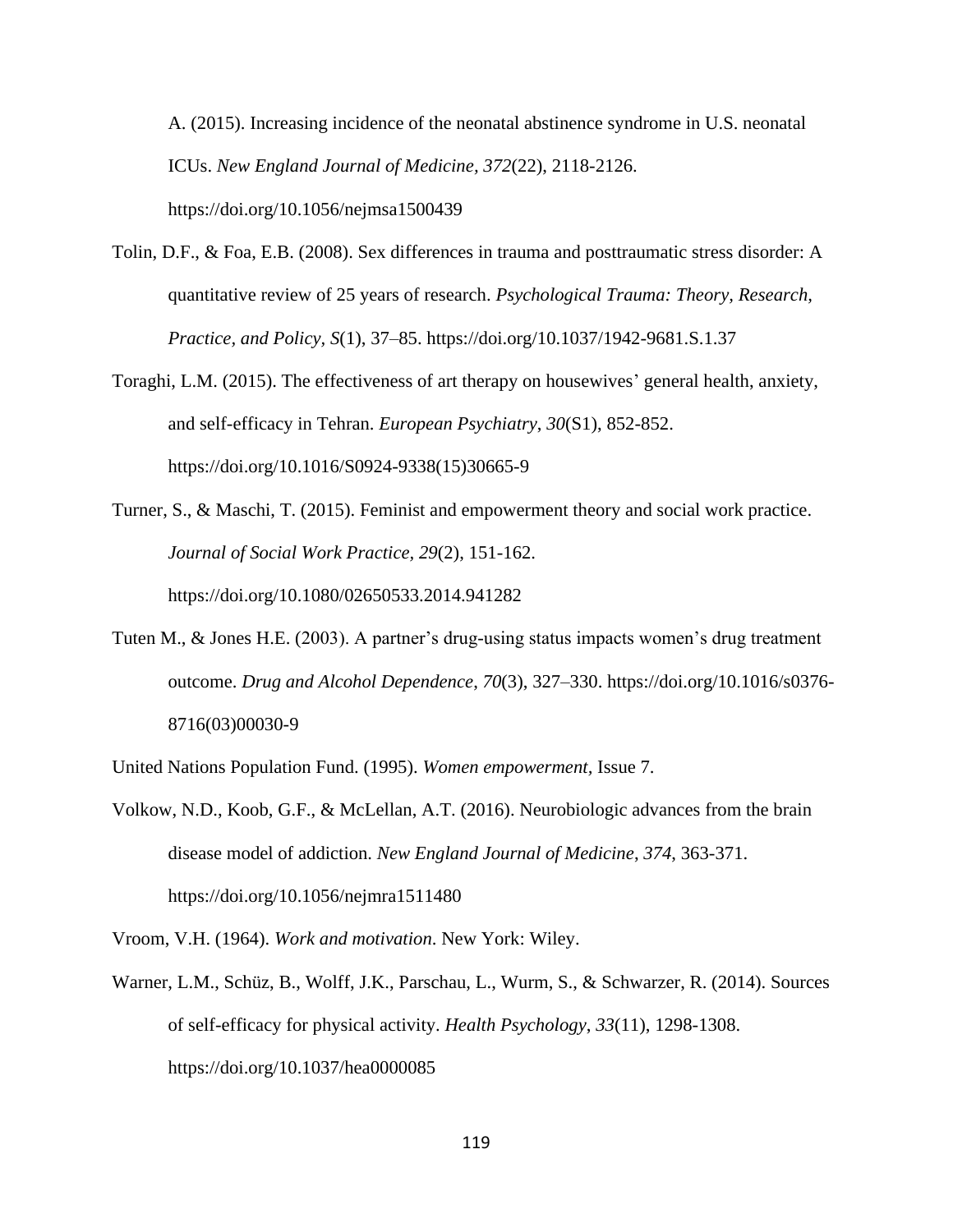A. (2015). Increasing incidence of the neonatal abstinence syndrome in U.S. neonatal ICUs. *New England Journal of Medicine, 372*(22), 2118-2126. https://doi.org/10.1056/nejmsa1500439

Tolin, D.F., & Foa, E.B. (2008). Sex differences in trauma and posttraumatic stress disorder: A quantitative review of 25 years of research. *Psychological Trauma: Theory, Research, Practice, and Policy, S*(1), 37–85. https://doi.org/10.1037/1942-9681.S.1.37

Toraghi, L.M. (2015). The effectiveness of art therapy on housewives' general health, anxiety, and self-efficacy in Tehran. *European Psychiatry*, *30*(S1), 852-852. https://doi.org/10.1016/S0924-9338(15)30665-9

Turner, S., & Maschi, T. (2015). Feminist and empowerment theory and social work practice. *Journal of Social Work Practice, 29*(2), 151-162. https://doi.org/10.1080/02650533.2014.941282

Tuten M., & Jones H.E. (2003). A partner's drug-using status impacts women's drug treatment outcome. *Drug and Alcohol Dependence*, *70*(3), 327–330. https://doi.org/10.1016/s0376-8716(03)00030-9

United Nations Population Fund. (1995). *Women empowerment*, Issue 7.

Volkow, N.D., Koob, G.F., & McLellan, A.T. (2016). Neurobiologic advances from the brain disease model of addiction. *New England Journal of Medicine*, *374*, 363-371. https://doi.org/10.1056/nejmra1511480

Vroom, V.H. (1964). *Work and motivation*. New York: Wiley.

Warner, L.M., Schüz, B., Wolff, J.K., Parschau, L., Wurm, S., & Schwarzer, R. (2014). Sources of self-efficacy for physical activity. *Health Psychology*, *33*(11), 1298-1308. https://doi.org/10.1037/hea0000085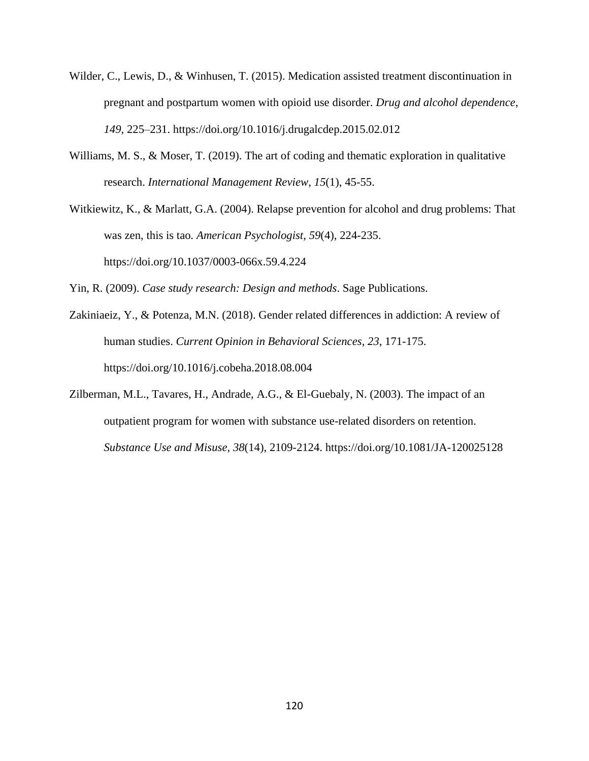Wilder, C., Lewis, D., & Winhusen, T. (2015). Medication assisted treatment discontinuation in pregnant and postpartum women with opioid use disorder. *Drug and alcohol dependence*, *149*, 225–231. https://doi.org/10.1016/j.drugalcdep.2015.02.012

Williams, M. S., & Moser, T. (2019). The art of coding and thematic exploration in qualitative research. *International Management Review*, *15*(1), 45-55.

Witkiewitz, K., & Marlatt, G.A. (2004). Relapse prevention for alcohol and drug problems: That was zen, this is tao. *American Psychologist*, *59*(4), 224-235. https://doi.org/10.1037/0003-066x.59.4.224

Yin, R. (2009). *Case study research: Design and methods*. Sage Publications.

Zakiniaeiz, Y., & Potenza, M.N. (2018). Gender related differences in addiction: A review of human studies. *Current Opinion in Behavioral Sciences*, *23*, 171-175. https://doi.org/10.1016/j.cobeha.2018.08.004

Zilberman, M.L., Tavares, H., Andrade, A.G., & El-Guebaly, N. (2003). The impact of an outpatient program for women with substance use-related disorders on retention. *Substance Use and Misuse*, *38*(14), 2109-2124. https://doi.org/10.1081/JA-120025128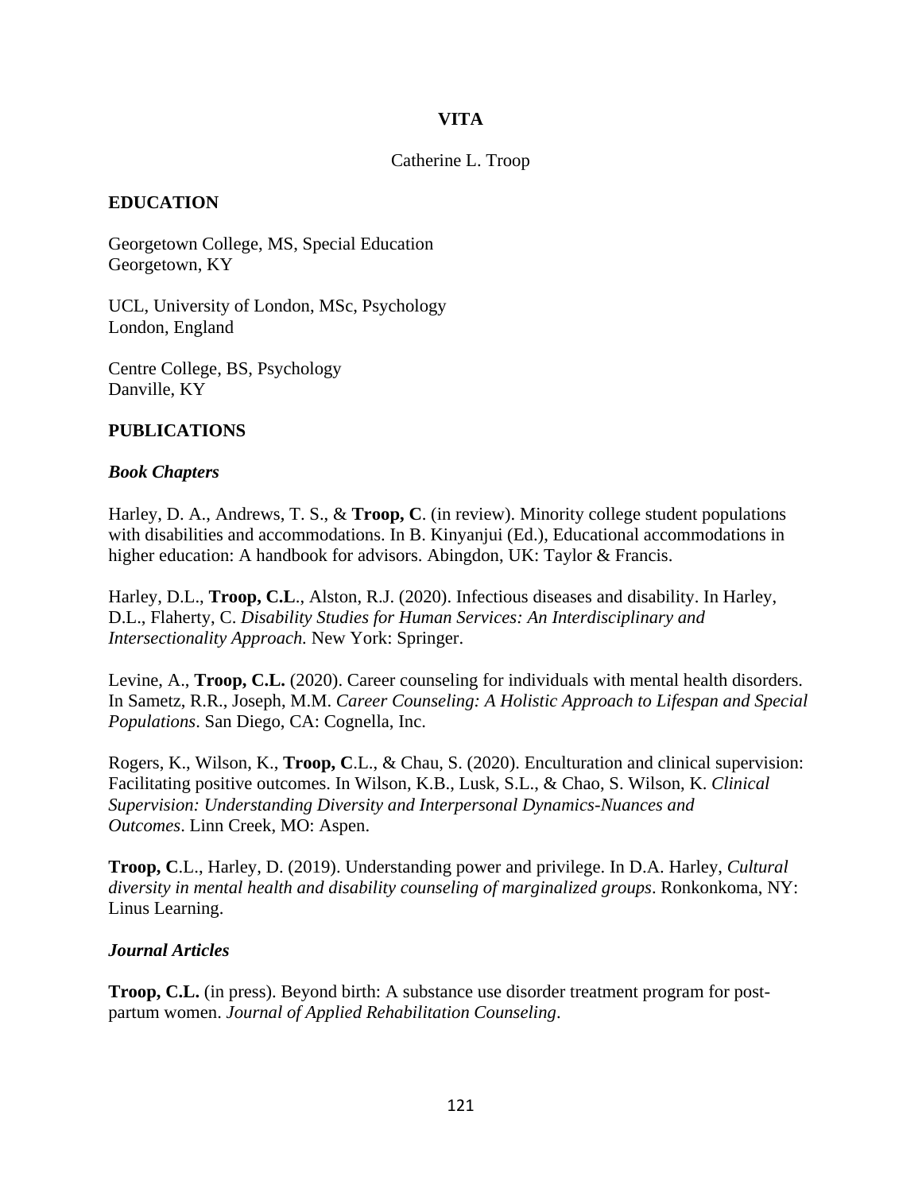# VITA

Catherine L. Troop

## EDUCATION

Georgetown College, MS, Special Education
Georgetown, KY

UCL, University of London, MSc, Psychology
London, England

Centre College, BS, Psychology
Danville, KY

## PUBLICATIONS

### *Book Chapters*

Harley, D. A., Andrews, T. S., & **Troop, C**. (in review). Minority college student populations with disabilities and accommodations. In B. Kinyanjui (Ed.), Educational accommodations in higher education: A handbook for advisors. Abingdon, UK: Taylor & Francis.

Harley, D.L., **Troop, C.L**., Alston, R.J. (2020). Infectious diseases and disability. In Harley, D.L., Flaherty, C. *Disability Studies for Human Services: An Interdisciplinary and Intersectionality Approach.* New York: Springer.

Levine, A., **Troop, C.L.** (2020). Career counseling for individuals with mental health disorders. In Sametz, R.R., Joseph, M.M. *Career Counseling: A Holistic Approach to Lifespan and Special Populations*. San Diego, CA: Cognella, Inc.

Rogers, K., Wilson, K., **Troop, C**.L., & Chau, S. (2020). Enculturation and clinical supervision: Facilitating positive outcomes. In Wilson, K.B., Lusk, S.L., & Chao, S. Wilson, K. *Clinical Supervision: Understanding Diversity and Interpersonal Dynamics-Nuances and Outcomes*. Linn Creek, MO: Aspen.

**Troop, C**.L., Harley, D. (2019). Understanding power and privilege. In D.A. Harley, *Cultural diversity in mental health and disability counseling of marginalized groups*. Ronkonkoma, NY: Linus Learning.

### *Journal Articles*

**Troop, C.L.** (in press). Beyond birth: A substance use disorder treatment program for post-partum women. *Journal of Applied Rehabilitation Counseling*.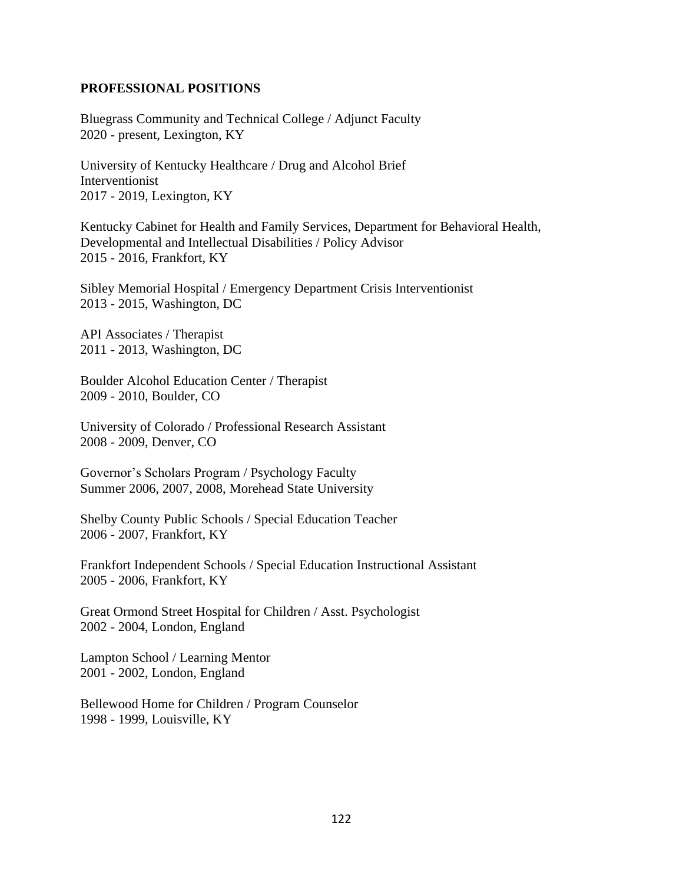## PROFESSIONAL POSITIONS

Bluegrass Community and Technical College / Adjunct Faculty
2020 - present, Lexington, KY

University of Kentucky Healthcare / Drug and Alcohol Brief Interventionist
2017 - 2019, Lexington, KY

Kentucky Cabinet for Health and Family Services, Department for Behavioral Health, Developmental and Intellectual Disabilities / Policy Advisor
2015 - 2016, Frankfort, KY

Sibley Memorial Hospital / Emergency Department Crisis Interventionist
2013 - 2015, Washington, DC

API Associates / Therapist
2011 - 2013, Washington, DC

Boulder Alcohol Education Center / Therapist
2009 - 2010, Boulder, CO

University of Colorado / Professional Research Assistant
2008 - 2009, Denver, CO

Governor's Scholars Program / Psychology Faculty
Summer 2006, 2007, 2008, Morehead State University

Shelby County Public Schools / Special Education Teacher
2006 - 2007, Frankfort, KY

Frankfort Independent Schools / Special Education Instructional Assistant
2005 - 2006, Frankfort, KY

Great Ormond Street Hospital for Children / Asst. Psychologist
2002 - 2004, London, England

Lampton School / Learning Mentor
2001 - 2002, London, England

Bellewood Home for Children / Program Counselor
1998 - 1999, Louisville, KY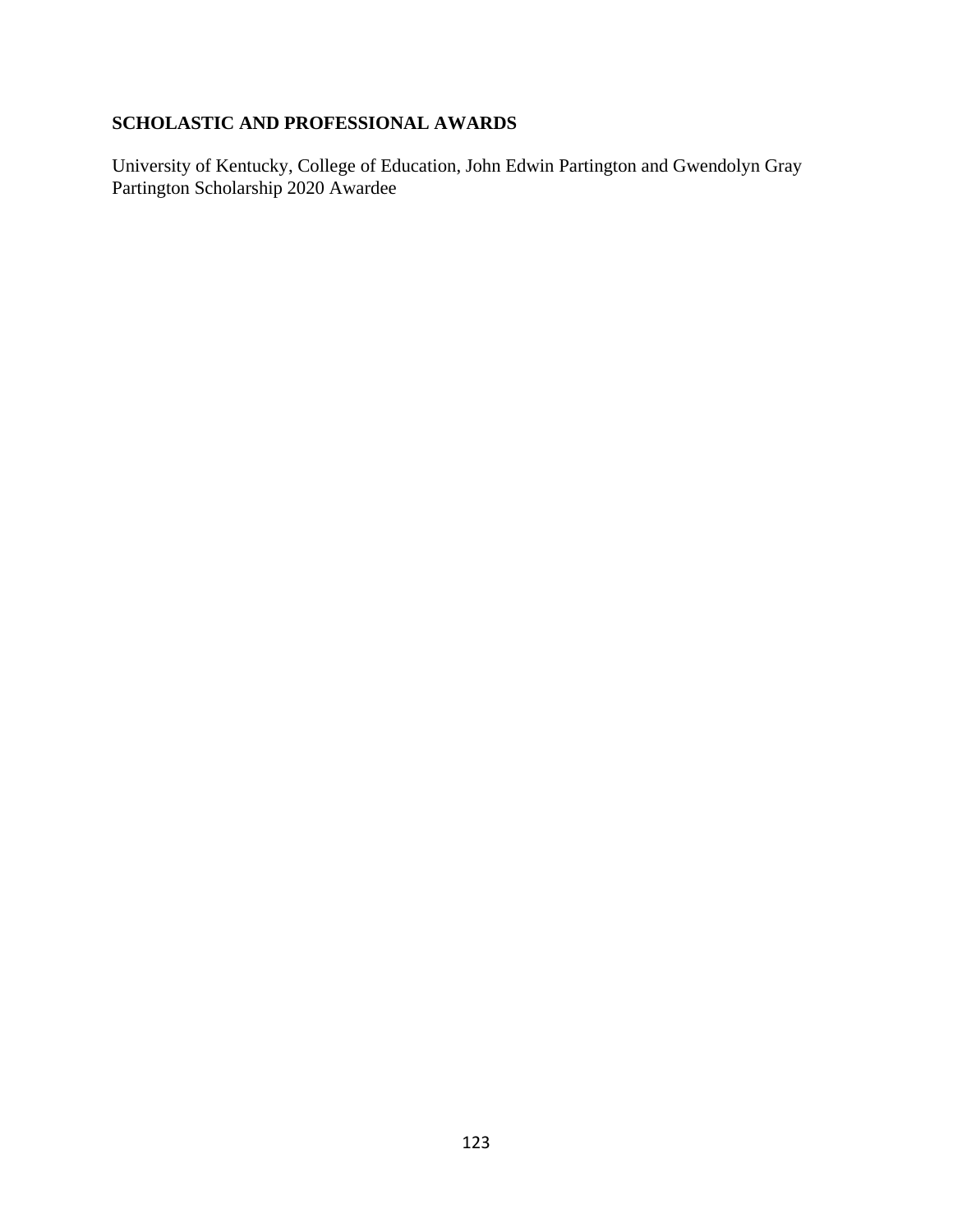## SCHOLASTIC AND PROFESSIONAL AWARDS

University of Kentucky, College of Education, John Edwin Partington and Gwendolyn Gray Partington Scholarship 2020 Awardee